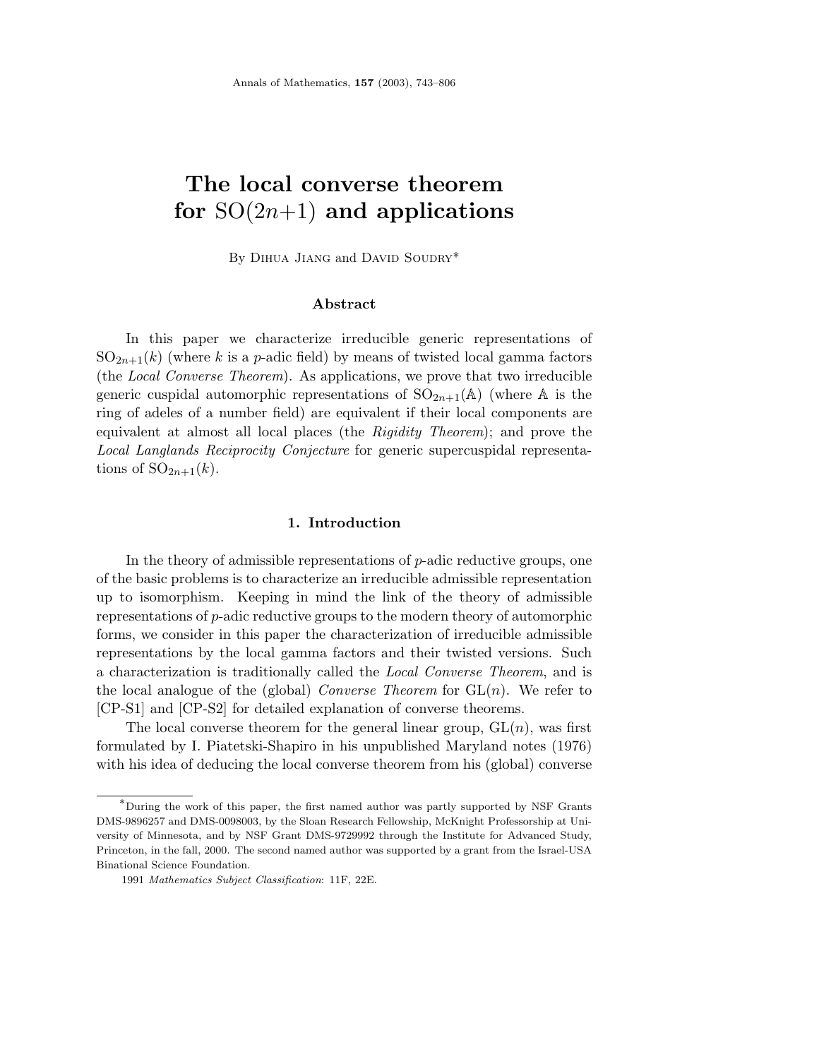# The local converse theorem for SO(2n+1) and applications

By Dihua Jiang and David Soudry*

## Abstract

In this paper we characterize irreducible generic representations of $\mathrm{SO}_{2n+1}(k)$ (where $k$ is a $p$-adic field) by means of twisted local gamma factors (the *Local Converse Theorem*). As applications, we prove that two irreducible generic cuspidal automorphic representations of $\mathrm{SO}_{2n+1}(\mathbb{A})$ (where $\mathbb{A}$ is the ring of adeles of a number field) are equivalent if their local components are equivalent at almost all local places (the *Rigidity Theorem*); and prove the *Local Langlands Reciprocity Conjecture* for generic supercuspidal representations of $\mathrm{SO}_{2n+1}(k)$.

## 1. Introduction

In the theory of admissible representations of $p$-adic reductive groups, one of the basic problems is to characterize an irreducible admissible representation up to isomorphism. Keeping in mind the link of the theory of admissible representations of $p$-adic reductive groups to the modern theory of automorphic forms, we consider in this paper the characterization of irreducible admissible representations by the local gamma factors and their twisted versions. Such a characterization is traditionally called the *Local Converse Theorem*, and is the local analogue of the (global) *Converse Theorem* for $\mathrm{GL}(n)$. We refer to [CP-S1] and [CP-S2] for detailed explanation of converse theorems.

The local converse theorem for the general linear group, $\mathrm{GL}(n)$, was first formulated by I. Piatetski-Shapiro in his unpublished Maryland notes (1976) with his idea of deducing the local converse theorem from his (global) converse

---

*During the work of this paper, the first named author was partly supported by NSF Grants DMS-9896257 and DMS-0098003, by the Sloan Research Fellowship, McKnight Professorship at University of Minnesota, and by NSF Grant DMS-9729992 through the Institute for Advanced Study, Princeton, in the fall, 2000. The second named author was supported by a grant from the Israel-USA Binational Science Foundation.

1991 *Mathematics Subject Classification*: 11F, 22E.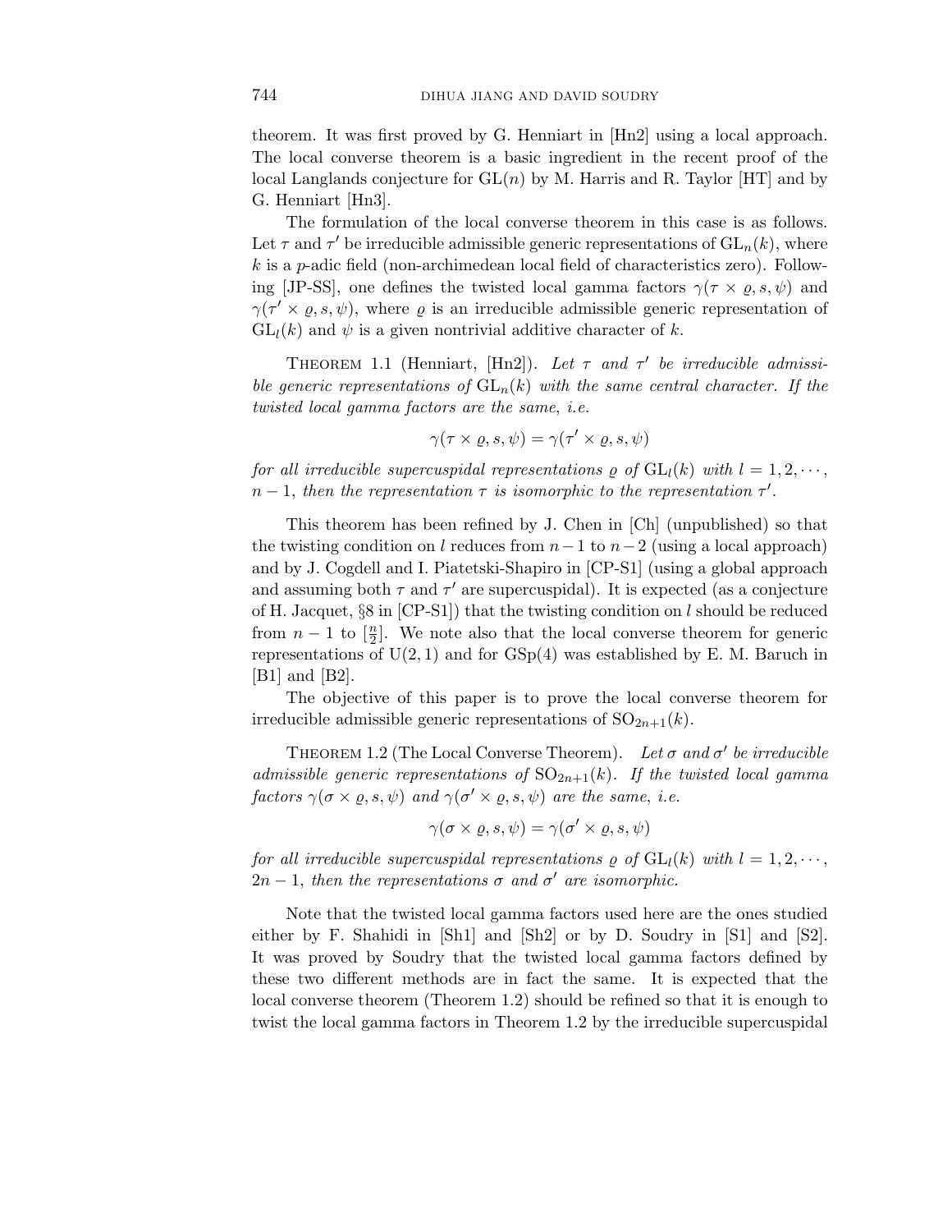theorem. It was first proved by G. Henniart in [Hn2] using a local approach. The local converse theorem is a basic ingredient in the recent proof of the local Langlands conjecture for $\mathrm{GL}(n)$ by M. Harris and R. Taylor [HT] and by G. Henniart [Hn3].

The formulation of the local converse theorem in this case is as follows. Let $\tau$ and $\tau'$ be irreducible admissible generic representations of $\mathrm{GL}_n(k)$, where $k$ is a $p$-adic field (non-archimedean local field of characteristics zero). Following [JP-SS], one defines the twisted local gamma factors $\gamma(\tau \times \varrho, s, \psi)$ and $\gamma(\tau' \times \varrho, s, \psi)$, where $\varrho$ is an irreducible admissible generic representation of $\mathrm{GL}_l(k)$ and $\psi$ is a given nontrivial additive character of $k$.

Theorem 1.1 (Henniart, [Hn2]). *Let $\tau$ and $\tau'$ be irreducible admissible generic representations of $\mathrm{GL}_n(k)$ with the same central character. If the twisted local gamma factors are the same, i.e.*

$$\gamma(\tau \times \varrho, s, \psi) = \gamma(\tau' \times \varrho, s, \psi)$$

*for all irreducible supercuspidal representations $\varrho$ of $\mathrm{GL}_l(k)$ with $l = 1, 2, \cdots, n-1$, then the representation $\tau$ is isomorphic to the representation $\tau'$.*

This theorem has been refined by J. Chen in [Ch] (unpublished) so that the twisting condition on $l$ reduces from $n-1$ to $n-2$ (using a local approach) and by J. Cogdell and I. Piatetski-Shapiro in [CP-S1] (using a global approach and assuming both $\tau$ and $\tau'$ are supercuspidal). It is expected (as a conjecture of H. Jacquet, §8 in [CP-S1]) that the twisting condition on $l$ should be reduced from $n-1$ to $[\frac{n}{2}]$. We note also that the local converse theorem for generic representations of $\mathrm{U}(2,1)$ and for $\mathrm{GSp}(4)$ was established by E. M. Baruch in [B1] and [B2].

The objective of this paper is to prove the local converse theorem for irreducible admissible generic representations of $\mathrm{SO}_{2n+1}(k)$.

Theorem 1.2 (The Local Converse Theorem). *Let $\sigma$ and $\sigma'$ be irreducible admissible generic representations of $\mathrm{SO}_{2n+1}(k)$. If the twisted local gamma factors $\gamma(\sigma \times \varrho, s, \psi)$ and $\gamma(\sigma' \times \varrho, s, \psi)$ are the same, i.e.*

$$\gamma(\sigma \times \varrho, s, \psi) = \gamma(\sigma' \times \varrho, s, \psi)$$

*for all irreducible supercuspidal representations $\varrho$ of $\mathrm{GL}_l(k)$ with $l = 1, 2, \cdots, 2n-1$, then the representations $\sigma$ and $\sigma'$ are isomorphic.*

Note that the twisted local gamma factors used here are the ones studied either by F. Shahidi in [Sh1] and [Sh2] or by D. Soudry in [S1] and [S2]. It was proved by Soudry that the twisted local gamma factors defined by these two different methods are in fact the same. It is expected that the local converse theorem (Theorem 1.2) should be refined so that it is enough to twist the local gamma factors in Theorem 1.2 by the irreducible supercuspidal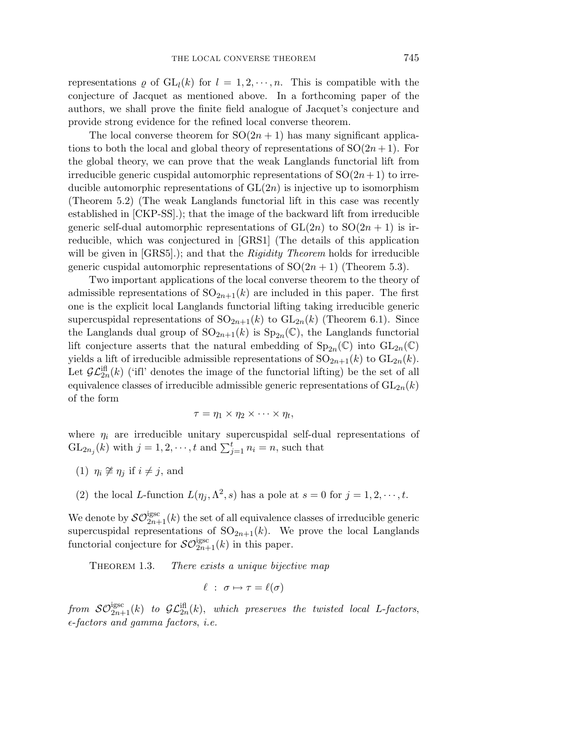representations $\varrho$ of $\mathrm{GL}_l(k)$ for $l = 1, 2, \cdots, n$. This is compatible with the conjecture of Jacquet as mentioned above. In a forthcoming paper of the authors, we shall prove the finite field analogue of Jacquet's conjecture and provide strong evidence for the refined local converse theorem.

The local converse theorem for $\mathrm{SO}(2n+1)$ has many significant applications to both the local and global theory of representations of $\mathrm{SO}(2n+1)$. For the global theory, we can prove that the weak Langlands functorial lift from irreducible generic cuspidal automorphic representations of $\mathrm{SO}(2n+1)$ to irreducible automorphic representations of $\mathrm{GL}(2n)$ is injective up to isomorphism (Theorem 5.2) (The weak Langlands functorial lift in this case was recently established in [CKP-SS].); that the image of the backward lift from irreducible generic self-dual automorphic representations of $\mathrm{GL}(2n)$ to $\mathrm{SO}(2n+1)$ is irreducible, which was conjectured in [GRS1] (The details of this application will be given in [GRS5].); and that the *Rigidity Theorem* holds for irreducible generic cuspidal automorphic representations of $\mathrm{SO}(2n+1)$ (Theorem 5.3).

Two important applications of the local converse theorem to the theory of admissible representations of $\mathrm{SO}_{2n+1}(k)$ are included in this paper. The first one is the explicit local Langlands functorial lifting taking irreducible generic supercuspidal representations of $\mathrm{SO}_{2n+1}(k)$ to $\mathrm{GL}_{2n}(k)$ (Theorem 6.1). Since the Langlands dual group of $\mathrm{SO}_{2n+1}(k)$ is $\mathrm{Sp}_{2n}(\mathbb{C})$, the Langlands functorial lift conjecture asserts that the natural embedding of $\mathrm{Sp}_{2n}(\mathbb{C})$ into $\mathrm{GL}_{2n}(\mathbb{C})$ yields a lift of irreducible admissible representations of $\mathrm{SO}_{2n+1}(k)$ to $\mathrm{GL}_{2n}(k)$. Let $\mathcal{GL}_{2n}^{\mathrm{ifl}}(k)$ ('ifl' denotes the image of the functorial lifting) be the set of all equivalence classes of irreducible admissible generic representations of $\mathrm{GL}_{2n}(k)$ of the form

$$\tau = \eta_1 \times \eta_2 \times \cdots \times \eta_t,$$

where $\eta_i$ are irreducible unitary supercuspidal self-dual representations of $\mathrm{GL}_{2n_j}(k)$ with $j = 1, 2, \cdots, t$ and $\sum_{j=1}^{t} n_i = n$, such that

(1) $\eta_i \not\cong \eta_j$ if $i \neq j$, and

(2) the local $L$-function $L(\eta_j, \Lambda^2, s)$ has a pole at $s = 0$ for $j = 1, 2, \cdots, t$.

We denote by $\mathcal{SO}_{2n+1}^{\mathrm{igsc}}(k)$ the set of all equivalence classes of irreducible generic supercuspidal representations of $\mathrm{SO}_{2n+1}(k)$. We prove the local Langlands functorial conjecture for $\mathcal{SO}_{2n+1}^{\mathrm{igsc}}(k)$ in this paper.

Theorem 1.3. *There exists a unique bijective map*

$$\ell \ : \ \sigma \mapsto \tau = \ell(\sigma)$$

*from* $\mathcal{SO}_{2n+1}^{\mathrm{igsc}}(k)$ *to* $\mathcal{GL}_{2n}^{\mathrm{ifl}}(k)$, *which preserves the twisted local L-factors, $\epsilon$-factors and gamma factors, i.e.*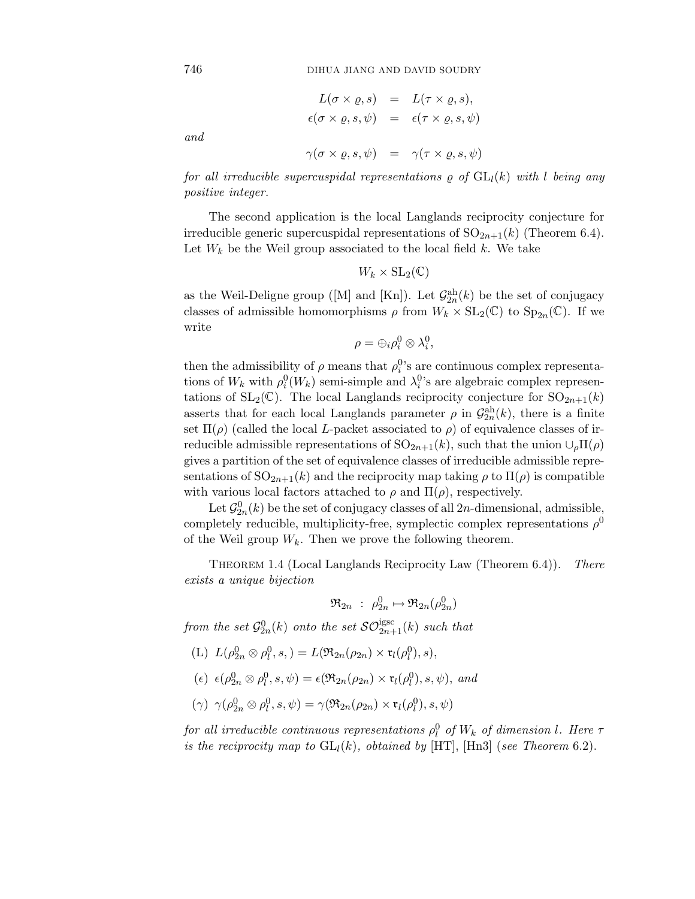$$
\begin{aligned}
L(\sigma \times \varrho, s) &= L(\tau \times \varrho, s), \\
\epsilon(\sigma \times \varrho, s, \psi) &= \epsilon(\tau \times \varrho, s, \psi)
\end{aligned}
$$

*and*

$$
\gamma(\sigma \times \varrho, s, \psi) = \gamma(\tau \times \varrho, s, \psi)
$$

*for all irreducible supercuspidal representations* $\varrho$ *of* $\mathrm{GL}_l(k)$ *with* $l$ *being any positive integer.*

The second application is the local Langlands reciprocity conjecture for irreducible generic supercuspidal representations of $\mathrm{SO}_{2n+1}(k)$ (Theorem 6.4). Let $W_k$ be the Weil group associated to the local field $k$. We take

$$
W_k \times \mathrm{SL}_2(\mathbb{C})
$$

as the Weil-Deligne group ([M] and [Kn]). Let $\mathcal{G}_{2n}^{\mathrm{ah}}(k)$ be the set of conjugacy classes of admissible homomorphisms $\rho$ from $W_k \times \mathrm{SL}_2(\mathbb{C})$ to $\mathrm{Sp}_{2n}(\mathbb{C})$. If we write

$$
\rho = \oplus_i \rho_i^0 \otimes \lambda_i^0,
$$

then the admissibility of $\rho$ means that $\rho_i^0$'s are continuous complex representations of $W_k$ with $\rho_i^0(W_k)$ semi-simple and $\lambda_i^0$'s are algebraic complex representations of $\mathrm{SL}_2(\mathbb{C})$. The local Langlands reciprocity conjecture for $\mathrm{SO}_{2n+1}(k)$ asserts that for each local Langlands parameter $\rho$ in $\mathcal{G}_{2n}^{\mathrm{ah}}(k)$, there is a finite set $\Pi(\rho)$ (called the local $L$-packet associated to $\rho$) of equivalence classes of irreducible admissible representations of $\mathrm{SO}_{2n+1}(k)$, such that the union $\cup_\rho \Pi(\rho)$ gives a partition of the set of equivalence classes of irreducible admissible representations of $\mathrm{SO}_{2n+1}(k)$ and the reciprocity map taking $\rho$ to $\Pi(\rho)$ is compatible with various local factors attached to $\rho$ and $\Pi(\rho)$, respectively.

Let $\mathcal{G}_{2n}^0(k)$ be the set of conjugacy classes of all $2n$-dimensional, admissible, completely reducible, multiplicity-free, symplectic complex representations $\rho^0$ of the Weil group $W_k$. Then we prove the following theorem.

Theorem 1.4 (Local Langlands Reciprocity Law (Theorem 6.4)). *There exists a unique bijection*

$$
\mathfrak{R}_{2n} \ : \ \rho_{2n}^0 \mapsto \mathfrak{R}_{2n}(\rho_{2n}^0)
$$

*from the set* $\mathcal{G}_{2n}^0(k)$ *onto the set* $\mathcal{SO}_{2n+1}^{\mathrm{igsc}}(k)$ *such that*

(L) $L(\rho_{2n}^0 \otimes \rho_l^0, s,) = L(\mathfrak{R}_{2n}(\rho_{2n}) \times \mathfrak{r}_l(\rho_l^0), s)$,

($\epsilon$) $\epsilon(\rho_{2n}^0 \otimes \rho_l^0, s, \psi) = \epsilon(\mathfrak{R}_{2n}(\rho_{2n}) \times \mathfrak{r}_l(\rho_l^0), s, \psi)$, *and*

($\gamma$) $\gamma(\rho_{2n}^0 \otimes \rho_l^0, s, \psi) = \gamma(\mathfrak{R}_{2n}(\rho_{2n}) \times \mathfrak{r}_l(\rho_l^0), s, \psi)$

*for all irreducible continuous representations* $\rho_l^0$ *of* $W_k$ *of dimension* $l$. *Here* $\tau$ *is the reciprocity map to* $\mathrm{GL}_l(k)$, *obtained by* [HT], [Hn3] (*see Theorem* 6.2).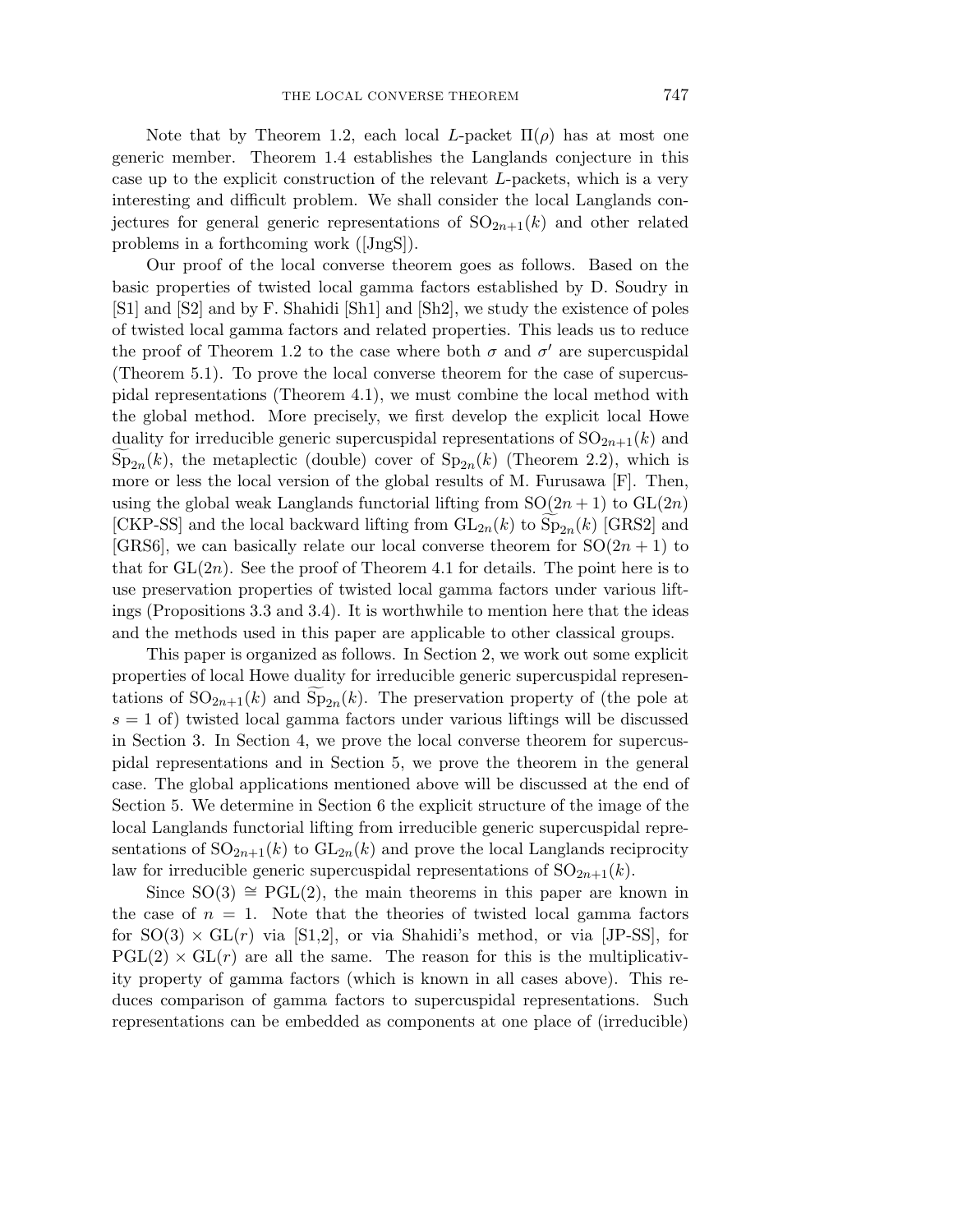Note that by Theorem 1.2, each local $L$-packet $\Pi(\rho)$ has at most one generic member. Theorem 1.4 establishes the Langlands conjecture in this case up to the explicit construction of the relevant $L$-packets, which is a very interesting and difficult problem. We shall consider the local Langlands conjectures for general generic representations of $\mathrm{SO}_{2n+1}(k)$ and other related problems in a forthcoming work ([JngS]).

Our proof of the local converse theorem goes as follows. Based on the basic properties of twisted local gamma factors established by D. Soudry in [S1] and [S2] and by F. Shahidi [Sh1] and [Sh2], we study the existence of poles of twisted local gamma factors and related properties. This leads us to reduce the proof of Theorem 1.2 to the case where both $\sigma$ and $\sigma'$ are supercuspidal (Theorem 5.1). To prove the local converse theorem for the case of supercuspidal representations (Theorem 4.1), we must combine the local method with the global method. More precisely, we first develop the explicit local Howe duality for irreducible generic supercuspidal representations of $\mathrm{SO}_{2n+1}(k)$ and $\widetilde{\mathrm{Sp}}_{2n}(k)$, the metaplectic (double) cover of $\mathrm{Sp}_{2n}(k)$ (Theorem 2.2), which is more or less the local version of the global results of M. Furusawa [F]. Then, using the global weak Langlands functorial lifting from $\mathrm{SO}(2n+1)$ to $\mathrm{GL}(2n)$ [CKP-SS] and the local backward lifting from $\mathrm{GL}_{2n}(k)$ to $\widetilde{\mathrm{Sp}}_{2n}(k)$ [GRS2] and [GRS6], we can basically relate our local converse theorem for $\mathrm{SO}(2n+1)$ to that for $\mathrm{GL}(2n)$. See the proof of Theorem 4.1 for details. The point here is to use preservation properties of twisted local gamma factors under various liftings (Propositions 3.3 and 3.4). It is worthwhile to mention here that the ideas and the methods used in this paper are applicable to other classical groups.

This paper is organized as follows. In Section 2, we work out some explicit properties of local Howe duality for irreducible generic supercuspidal representations of $\mathrm{SO}_{2n+1}(k)$ and $\widetilde{\mathrm{Sp}}_{2n}(k)$. The preservation property of (the pole at $s = 1$ of) twisted local gamma factors under various liftings will be discussed in Section 3. In Section 4, we prove the local converse theorem for supercuspidal representations and in Section 5, we prove the theorem in the general case. The global applications mentioned above will be discussed at the end of Section 5. We determine in Section 6 the explicit structure of the image of the local Langlands functorial lifting from irreducible generic supercuspidal representations of $\mathrm{SO}_{2n+1}(k)$ to $\mathrm{GL}_{2n}(k)$ and prove the local Langlands reciprocity law for irreducible generic supercuspidal representations of $\mathrm{SO}_{2n+1}(k)$.

Since $\mathrm{SO}(3) \cong \mathrm{PGL}(2)$, the main theorems in this paper are known in the case of $n = 1$. Note that the theories of twisted local gamma factors for $\mathrm{SO}(3) \times \mathrm{GL}(r)$ via [S1,2], or via Shahidi's method, or via [JP-SS], for $\mathrm{PGL}(2) \times \mathrm{GL}(r)$ are all the same. The reason for this is the multiplicativity property of gamma factors (which is known in all cases above). This reduces comparison of gamma factors to supercuspidal representations. Such representations can be embedded as components at one place of (irreducible)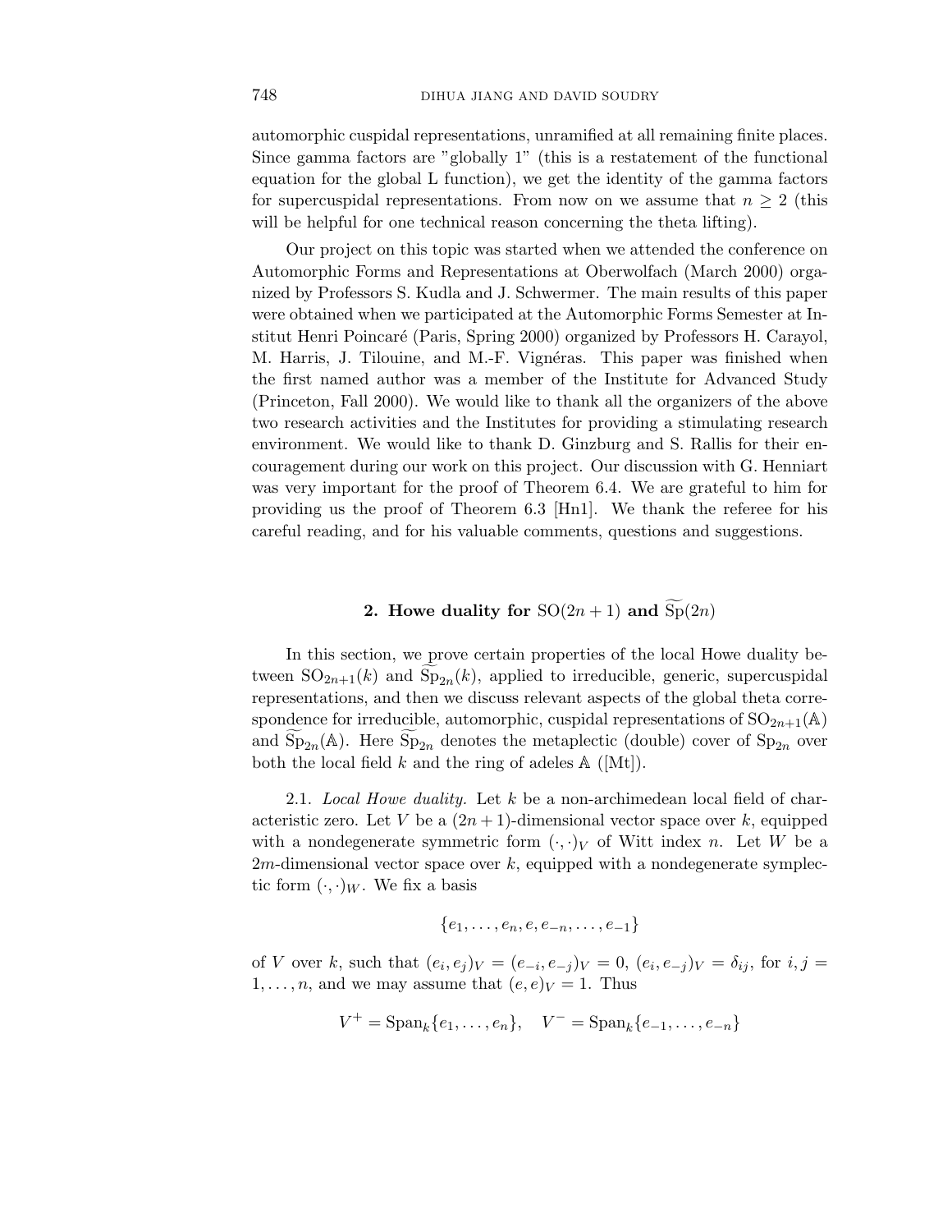automorphic cuspidal representations, unramified at all remaining finite places. Since gamma factors are "globally 1" (this is a restatement of the functional equation for the global L function), we get the identity of the gamma factors for supercuspidal representations. From now on we assume that $n \geq 2$ (this will be helpful for one technical reason concerning the theta lifting).

Our project on this topic was started when we attended the conference on Automorphic Forms and Representations at Oberwolfach (March 2000) organized by Professors S. Kudla and J. Schwermer. The main results of this paper were obtained when we participated at the Automorphic Forms Semester at Institut Henri Poincaré (Paris, Spring 2000) organized by Professors H. Carayol, M. Harris, J. Tilouine, and M.-F. Vignéras. This paper was finished when the first named author was a member of the Institute for Advanced Study (Princeton, Fall 2000). We would like to thank all the organizers of the above two research activities and the Institutes for providing a stimulating research environment. We would like to thank D. Ginzburg and S. Rallis for their encouragement during our work on this project. Our discussion with G. Henniart was very important for the proof of Theorem 6.4. We are grateful to him for providing us the proof of Theorem 6.3 [Hn1]. We thank the referee for his careful reading, and for his valuable comments, questions and suggestions.

## 2. Howe duality for $\mathrm{SO}(2n+1)$ and $\widetilde{\mathrm{Sp}}(2n)$

In this section, we prove certain properties of the local Howe duality between $\mathrm{SO}_{2n+1}(k)$ and $\widetilde{\mathrm{Sp}}_{2n}(k)$, applied to irreducible, generic, supercuspidal representations, and then we discuss relevant aspects of the global theta correspondence for irreducible, automorphic, cuspidal representations of $\mathrm{SO}_{2n+1}(\mathbb{A})$ and $\widetilde{\mathrm{Sp}}_{2n}(\mathbb{A})$. Here $\widetilde{\mathrm{Sp}}_{2n}$ denotes the metaplectic (double) cover of $\mathrm{Sp}_{2n}$ over both the local field $k$ and the ring of adeles $\mathbb{A}$ ([Mt]).

2.1. *Local Howe duality.* Let $k$ be a non-archimedean local field of characteristic zero. Let $V$ be a $(2n+1)$-dimensional vector space over $k$, equipped with a nondegenerate symmetric form $(\cdot,\cdot)_V$ of Witt index $n$. Let $W$ be a $2m$-dimensional vector space over $k$, equipped with a nondegenerate symplectic form $(\cdot,\cdot)_W$. We fix a basis

$$\{e_1,\ldots,e_n,e,e_{-n},\ldots,e_{-1}\}$$

of $V$ over $k$, such that $(e_i,e_j)_V = (e_{-i},e_{-j})_V = 0$, $(e_i,e_{-j})_V = \delta_{ij}$, for $i,j = 1,\ldots,n$, and we may assume that $(e,e)_V = 1$. Thus

$$V^+ = \mathrm{Span}_k\{e_1,\ldots,e_n\}, \quad V^- = \mathrm{Span}_k\{e_{-1},\ldots,e_{-n}\}$$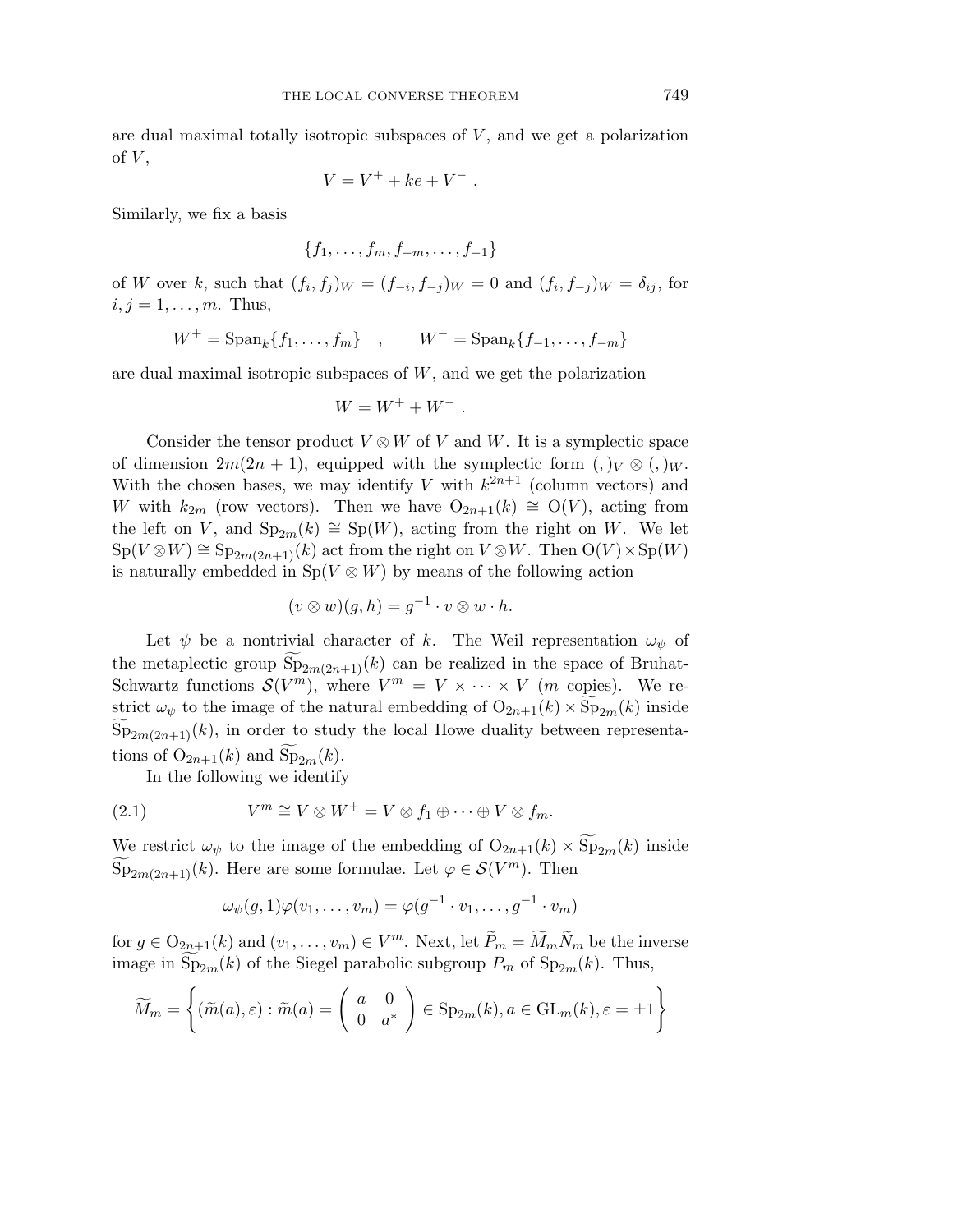are dual maximal totally isotropic subspaces of $V$, and we get a polarization of $V$,

$$V = V^+ + ke + V^- \ .$$

Similarly, we fix a basis

$$\{f_1, \ldots, f_m, f_{-m}, \ldots, f_{-1}\}$$

of $W$ over $k$, such that $(f_i, f_j)_W = (f_{-i}, f_{-j})_W = 0$ and $(f_i, f_{-j})_W = \delta_{ij}$, for $i, j = 1, \ldots, m$. Thus,

$$W^+ = \mathrm{Span}_k\{f_1, \ldots, f_m\} \quad , \qquad W^- = \mathrm{Span}_k\{f_{-1}, \ldots, f_{-m}\}$$

are dual maximal isotropic subspaces of $W$, and we get the polarization

$$W = W^+ + W^- \ .$$

Consider the tensor product $V \otimes W$ of $V$ and $W$. It is a symplectic space of dimension $2m(2n+1)$, equipped with the symplectic form $(,)_V \otimes (,)_W$. With the chosen bases, we may identify $V$ with $k^{2n+1}$ (column vectors) and $W$ with $k_{2m}$ (row vectors). Then we have $\mathrm{O}_{2n+1}(k) \cong \mathrm{O}(V)$, acting from the left on $V$, and $\mathrm{Sp}_{2m}(k) \cong \mathrm{Sp}(W)$, acting from the right on $W$. We let $\mathrm{Sp}(V \otimes W) \cong \mathrm{Sp}_{2m(2n+1)}(k)$ act from the right on $V \otimes W$. Then $\mathrm{O}(V) \times \mathrm{Sp}(W)$ is naturally embedded in $\mathrm{Sp}(V \otimes W)$ by means of the following action

$$(v \otimes w)(g, h) = g^{-1} \cdot v \otimes w \cdot h.$$

Let $\psi$ be a nontrivial character of $k$. The Weil representation $\omega_\psi$ of the metaplectic group $\widetilde{\mathrm{Sp}}_{2m(2n+1)}(k)$ can be realized in the space of Bruhat-Schwartz functions $\mathcal{S}(V^m)$, where $V^m = V \times \cdots \times V$ ($m$ copies). We restrict $\omega_\psi$ to the image of the natural embedding of $\mathrm{O}_{2n+1}(k) \times \widetilde{\mathrm{Sp}}_{2m}(k)$ inside $\widetilde{\mathrm{Sp}}_{2m(2n+1)}(k)$, in order to study the local Howe duality between representations of $\mathrm{O}_{2n+1}(k)$ and $\widetilde{\mathrm{Sp}}_{2m}(k)$.

In the following we identify

$$V^m \cong V \otimes W^+ = V \otimes f_1 \oplus \cdots \oplus V \otimes f_m. \tag{2.1}$$

We restrict $\omega_\psi$ to the image of the embedding of $\mathrm{O}_{2n+1}(k) \times \widetilde{\mathrm{Sp}}_{2m}(k)$ inside $\widetilde{\mathrm{Sp}}_{2m(2n+1)}(k)$. Here are some formulae. Let $\varphi \in \mathcal{S}(V^m)$. Then

$$\omega_\psi(g, 1)\varphi(v_1, \ldots, v_m) = \varphi(g^{-1} \cdot v_1, \ldots, g^{-1} \cdot v_m)$$

for $g \in \mathrm{O}_{2n+1}(k)$ and $(v_1, \ldots, v_m) \in V^m$. Next, let $\widetilde{P}_m = \widetilde{M}_m \widetilde{N}_m$ be the inverse image in $\widetilde{\mathrm{Sp}}_{2m}(k)$ of the Siegel parabolic subgroup $P_m$ of $\mathrm{Sp}_{2m}(k)$. Thus,

$$\widetilde{M}_m = \left\{ (\widetilde{m}(a), \varepsilon) : \widetilde{m}(a) = \begin{pmatrix} a & 0 \\ 0 & a^* \end{pmatrix} \in \mathrm{Sp}_{2m}(k), a \in \mathrm{GL}_m(k), \varepsilon = \pm 1 \right\}$$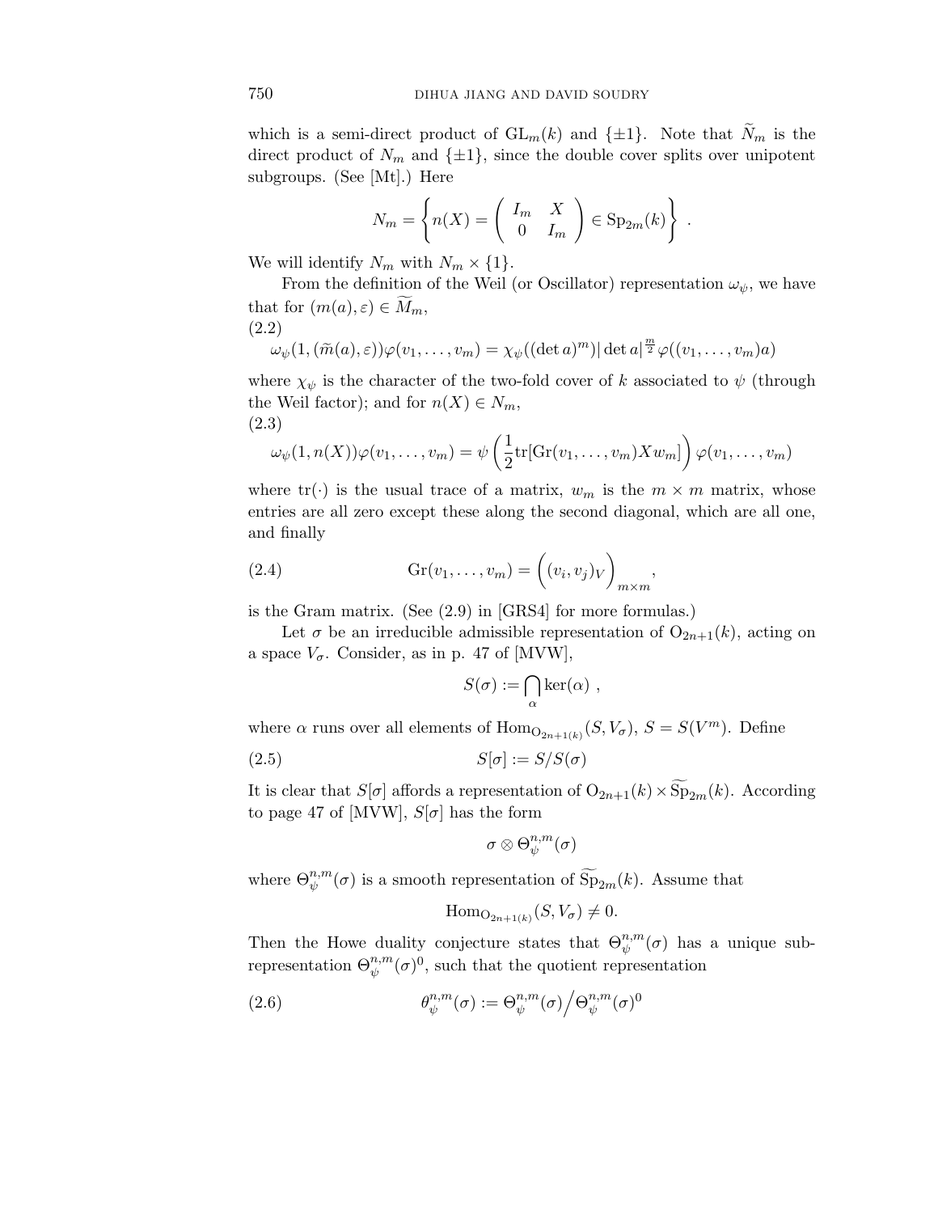which is a semi-direct product of $\mathrm{GL}_m(k)$ and $\{\pm 1\}$. Note that $\widetilde{N}_m$ is the direct product of $N_m$ and $\{\pm 1\}$, since the double cover splits over unipotent subgroups. (See [Mt].) Here

$$N_m = \left\{ n(X) = \begin{pmatrix} I_m & X \\ 0 & I_m \end{pmatrix} \in \mathrm{Sp}_{2m}(k) \right\} .$$

We will identify $N_m$ with $N_m \times \{1\}$.

From the definition of the Weil (or Oscillator) representation $\omega_\psi$, we have that for $(m(a), \varepsilon) \in \widetilde{M}_m$,

(2.2)

$$\omega_\psi(1, (\widetilde{m}(a), \varepsilon))\varphi(v_1, \ldots, v_m) = \chi_\psi((\det a)^m)|\det a|^{\frac{m}{2}}\varphi((v_1, \ldots, v_m)a)$$

where $\chi_\psi$ is the character of the two-fold cover of $k$ associated to $\psi$ (through the Weil factor); and for $n(X) \in N_m$,

(2.3)

$$\omega_\psi(1, n(X))\varphi(v_1, \ldots, v_m) = \psi\left(\frac{1}{2}\mathrm{tr}[\mathrm{Gr}(v_1, \ldots, v_m)Xw_m]\right)\varphi(v_1, \ldots, v_m)$$

where $\mathrm{tr}(\cdot)$ is the usual trace of a matrix, $w_m$ is the $m \times m$ matrix, whose entries are all zero except these along the second diagonal, which are all one, and finally

$$\mathrm{Gr}(v_1, \ldots, v_m) = \left((v_i, v_j)_V\right)_{m \times m}, \tag{2.4}$$

is the Gram matrix. (See (2.9) in [GRS4] for more formulas.)

Let $\sigma$ be an irreducible admissible representation of $\mathrm{O}_{2n+1}(k)$, acting on a space $V_\sigma$. Consider, as in p. 47 of [MVW],

$$S(\sigma) := \bigcap_\alpha \ker(\alpha) ,$$

where $\alpha$ runs over all elements of $\mathrm{Hom}_{\mathrm{O}_{2n+1}(k)}(S, V_\sigma)$, $S = S(V^m)$. Define

$$S[\sigma] := S/S(\sigma) \tag{2.5}$$

It is clear that $S[\sigma]$ affords a representation of $\mathrm{O}_{2n+1}(k) \times \widetilde{\mathrm{Sp}}_{2m}(k)$. According to page 47 of [MVW], $S[\sigma]$ has the form

$$\sigma \otimes \Theta_\psi^{n,m}(\sigma)$$

where $\Theta_\psi^{n,m}(\sigma)$ is a smooth representation of $\widetilde{\mathrm{Sp}}_{2m}(k)$. Assume that

$$\mathrm{Hom}_{\mathrm{O}_{2n+1}(k)}(S, V_\sigma) \neq 0.$$

Then the Howe duality conjecture states that $\Theta_\psi^{n,m}(\sigma)$ has a unique subrepresentation $\Theta_\psi^{n,m}(\sigma)^0$, such that the quotient representation

$$\theta_\psi^{n,m}(\sigma) := \Theta_\psi^{n,m}(\sigma)\Big/\Theta_\psi^{n,m}(\sigma)^0 \tag{2.6}$$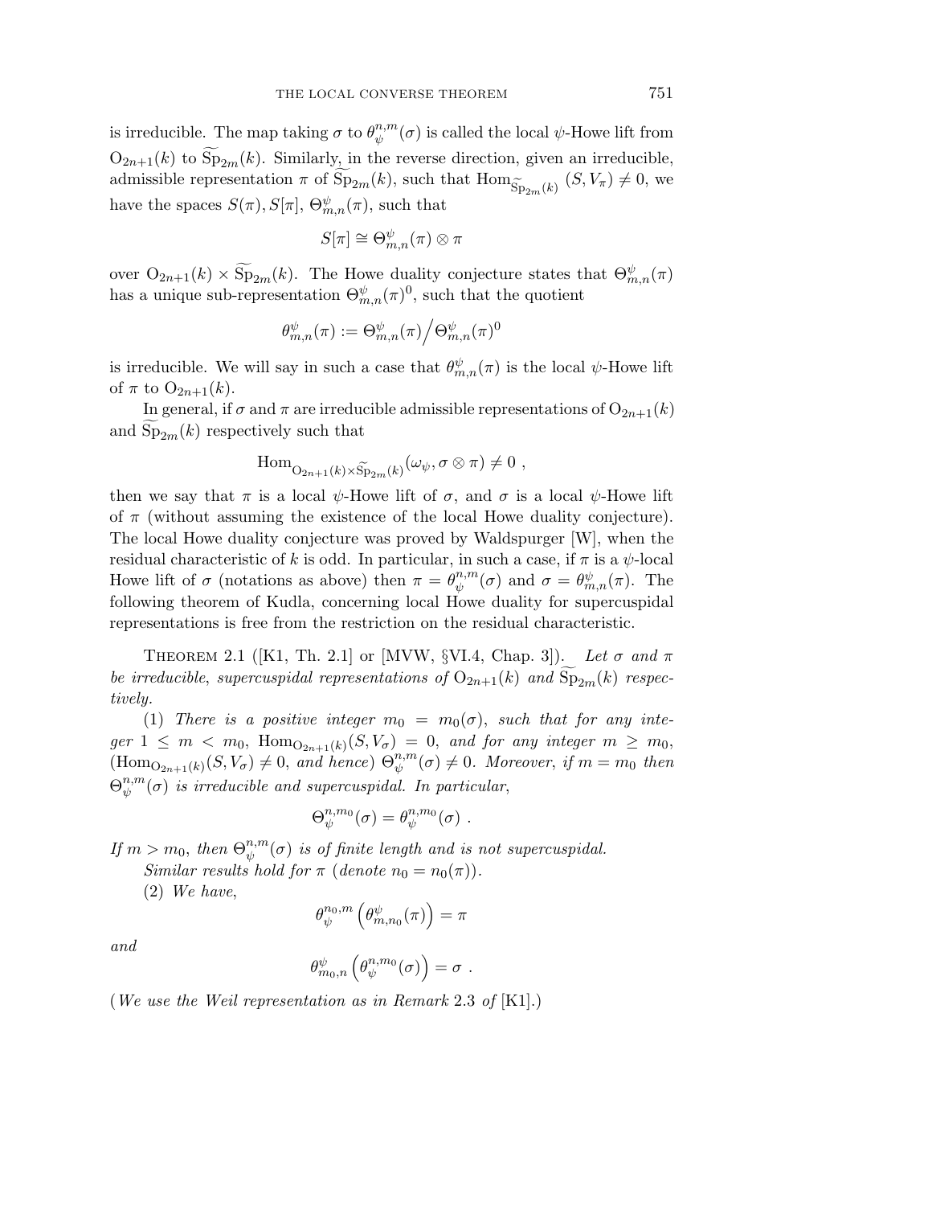is irreducible. The map taking $\sigma$ to $\theta_\psi^{n,m}(\sigma)$ is called the local $\psi$-Howe lift from $\mathrm{O}_{2n+1}(k)$ to $\widetilde{\mathrm{Sp}}_{2m}(k)$. Similarly, in the reverse direction, given an irreducible, admissible representation $\pi$ of $\widetilde{\mathrm{Sp}}_{2m}(k)$, such that $\mathrm{Hom}_{\widetilde{\mathrm{Sp}}_{2m}(k)}\,(S, V_\pi) \neq 0$, we have the spaces $S(\pi), S[\pi], \Theta_{m,n}^\psi(\pi)$, such that

$$S[\pi] \cong \Theta_{m,n}^\psi(\pi) \otimes \pi$$

over $\mathrm{O}_{2n+1}(k) \times \widetilde{\mathrm{Sp}}_{2m}(k)$. The Howe duality conjecture states that $\Theta_{m,n}^\psi(\pi)$ has a unique sub-representation $\Theta_{m,n}^\psi(\pi)^0$, such that the quotient

$$\theta_{m,n}^\psi(\pi) := \Theta_{m,n}^\psi(\pi) \Big/ \Theta_{m,n}^\psi(\pi)^0$$

is irreducible. We will say in such a case that $\theta_{m,n}^\psi(\pi)$ is the local $\psi$-Howe lift of $\pi$ to $\mathrm{O}_{2n+1}(k)$.

In general, if $\sigma$ and $\pi$ are irreducible admissible representations of $\mathrm{O}_{2n+1}(k)$ and $\widetilde{\mathrm{Sp}}_{2m}(k)$ respectively such that

$$\mathrm{Hom}_{\mathrm{O}_{2n+1}(k) \times \widetilde{\mathrm{Sp}}_{2m}(k)}(\omega_\psi, \sigma \otimes \pi) \neq 0 \ ,$$

then we say that $\pi$ is a local $\psi$-Howe lift of $\sigma$, and $\sigma$ is a local $\psi$-Howe lift of $\pi$ (without assuming the existence of the local Howe duality conjecture). The local Howe duality conjecture was proved by Waldspurger [W], when the residual characteristic of $k$ is odd. In particular, in such a case, if $\pi$ is a $\psi$-local Howe lift of $\sigma$ (notations as above) then $\pi = \theta_\psi^{n,m}(\sigma)$ and $\sigma = \theta_{m,n}^\psi(\pi)$. The following theorem of Kudla, concerning local Howe duality for supercuspidal representations is free from the restriction on the residual characteristic.

Theorem 2.1 ([K1, Th. 2.1] or [MVW, §VI.4, Chap. 3]). *Let $\sigma$ and $\pi$ be irreducible, supercuspidal representations of $\mathrm{O}_{2n+1}(k)$ and $\widetilde{\mathrm{Sp}}_{2m}(k)$ respectively.*

(1) *There is a positive integer $m_0 = m_0(\sigma)$, such that for any integer $1 \leq m < m_0$, $\mathrm{Hom}_{\mathrm{O}_{2n+1}(k)}(S, V_\sigma) = 0$, and for any integer $m \geq m_0$, ($\mathrm{Hom}_{\mathrm{O}_{2n+1}(k)}(S, V_\sigma) \neq 0$, and hence) $\Theta_\psi^{n,m}(\sigma) \neq 0$. Moreover, if $m = m_0$ then $\Theta_\psi^{n,m}(\sigma)$ is irreducible and supercuspidal. In particular,*

$$\Theta_\psi^{n,m_0}(\sigma) = \theta_\psi^{n,m_0}(\sigma) \ .$$

*If $m > m_0$, then $\Theta_\psi^{n,m}(\sigma)$ is of finite length and is not supercuspidal.*

*Similar results hold for $\pi$ (denote $n_0 = n_0(\pi)$).*

(2) *We have,*

$$\theta_\psi^{n_0,m}\left(\theta_{m,n_0}^\psi(\pi)\right) = \pi$$

*and*

$$\theta_{m_0,n}^\psi\left(\theta_\psi^{n,m_0}(\sigma)\right) = \sigma \ .$$

(*We use the Weil representation as in Remark* 2.3 *of* [K1].)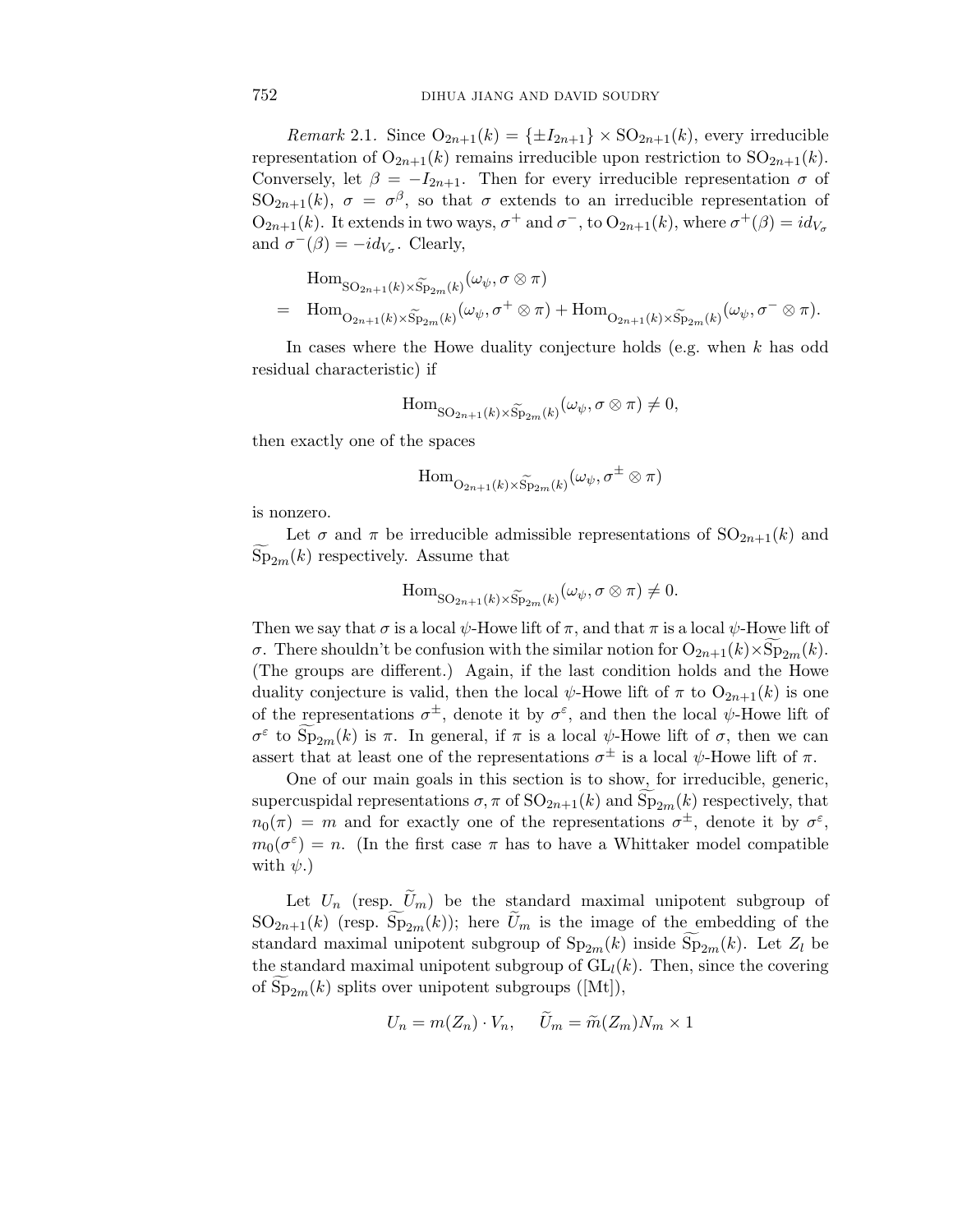*Remark* 2.1. Since $\mathrm{O}_{2n+1}(k) = \{\pm I_{2n+1}\} \times \mathrm{SO}_{2n+1}(k)$, every irreducible representation of $\mathrm{O}_{2n+1}(k)$ remains irreducible upon restriction to $\mathrm{SO}_{2n+1}(k)$. Conversely, let $\beta = -I_{2n+1}$. Then for every irreducible representation $\sigma$ of $\mathrm{SO}_{2n+1}(k)$, $\sigma = \sigma^\beta$, so that $\sigma$ extends to an irreducible representation of $\mathrm{O}_{2n+1}(k)$. It extends in two ways, $\sigma^+$ and $\sigma^-$, to $\mathrm{O}_{2n+1}(k)$, where $\sigma^+(\beta) = id_{V_\sigma}$ and $\sigma^-(\beta) = -id_{V_\sigma}$. Clearly,

$$
\begin{aligned}
& \mathrm{Hom}_{\mathrm{SO}_{2n+1}(k)\times\widetilde{\mathrm{Sp}}_{2m}(k)}(\omega_\psi, \sigma\otimes\pi) \\
= \ & \mathrm{Hom}_{\mathrm{O}_{2n+1}(k)\times\widetilde{\mathrm{Sp}}_{2m}(k)}(\omega_\psi, \sigma^+\otimes\pi) + \mathrm{Hom}_{\mathrm{O}_{2n+1}(k)\times\widetilde{\mathrm{Sp}}_{2m}(k)}(\omega_\psi, \sigma^-\otimes\pi).
\end{aligned}
$$

In cases where the Howe duality conjecture holds (e.g. when $k$ has odd residual characteristic) if

$$
\mathrm{Hom}_{\mathrm{SO}_{2n+1}(k)\times\widetilde{\mathrm{Sp}}_{2m}(k)}(\omega_\psi, \sigma\otimes\pi) \neq 0,
$$

then exactly one of the spaces

$$
\mathrm{Hom}_{\mathrm{O}_{2n+1}(k)\times\widetilde{\mathrm{Sp}}_{2m}(k)}(\omega_\psi, \sigma^\pm\otimes\pi)
$$

is nonzero.

Let $\sigma$ and $\pi$ be irreducible admissible representations of $\mathrm{SO}_{2n+1}(k)$ and $\widetilde{\mathrm{Sp}}_{2m}(k)$ respectively. Assume that

$$
\mathrm{Hom}_{\mathrm{SO}_{2n+1}(k)\times\widetilde{\mathrm{Sp}}_{2m}(k)}(\omega_\psi, \sigma\otimes\pi) \neq 0.
$$

Then we say that $\sigma$ is a local $\psi$-Howe lift of $\pi$, and that $\pi$ is a local $\psi$-Howe lift of $\sigma$. There shouldn't be confusion with the similar notion for $\mathrm{O}_{2n+1}(k)\times\widetilde{\mathrm{Sp}}_{2m}(k)$. (The groups are different.) Again, if the last condition holds and the Howe duality conjecture is valid, then the local $\psi$-Howe lift of $\pi$ to $\mathrm{O}_{2n+1}(k)$ is one of the representations $\sigma^\pm$, denote it by $\sigma^\varepsilon$, and then the local $\psi$-Howe lift of $\sigma^\varepsilon$ to $\widetilde{\mathrm{Sp}}_{2m}(k)$ is $\pi$. In general, if $\pi$ is a local $\psi$-Howe lift of $\sigma$, then we can assert that at least one of the representations $\sigma^\pm$ is a local $\psi$-Howe lift of $\pi$.

One of our main goals in this section is to show, for irreducible, generic, supercuspidal representations $\sigma, \pi$ of $\mathrm{SO}_{2n+1}(k)$ and $\widetilde{\mathrm{Sp}}_{2m}(k)$ respectively, that $n_0(\pi) = m$ and for exactly one of the representations $\sigma^\pm$, denote it by $\sigma^\varepsilon$, $m_0(\sigma^\varepsilon) = n$. (In the first case $\pi$ has to have a Whittaker model compatible with $\psi$.)

Let $U_n$ (resp. $\widetilde{U}_m$) be the standard maximal unipotent subgroup of $\mathrm{SO}_{2n+1}(k)$ (resp. $\widetilde{\mathrm{Sp}}_{2m}(k)$); here $\widetilde{U}_m$ is the image of the embedding of the standard maximal unipotent subgroup of $\mathrm{Sp}_{2m}(k)$ inside $\widetilde{\mathrm{Sp}}_{2m}(k)$. Let $Z_l$ be the standard maximal unipotent subgroup of $\mathrm{GL}_l(k)$. Then, since the covering of $\widetilde{\mathrm{Sp}}_{2m}(k)$ splits over unipotent subgroups ([Mt]),

$$
U_n = m(Z_n)\cdot V_n, \qquad \widetilde{U}_m = \widetilde{m}(Z_m)N_m \times 1
$$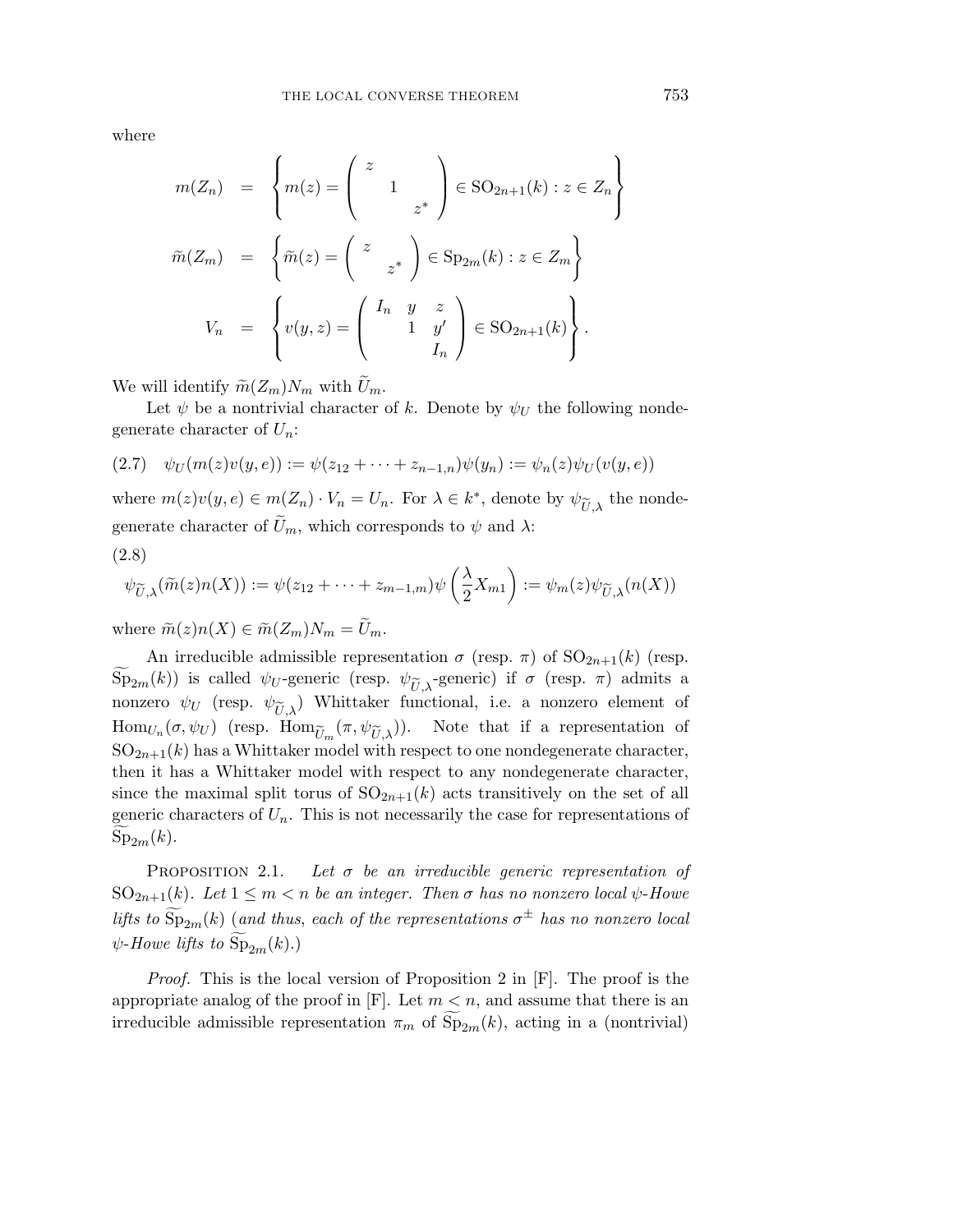where

$$
\begin{aligned}
m(Z_n) &= \left\{ m(z) = \begin{pmatrix} z & & \\ & 1 & \\ & & z^* \end{pmatrix} \in \mathrm{SO}_{2n+1}(k) : z \in Z_n \right\} \\
\widetilde{m}(Z_m) &= \left\{ \widetilde{m}(z) = \begin{pmatrix} z & \\ & z^* \end{pmatrix} \in \mathrm{Sp}_{2m}(k) : z \in Z_m \right\} \\
V_n &= \left\{ v(y,z) = \begin{pmatrix} I_n & y & z \\ & 1 & y' \\ & & I_n \end{pmatrix} \in \mathrm{SO}_{2n+1}(k) \right\}.
\end{aligned}
$$

We will identify $\widetilde{m}(Z_m)N_m$ with $\widetilde{U}_m$.

Let $\psi$ be a nontrivial character of $k$. Denote by $\psi_U$ the following nondegenerate character of $U_n$:

$$
(2.7) \quad \psi_U(m(z)v(y,e)) := \psi(z_{12} + \cdots + z_{n-1,n})\psi(y_n) := \psi_n(z)\psi_U(v(y,e))
$$

where $m(z)v(y,e) \in m(Z_n) \cdot V_n = U_n$. For $\lambda \in k^*$, denote by $\psi_{\widetilde{U},\lambda}$ the nondegenerate character of $\widetilde{U}_m$, which corresponds to $\psi$ and $\lambda$:

(2.8)
$$
\psi_{\widetilde{U},\lambda}(\widetilde{m}(z)n(X)) := \psi(z_{12} + \cdots + z_{m-1,m})\psi\left(\frac{\lambda}{2}X_{m1}\right) := \psi_m(z)\psi_{\widetilde{U},\lambda}(n(X))
$$

where $\widetilde{m}(z)n(X) \in \widetilde{m}(Z_m)N_m = \widetilde{U}_m$.

An irreducible admissible representation $\sigma$ (resp. $\pi$) of $\mathrm{SO}_{2n+1}(k)$ (resp. $\widetilde{\mathrm{Sp}}_{2m}(k)$) is called $\psi_U$-generic (resp. $\psi_{\widetilde{U},\lambda}$-generic) if $\sigma$ (resp. $\pi$) admits a nonzero $\psi_U$ (resp. $\psi_{\widetilde{U},\lambda}$) Whittaker functional, i.e. a nonzero element of $\mathrm{Hom}_{U_n}(\sigma, \psi_U)$ (resp. $\mathrm{Hom}_{\widetilde{U}_m}(\pi, \psi_{\widetilde{U},\lambda})$). Note that if a representation of $\mathrm{SO}_{2n+1}(k)$ has a Whittaker model with respect to one nondegenerate character, then it has a Whittaker model with respect to any nondegenerate character, since the maximal split torus of $\mathrm{SO}_{2n+1}(k)$ acts transitively on the set of all generic characters of $U_n$. This is not necessarily the case for representations of $\widetilde{\mathrm{Sp}}_{2m}(k)$.

Proposition 2.1. *Let $\sigma$ be an irreducible generic representation of $\mathrm{SO}_{2n+1}(k)$. Let $1 \leq m < n$ be an integer. Then $\sigma$ has no nonzero local $\psi$-Howe lifts to $\widetilde{\mathrm{Sp}}_{2m}(k)$ (and thus, each of the representations $\sigma^\pm$ has no nonzero local $\psi$-Howe lifts to $\widetilde{\mathrm{Sp}}_{2m}(k)$.)*

*Proof.* This is the local version of Proposition 2 in [F]. The proof is the appropriate analog of the proof in [F]. Let $m < n$, and assume that there is an irreducible admissible representation $\pi_m$ of $\widetilde{\mathrm{Sp}}_{2m}(k)$, acting in a (nontrivial)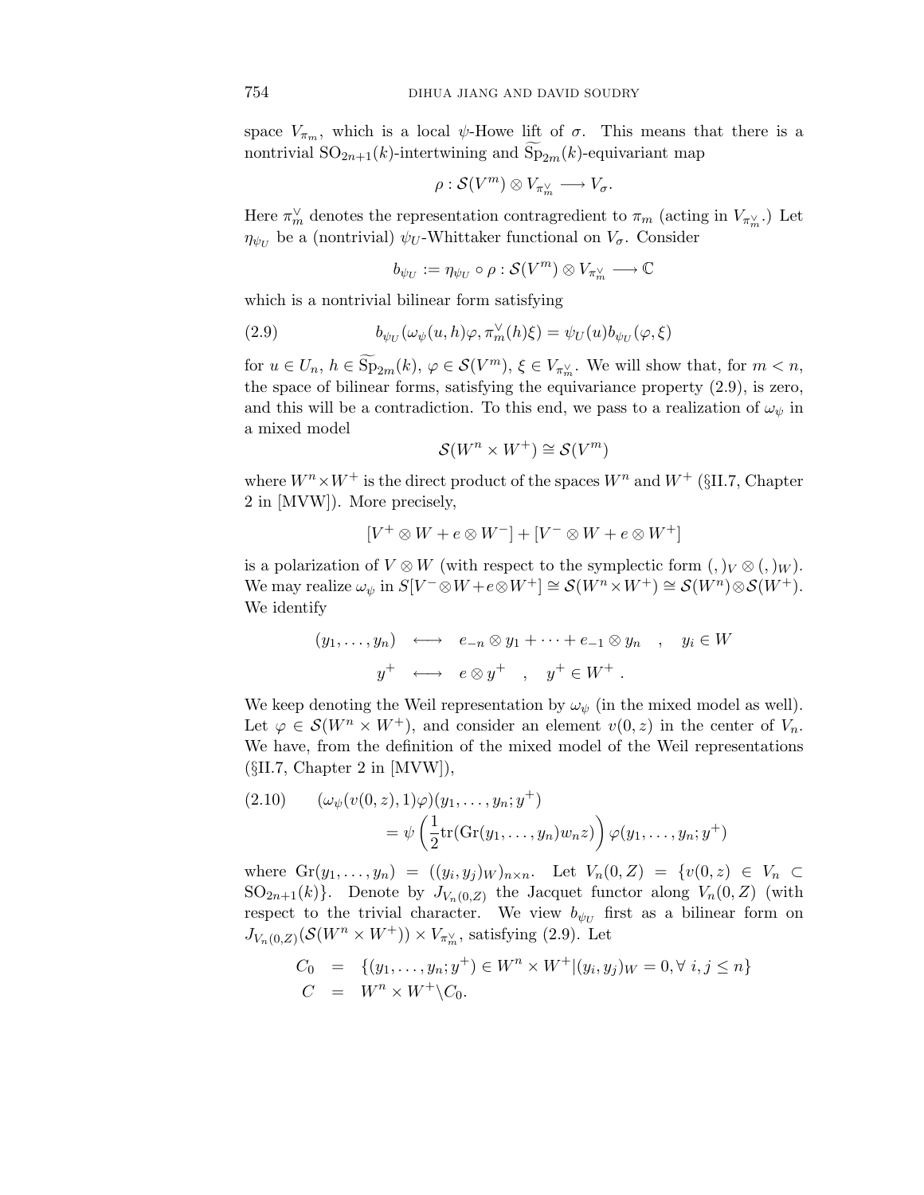space $V_{\pi_m}$, which is a local $\psi$-Howe lift of $\sigma$. This means that there is a nontrivial $\mathrm{SO}_{2n+1}(k)$-intertwining and $\widetilde{\mathrm{Sp}}_{2m}(k)$-equivariant map

$$\rho : \mathcal{S}(V^m) \otimes V_{\pi_m^\vee} \longrightarrow V_\sigma.$$

Here $\pi_m^\vee$ denotes the representation contragredient to $\pi_m$ (acting in $V_{\pi_m^\vee}$.) Let $\eta_{\psi_U}$ be a (nontrivial) $\psi_U$-Whittaker functional on $V_\sigma$. Consider

$$b_{\psi_U} := \eta_{\psi_U} \circ \rho : \mathcal{S}(V^m) \otimes V_{\pi_m^\vee} \longrightarrow \mathbb{C}$$

which is a nontrivial bilinear form satisfying

$$b_{\psi_U}(\omega_\psi(u,h)\varphi, \pi_m^\vee(h)\xi) = \psi_U(u) b_{\psi_U}(\varphi, \xi) \tag{2.9}$$

for $u \in U_n$, $h \in \widetilde{\mathrm{Sp}}_{2m}(k)$, $\varphi \in \mathcal{S}(V^m)$, $\xi \in V_{\pi_m^\vee}$. We will show that, for $m < n$, the space of bilinear forms, satisfying the equivariance property (2.9), is zero, and this will be a contradiction. To this end, we pass to a realization of $\omega_\psi$ in a mixed model

$$\mathcal{S}(W^n \times W^+) \cong \mathcal{S}(V^m)$$

where $W^n \times W^+$ is the direct product of the spaces $W^n$ and $W^+$ (§II.7, Chapter 2 in [MVW]). More precisely,

$$[V^+ \otimes W + e \otimes W^-] + [V^- \otimes W + e \otimes W^+]$$

is a polarization of $V \otimes W$ (with respect to the symplectic form $(,)_V \otimes (,)_W$). We may realize $\omega_\psi$ in $S[V^- \otimes W + e \otimes W^+] \cong \mathcal{S}(W^n \times W^+) \cong \mathcal{S}(W^n) \otimes \mathcal{S}(W^+)$. We identify

$$\begin{aligned}
(y_1, \dots, y_n) \quad &\longleftrightarrow \quad e_{-n} \otimes y_1 + \dots + e_{-1} \otimes y_n \quad , \quad y_i \in W \\
y^+ \quad &\longleftrightarrow \quad e \otimes y^+ \quad , \quad y^+ \in W^+ .
\end{aligned}$$

We keep denoting the Weil representation by $\omega_\psi$ (in the mixed model as well). Let $\varphi \in \mathcal{S}(W^n \times W^+)$, and consider an element $v(0,z)$ in the center of $V_n$. We have, from the definition of the mixed model of the Weil representations (§II.7, Chapter 2 in [MVW]),

$$\begin{aligned}
&(\omega_\psi(v(0,z),1)\varphi)(y_1, \dots, y_n; y^+) \\
&\qquad = \psi\left(\frac{1}{2}\mathrm{tr}(\mathrm{Gr}(y_1, \dots, y_n) w_n z)\right) \varphi(y_1, \dots, y_n; y^+)
\end{aligned} \tag{2.10}$$

where $\mathrm{Gr}(y_1, \dots, y_n) = ((y_i, y_j)_W)_{n \times n}$. Let $V_n(0, Z) = \{v(0,z) \in V_n \subset \mathrm{SO}_{2n+1}(k)\}$. Denote by $J_{V_n(0,Z)}$ the Jacquet functor along $V_n(0,Z)$ (with respect to the trivial character. We view $b_{\psi_U}$ first as a bilinear form on $J_{V_n(0,Z)}(\mathcal{S}(W^n \times W^+)) \times V_{\pi_m^\vee}$, satisfying (2.9). Let

$$\begin{aligned}
C_0 &= \{(y_1, \dots, y_n; y^+) \in W^n \times W^+ | (y_i, y_j)_W = 0, \forall\ i, j \le n\} \\
C &= W^n \times W^+ \backslash C_0.
\end{aligned}$$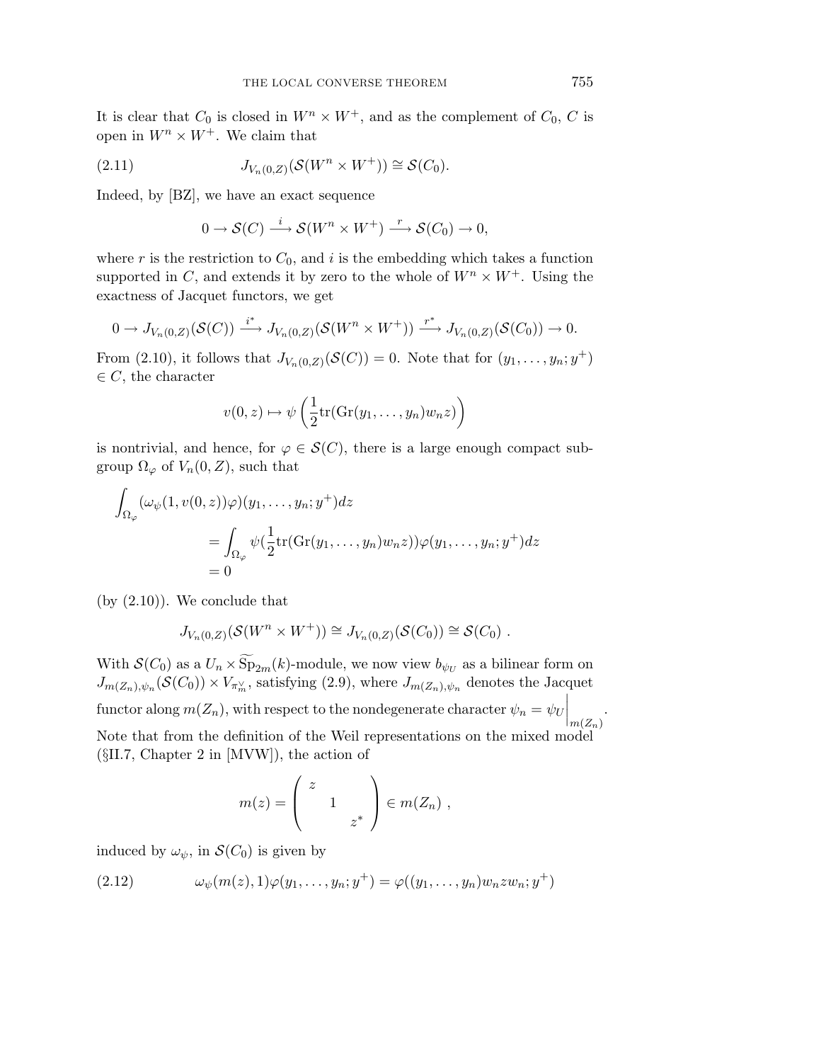It is clear that $C_0$ is closed in $W^n \times W^+$, and as the complement of $C_0$, $C$ is open in $W^n \times W^+$. We claim that

$$J_{V_n(0,Z)}(\mathcal{S}(W^n \times W^+)) \cong \mathcal{S}(C_0). \tag{2.11}$$

Indeed, by [BZ], we have an exact sequence

$$0 \to \mathcal{S}(C) \xrightarrow{i} \mathcal{S}(W^n \times W^+) \xrightarrow{r} \mathcal{S}(C_0) \to 0,$$

where $r$ is the restriction to $C_0$, and $i$ is the embedding which takes a function supported in $C$, and extends it by zero to the whole of $W^n \times W^+$. Using the exactness of Jacquet functors, we get

$$0 \to J_{V_n(0,Z)}(\mathcal{S}(C)) \xrightarrow{i^*} J_{V_n(0,Z)}(\mathcal{S}(W^n \times W^+)) \xrightarrow{r^*} J_{V_n(0,Z)}(\mathcal{S}(C_0)) \to 0.$$

From (2.10), it follows that $J_{V_n(0,Z)}(\mathcal{S}(C)) = 0$. Note that for $(y_1, \ldots, y_n; y^+) \in C$, the character

$$v(0,z) \mapsto \psi\left(\frac{1}{2}\mathrm{tr}(\mathrm{Gr}(y_1, \ldots, y_n) w_n z)\right)$$

is nontrivial, and hence, for $\varphi \in \mathcal{S}(C)$, there is a large enough compact subgroup $\Omega_\varphi$ of $V_n(0,Z)$, such that

$$\begin{aligned}\int_{\Omega_\varphi} &(\omega_\psi(1, v(0,z))\varphi)(y_1, \ldots, y_n; y^+) dz \\ &= \int_{\Omega_\varphi} \psi(\frac{1}{2}\mathrm{tr}(\mathrm{Gr}(y_1, \ldots, y_n) w_n z))\varphi(y_1, \ldots, y_n; y^+) dz \\ &= 0\end{aligned}$$

(by (2.10)). We conclude that

$$J_{V_n(0,Z)}(\mathcal{S}(W^n \times W^+)) \cong J_{V_n(0,Z)}(\mathcal{S}(C_0)) \cong \mathcal{S}(C_0) .$$

With $\mathcal{S}(C_0)$ as a $U_n \times \widetilde{\mathrm{Sp}}_{2m}(k)$-module, we now view $b_{\psi_U}$ as a bilinear form on $J_{m(Z_n),\psi_n}(\mathcal{S}(C_0)) \times V_{\pi_m^\vee}$, satisfying (2.9), where $J_{m(Z_n),\psi_n}$ denotes the Jacquet functor along $m(Z_n)$, with respect to the nondegenerate character $\psi_n = \psi_U\Big|_{m(Z_n)}$.
Note that from the definition of the Weil representations on the mixed model (§II.7, Chapter 2 in [MVW]), the action of

$$m(z) = \begin{pmatrix} z & & \\ & 1 & \\ & & z^* \end{pmatrix} \in m(Z_n) ,$$

induced by $\omega_\psi$, in $\mathcal{S}(C_0)$ is given by

$$\omega_\psi(m(z), 1)\varphi(y_1, \ldots, y_n; y^+) = \varphi((y_1, \ldots, y_n) w_n z w_n; y^+) \tag{2.12}$$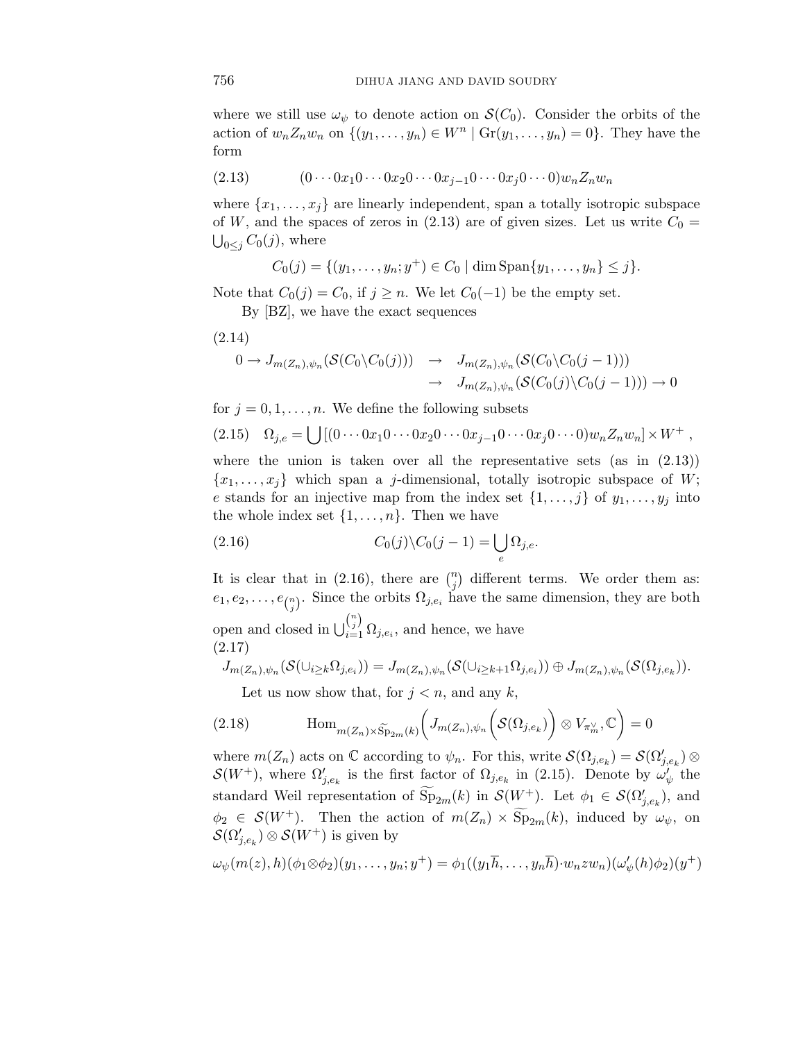where we still use $\omega_\psi$ to denote action on $\mathcal{S}(C_0)$. Consider the orbits of the action of $w_n Z_n w_n$ on $\{(y_1,\dots,y_n)\in W^n \mid \mathrm{Gr}(y_1,\dots,y_n)=0\}$. They have the form

$$(0\cdots 0x_1 0\cdots 0x_2 0\cdots 0x_{j-1}0\cdots 0x_j 0\cdots 0)w_n Z_n w_n \tag{2.13}$$

where $\{x_1,\dots,x_j\}$ are linearly independent, span a totally isotropic subspace of $W$, and the spaces of zeros in (2.13) are of given sizes. Let us write $C_0 = \bigcup_{0\le j} C_0(j)$, where

$$C_0(j) = \{(y_1,\dots,y_n;y^+)\in C_0 \mid \dim \mathrm{Span}\{y_1,\dots,y_n\}\le j\}.$$

Note that $C_0(j)=C_0$, if $j\ge n$. We let $C_0(-1)$ be the empty set.

By [BZ], we have the exact sequences

$$\begin{aligned}
(2.14)\quad 0\to J_{m(Z_n),\psi_n}(\mathcal{S}(C_0\backslash C_0(j))) &\to J_{m(Z_n),\psi_n}(\mathcal{S}(C_0\backslash C_0(j-1)))\\
&\to J_{m(Z_n),\psi_n}(\mathcal{S}(C_0(j)\backslash C_0(j-1)))\to 0
\end{aligned}$$

for $j=0,1,\dots,n$. We define the following subsets

$$\Omega_{j,e} = \bigcup\,[(0\cdots 0x_1 0\cdots 0x_2 0\cdots 0x_{j-1}0\cdots 0x_j 0\cdots 0)w_n Z_n w_n]\times W^+\,, \tag{2.15}$$

where the union is taken over all the representative sets (as in (2.13)) $\{x_1,\dots,x_j\}$ which span a $j$-dimensional, totally isotropic subspace of $W$; $e$ stands for an injective map from the index set $\{1,\dots,j\}$ of $y_1,\dots,y_j$ into the whole index set $\{1,\dots,n\}$. Then we have

$$C_0(j)\backslash C_0(j-1) = \bigcup_e \Omega_{j,e}. \tag{2.16}$$

It is clear that in (2.16), there are $\binom{n}{j}$ different terms. We order them as: $e_1,e_2,\dots,e_{\binom{n}{j}}$. Since the orbits $\Omega_{j,e_i}$ have the same dimension, they are both open and closed in $\bigcup_{i=1}^{\binom{n}{j}}\Omega_{j,e_i}$, and hence, we have

$$J_{m(Z_n),\psi_n}(\mathcal{S}(\cup_{i\ge k}\Omega_{j,e_i})) = J_{m(Z_n),\psi_n}(\mathcal{S}(\cup_{i\ge k+1}\Omega_{j,e_i}))\oplus J_{m(Z_n),\psi_n}(\mathcal{S}(\Omega_{j,e_k})). \tag{2.17}$$

Let us now show that, for $j<n$, and any $k$,

$$\mathrm{Hom}_{m(Z_n)\times\widetilde{\mathrm{Sp}}_{2m}(k)}\left(J_{m(Z_n),\psi_n}\left(\mathcal{S}(\Omega_{j,e_k})\right)\otimes V_{\pi_m^\vee},\mathbb{C}\right)=0 \tag{2.18}$$

where $m(Z_n)$ acts on $\mathbb{C}$ according to $\psi_n$. For this, write $\mathcal{S}(\Omega_{j,e_k}) = \mathcal{S}(\Omega'_{j,e_k})\otimes \mathcal{S}(W^+)$, where $\Omega'_{j,e_k}$ is the first factor of $\Omega_{j,e_k}$ in (2.15). Denote by $\omega'_\psi$ the standard Weil representation of $\widetilde{\mathrm{Sp}}_{2m}(k)$ in $\mathcal{S}(W^+)$. Let $\phi_1\in\mathcal{S}(\Omega'_{j,e_k})$, and $\phi_2\in\mathcal{S}(W^+)$. Then the action of $m(Z_n)\times\widetilde{\mathrm{Sp}}_{2m}(k)$, induced by $\omega_\psi$, on $\mathcal{S}(\Omega'_{j,e_k})\otimes\mathcal{S}(W^+)$ is given by

$$\omega_\psi(m(z),h)(\phi_1\otimes\phi_2)(y_1,\dots,y_n;y^+) = \phi_1((y_1\overline{h},\dots,y_n\overline{h})\cdot w_n z w_n)(\omega'_\psi(h)\phi_2)(y^+)$$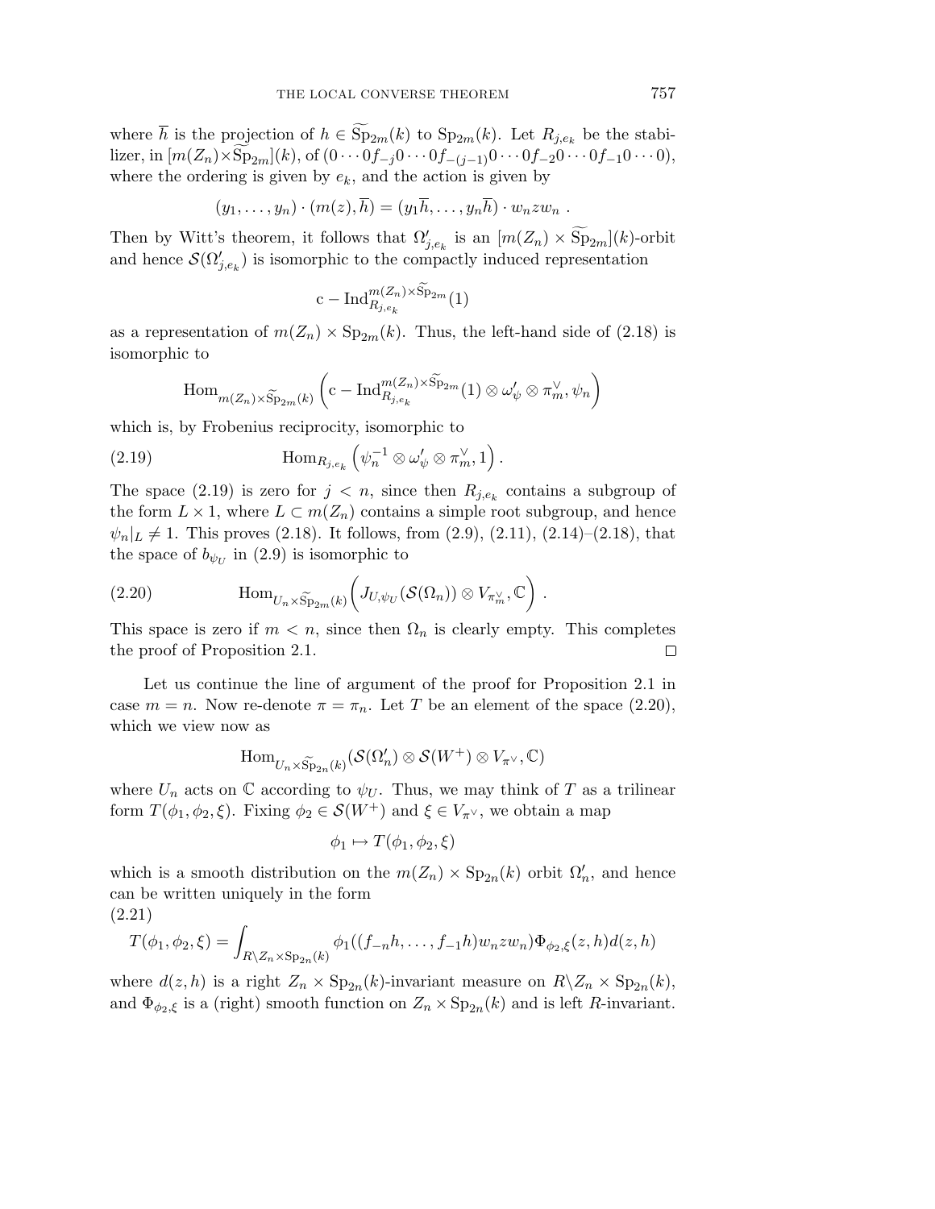where $\overline{h}$ is the projection of $h \in \widetilde{\mathrm{Sp}}_{2m}(k)$ to $\mathrm{Sp}_{2m}(k)$. Let $R_{j,e_k}$ be the stabilizer, in $[m(Z_n)\times\widetilde{\mathrm{Sp}}_{2m}](k)$, of $(0\cdots 0f_{-j}0\cdots 0f_{-(j-1)}0\cdots 0f_{-2}0\cdots 0f_{-1}0\cdots 0)$, where the ordering is given by $e_k$, and the action is given by

$$(y_1,\ldots,y_n)\cdot(m(z),\overline{h}) = (y_1\overline{h},\ldots,y_n\overline{h})\cdot w_n z w_n\ .$$

Then by Witt's theorem, it follows that $\Omega'_{j,e_k}$ is an $[m(Z_n)\times\widetilde{\mathrm{Sp}}_{2m}](k)$-orbit and hence $\mathcal{S}(\Omega'_{j,e_k})$ is isomorphic to the compactly induced representation

$$\mathrm{c}-\mathrm{Ind}_{R_{j,e_k}}^{m(Z_n)\times\widetilde{\mathrm{Sp}}_{2m}}(1)$$

as a representation of $m(Z_n)\times \mathrm{Sp}_{2m}(k)$. Thus, the left-hand side of (2.18) is isomorphic to

$$\mathrm{Hom}_{m(Z_n)\times\widetilde{\mathrm{Sp}}_{2m}(k)}\left(\mathrm{c}-\mathrm{Ind}_{R_{j,e_k}}^{m(Z_n)\times\widetilde{\mathrm{Sp}}_{2m}}(1)\otimes\omega'_\psi\otimes\pi_m^\vee,\psi_n\right)$$

which is, by Frobenius reciprocity, isomorphic to

$$\mathrm{Hom}_{R_{j,e_k}}\left(\psi_n^{-1}\otimes\omega'_\psi\otimes\pi_m^\vee,1\right). \tag{2.19}$$

The space (2.19) is zero for $j<n$, since then $R_{j,e_k}$ contains a subgroup of the form $L\times 1$, where $L\subset m(Z_n)$ contains a simple root subgroup, and hence $\psi_n|_L\neq 1$. This proves (2.18). It follows, from (2.9), (2.11), (2.14)–(2.18), that the space of $b_{\psi_U}$ in (2.9) is isomorphic to

$$\mathrm{Hom}_{U_n\times\widetilde{\mathrm{Sp}}_{2m}(k)}\Big(J_{U,\psi_U}(\mathcal{S}(\Omega_n))\otimes V_{\pi_m^\vee},\mathbb{C}\Big)\ . \tag{2.20}$$

This space is zero if $m<n$, since then $\Omega_n$ is clearly empty. This completes the proof of Proposition 2.1. $\square$

Let us continue the line of argument of the proof for Proposition 2.1 in case $m=n$. Now re-denote $\pi=\pi_n$. Let $T$ be an element of the space (2.20), which we view now as

$$\mathrm{Hom}_{U_n\times\widetilde{\mathrm{Sp}}_{2n}(k)}(\mathcal{S}(\Omega'_n)\otimes\mathcal{S}(W^+)\otimes V_{\pi^\vee},\mathbb{C})$$

where $U_n$ acts on $\mathbb{C}$ according to $\psi_U$. Thus, we may think of $T$ as a trilinear form $T(\phi_1,\phi_2,\xi)$. Fixing $\phi_2\in\mathcal{S}(W^+)$ and $\xi\in V_{\pi^\vee}$, we obtain a map

$$\phi_1\mapsto T(\phi_1,\phi_2,\xi)$$

which is a smooth distribution on the $m(Z_n)\times\mathrm{Sp}_{2n}(k)$ orbit $\Omega'_n$, and hence can be written uniquely in the form

$$T(\phi_1,\phi_2,\xi)=\int_{R\backslash Z_n\times\mathrm{Sp}_{2n}(k)}\phi_1((f_{-n}h,\ldots,f_{-1}h)w_nzw_n)\Phi_{\phi_2,\xi}(z,h)d(z,h) \tag{2.21}$$

where $d(z,h)$ is a right $Z_n\times\mathrm{Sp}_{2n}(k)$-invariant measure on $R\backslash Z_n\times\mathrm{Sp}_{2n}(k)$, and $\Phi_{\phi_2,\xi}$ is a (right) smooth function on $Z_n\times\mathrm{Sp}_{2n}(k)$ and is left $R$-invariant.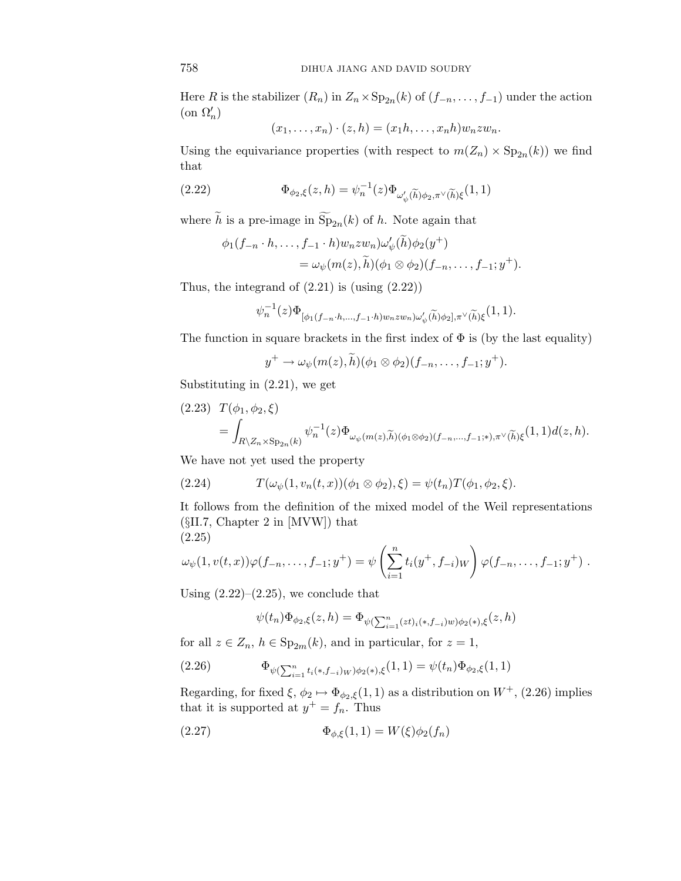Here $R$ is the stabilizer ($R_n$) in $Z_n \times \mathrm{Sp}_{2n}(k)$ of $(f_{-n}, \dots, f_{-1})$ under the action (on $\Omega_n'$)

$$(x_1, \dots, x_n) \cdot (z, h) = (x_1 h, \dots, x_n h) w_n z w_n.$$

Using the equivariance properties (with respect to $m(Z_n) \times \mathrm{Sp}_{2n}(k)$) we find that

$$\Phi_{\phi_2,\xi}(z, h) = \psi_n^{-1}(z) \Phi_{\omega'_\psi(\widetilde{h})\phi_2, \pi^\vee(\widetilde{h})\xi}(1, 1) \tag{2.22}$$

where $\widetilde{h}$ is a pre-image in $\widetilde{\mathrm{Sp}}_{2n}(k)$ of $h$. Note again that

$$\begin{aligned}\phi_1(f_{-n} \cdot h, \dots, f_{-1} \cdot h) w_n z w_n) \omega'_\psi(\widetilde{h}) \phi_2(y^+) \\ = \omega_\psi(m(z), \widetilde{h})(\phi_1 \otimes \phi_2)(f_{-n}, \dots, f_{-1}; y^+).\end{aligned}$$

Thus, the integrand of (2.21) is (using (2.22))

$$\psi_n^{-1}(z) \Phi_{[\phi_1(f_{-n} \cdot h, \dots, f_{-1} \cdot h) w_n z w_n) \omega'_\psi(\widetilde{h}) \phi_2], \pi^\vee(\widetilde{h})\xi}(1, 1).$$

The function in square brackets in the first index of $\Phi$ is (by the last equality)

$$y^+ \to \omega_\psi(m(z), \widetilde{h})(\phi_1 \otimes \phi_2)(f_{-n}, \dots, f_{-1}; y^+).$$

Substituting in (2.21), we get

$$\begin{aligned}&T(\phi_1, \phi_2, \xi) \\ &= \int_{R \backslash Z_n \times \mathrm{Sp}_{2n}(k)} \psi_n^{-1}(z) \Phi_{\omega_\psi(m(z), \widetilde{h})(\phi_1 \otimes \phi_2)(f_{-n}, \dots, f_{-1}; *), \pi^\vee(\widetilde{h})\xi}(1, 1) d(z, h).\end{aligned} \tag{2.23}$$

We have not yet used the property

$$T(\omega_\psi(1, v_n(t, x))(\phi_1 \otimes \phi_2), \xi) = \psi(t_n) T(\phi_1, \phi_2, \xi). \tag{2.24}$$

It follows from the definition of the mixed model of the Weil representations (§II.7, Chapter 2 in [MVW]) that

$$\omega_\psi(1, v(t, x)) \varphi(f_{-n}, \dots, f_{-1}; y^+) = \psi\left(\sum_{i=1}^n t_i (y^+, f_{-i})_W\right) \varphi(f_{-n}, \dots, f_{-1}; y^+) . \tag{2.25}$$

Using (2.22)–(2.25), we conclude that

$$\psi(t_n) \Phi_{\phi_2,\xi}(z, h) = \Phi_{\psi(\sum_{i=1}^n (zt)_i (*, f_{-i}) w) \phi_2(*), \xi}(z, h)$$

for all $z \in Z_n$, $h \in \mathrm{Sp}_{2m}(k)$, and in particular, for $z = 1$,

$$\Phi_{\psi(\sum_{i=1}^n t_i (*, f_{-i})_W) \phi_2(*), \xi}(1, 1) = \psi(t_n) \Phi_{\phi_2,\xi}(1, 1) \tag{2.26}$$

Regarding, for fixed $\xi$, $\phi_2 \mapsto \Phi_{\phi_2,\xi}(1, 1)$ as a distribution on $W^+$, (2.26) implies that it is supported at $y^+ = f_n$. Thus

$$\Phi_{\phi,\xi}(1, 1) = W(\xi) \phi_2(f_n) \tag{2.27}$$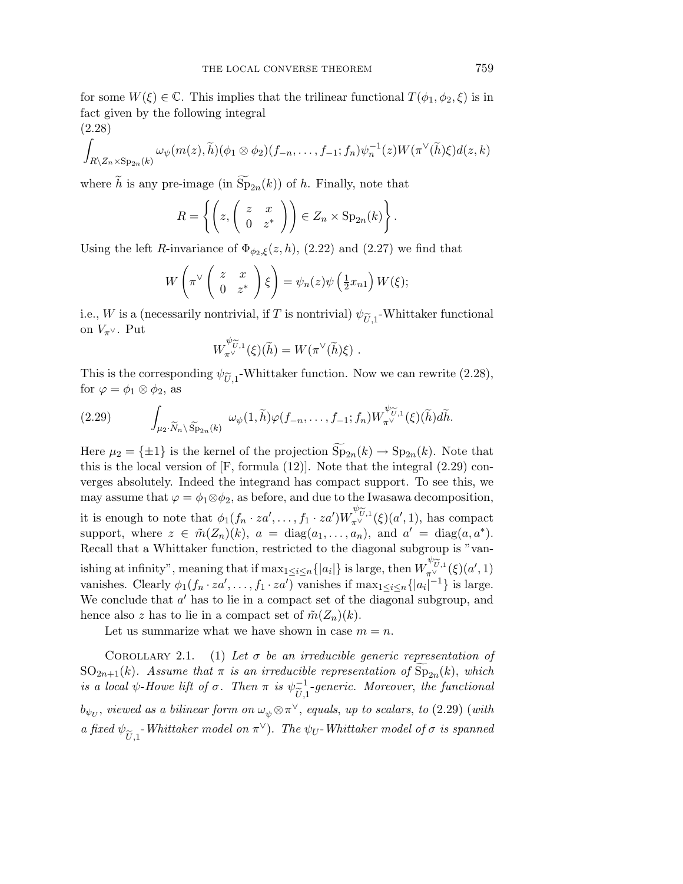for some $W(\xi) \in \mathbb{C}$. This implies that the trilinear functional $T(\phi_1, \phi_2, \xi)$ is in fact given by the following integral

(2.28)

$$\int_{R\backslash Z_n \times \mathrm{Sp}_{2n}(k)} \omega_\psi(m(z), \widetilde{h})(\phi_1 \otimes \phi_2)(f_{-n}, \dots, f_{-1}; f_n)\psi_n^{-1}(z) W(\pi^\vee(\widetilde{h})\xi) d(z,k)$$

where $\widetilde{h}$ is any pre-image (in $\widetilde{\mathrm{Sp}}_{2n}(k)$) of $h$. Finally, note that

$$R = \left\{ \left( z, \begin{pmatrix} z & x \\ 0 & z^* \end{pmatrix} \right) \in Z_n \times \mathrm{Sp}_{2n}(k) \right\}.$$

Using the left $R$-invariance of $\Phi_{\phi_2,\xi}(z,h)$, (2.22) and (2.27) we find that

$$W\left( \pi^\vee \begin{pmatrix} z & x \\ 0 & z^* \end{pmatrix} \xi \right) = \psi_n(z)\psi\left(\tfrac{1}{2}x_{n1}\right) W(\xi);$$

i.e., $W$ is a (necessarily nontrivial, if $T$ is nontrivial) $\psi_{\widetilde{U},1}$-Whittaker functional on $V_{\pi^\vee}$. Put

$$W_{\pi^\vee}^{\psi_{\widetilde{U},1}}(\xi)(\widetilde{h}) = W(\pi^\vee(\widetilde{h})\xi) \ .$$

This is the corresponding $\psi_{\widetilde{U},1}$-Whittaker function. Now we can rewrite (2.28), for $\varphi = \phi_1 \otimes \phi_2$, as

$$\int_{\mu_2 \cdot \widetilde{N}_n \backslash \widetilde{\mathrm{Sp}}_{2n}(k)} \omega_\psi(1, \widetilde{h})\varphi(f_{-n}, \dots, f_{-1}; f_n) W_{\pi^\vee}^{\psi_{\widetilde{U},1}}(\xi)(\widetilde{h}) d\widetilde{h}. \tag{2.29}$$

Here $\mu_2 = \{\pm 1\}$ is the kernel of the projection $\widetilde{\mathrm{Sp}}_{2n}(k) \to \mathrm{Sp}_{2n}(k)$. Note that this is the local version of [F, formula (12)]. Note that the integral (2.29) converges absolutely. Indeed the integrand has compact support. To see this, we may assume that $\varphi = \phi_1 \otimes \phi_2$, as before, and due to the Iwasawa decomposition, it is enough to note that $\phi_1(f_n \cdot za', \dots, f_1 \cdot za') W_{\pi^\vee}^{\psi_{\widetilde{U},1}}(\xi)(a', 1)$, has compact support, where $z \in \tilde{m}(Z_n)(k)$, $a = \mathrm{diag}(a_1, \dots, a_n)$, and $a' = \mathrm{diag}(a, a^*)$. Recall that a Whittaker function, restricted to the diagonal subgroup is "vanishing at infinity", meaning that if $\max_{1 \le i \le n}\{|a_i|\}$ is large, then $W_{\pi^\vee}^{\psi_{\widetilde{U},1}}(\xi)(a', 1)$ vanishes. Clearly $\phi_1(f_n \cdot za', \dots, f_1 \cdot za')$ vanishes if $\max_{1 \le i \le n}\{|a_i|^{-1}\}$ is large. We conclude that $a'$ has to lie in a compact set of the diagonal subgroup, and hence also $z$ has to lie in a compact set of $\tilde{m}(Z_n)(k)$.

Let us summarize what we have shown in case $m = n$.

Corollary 2.1. (1) *Let $\sigma$ be an irreducible generic representation of $\mathrm{SO}_{2n+1}(k)$. Assume that $\pi$ is an irreducible representation of $\widetilde{\mathrm{Sp}}_{2n}(k)$, which is a local $\psi$-Howe lift of $\sigma$. Then $\pi$ is $\psi_{\widetilde{U},1}^{-1}$-generic. Moreover, the functional $b_{\psi_U}$, viewed as a bilinear form on $\omega_\psi \otimes \pi^\vee$, equals, up to scalars, to* (2.29) (*with a fixed $\psi_{\widetilde{U},1}$-Whittaker model on $\pi^\vee$*). *The $\psi_U$-Whittaker model of $\sigma$ is spanned*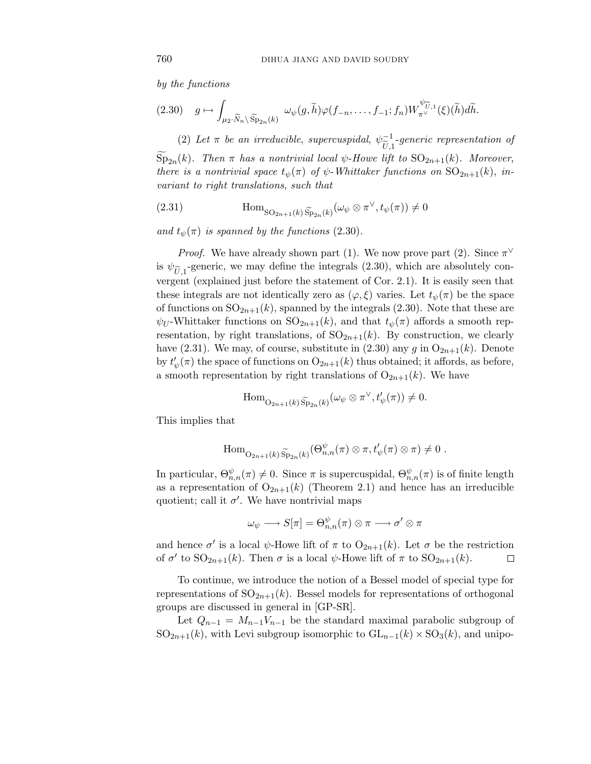*by the functions*

$$(2.30) \quad g \mapsto \int_{\mu_2 \cdot \widetilde{N}_n \backslash \widetilde{\mathrm{Sp}}_{2n}(k)} \omega_\psi(g, \widetilde{h}) \varphi(f_{-n}, \ldots, f_{-1}; f_n) W_{\pi^\vee}^{\psi_{\widetilde{U},1}}(\xi)(\widetilde{h}) d\widetilde{h}.$$

(2) *Let $\pi$ be an irreducible, supercuspidal, $\psi^{-1}_{\widetilde{U},1}$-generic representation of $\widetilde{\mathrm{Sp}}_{2n}(k)$. Then $\pi$ has a nontrivial local $\psi$-Howe lift to $\mathrm{SO}_{2n+1}(k)$. Moreover, there is a nontrivial space $t_\psi(\pi)$ of $\psi$-Whittaker functions on $\mathrm{SO}_{2n+1}(k)$, invariant to right translations, such that*

$$(2.31) \qquad \mathrm{Hom}_{\mathrm{SO}_{2n+1}(k)\, \widetilde{\mathrm{Sp}}_{2n}(k)}(\omega_\psi \otimes \pi^\vee, t_\psi(\pi)) \neq 0$$

*and $t_\psi(\pi)$ is spanned by the functions* (2.30).

*Proof.* We have already shown part (1). We now prove part (2). Since $\pi^\vee$ is $\psi_{\widetilde{U},1}$-generic, we may define the integrals (2.30), which are absolutely convergent (explained just before the statement of Cor. 2.1). It is easily seen that these integrals are not identically zero as $(\varphi, \xi)$ varies. Let $t_\psi(\pi)$ be the space of functions on $\mathrm{SO}_{2n+1}(k)$, spanned by the integrals (2.30). Note that these are $\psi_U$-Whittaker functions on $\mathrm{SO}_{2n+1}(k)$, and that $t_\psi(\pi)$ affords a smooth representation, by right translations, of $\mathrm{SO}_{2n+1}(k)$. By construction, we clearly have (2.31). We may, of course, substitute in (2.30) any $g$ in $\mathrm{O}_{2n+1}(k)$. Denote by $t'_\psi(\pi)$ the space of functions on $\mathrm{O}_{2n+1}(k)$ thus obtained; it affords, as before, a smooth representation by right translations of $\mathrm{O}_{2n+1}(k)$. We have

$$\mathrm{Hom}_{\mathrm{O}_{2n+1}(k)\, \widetilde{\mathrm{Sp}}_{2n}(k)}(\omega_\psi \otimes \pi^\vee, t'_\psi(\pi)) \neq 0.$$

This implies that

$$\mathrm{Hom}_{\mathrm{O}_{2n+1}(k)\, \widetilde{\mathrm{Sp}}_{2n}(k)}(\Theta^\psi_{n,n}(\pi) \otimes \pi, t'_\psi(\pi) \otimes \pi) \neq 0 \ .$$

In particular, $\Theta^\psi_{n,n}(\pi) \neq 0$. Since $\pi$ is supercuspidal, $\Theta^\psi_{n,n}(\pi)$ is of finite length as a representation of $\mathrm{O}_{2n+1}(k)$ (Theorem 2.1) and hence has an irreducible quotient; call it $\sigma'$. We have nontrivial maps

$$\omega_\psi \longrightarrow S[\pi] = \Theta^\psi_{n,n}(\pi) \otimes \pi \longrightarrow \sigma' \otimes \pi$$

and hence $\sigma'$ is a local $\psi$-Howe lift of $\pi$ to $\mathrm{O}_{2n+1}(k)$. Let $\sigma$ be the restriction of $\sigma'$ to $\mathrm{SO}_{2n+1}(k)$. Then $\sigma$ is a local $\psi$-Howe lift of $\pi$ to $\mathrm{SO}_{2n+1}(k)$. $\square$

To continue, we introduce the notion of a Bessel model of special type for representations of $\mathrm{SO}_{2n+1}(k)$. Bessel models for representations of orthogonal groups are discussed in general in [GP-SR].

Let $Q_{n-1} = M_{n-1}V_{n-1}$ be the standard maximal parabolic subgroup of $\mathrm{SO}_{2n+1}(k)$, with Levi subgroup isomorphic to $\mathrm{GL}_{n-1}(k) \times \mathrm{SO}_3(k)$, and unipo-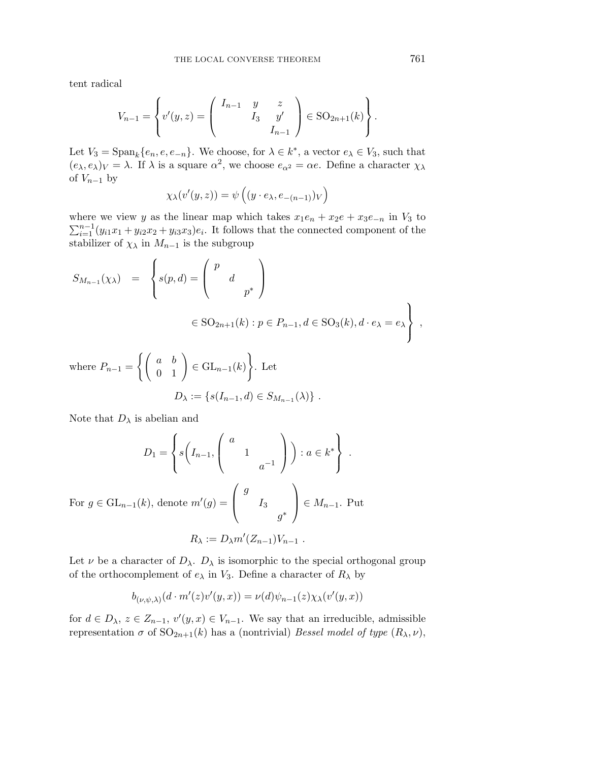tent radical

$$V_{n-1} = \left\{ v'(y,z) = \begin{pmatrix} I_{n-1} & y & z \\ & I_3 & y' \\ & & I_{n-1} \end{pmatrix} \in \mathrm{SO}_{2n+1}(k) \right\}.$$

Let $V_3 = \mathrm{Span}_k\{e_n, e, e_{-n}\}$. We choose, for $\lambda \in k^*$, a vector $e_\lambda \in V_3$, such that $(e_\lambda, e_\lambda)_V = \lambda$. If $\lambda$ is a square $\alpha^2$, we choose $e_{\alpha^2} = \alpha e$. Define a character $\chi_\lambda$ of $V_{n-1}$ by

$$\chi_\lambda(v'(y,z)) = \psi\left((y \cdot e_\lambda, e_{-(n-1)})_V\right)$$

where we view $y$ as the linear map which takes $x_1 e_n + x_2 e + x_3 e_{-n}$ in $V_3$ to $\sum_{i=1}^{n-1}(y_{i1}x_1 + y_{i2}x_2 + y_{i3}x_3)e_i$. It follows that the connected component of the stabilizer of $\chi_\lambda$ in $M_{n-1}$ is the subgroup

$$S_{M_{n-1}}(\chi_\lambda) = \left\{ s(p,d) = \begin{pmatrix} p & & \\ & d & \\ & & p^* \end{pmatrix} \in \mathrm{SO}_{2n+1}(k) : p \in P_{n-1}, d \in \mathrm{SO}_3(k), d \cdot e_\lambda = e_\lambda \right\},$$

where $P_{n-1} = \left\{ \begin{pmatrix} a & b \\ 0 & 1 \end{pmatrix} \in \mathrm{GL}_{n-1}(k) \right\}$. Let

$$D_\lambda := \{ s(I_{n-1}, d) \in S_{M_{n-1}}(\lambda) \}.$$

Note that $D_\lambda$ is abelian and

$$D_1 = \left\{ s\Big(I_{n-1}, \begin{pmatrix} a & & \\ & 1 & \\ & & a^{-1} \end{pmatrix}\Big) : a \in k^* \right\}.$$

For $g \in \mathrm{GL}_{n-1}(k)$, denote $m'(g) = \begin{pmatrix} g & & \\ & I_3 & \\ & & g^* \end{pmatrix} \in M_{n-1}$. Put

$$R_\lambda := D_\lambda m'(Z_{n-1}) V_{n-1}.$$

Let $\nu$ be a character of $D_\lambda$. $D_\lambda$ is isomorphic to the special orthogonal group of the orthocomplement of $e_\lambda$ in $V_3$. Define a character of $R_\lambda$ by

$$b_{(\nu,\psi,\lambda)}(d \cdot m'(z) v'(y,x)) = \nu(d)\psi_{n-1}(z)\chi_\lambda(v'(y,x))$$

for $d \in D_\lambda$, $z \in Z_{n-1}$, $v'(y,x) \in V_{n-1}$. We say that an irreducible, admissible representation $\sigma$ of $\mathrm{SO}_{2n+1}(k)$ has a (nontrivial) *Bessel model of type* $(R_\lambda, \nu)$,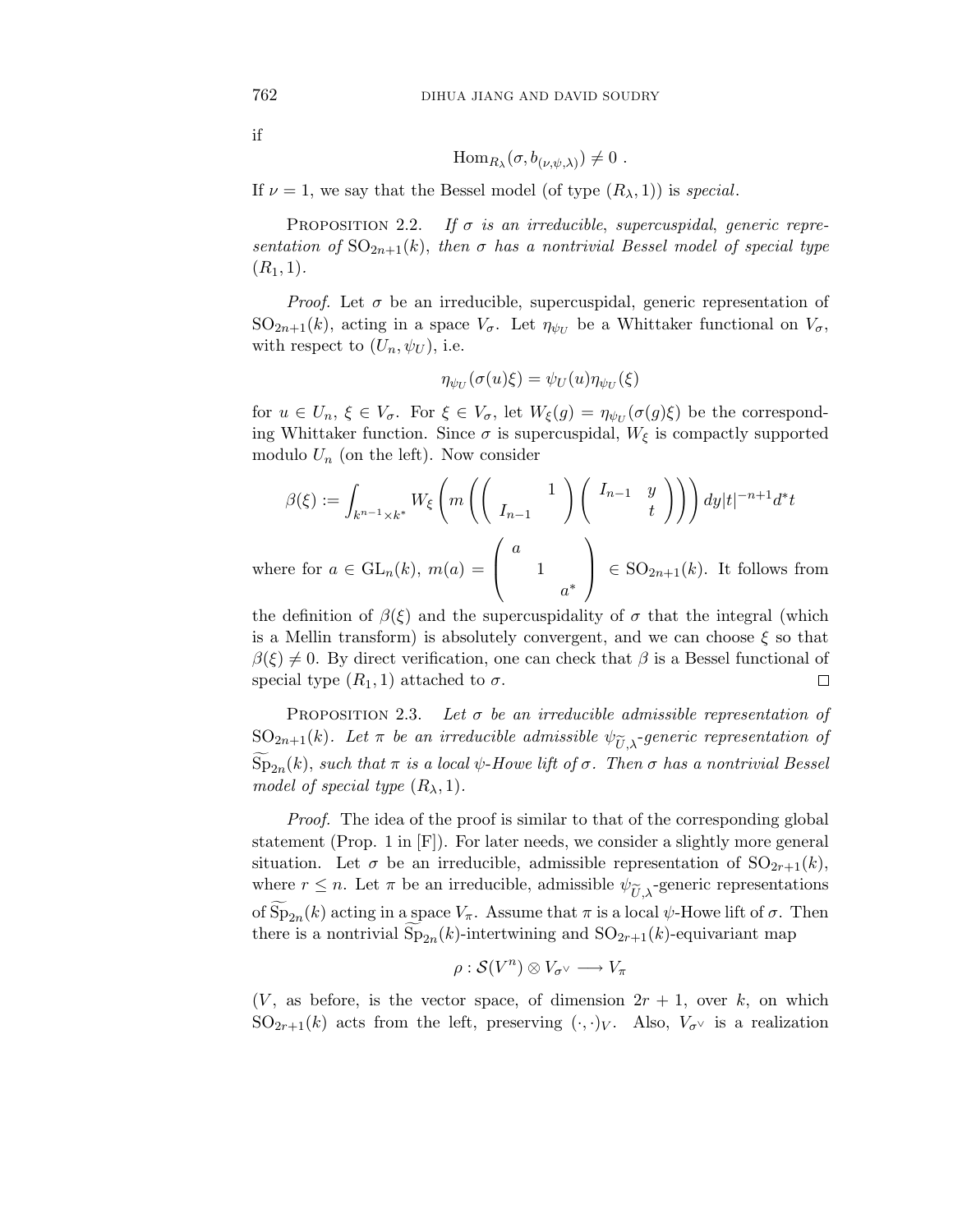if

$$\mathrm{Hom}_{R_\lambda}(\sigma, b_{(\nu,\psi,\lambda)}) \neq 0 \ .$$

If $\nu = 1$, we say that the Bessel model (of type $(R_\lambda, 1)$) is *special*.

Proposition 2.2. *If $\sigma$ is an irreducible, supercuspidal, generic representation of $\mathrm{SO}_{2n+1}(k)$, then $\sigma$ has a nontrivial Bessel model of special type $(R_1, 1)$.*

*Proof.* Let $\sigma$ be an irreducible, supercuspidal, generic representation of $\mathrm{SO}_{2n+1}(k)$, acting in a space $V_\sigma$. Let $\eta_{\psi_U}$ be a Whittaker functional on $V_\sigma$, with respect to $(U_n, \psi_U)$, i.e.

$$\eta_{\psi_U}(\sigma(u)\xi) = \psi_U(u)\eta_{\psi_U}(\xi)$$

for $u \in U_n$, $\xi \in V_\sigma$. For $\xi \in V_\sigma$, let $W_\xi(g) = \eta_{\psi_U}(\sigma(g)\xi)$ be the corresponding Whittaker function. Since $\sigma$ is supercuspidal, $W_\xi$ is compactly supported modulo $U_n$ (on the left). Now consider

$$\beta(\xi) := \int_{k^{n-1}\times k^*} W_\xi\left(m\left(\begin{pmatrix} & 1 \\ I_{n-1} & \end{pmatrix}\begin{pmatrix} I_{n-1} & y \\ & t \end{pmatrix}\right)\right) dy|t|^{-n+1}d^*t$$

where for $a \in \mathrm{GL}_n(k)$, $m(a) = \begin{pmatrix} a & & \\ & 1 & \\ & & a^* \end{pmatrix} \in \mathrm{SO}_{2n+1}(k)$. It follows from the definition of $\beta(\xi)$ and the supercuspidality of $\sigma$ that the integral (which is a Mellin transform) is absolutely convergent, and we can choose $\xi$ so that $\beta(\xi) \neq 0$. By direct verification, one can check that $\beta$ is a Bessel functional of special type $(R_1, 1)$ attached to $\sigma$. □

Proposition 2.3. *Let $\sigma$ be an irreducible admissible representation of $\mathrm{SO}_{2n+1}(k)$. Let $\pi$ be an irreducible admissible $\psi_{\widetilde{U},\lambda}$-generic representation of $\widetilde{\mathrm{Sp}}_{2n}(k)$, such that $\pi$ is a local $\psi$-Howe lift of $\sigma$. Then $\sigma$ has a nontrivial Bessel model of special type $(R_\lambda, 1)$.*

*Proof.* The idea of the proof is similar to that of the corresponding global statement (Prop. 1 in [F]). For later needs, we consider a slightly more general situation. Let $\sigma$ be an irreducible, admissible representation of $\mathrm{SO}_{2r+1}(k)$, where $r \leq n$. Let $\pi$ be an irreducible, admissible $\psi_{\widetilde{U},\lambda}$-generic representations of $\widetilde{\mathrm{Sp}}_{2n}(k)$ acting in a space $V_\pi$. Assume that $\pi$ is a local $\psi$-Howe lift of $\sigma$. Then there is a nontrivial $\widetilde{\mathrm{Sp}}_{2n}(k)$-intertwining and $\mathrm{SO}_{2r+1}(k)$-equivariant map

$$\rho : \mathcal{S}(V^n) \otimes V_{\sigma^\vee} \longrightarrow V_\pi$$

($V$, as before, is the vector space, of dimension $2r+1$, over $k$, on which $\mathrm{SO}_{2r+1}(k)$ acts from the left, preserving $(\cdot,\cdot)_V$. Also, $V_{\sigma^\vee}$ is a realization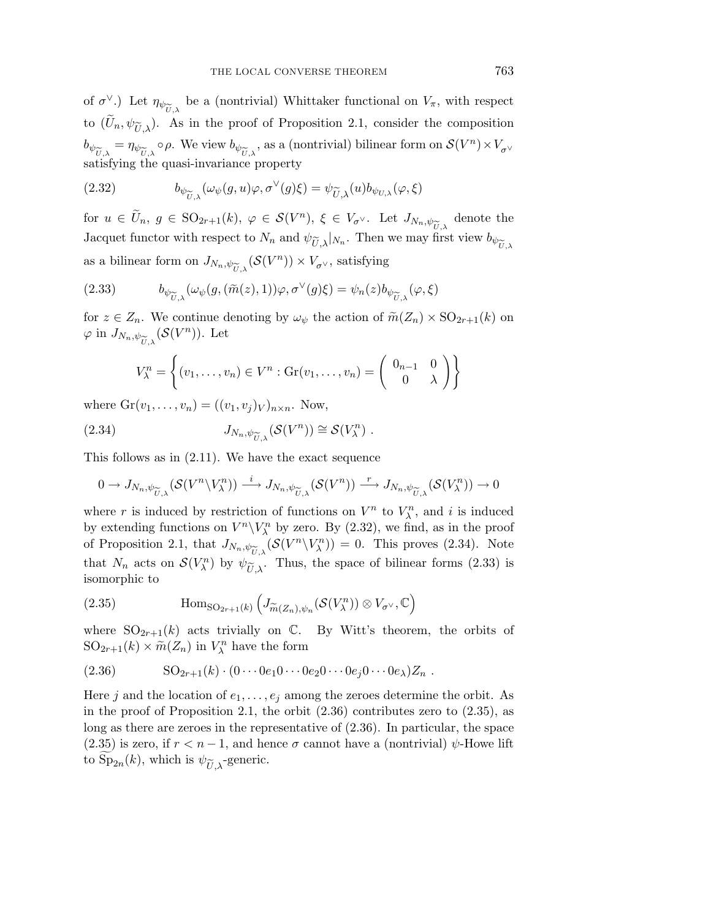of $\sigma^\vee$.) Let $\eta_{\psi_{\widetilde{U},\lambda}}$ be a (nontrivial) Whittaker functional on $V_\pi$, with respect to $(\widetilde{U}_n, \psi_{\widetilde{U},\lambda})$. As in the proof of Proposition 2.1, consider the composition $b_{\psi_{\widetilde{U},\lambda}} = \eta_{\psi_{\widetilde{U},\lambda}} \circ \rho$. We view $b_{\psi_{\widetilde{U},\lambda}}$, as a (nontrivial) bilinear form on $\mathcal{S}(V^n) \times V_{\sigma^\vee}$ satisfying the quasi-invariance property

$$
b_{\psi_{\widetilde{U},\lambda}}(\omega_\psi(g,u)\varphi, \sigma^\vee(g)\xi) = \psi_{\widetilde{U},\lambda}(u) b_{\psi_{U,\lambda}}(\varphi, \xi) \tag{2.32}
$$

for $u \in \widetilde{U}_n$, $g \in \mathrm{SO}_{2r+1}(k)$, $\varphi \in \mathcal{S}(V^n)$, $\xi \in V_{\sigma^\vee}$. Let $J_{N_n, \psi_{\widetilde{U},\lambda}}$ denote the Jacquet functor with respect to $N_n$ and $\psi_{\widetilde{U},\lambda}|_{N_n}$. Then we may first view $b_{\psi_{\widetilde{U},\lambda}}$ as a bilinear form on $J_{N_n, \psi_{\widetilde{U},\lambda}}(\mathcal{S}(V^n)) \times V_{\sigma^\vee}$, satisfying

$$
b_{\psi_{\widetilde{U},\lambda}}(\omega_\psi(g,(\widetilde{m}(z),1))\varphi, \sigma^\vee(g)\xi) = \psi_n(z) b_{\psi_{\widetilde{U},\lambda}}(\varphi, \xi) \tag{2.33}
$$

for $z \in Z_n$. We continue denoting by $\omega_\psi$ the action of $\widetilde{m}(Z_n) \times \mathrm{SO}_{2r+1}(k)$ on $\varphi$ in $J_{N_n, \psi_{\widetilde{U},\lambda}}(\mathcal{S}(V^n))$. Let

$$
V^n_\lambda = \left\{ (v_1, \ldots, v_n) \in V^n : \mathrm{Gr}(v_1, \ldots, v_n) = \begin{pmatrix} 0_{n-1} & 0 \\ 0 & \lambda \end{pmatrix} \right\}
$$

where $\mathrm{Gr}(v_1, \ldots, v_n) = ((v_1, v_j)_V)_{n \times n}$. Now,

$$
J_{N_n, \psi_{\widetilde{U},\lambda}}(\mathcal{S}(V^n)) \cong \mathcal{S}(V^n_\lambda) \ . \tag{2.34}
$$

This follows as in (2.11). We have the exact sequence

$$
0 \to J_{N_n, \psi_{\widetilde{U},\lambda}}(\mathcal{S}(V^n \backslash V^n_\lambda)) \xrightarrow{\ i\ } J_{N_n, \psi_{\widetilde{U},\lambda}}(\mathcal{S}(V^n)) \xrightarrow{\ r\ } J_{N_n, \psi_{\widetilde{U},\lambda}}(\mathcal{S}(V^n_\lambda)) \to 0
$$

where $r$ is induced by restriction of functions on $V^n$ to $V^n_\lambda$, and $i$ is induced by extending functions on $V^n \backslash V^n_\lambda$ by zero. By (2.32), we find, as in the proof of Proposition 2.1, that $J_{N_n, \psi_{\widetilde{U},\lambda}}(\mathcal{S}(V^n \backslash V^n_\lambda)) = 0$. This proves (2.34). Note that $N_n$ acts on $\mathcal{S}(V^n_\lambda)$ by $\psi_{\widetilde{U},\lambda}$. Thus, the space of bilinear forms (2.33) is isomorphic to

$$
\mathrm{Hom}_{\mathrm{SO}_{2r+1}(k)} \left( J_{\widetilde{m}(Z_n), \psi_n}(\mathcal{S}(V^n_\lambda)) \otimes V_{\sigma^\vee}, \mathbb{C} \right) \tag{2.35}
$$

where $\mathrm{SO}_{2r+1}(k)$ acts trivially on $\mathbb{C}$. By Witt's theorem, the orbits of $\mathrm{SO}_{2r+1}(k) \times \widetilde{m}(Z_n)$ in $V^n_\lambda$ have the form

$$
\mathrm{SO}_{2r+1}(k) \cdot (0 \cdots 0 e_1 0 \cdots 0 e_2 0 \cdots 0 e_j 0 \cdots 0 e_\lambda) Z_n \ . \tag{2.36}
$$

Here $j$ and the location of $e_1, \ldots, e_j$ among the zeroes determine the orbit. As in the proof of Proposition 2.1, the orbit (2.36) contributes zero to (2.35), as long as there are zeroes in the representative of (2.36). In particular, the space (2.35) is zero, if $r < n-1$, and hence $\sigma$ cannot have a (nontrivial) $\psi$-Howe lift to $\widetilde{\mathrm{Sp}}_{2n}(k)$, which is $\psi_{\widetilde{U},\lambda}$-generic.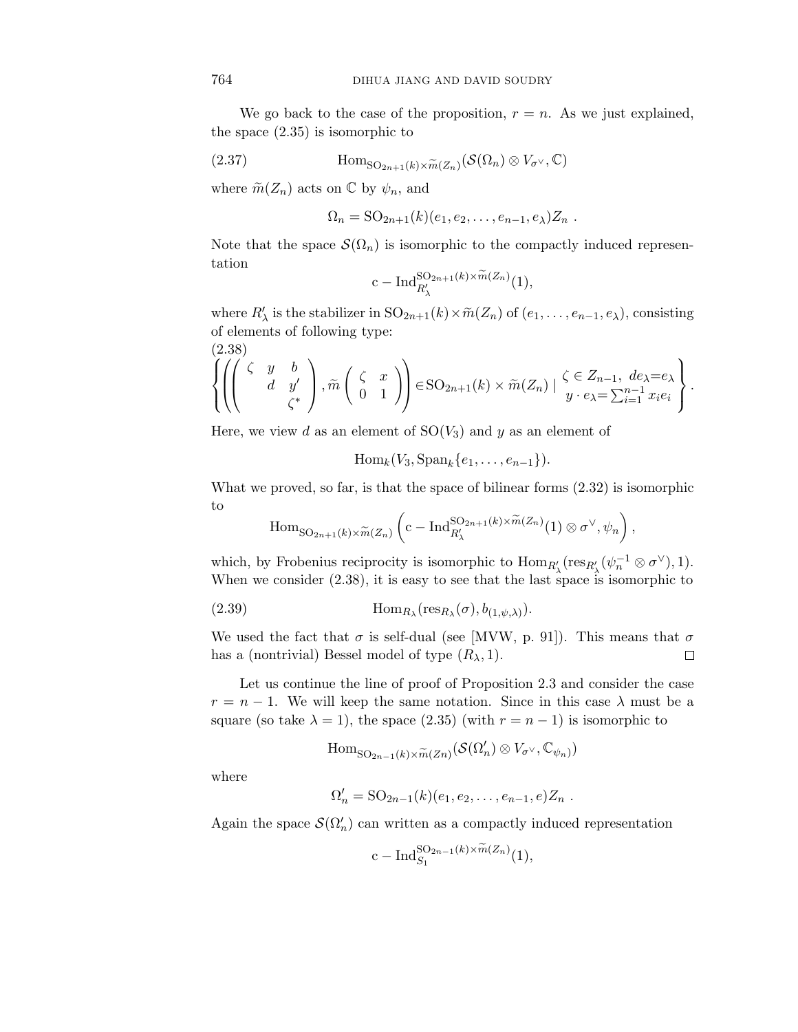We go back to the case of the proposition, $r = n$. As we just explained, the space (2.35) is isomorphic to

$$\mathrm{Hom}_{\mathrm{SO}_{2n+1}(k)\times\widetilde{m}(Z_n)}(\mathcal{S}(\Omega_n)\otimes V_{\sigma^\vee},\mathbb{C}) \tag{2.37}$$

where $\widetilde{m}(Z_n)$ acts on $\mathbb{C}$ by $\psi_n$, and

$$\Omega_n = \mathrm{SO}_{2n+1}(k)(e_1, e_2, \ldots, e_{n-1}, e_\lambda)Z_n\ .$$

Note that the space $\mathcal{S}(\Omega_n)$ is isomorphic to the compactly induced representation

$$\mathrm{c}-\mathrm{Ind}_{R'_\lambda}^{\mathrm{SO}_{2n+1}(k)\times\widetilde{m}(Z_n)}(1),$$

where $R'_\lambda$ is the stabilizer in $\mathrm{SO}_{2n+1}(k)\times\widetilde{m}(Z_n)$ of $(e_1,\ldots,e_{n-1},e_\lambda)$, consisting of elements of following type:

$$\left\{\left(\begin{pmatrix}\zeta & y & b\\ & d & y'\\ & & \zeta^*\end{pmatrix},\widetilde{m}\begin{pmatrix}\zeta & x\\ 0 & 1\end{pmatrix}\right)\in \mathrm{SO}_{2n+1}(k)\times\widetilde{m}(Z_n)\mid \begin{matrix}\zeta\in Z_{n-1},\ de_\lambda = e_\lambda\\ y\cdot e_\lambda = \sum_{i=1}^{n-1}x_ie_i\end{matrix}\right\}. \tag{2.38}$$

Here, we view $d$ as an element of $\mathrm{SO}(V_3)$ and $y$ as an element of

$$\mathrm{Hom}_k(V_3, \mathrm{Span}_k\{e_1,\ldots,e_{n-1}\}).$$

What we proved, so far, is that the space of bilinear forms (2.32) is isomorphic to

$$\mathrm{Hom}_{\mathrm{SO}_{2n+1}(k)\times\widetilde{m}(Z_n)}\left(\mathrm{c}-\mathrm{Ind}_{R'_\lambda}^{\mathrm{SO}_{2n+1}(k)\times\widetilde{m}(Z_n)}(1)\otimes\sigma^\vee,\psi_n\right),$$

which, by Frobenius reciprocity is isomorphic to $\mathrm{Hom}_{R'_\lambda}(\mathrm{res}_{R'_\lambda}(\psi_n^{-1}\otimes\sigma^\vee),1)$. When we consider (2.38), it is easy to see that the last space is isomorphic to

$$\mathrm{Hom}_{R_\lambda}(\mathrm{res}_{R_\lambda}(\sigma), b_{(1,\psi,\lambda)}). \tag{2.39}$$

We used the fact that $\sigma$ is self-dual (see [MVW, p. 91]). This means that $\sigma$ has a (nontrivial) Bessel model of type $(R_\lambda, 1)$. $\square$

Let us continue the line of proof of Proposition 2.3 and consider the case $r = n-1$. We will keep the same notation. Since in this case $\lambda$ must be a square (so take $\lambda = 1$), the space (2.35) (with $r = n-1$) is isomorphic to

$$\mathrm{Hom}_{\mathrm{SO}_{2n-1}(k)\times\widetilde{m}(Zn)}(\mathcal{S}(\Omega'_n)\otimes V_{\sigma^\vee},\mathbb{C}_{\psi_n})$$

where

$$\Omega'_n = \mathrm{SO}_{2n-1}(k)(e_1, e_2, \ldots, e_{n-1}, e)Z_n\ .$$

Again the space $\mathcal{S}(\Omega'_n)$ can written as a compactly induced representation

$$\mathrm{c}-\mathrm{Ind}_{S_1}^{\mathrm{SO}_{2n-1}(k)\times\widetilde{m}(Z_n)}(1),$$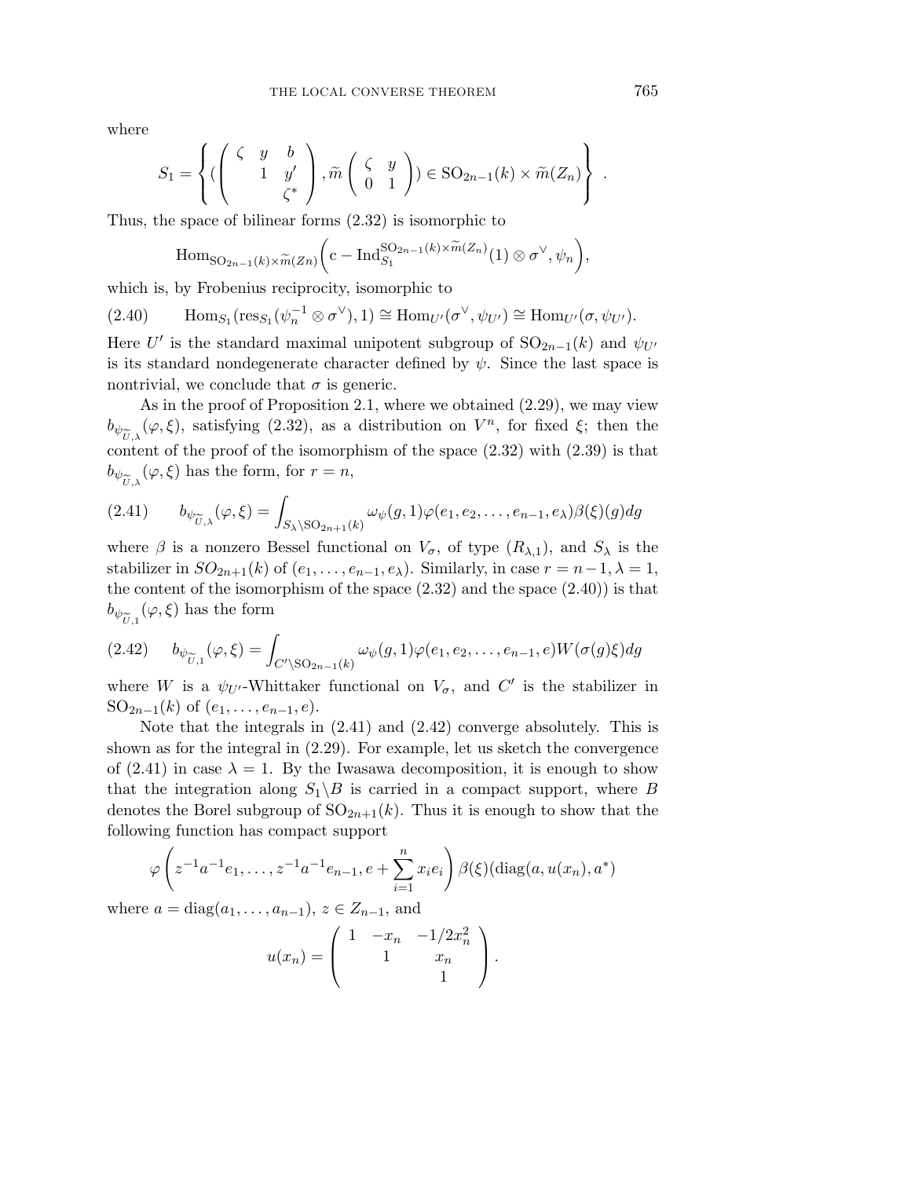where

$$S_1 = \left\{ \left( \begin{pmatrix} \zeta & y & b \\ & 1 & y' \\ & & \zeta^* \end{pmatrix}, \widetilde{m} \begin{pmatrix} \zeta & y \\ 0 & 1 \end{pmatrix} \right) \in \mathrm{SO}_{2n-1}(k) \times \widetilde{m}(Z_n) \right\} .$$

Thus, the space of bilinear forms (2.32) is isomorphic to

$$\mathrm{Hom}_{\mathrm{SO}_{2n-1}(k)\times \widetilde{m}(Zn)}\Big( \mathrm{c-Ind}_{S_1}^{\mathrm{SO}_{2n-1}(k)\times \widetilde{m}(Z_n)}(1) \otimes \sigma^\vee, \psi_n \Big),$$

which is, by Frobenius reciprocity, isomorphic to

$$\mathrm{Hom}_{S_1}(\mathrm{res}_{S_1}(\psi_n^{-1} \otimes \sigma^\vee), 1) \cong \mathrm{Hom}_{U'}(\sigma^\vee, \psi_{U'}) \cong \mathrm{Hom}_{U'}(\sigma, \psi_{U'}). \tag{2.40}$$

Here $U'$ is the standard maximal unipotent subgroup of $\mathrm{SO}_{2n-1}(k)$ and $\psi_{U'}$ is its standard nondegenerate character defined by $\psi$. Since the last space is nontrivial, we conclude that $\sigma$ is generic.

As in the proof of Proposition 2.1, where we obtained (2.29), we may view $b_{\psi_{\widetilde{U},\lambda}}(\varphi, \xi)$, satisfying (2.32), as a distribution on $V^n$, for fixed $\xi$; then the content of the proof of the isomorphism of the space (2.32) with (2.39) is that $b_{\psi_{\widetilde{U},\lambda}}(\varphi, \xi)$ has the form, for $r = n$,

$$b_{\psi_{\widetilde{U},\lambda}}(\varphi, \xi) = \int_{S_\lambda \backslash \mathrm{SO}_{2n+1}(k)} \omega_\psi(g, 1)\varphi(e_1, e_2, \ldots, e_{n-1}, e_\lambda)\beta(\xi)(g)dg \tag{2.41}$$

where $\beta$ is a nonzero Bessel functional on $V_\sigma$, of type $(R_{\lambda,1})$, and $S_\lambda$ is the stabilizer in $SO_{2n+1}(k)$ of $(e_1, \ldots, e_{n-1}, e_\lambda)$. Similarly, in case $r = n-1, \lambda = 1$, the content of the isomorphism of the space (2.32) and the space (2.40)) is that $b_{\psi_{\widetilde{U},1}}(\varphi, \xi)$ has the form

$$b_{\psi_{\widetilde{U},1}}(\varphi, \xi) = \int_{C' \backslash \mathrm{SO}_{2n-1}(k)} \omega_\psi(g, 1)\varphi(e_1, e_2, \ldots, e_{n-1}, e)W(\sigma(g)\xi)dg \tag{2.42}$$

where $W$ is a $\psi_{U'}$-Whittaker functional on $V_\sigma$, and $C'$ is the stabilizer in $\mathrm{SO}_{2n-1}(k)$ of $(e_1, \ldots, e_{n-1}, e)$.

Note that the integrals in (2.41) and (2.42) converge absolutely. This is shown as for the integral in (2.29). For example, let us sketch the convergence of (2.41) in case $\lambda = 1$. By the Iwasawa decomposition, it is enough to show that the integration along $S_1 \backslash B$ is carried in a compact support, where $B$ denotes the Borel subgroup of $\mathrm{SO}_{2n+1}(k)$. Thus it is enough to show that the following function has compact support

$$\varphi\left(z^{-1}a^{-1}e_1, \ldots, z^{-1}a^{-1}e_{n-1}, e + \sum_{i=1}^{n} x_i e_i\right) \beta(\xi)(\mathrm{diag}(a, u(x_n), a^*)$$

where $a = \mathrm{diag}(a_1, \ldots, a_{n-1})$, $z \in Z_{n-1}$, and

$$u(x_n) = \begin{pmatrix} 1 & -x_n & -1/2x_n^2 \\ & 1 & x_n \\ & & 1 \end{pmatrix}.$$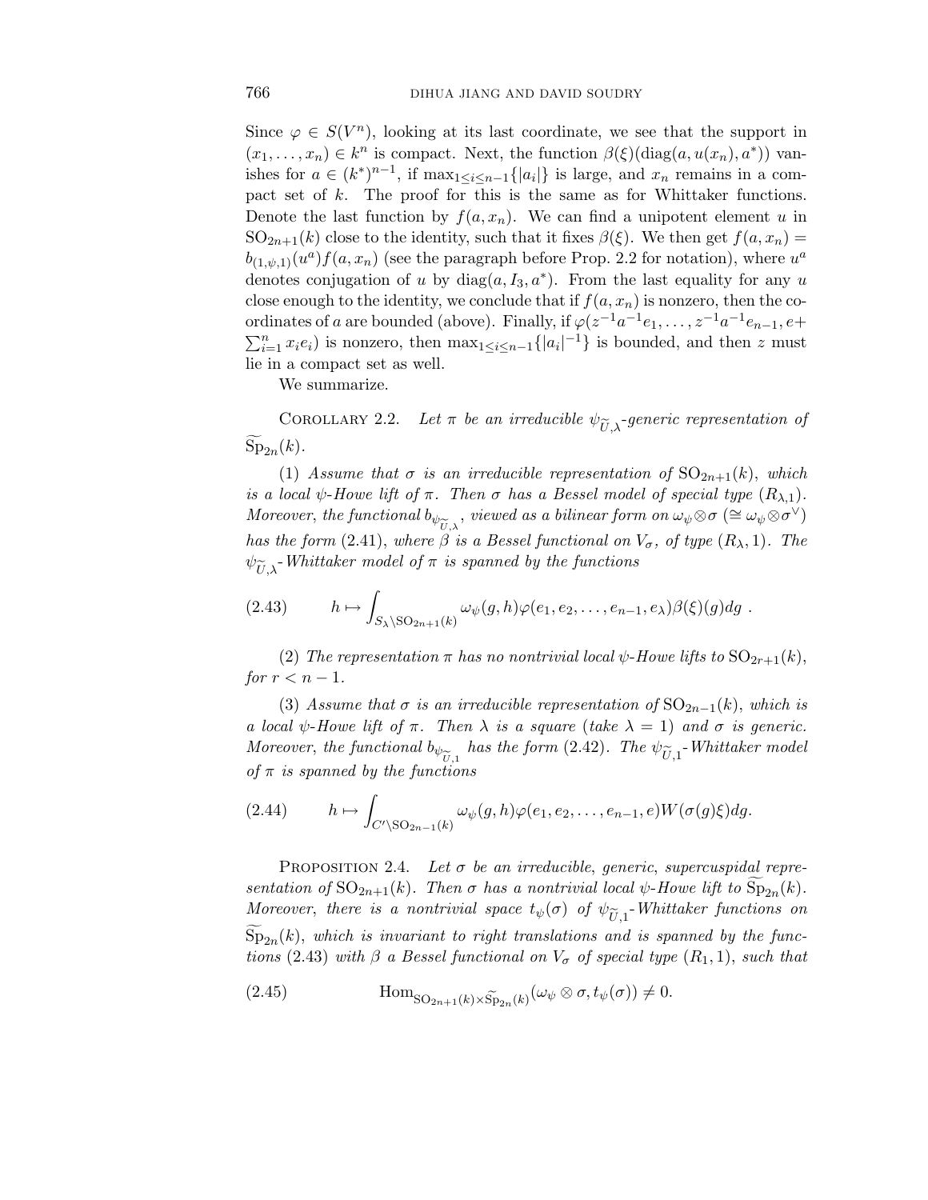Since $\varphi \in S(V^n)$, looking at its last coordinate, we see that the support in $(x_1, \ldots, x_n) \in k^n$ is compact. Next, the function $\beta(\xi)(\mathrm{diag}(a, u(x_n), a^*))$ vanishes for $a \in (k^*)^{n-1}$, if $\max_{1 \le i \le n-1}\{|a_i|\}$ is large, and $x_n$ remains in a compact set of $k$. The proof for this is the same as for Whittaker functions. Denote the last function by $f(a, x_n)$. We can find a unipotent element $u$ in $\mathrm{SO}_{2n+1}(k)$ close to the identity, such that it fixes $\beta(\xi)$. We then get $f(a, x_n) = b_{(1,\psi,1)}(u^a) f(a, x_n)$ (see the paragraph before Prop. 2.2 for notation), where $u^a$ denotes conjugation of $u$ by $\mathrm{diag}(a, I_3, a^*)$. From the last equality for any $u$ close enough to the identity, we conclude that if $f(a, x_n)$ is nonzero, then the coordinates of $a$ are bounded (above). Finally, if $\varphi(z^{-1}a^{-1}e_1, \ldots, z^{-1}a^{-1}e_{n-1}, e + \sum_{i=1}^n x_i e_i)$ is nonzero, then $\max_{1 \le i \le n-1}\{|a_i|^{-1}\}$ is bounded, and then $z$ must lie in a compact set as well.

We summarize.

Corollary 2.2. *Let $\pi$ be an irreducible $\psi_{\widetilde{U},\lambda}$-generic representation of $\widetilde{\mathrm{Sp}}_{2n}(k)$.*

(1) *Assume that $\sigma$ is an irreducible representation of $\mathrm{SO}_{2n+1}(k)$, which is a local $\psi$-Howe lift of $\pi$. Then $\sigma$ has a Bessel model of special type $(R_{\lambda,1})$. Moreover, the functional $b_{\psi_{\widetilde{U},\lambda}}$, viewed as a bilinear form on $\omega_\psi \otimes \sigma$ ($\cong \omega_\psi \otimes \sigma^\vee$) has the form (2.41), where $\beta$ is a Bessel functional on $V_\sigma$, of type $(R_\lambda, 1)$. The $\psi_{\widetilde{U},\lambda}$-Whittaker model of $\pi$ is spanned by the functions*

$$h \mapsto \int_{S_\lambda \backslash \mathrm{SO}_{2n+1}(k)} \omega_\psi(g,h)\varphi(e_1, e_2, \ldots, e_{n-1}, e_\lambda)\beta(\xi)(g)dg\ . \tag{2.43}$$

(2) *The representation $\pi$ has no nontrivial local $\psi$-Howe lifts to $\mathrm{SO}_{2r+1}(k)$, for $r < n-1$.*

(3) *Assume that $\sigma$ is an irreducible representation of $\mathrm{SO}_{2n-1}(k)$, which is a local $\psi$-Howe lift of $\pi$. Then $\lambda$ is a square (take $\lambda = 1$) and $\sigma$ is generic. Moreover, the functional $b_{\psi_{\widetilde{U},1}}$ has the form (2.42). The $\psi_{\widetilde{U},1}$-Whittaker model of $\pi$ is spanned by the functions*

$$h \mapsto \int_{C' \backslash \mathrm{SO}_{2n-1}(k)} \omega_\psi(g,h)\varphi(e_1, e_2, \ldots, e_{n-1}, e)W(\sigma(g)\xi)dg. \tag{2.44}$$

Proposition 2.4. *Let $\sigma$ be an irreducible, generic, supercuspidal representation of $\mathrm{SO}_{2n+1}(k)$. Then $\sigma$ has a nontrivial local $\psi$-Howe lift to $\widetilde{\mathrm{Sp}}_{2n}(k)$. Moreover, there is a nontrivial space $t_\psi(\sigma)$ of $\psi_{\widetilde{U},1}$-Whittaker functions on $\widetilde{\mathrm{Sp}}_{2n}(k)$, which is invariant to right translations and is spanned by the functions (2.43) with $\beta$ a Bessel functional on $V_\sigma$ of special type $(R_1, 1)$, such that*

$$\mathrm{Hom}_{\mathrm{SO}_{2n+1}(k) \times \widetilde{\mathrm{Sp}}_{2n}(k)}(\omega_\psi \otimes \sigma, t_\psi(\sigma)) \neq 0. \tag{2.45}$$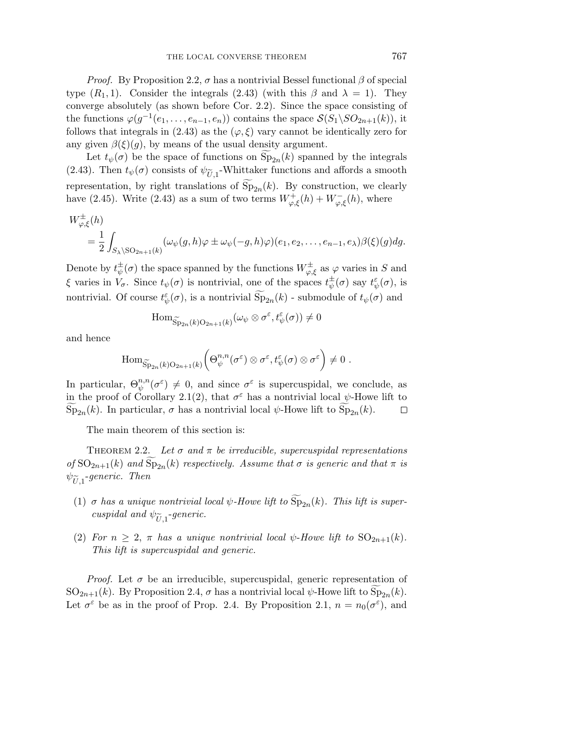*Proof.* By Proposition 2.2, $\sigma$ has a nontrivial Bessel functional $\beta$ of special type $(R_1, 1)$. Consider the integrals (2.43) (with this $\beta$ and $\lambda = 1$). They converge absolutely (as shown before Cor. 2.2). Since the space consisting of the functions $\varphi(g^{-1}(e_1, \ldots, e_{n-1}, e_n))$ contains the space $\mathcal{S}(S_1\backslash SO_{2n+1}(k))$, it follows that integrals in (2.43) as the $(\varphi, \xi)$ vary cannot be identically zero for any given $\beta(\xi)(g)$, by means of the usual density argument.

Let $t_\psi(\sigma)$ be the space of functions on $\widetilde{\mathrm{Sp}}_{2n}(k)$ spanned by the integrals (2.43). Then $t_\psi(\sigma)$ consists of $\psi_{\widetilde{U},1}$-Whittaker functions and affords a smooth representation, by right translations of $\widetilde{\mathrm{Sp}}_{2n}(k)$. By construction, we clearly have (2.45). Write (2.43) as a sum of two terms $W^+_{\varphi,\xi}(h) + W^-_{\varphi,\xi}(h)$, where

$$
\begin{aligned}
&W^{\pm}_{\varphi,\xi}(h) \\
&\quad = \frac{1}{2}\int_{S_\lambda\backslash \mathrm{SO}_{2n+1}(k)} (\omega_\psi(g,h)\varphi \pm \omega_\psi(-g,h)\varphi)(e_1, e_2, \ldots, e_{n-1}, e_\lambda)\beta(\xi)(g)dg.
\end{aligned}
$$

Denote by $t^{\pm}_\psi(\sigma)$ the space spanned by the functions $W^{\pm}_{\varphi,\xi}$ as $\varphi$ varies in $S$ and $\xi$ varies in $V_\sigma$. Since $t_\psi(\sigma)$ is nontrivial, one of the spaces $t^{\pm}_\psi(\sigma)$ say $t^\varepsilon_\psi(\sigma)$, is nontrivial. Of course $t^\varepsilon_\psi(\sigma)$, is a nontrivial $\widetilde{\mathrm{Sp}}_{2n}(k)$ - submodule of $t_\psi(\sigma)$ and

$$
\mathrm{Hom}_{\widetilde{\mathrm{Sp}}_{2n}(k)\mathrm{O}_{2n+1}(k)}(\omega_\psi \otimes \sigma^\varepsilon, t^\varepsilon_\psi(\sigma)) \neq 0
$$

and hence

$$
\mathrm{Hom}_{\widetilde{\mathrm{Sp}}_{2n}(k)\mathrm{O}_{2n+1}(k)}\Big(\Theta^{n,n}_\psi(\sigma^\varepsilon) \otimes \sigma^\varepsilon, t^\varepsilon_\psi(\sigma) \otimes \sigma^\varepsilon\Big) \neq 0 \; .
$$

In particular, $\Theta^{n,n}_\psi(\sigma^\varepsilon) \neq 0$, and since $\sigma^\varepsilon$ is supercuspidal, we conclude, as in the proof of Corollary 2.1(2), that $\sigma^\varepsilon$ has a nontrivial local $\psi$-Howe lift to $\widetilde{\mathrm{Sp}}_{2n}(k)$. In particular, $\sigma$ has a nontrivial local $\psi$-Howe lift to $\widetilde{\mathrm{Sp}}_{2n}(k)$. $\square$

The main theorem of this section is:

THEOREM 2.2. *Let $\sigma$ and $\pi$ be irreducible, supercuspidal representations of $\mathrm{SO}_{2n+1}(k)$ and $\widetilde{\mathrm{Sp}}_{2n}(k)$ respectively. Assume that $\sigma$ is generic and that $\pi$ is $\psi_{\widetilde{U},1}$-generic. Then*

1. *$\sigma$ has a unique nontrivial local $\psi$-Howe lift to $\widetilde{\mathrm{Sp}}_{2n}(k)$. This lift is supercuspidal and $\psi_{\widetilde{U},1}$-generic.*

2. *For $n \geq 2$, $\pi$ has a unique nontrivial local $\psi$-Howe lift to $\mathrm{SO}_{2n+1}(k)$. This lift is supercuspidal and generic.*

*Proof.* Let $\sigma$ be an irreducible, supercuspidal, generic representation of $\mathrm{SO}_{2n+1}(k)$. By Proposition 2.4, $\sigma$ has a nontrivial local $\psi$-Howe lift to $\widetilde{\mathrm{Sp}}_{2n}(k)$. Let $\sigma^\varepsilon$ be as in the proof of Prop. 2.4. By Proposition 2.1, $n = n_0(\sigma^\varepsilon)$, and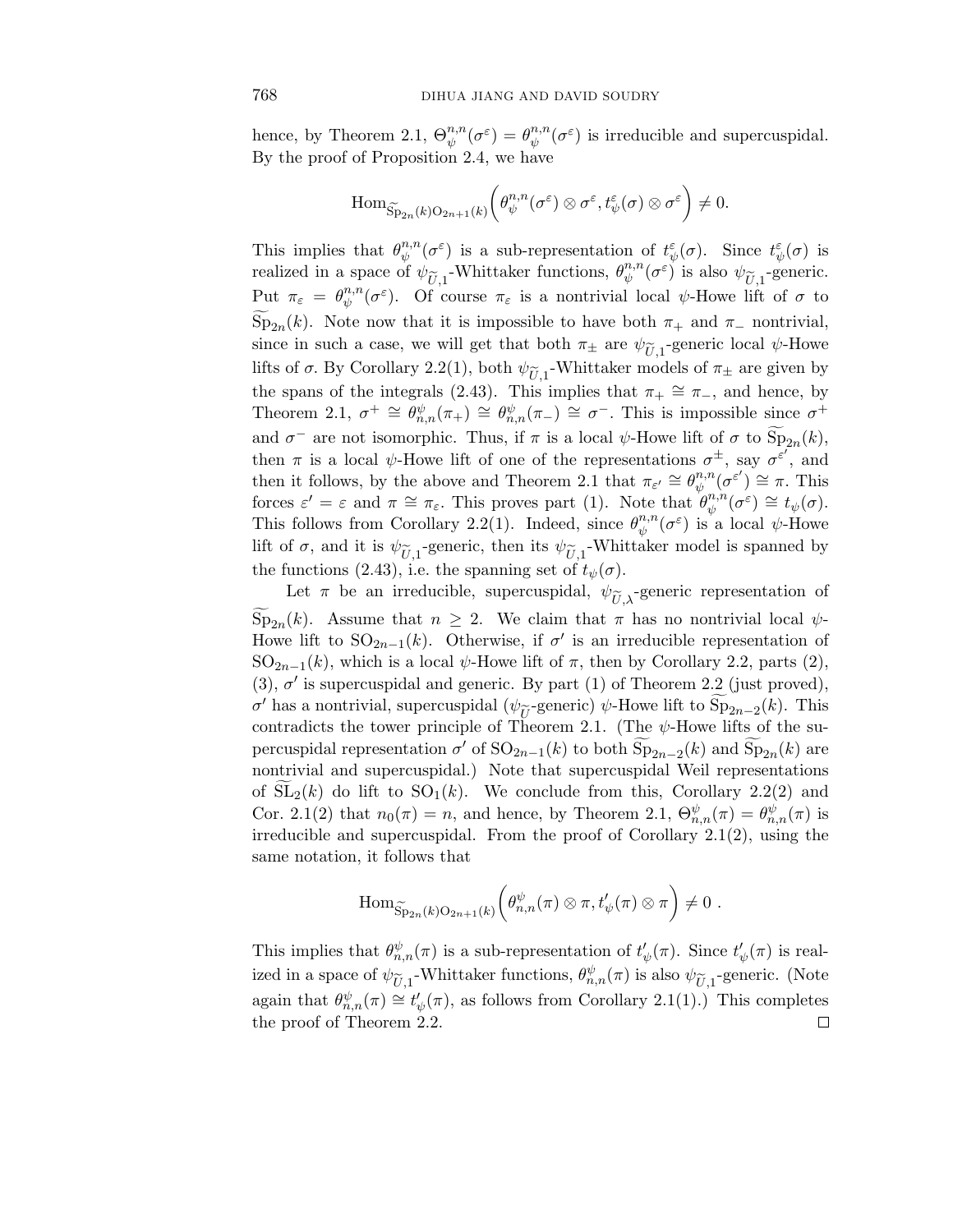hence, by Theorem 2.1, $\Theta_\psi^{n,n}(\sigma^\varepsilon) = \theta_\psi^{n,n}(\sigma^\varepsilon)$ is irreducible and supercuspidal. By the proof of Proposition 2.4, we have

$$\mathrm{Hom}_{\widetilde{\mathrm{Sp}}_{2n}(k)\mathrm{O}_{2n+1}(k)}\Big(\theta_\psi^{n,n}(\sigma^\varepsilon)\otimes\sigma^\varepsilon, t_\psi^\varepsilon(\sigma)\otimes\sigma^\varepsilon\Big)\neq 0.$$

This implies that $\theta_\psi^{n,n}(\sigma^\varepsilon)$ is a sub-representation of $t_\psi^\varepsilon(\sigma)$. Since $t_\psi^\varepsilon(\sigma)$ is realized in a space of $\psi_{\widetilde{U},1}$-Whittaker functions, $\theta_\psi^{n,n}(\sigma^\varepsilon)$ is also $\psi_{\widetilde{U},1}$-generic. Put $\pi_\varepsilon = \theta_\psi^{n,n}(\sigma^\varepsilon)$. Of course $\pi_\varepsilon$ is a nontrivial local $\psi$-Howe lift of $\sigma$ to $\widetilde{\mathrm{Sp}}_{2n}(k)$. Note now that it is impossible to have both $\pi_+$ and $\pi_-$ nontrivial, since in such a case, we will get that both $\pi_\pm$ are $\psi_{\widetilde{U},1}$-generic local $\psi$-Howe lifts of $\sigma$. By Corollary 2.2(1), both $\psi_{\widetilde{U},1}$-Whittaker models of $\pi_\pm$ are given by the spans of the integrals (2.43). This implies that $\pi_+\cong\pi_-$, and hence, by Theorem 2.1, $\sigma^+\cong\theta_{n,n}^\psi(\pi_+)\cong\theta_{n,n}^\psi(\pi_-)\cong\sigma^-$. This is impossible since $\sigma^+$ and $\sigma^-$ are not isomorphic. Thus, if $\pi$ is a local $\psi$-Howe lift of $\sigma$ to $\widetilde{\mathrm{Sp}}_{2n}(k)$, then $\pi$ is a local $\psi$-Howe lift of one of the representations $\sigma^\pm$, say $\sigma^{\varepsilon'}$, and then it follows, by the above and Theorem 2.1 that $\pi_{\varepsilon'}\cong\theta_\psi^{n,n}(\sigma^{\varepsilon'})\cong\pi$. This forces $\varepsilon'=\varepsilon$ and $\pi\cong\pi_\varepsilon$. This proves part (1). Note that $\theta_\psi^{n,n}(\sigma^\varepsilon)\cong t_\psi(\sigma)$. This follows from Corollary 2.2(1). Indeed, since $\theta_\psi^{n,n}(\sigma^\varepsilon)$ is a local $\psi$-Howe lift of $\sigma$, and it is $\psi_{\widetilde{U},1}$-generic, then its $\psi_{\widetilde{U},1}$-Whittaker model is spanned by the functions (2.43), i.e. the spanning set of $t_\psi(\sigma)$.

Let $\pi$ be an irreducible, supercuspidal, $\psi_{\widetilde{U},\lambda}$-generic representation of $\widetilde{\mathrm{Sp}}_{2n}(k)$. Assume that $n\geq 2$. We claim that $\pi$ has no nontrivial local $\psi$-Howe lift to $\mathrm{SO}_{2n-1}(k)$. Otherwise, if $\sigma'$ is an irreducible representation of $\mathrm{SO}_{2n-1}(k)$, which is a local $\psi$-Howe lift of $\pi$, then by Corollary 2.2, parts (2), (3), $\sigma'$ is supercuspidal and generic. By part (1) of Theorem 2.2 (just proved), $\sigma'$ has a nontrivial, supercuspidal ($\psi_{\widetilde{U}}$-generic) $\psi$-Howe lift to $\widetilde{\mathrm{Sp}}_{2n-2}(k)$. This contradicts the tower principle of Theorem 2.1. (The $\psi$-Howe lifts of the supercuspidal representation $\sigma'$ of $\mathrm{SO}_{2n-1}(k)$ to both $\widetilde{\mathrm{Sp}}_{2n-2}(k)$ and $\widetilde{\mathrm{Sp}}_{2n}(k)$ are nontrivial and supercuspidal.) Note that supercuspidal Weil representations of $\widetilde{\mathrm{SL}}_2(k)$ do lift to $\mathrm{SO}_1(k)$. We conclude from this, Corollary 2.2(2) and Cor. 2.1(2) that $n_0(\pi)=n$, and hence, by Theorem 2.1, $\Theta_{n,n}^\psi(\pi)=\theta_{n,n}^\psi(\pi)$ is irreducible and supercuspidal. From the proof of Corollary 2.1(2), using the same notation, it follows that

$$\mathrm{Hom}_{\widetilde{\mathrm{Sp}}_{2n}(k)\mathrm{O}_{2n+1}(k)}\Big(\theta_{n,n}^\psi(\pi)\otimes\pi, t'_\psi(\pi)\otimes\pi\Big)\neq 0\ .$$

This implies that $\theta_{n,n}^\psi(\pi)$ is a sub-representation of $t'_\psi(\pi)$. Since $t'_\psi(\pi)$ is realized in a space of $\psi_{\widetilde{U},1}$-Whittaker functions, $\theta_{n,n}^\psi(\pi)$ is also $\psi_{\widetilde{U},1}$-generic. (Note again that $\theta_{n,n}^\psi(\pi)\cong t'_\psi(\pi)$, as follows from Corollary 2.1(1).) This completes the proof of Theorem 2.2. $\square$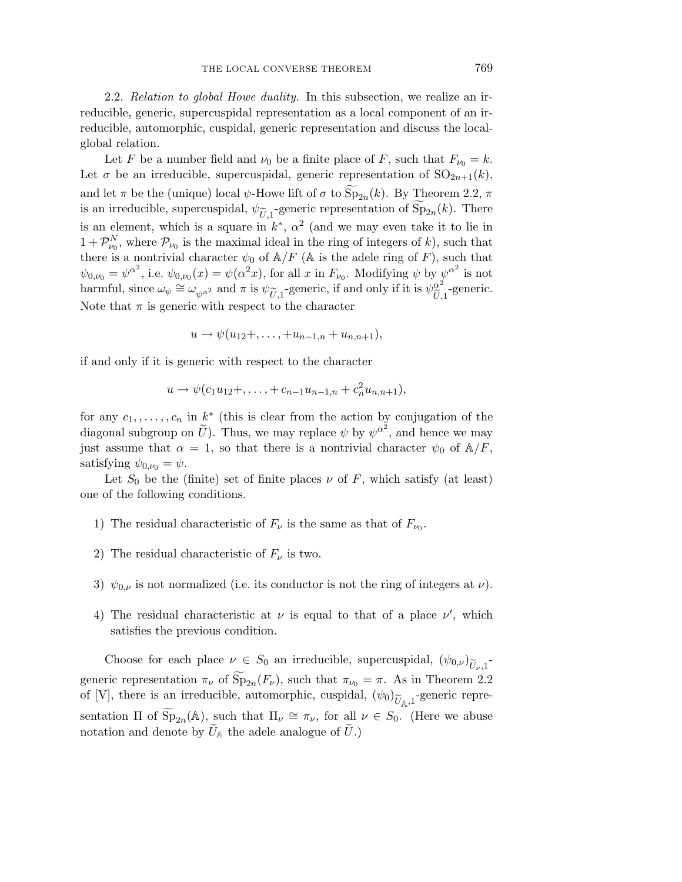2.2. *Relation to global Howe duality.* In this subsection, we realize an irreducible, generic, supercuspidal representation as a local component of an irreducible, automorphic, cuspidal, generic representation and discuss the local-global relation.

Let $F$ be a number field and $\nu_0$ be a finite place of $F$, such that $F_{\nu_0} = k$. Let $\sigma$ be an irreducible, supercuspidal, generic representation of $\mathrm{SO}_{2n+1}(k)$, and let $\pi$ be the (unique) local $\psi$-Howe lift of $\sigma$ to $\widetilde{\mathrm{Sp}}_{2n}(k)$. By Theorem 2.2, $\pi$ is an irreducible, supercuspidal, $\psi_{\widetilde{U},1}$-generic representation of $\widetilde{\mathrm{Sp}}_{2n}(k)$. There is an element, which is a square in $k^*$, $\alpha^2$ (and we may even take it to lie in $1 + \mathcal{P}_{\nu_0}^N$, where $\mathcal{P}_{\nu_0}$ is the maximal ideal in the ring of integers of $k$), such that there is a nontrivial character $\psi_0$ of $\mathbb{A}/F$ ($\mathbb{A}$ is the adele ring of $F$), such that $\psi_{0,\nu_0} = \psi^{\alpha^2}$, i.e. $\psi_{0,\nu_0}(x) = \psi(\alpha^2 x)$, for all $x$ in $F_{\nu_0}$. Modifying $\psi$ by $\psi^{\alpha^2}$ is not harmful, since $\omega_\psi \cong \omega_{\psi^{\alpha^2}}$ and $\pi$ is $\psi_{\widetilde{U},1}$-generic, if and only if it is $\psi^{\alpha^2}_{\widetilde{U},1}$-generic. Note that $\pi$ is generic with respect to the character

$$u \to \psi(u_{12}+, \dots, +u_{n-1,n} + u_{n,n+1}),$$

if and only if it is generic with respect to the character

$$u \to \psi(c_1 u_{12}+, \dots, +c_{n-1}u_{n-1,n} + c_n^2 u_{n,n+1}),$$

for any $c_1, \dots, c_n$ in $k^*$ (this is clear from the action by conjugation of the diagonal subgroup on $\widetilde{U}$). Thus, we may replace $\psi$ by $\psi^{\alpha^2}$, and hence we may just assume that $\alpha = 1$, so that there is a nontrivial character $\psi_0$ of $\mathbb{A}/F$, satisfying $\psi_{0,\nu_0} = \psi$.

Let $S_0$ be the (finite) set of finite places $\nu$ of $F$, which satisfy (at least) one of the following conditions.

1) The residual characteristic of $F_\nu$ is the same as that of $F_{\nu_0}$.

2) The residual characteristic of $F_\nu$ is two.

3) $\psi_{0,\nu}$ is not normalized (i.e. its conductor is not the ring of integers at $\nu$).

4) The residual characteristic at $\nu$ is equal to that of a place $\nu'$, which satisfies the previous condition.

Choose for each place $\nu \in S_0$ an irreducible, supercuspidal, $(\psi_{0,\nu})_{\widetilde{U}_\nu,1}$-generic representation $\pi_\nu$ of $\widetilde{\mathrm{Sp}}_{2n}(F_\nu)$, such that $\pi_{\nu_0} = \pi$. As in Theorem 2.2 of [V], there is an irreducible, automorphic, cuspidal, $(\psi_0)_{\widetilde{U}_{\mathbb{A}},1}$-generic representation $\Pi$ of $\widetilde{\mathrm{Sp}}_{2n}(\mathbb{A})$, such that $\Pi_\nu \cong \pi_\nu$, for all $\nu \in S_0$. (Here we abuse notation and denote by $\widetilde{U}_{\mathbb{A}}$ the adele analogue of $\widetilde{U}$.)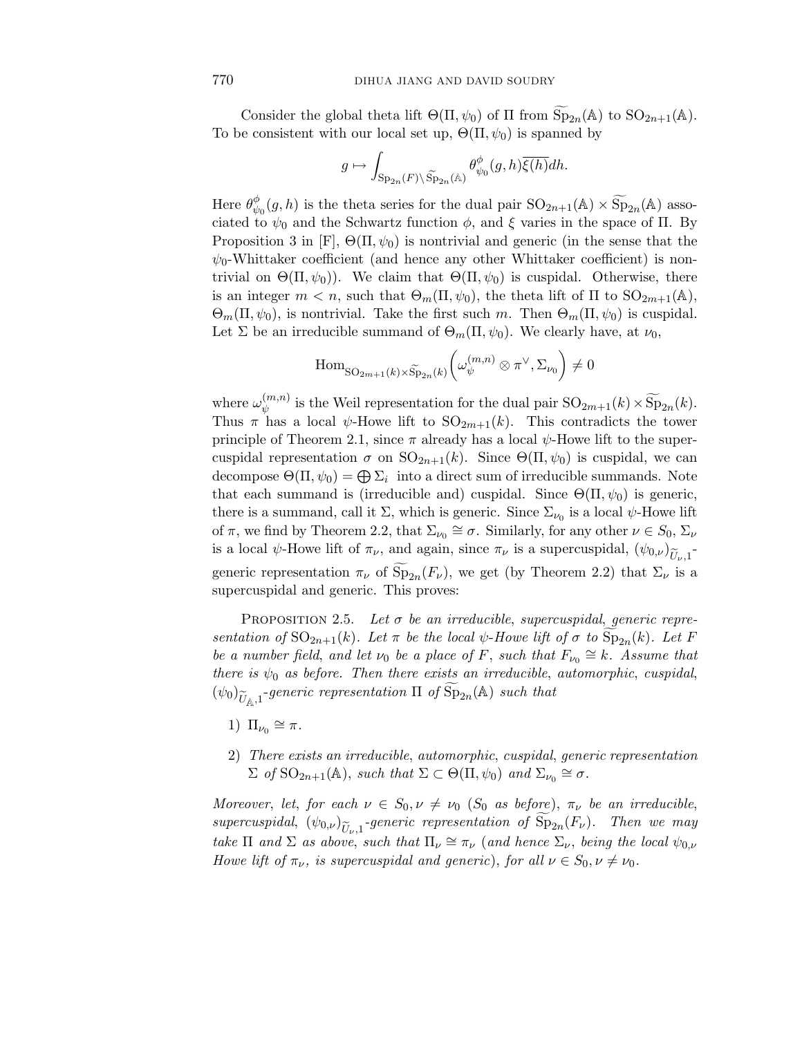Consider the global theta lift $\Theta(\Pi, \psi_0)$ of $\Pi$ from $\widetilde{\mathrm{Sp}}_{2n}(\mathbb{A})$ to $\mathrm{SO}_{2n+1}(\mathbb{A})$. To be consistent with our local set up, $\Theta(\Pi, \psi_0)$ is spanned by

$$g \mapsto \int_{\mathrm{Sp}_{2n}(F)\backslash \widetilde{\mathrm{Sp}}_{2n}(\mathbb{A})} \theta^{\phi}_{\psi_0}(g,h)\overline{\xi(h)}dh.$$

Here $\theta^{\phi}_{\psi_0}(g,h)$ is the theta series for the dual pair $\mathrm{SO}_{2n+1}(\mathbb{A}) \times \widetilde{\mathrm{Sp}}_{2n}(\mathbb{A})$ associated to $\psi_0$ and the Schwartz function $\phi$, and $\xi$ varies in the space of $\Pi$. By Proposition 3 in [F], $\Theta(\Pi, \psi_0)$ is nontrivial and generic (in the sense that the $\psi_0$-Whittaker coefficient (and hence any other Whittaker coefficient) is nontrivial on $\Theta(\Pi, \psi_0)$). We claim that $\Theta(\Pi, \psi_0)$ is cuspidal. Otherwise, there is an integer $m < n$, such that $\Theta_m(\Pi, \psi_0)$, the theta lift of $\Pi$ to $\mathrm{SO}_{2m+1}(\mathbb{A})$, $\Theta_m(\Pi, \psi_0)$, is nontrivial. Take the first such $m$. Then $\Theta_m(\Pi, \psi_0)$ is cuspidal. Let $\Sigma$ be an irreducible summand of $\Theta_m(\Pi, \psi_0)$. We clearly have, at $\nu_0$,

$$\mathrm{Hom}_{\mathrm{SO}_{2m+1}(k)\times\widetilde{\mathrm{Sp}}_{2n}(k)}\left(\omega_{\psi}^{(m,n)} \otimes \pi^{\vee}, \Sigma_{\nu_0}\right) \neq 0$$

where $\omega_{\psi}^{(m,n)}$ is the Weil representation for the dual pair $\mathrm{SO}_{2m+1}(k) \times \widetilde{\mathrm{Sp}}_{2n}(k)$. Thus $\pi$ has a local $\psi$-Howe lift to $\mathrm{SO}_{2m+1}(k)$. This contradicts the tower principle of Theorem 2.1, since $\pi$ already has a local $\psi$-Howe lift to the supercuspidal representation $\sigma$ on $\mathrm{SO}_{2n+1}(k)$. Since $\Theta(\Pi, \psi_0)$ is cuspidal, we can decompose $\Theta(\Pi, \psi_0) = \bigoplus \Sigma_i$ into a direct sum of irreducible summands. Note that each summand is (irreducible and) cuspidal. Since $\Theta(\Pi, \psi_0)$ is generic, there is a summand, call it $\Sigma$, which is generic. Since $\Sigma_{\nu_0}$ is a local $\psi$-Howe lift of $\pi$, we find by Theorem 2.2, that $\Sigma_{\nu_0} \cong \sigma$. Similarly, for any other $\nu \in S_0$, $\Sigma_\nu$ is a local $\psi$-Howe lift of $\pi_\nu$, and again, since $\pi_\nu$ is a supercuspidal, $(\psi_{0,\nu})_{\widetilde{U}_\nu,1}$-generic representation $\pi_\nu$ of $\widetilde{\mathrm{Sp}}_{2n}(F_\nu)$, we get (by Theorem 2.2) that $\Sigma_\nu$ is a supercuspidal and generic. This proves:

Proposition 2.5. *Let $\sigma$ be an irreducible, supercuspidal, generic representation of $\mathrm{SO}_{2n+1}(k)$. Let $\pi$ be the local $\psi$-Howe lift of $\sigma$ to $\widetilde{\mathrm{Sp}}_{2n}(k)$. Let $F$ be a number field, and let $\nu_0$ be a place of $F$, such that $F_{\nu_0} \cong k$. Assume that there is $\psi_0$ as before. Then there exists an irreducible, automorphic, cuspidal, $(\psi_0)_{\widetilde{U}_{\mathbb{A}},1}$-generic representation $\Pi$ of $\widetilde{\mathrm{Sp}}_{2n}(\mathbb{A})$ such that*

1) $\Pi_{\nu_0} \cong \pi$.

2) *There exists an irreducible, automorphic, cuspidal, generic representation $\Sigma$ of $\mathrm{SO}_{2n+1}(\mathbb{A})$, such that $\Sigma \subset \Theta(\Pi, \psi_0)$ and $\Sigma_{\nu_0} \cong \sigma$.*

*Moreover, let, for each $\nu \in S_0, \nu \neq \nu_0$ ($S_0$ as before), $\pi_\nu$ be an irreducible, supercuspidal, $(\psi_{0,\nu})_{\widetilde{U}_\nu,1}$-generic representation of $\widetilde{\mathrm{Sp}}_{2n}(F_\nu)$. Then we may take $\Pi$ and $\Sigma$ as above, such that $\Pi_\nu \cong \pi_\nu$ (and hence $\Sigma_\nu$, being the local $\psi_{0,\nu}$ Howe lift of $\pi_\nu$, is supercuspidal and generic), for all $\nu \in S_0, \nu \neq \nu_0$.*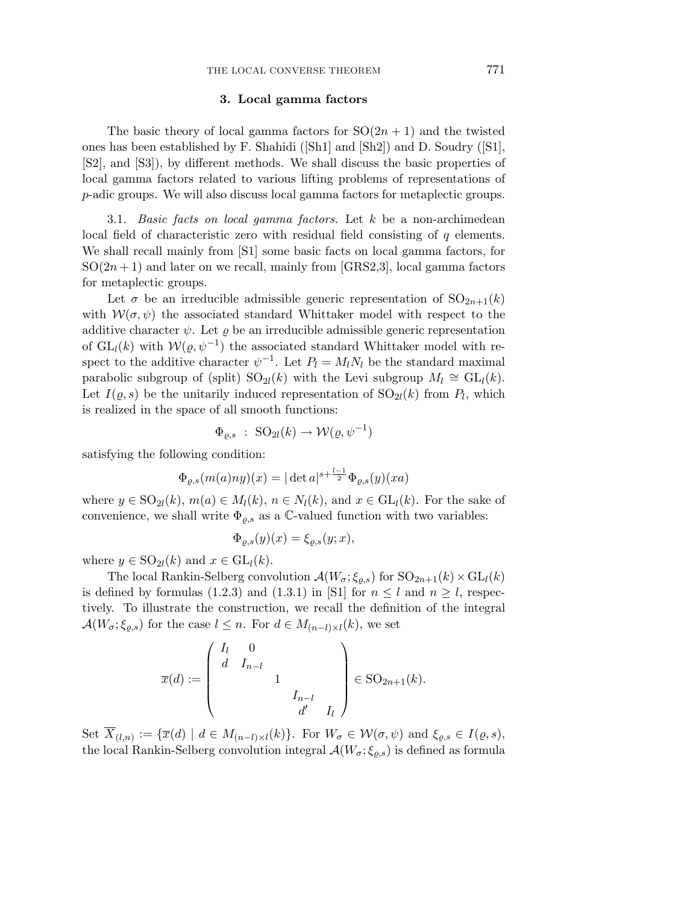## 3. Local gamma factors

The basic theory of local gamma factors for $\mathrm{SO}(2n+1)$ and the twisted ones has been established by F. Shahidi ([Sh1] and [Sh2]) and D. Soudry ([S1], [S2], and [S3]), by different methods. We shall discuss the basic properties of local gamma factors related to various lifting problems of representations of $p$-adic groups. We will also discuss local gamma factors for metaplectic groups.

3.1. *Basic facts on local gamma factors.* Let $k$ be a non-archimedean local field of characteristic zero with residual field consisting of $q$ elements. We shall recall mainly from [S1] some basic facts on local gamma factors, for $\mathrm{SO}(2n+1)$ and later on we recall, mainly from [GRS2,3], local gamma factors for metaplectic groups.

Let $\sigma$ be an irreducible admissible generic representation of $\mathrm{SO}_{2n+1}(k)$ with $\mathcal{W}(\sigma, \psi)$ the associated standard Whittaker model with respect to the additive character $\psi$. Let $\varrho$ be an irreducible admissible generic representation of $\mathrm{GL}_l(k)$ with $\mathcal{W}(\varrho, \psi^{-1})$ the associated standard Whittaker model with respect to the additive character $\psi^{-1}$. Let $P_l = M_l N_l$ be the standard maximal parabolic subgroup of (split) $\mathrm{SO}_{2l}(k)$ with the Levi subgroup $M_l \cong \mathrm{GL}_l(k)$. Let $I(\varrho, s)$ be the unitarily induced representation of $\mathrm{SO}_{2l}(k)$ from $P_l$, which is realized in the space of all smooth functions:

$$\Phi_{\varrho,s} \;:\; \mathrm{SO}_{2l}(k) \to \mathcal{W}(\varrho, \psi^{-1})$$

satisfying the following condition:

$$\Phi_{\varrho,s}(m(a)ny)(x) = |\det a|^{s+\frac{l-1}{2}} \Phi_{\varrho,s}(y)(xa)$$

where $y \in \mathrm{SO}_{2l}(k)$, $m(a) \in M_l(k)$, $n \in N_l(k)$, and $x \in \mathrm{GL}_l(k)$. For the sake of convenience, we shall write $\Phi_{\varrho,s}$ as a $\mathbb{C}$-valued function with two variables:

$$\Phi_{\varrho,s}(y)(x) = \xi_{\varrho,s}(y; x),$$

where $y \in \mathrm{SO}_{2l}(k)$ and $x \in \mathrm{GL}_l(k)$.

The local Rankin-Selberg convolution $\mathcal{A}(W_\sigma; \xi_{\varrho,s})$ for $\mathrm{SO}_{2n+1}(k) \times \mathrm{GL}_l(k)$ is defined by formulas (1.2.3) and (1.3.1) in [S1] for $n \leq l$ and $n \geq l$, respectively. To illustrate the construction, we recall the definition of the integral $\mathcal{A}(W_\sigma; \xi_{\varrho,s})$ for the case $l \leq n$. For $d \in M_{(n-l)\times l}(k)$, we set

$$\overline{x}(d) := \begin{pmatrix} I_l & 0 & & & \\ d & I_{n-l} & & & \\ & & 1 & & \\ & & & I_{n-l} & \\ & & & d' & I_l \end{pmatrix} \in \mathrm{SO}_{2n+1}(k).$$

Set $\overline{X}_{(l,n)} := \{\overline{x}(d) \mid d \in M_{(n-l)\times l}(k)\}$. For $W_\sigma \in \mathcal{W}(\sigma, \psi)$ and $\xi_{\varrho,s} \in I(\varrho, s)$, the local Rankin-Selberg convolution integral $\mathcal{A}(W_\sigma; \xi_{\varrho,s})$ is defined as formula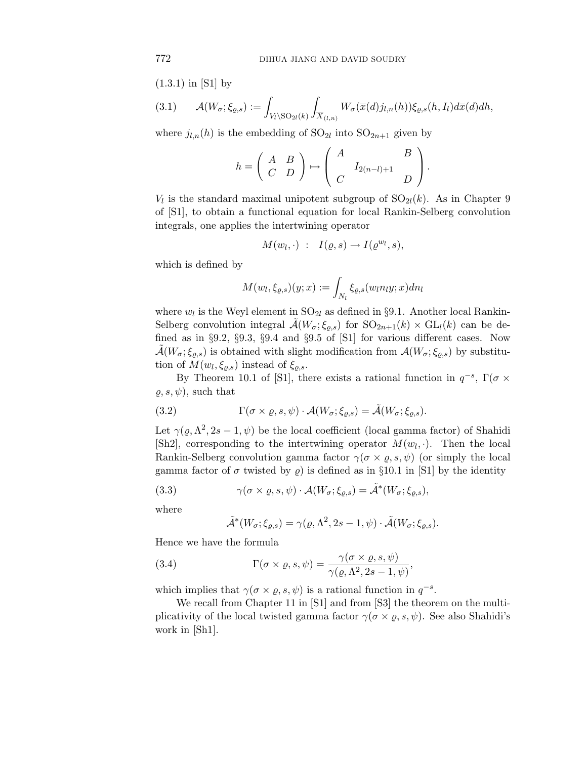(1.3.1) in [S1] by

$$\mathcal{A}(W_\sigma;\xi_{\varrho,s}) := \int_{V_l\backslash \mathrm{SO}_{2l}(k)} \int_{\overline{X}_{(l,n)}} W_\sigma(\overline{x}(d)j_{l,n}(h))\xi_{\varrho,s}(h,I_l)d\overline{x}(d)dh, \tag{3.1}$$

where $j_{l,n}(h)$ is the embedding of $\mathrm{SO}_{2l}$ into $\mathrm{SO}_{2n+1}$ given by

$$h = \begin{pmatrix} A & B \\ C & D \end{pmatrix} \mapsto \begin{pmatrix} A & & B \\ & I_{2(n-l)+1} & \\ C & & D \end{pmatrix}.$$

$V_l$ is the standard maximal unipotent subgroup of $\mathrm{SO}_{2l}(k)$. As in Chapter 9 of [S1], to obtain a functional equation for local Rankin-Selberg convolution integrals, one applies the intertwining operator

$$M(w_l,\cdot) \ : \ I(\varrho,s) \to I(\varrho^{w_l},s),$$

which is defined by

$$M(w_l,\xi_{\varrho,s})(y;x) := \int_{N_l} \xi_{\varrho,s}(w_l n_l y;x)dn_l$$

where $w_l$ is the Weyl element in $\mathrm{SO}_{2l}$ as defined in §9.1. Another local Rankin-Selberg convolution integral $\tilde{\mathcal{A}}(W_\sigma;\xi_{\varrho,s})$ for $\mathrm{SO}_{2n+1}(k)\times \mathrm{GL}_l(k)$ can be defined as in §9.2, §9.3, §9.4 and §9.5 of [S1] for various different cases. Now $\tilde{\mathcal{A}}(W_\sigma;\xi_{\varrho,s})$ is obtained with slight modification from $\mathcal{A}(W_\sigma;\xi_{\varrho,s})$ by substitution of $M(w_l,\xi_{\varrho,s})$ instead of $\xi_{\varrho,s}$.

By Theorem 10.1 of [S1], there exists a rational function in $q^{-s}$, $\Gamma(\sigma\times\varrho,s,\psi)$, such that

$$\Gamma(\sigma\times\varrho,s,\psi)\cdot\mathcal{A}(W_\sigma;\xi_{\varrho,s}) = \tilde{\mathcal{A}}(W_\sigma;\xi_{\varrho,s}). \tag{3.2}$$

Let $\gamma(\varrho,\Lambda^2,2s-1,\psi)$ be the local coefficient (local gamma factor) of Shahidi [Sh2], corresponding to the intertwining operator $M(w_l,\cdot)$. Then the local Rankin-Selberg convolution gamma factor $\gamma(\sigma\times\varrho,s,\psi)$ (or simply the local gamma factor of $\sigma$ twisted by $\varrho$) is defined as in §10.1 in [S1] by the identity

$$\gamma(\sigma\times\varrho,s,\psi)\cdot\mathcal{A}(W_\sigma;\xi_{\varrho,s}) = \tilde{\mathcal{A}}^*(W_\sigma;\xi_{\varrho,s}), \tag{3.3}$$

where

$$\tilde{\mathcal{A}}^*(W_\sigma;\xi_{\varrho,s}) = \gamma(\varrho,\Lambda^2,2s-1,\psi)\cdot\tilde{\mathcal{A}}(W_\sigma;\xi_{\varrho,s}).$$

Hence we have the formula

$$\Gamma(\sigma\times\varrho,s,\psi) = \frac{\gamma(\sigma\times\varrho,s,\psi)}{\gamma(\varrho,\Lambda^2,2s-1,\psi)}, \tag{3.4}$$

which implies that $\gamma(\sigma\times\varrho,s,\psi)$ is a rational function in $q^{-s}$.

We recall from Chapter 11 in [S1] and from [S3] the theorem on the multiplicativity of the local twisted gamma factor $\gamma(\sigma\times\varrho,s,\psi)$. See also Shahidi's work in [Sh1].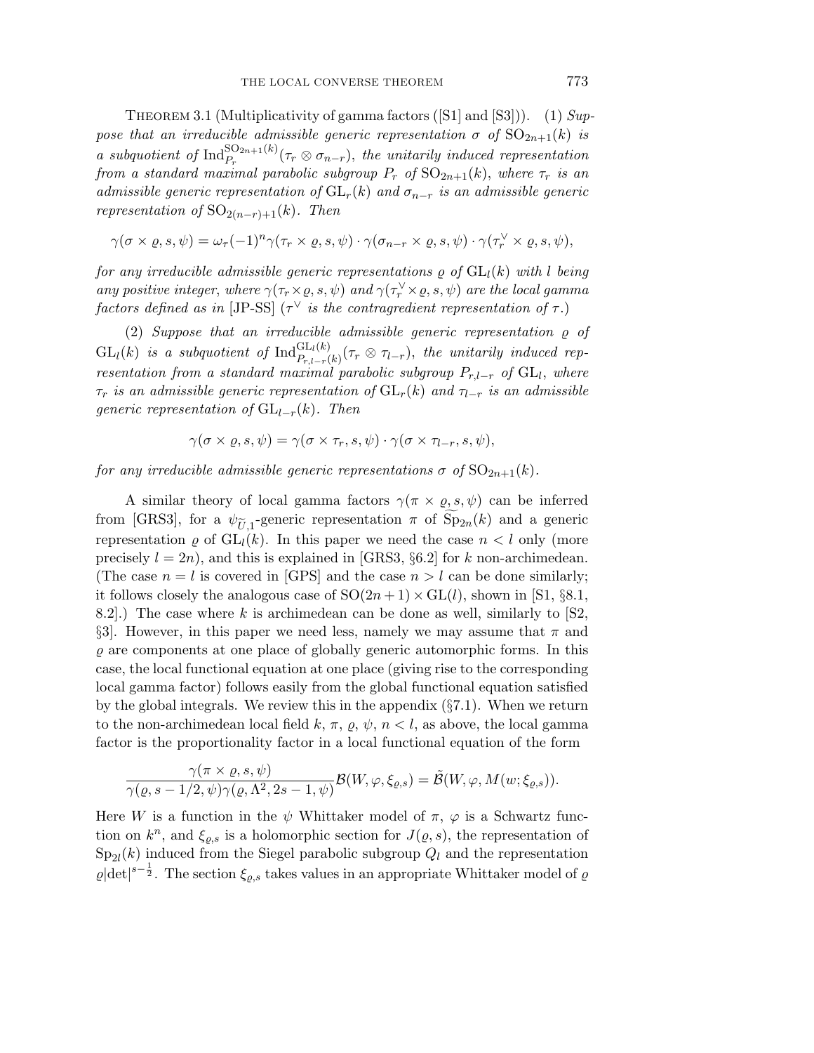THEOREM 3.1 (Multiplicativity of gamma factors ([S1] and [S3])). (1) *Suppose that an irreducible admissible generic representation $\sigma$ of $\mathrm{SO}_{2n+1}(k)$ is a subquotient of $\mathrm{Ind}_{P_r}^{\mathrm{SO}_{2n+1}(k)}(\tau_r \otimes \sigma_{n-r})$, the unitarily induced representation from a standard maximal parabolic subgroup $P_r$ of $\mathrm{SO}_{2n+1}(k)$, where $\tau_r$ is an admissible generic representation of $\mathrm{GL}_r(k)$ and $\sigma_{n-r}$ is an admissible generic representation of $\mathrm{SO}_{2(n-r)+1}(k)$. Then*

$$\gamma(\sigma \times \varrho, s, \psi) = \omega_\tau(-1)^n \gamma(\tau_r \times \varrho, s, \psi) \cdot \gamma(\sigma_{n-r} \times \varrho, s, \psi) \cdot \gamma(\tau_r^\vee \times \varrho, s, \psi),$$

*for any irreducible admissible generic representations $\varrho$ of $\mathrm{GL}_l(k)$ with $l$ being any positive integer, where $\gamma(\tau_r \times \varrho, s, \psi)$ and $\gamma(\tau_r^\vee \times \varrho, s, \psi)$ are the local gamma factors defined as in* [JP-SS] *($\tau^\vee$ is the contragredient representation of $\tau$.)*

(2) *Suppose that an irreducible admissible generic representation $\varrho$ of $\mathrm{GL}_l(k)$ is a subquotient of $\mathrm{Ind}_{P_{r,l-r}(k)}^{\mathrm{GL}_l(k)}(\tau_r \otimes \tau_{l-r})$, the unitarily induced representation from a standard maximal parabolic subgroup $P_{r,l-r}$ of $\mathrm{GL}_l$, where $\tau_r$ is an admissible generic representation of $\mathrm{GL}_r(k)$ and $\tau_{l-r}$ is an admissible generic representation of $\mathrm{GL}_{l-r}(k)$. Then*

$$\gamma(\sigma \times \varrho, s, \psi) = \gamma(\sigma \times \tau_r, s, \psi) \cdot \gamma(\sigma \times \tau_{l-r}, s, \psi),$$

*for any irreducible admissible generic representations $\sigma$ of $\mathrm{SO}_{2n+1}(k)$.*

A similar theory of local gamma factors $\gamma(\pi \times \varrho, s, \psi)$ can be inferred from [GRS3], for a $\psi_{\widetilde{U},1}$-generic representation $\pi$ of $\widetilde{\mathrm{Sp}}_{2n}(k)$ and a generic representation $\varrho$ of $\mathrm{GL}_l(k)$. In this paper we need the case $n < l$ only (more precisely $l = 2n$), and this is explained in [GRS3, §6.2] for $k$ non-archimedean. (The case $n = l$ is covered in [GPS] and the case $n > l$ can be done similarly; it follows closely the analogous case of $\mathrm{SO}(2n+1) \times \mathrm{GL}(l)$, shown in [S1, §8.1, 8.2].) The case where $k$ is archimedean can be done as well, similarly to [S2, §3]. However, in this paper we need less, namely we may assume that $\pi$ and $\varrho$ are components at one place of globally generic automorphic forms. In this case, the local functional equation at one place (giving rise to the corresponding local gamma factor) follows easily from the global functional equation satisfied by the global integrals. We review this in the appendix (§7.1). When we return to the non-archimedean local field $k$, $\pi$, $\varrho$, $\psi$, $n < l$, as above, the local gamma factor is the proportionality factor in a local functional equation of the form

$$\frac{\gamma(\pi \times \varrho, s, \psi)}{\gamma(\varrho, s - 1/2, \psi)\gamma(\varrho, \Lambda^2, 2s-1, \psi)} \mathcal{B}(W, \varphi, \xi_{\varrho,s}) = \tilde{\mathcal{B}}(W, \varphi, M(w; \xi_{\varrho,s})).$$

Here $W$ is a function in the $\psi$ Whittaker model of $\pi$, $\varphi$ is a Schwartz function on $k^n$, and $\xi_{\varrho,s}$ is a holomorphic section for $J(\varrho, s)$, the representation of $\mathrm{Sp}_{2l}(k)$ induced from the Siegel parabolic subgroup $Q_l$ and the representation $\varrho|\det|^{s-\frac{1}{2}}$. The section $\xi_{\varrho,s}$ takes values in an appropriate Whittaker model of $\varrho$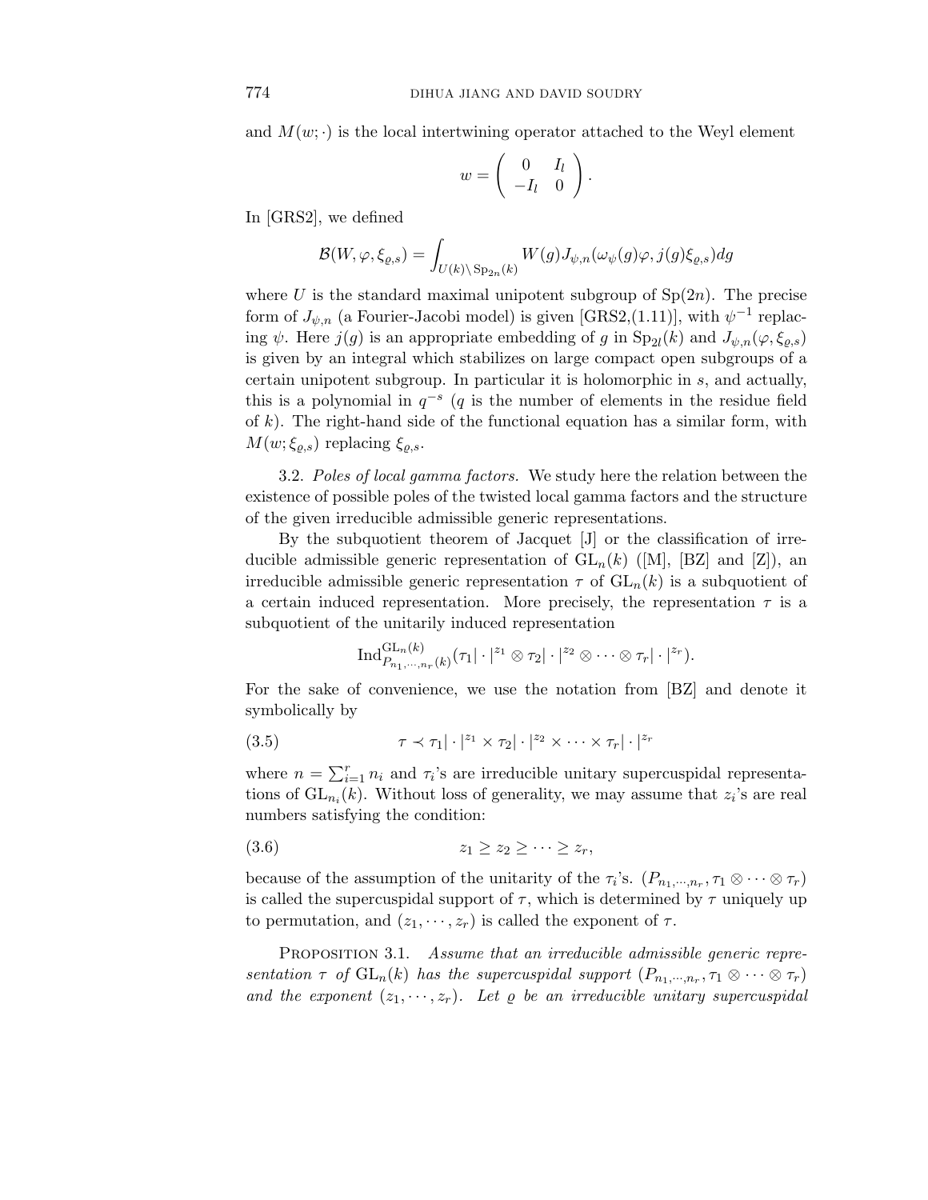and $M(w;\cdot)$ is the local intertwining operator attached to the Weyl element

$$w = \begin{pmatrix} 0 & I_l \\ -I_l & 0 \end{pmatrix}.$$

In [GRS2], we defined

$$\mathcal{B}(W,\varphi,\xi_{\varrho,s}) = \int_{U(k)\backslash \mathrm{Sp}_{2n}(k)} W(g) J_{\psi,n}(\omega_\psi(g)\varphi, j(g)\xi_{\varrho,s})dg$$

where $U$ is the standard maximal unipotent subgroup of $\mathrm{Sp}(2n)$. The precise form of $J_{\psi,n}$ (a Fourier-Jacobi model) is given [GRS2,(1.11)], with $\psi^{-1}$ replacing $\psi$. Here $j(g)$ is an appropriate embedding of $g$ in $\mathrm{Sp}_{2l}(k)$ and $J_{\psi,n}(\varphi,\xi_{\varrho,s})$ is given by an integral which stabilizes on large compact open subgroups of a certain unipotent subgroup. In particular it is holomorphic in $s$, and actually, this is a polynomial in $q^{-s}$ ($q$ is the number of elements in the residue field of $k$). The right-hand side of the functional equation has a similar form, with $M(w;\xi_{\varrho,s})$ replacing $\xi_{\varrho,s}$.

3.2. *Poles of local gamma factors.* We study here the relation between the existence of possible poles of the twisted local gamma factors and the structure of the given irreducible admissible generic representations.

By the subquotient theorem of Jacquet [J] or the classification of irreducible admissible generic representation of $\mathrm{GL}_n(k)$ ([M], [BZ] and [Z]), an irreducible admissible generic representation $\tau$ of $\mathrm{GL}_n(k)$ is a subquotient of a certain induced representation. More precisely, the representation $\tau$ is a subquotient of the unitarily induced representation

$$\mathrm{Ind}_{P_{n_1,\cdots,n_r}(k)}^{\mathrm{GL}_n(k)}(\tau_1|\cdot|^{z_1}\otimes\tau_2|\cdot|^{z_2}\otimes\cdots\otimes\tau_r|\cdot|^{z_r}).$$

For the sake of convenience, we use the notation from [BZ] and denote it symbolically by

$$\tau \prec \tau_1|\cdot|^{z_1}\times\tau_2|\cdot|^{z_2}\times\cdots\times\tau_r|\cdot|^{z_r} \tag{3.5}$$

where $n=\sum_{i=1}^r n_i$ and $\tau_i$'s are irreducible unitary supercuspidal representations of $\mathrm{GL}_{n_i}(k)$. Without loss of generality, we may assume that $z_i$'s are real numbers satisfying the condition:

$$z_1\ge z_2\ge\cdots\ge z_r, \tag{3.6}$$

because of the assumption of the unitarity of the $\tau_i$'s. $(P_{n_1,\cdots,n_r},\tau_1\otimes\cdots\otimes\tau_r)$ is called the supercuspidal support of $\tau$, which is determined by $\tau$ uniquely up to permutation, and $(z_1,\cdots,z_r)$ is called the exponent of $\tau$.

PROPOSITION 3.1. *Assume that an irreducible admissible generic representation $\tau$ of $\mathrm{GL}_n(k)$ has the supercuspidal support $(P_{n_1,\cdots,n_r},\tau_1\otimes\cdots\otimes\tau_r)$ and the exponent $(z_1,\cdots,z_r)$. Let $\varrho$ be an irreducible unitary supercuspidal*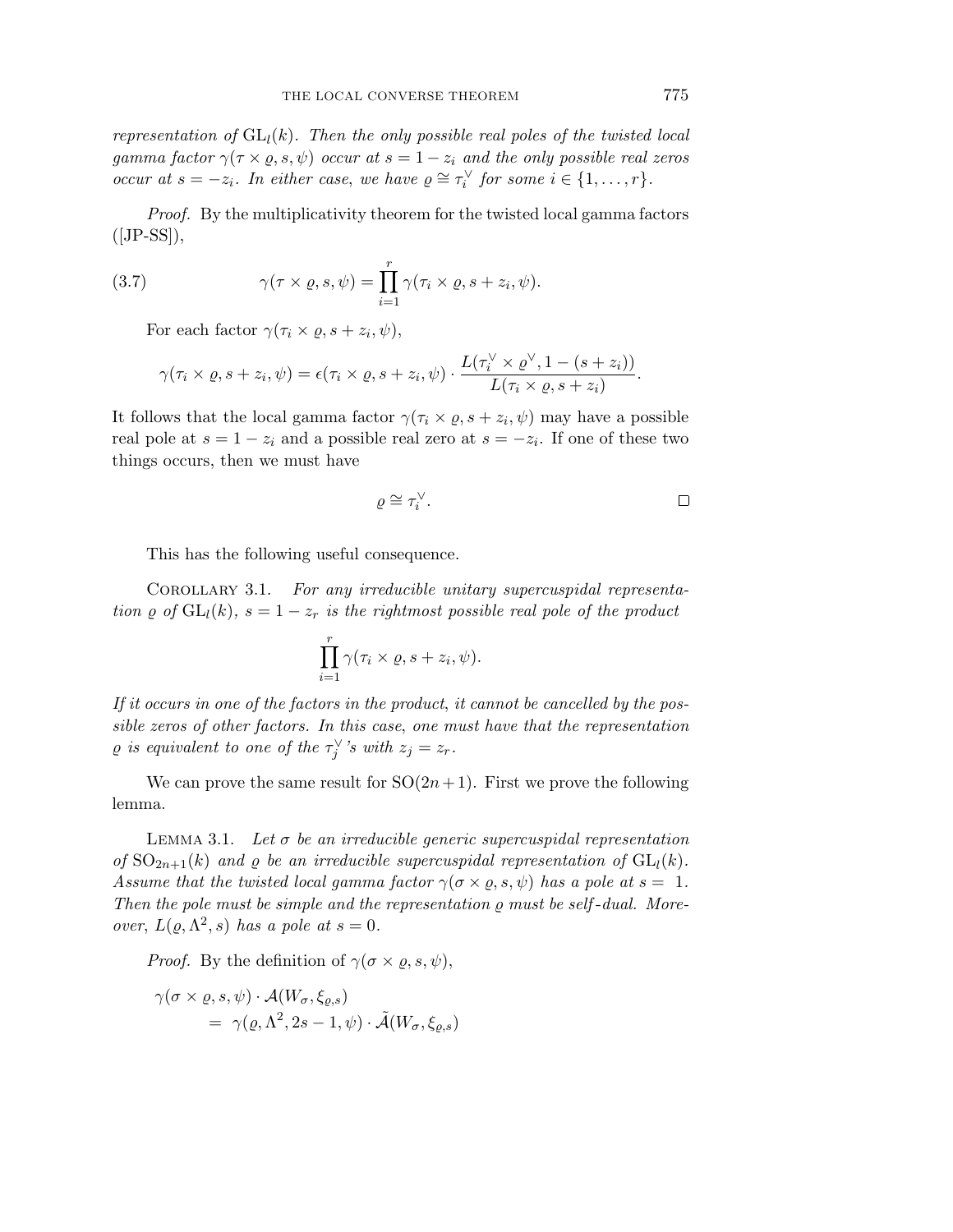*representation of* $\mathrm{GL}_l(k)$*. Then the only possible real poles of the twisted local gamma factor* $\gamma(\tau \times \varrho, s, \psi)$ *occur at* $s = 1 - z_i$ *and the only possible real zeros occur at* $s = -z_i$*. In either case, we have* $\varrho \cong \tau_i^\vee$ *for some* $i \in \{1, \ldots, r\}$*.*

*Proof.* By the multiplicativity theorem for the twisted local gamma factors ([JP-SS]),

$$\gamma(\tau \times \varrho, s, \psi) = \prod_{i=1}^{r} \gamma(\tau_i \times \varrho, s + z_i, \psi). \tag{3.7}$$

For each factor $\gamma(\tau_i \times \varrho, s + z_i, \psi)$,

$$\gamma(\tau_i \times \varrho, s + z_i, \psi) = \epsilon(\tau_i \times \varrho, s + z_i, \psi) \cdot \frac{L(\tau_i^\vee \times \varrho^\vee, 1 - (s + z_i))}{L(\tau_i \times \varrho, s + z_i)}.$$

It follows that the local gamma factor $\gamma(\tau_i \times \varrho, s + z_i, \psi)$ may have a possible real pole at $s = 1 - z_i$ and a possible real zero at $s = -z_i$. If one of these two things occurs, then we must have

$$\varrho \cong \tau_i^\vee.$$

□

This has the following useful consequence.

Corollary 3.1. *For any irreducible unitary supercuspidal representation* $\varrho$ *of* $\mathrm{GL}_l(k)$*,* $s = 1 - z_r$ *is the rightmost possible real pole of the product*

$$\prod_{i=1}^{r} \gamma(\tau_i \times \varrho, s + z_i, \psi).$$

*If it occurs in one of the factors in the product, it cannot be cancelled by the possible zeros of other factors. In this case, one must have that the representation* $\varrho$ *is equivalent to one of the* $\tau_j^\vee$*'s with* $z_j = z_r$*.*

We can prove the same result for $\mathrm{SO}(2n+1)$. First we prove the following lemma.

Lemma 3.1. *Let* $\sigma$ *be an irreducible generic supercuspidal representation of* $\mathrm{SO}_{2n+1}(k)$ *and* $\varrho$ *be an irreducible supercuspidal representation of* $\mathrm{GL}_l(k)$*. Assume that the twisted local gamma factor* $\gamma(\sigma \times \varrho, s, \psi)$ *has a pole at* $s = 1$*. Then the pole must be simple and the representation* $\varrho$ *must be self-dual. Moreover,* $L(\varrho, \Lambda^2, s)$ *has a pole at* $s = 0$*.*

*Proof.* By the definition of $\gamma(\sigma \times \varrho, s, \psi)$,

$$\begin{aligned}
\gamma(\sigma \times \varrho, s, \psi) \cdot \mathcal{A}(W_\sigma, \xi_{\varrho,s}) \\
= \gamma(\varrho, \Lambda^2, 2s - 1, \psi) \cdot \tilde{\mathcal{A}}(W_\sigma, \xi_{\varrho,s})
\end{aligned}$$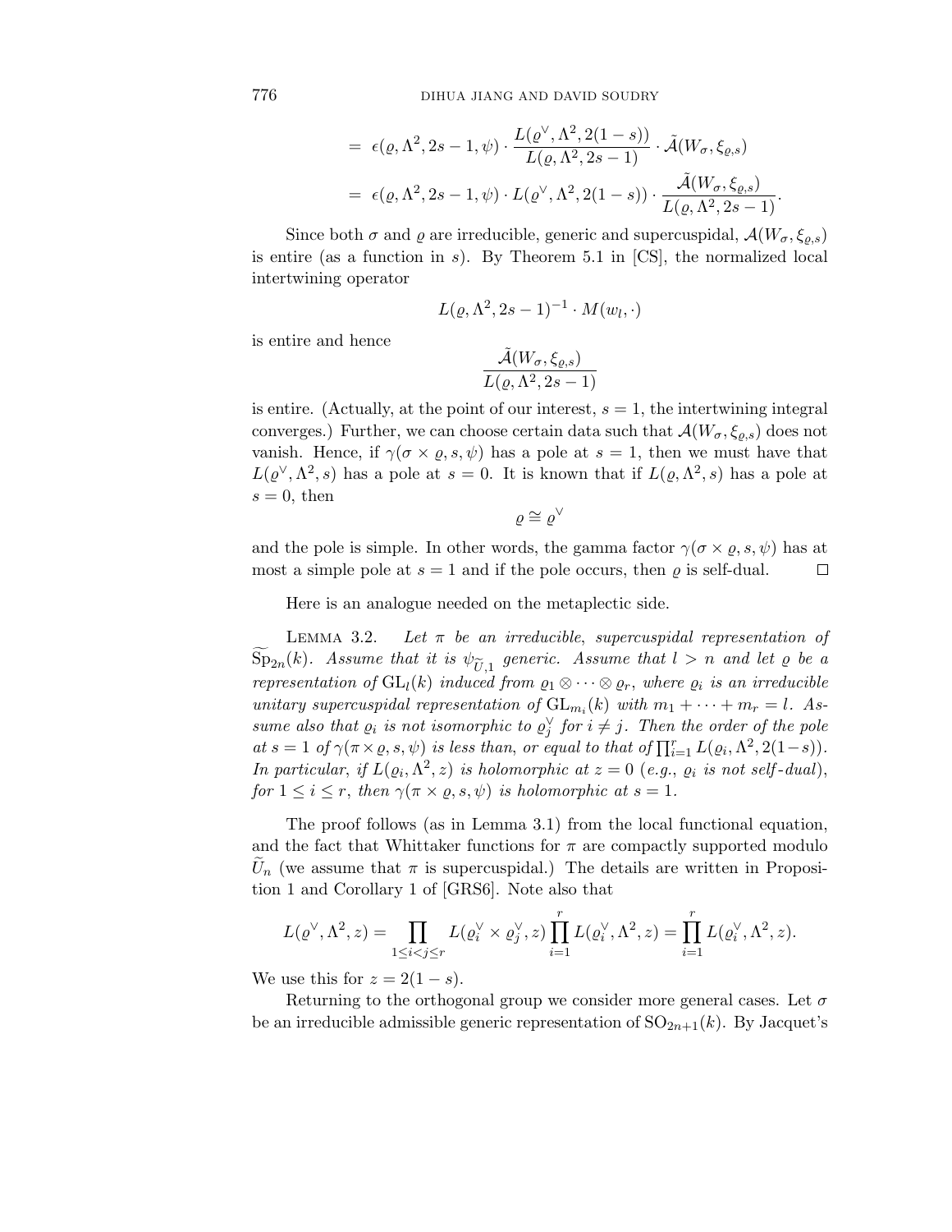$$= \epsilon(\varrho, \Lambda^2, 2s-1, \psi) \cdot \frac{L(\varrho^\vee, \Lambda^2, 2(1-s))}{L(\varrho, \Lambda^2, 2s-1)} \cdot \tilde{\mathcal{A}}(W_\sigma, \xi_{\varrho,s})$$

$$= \epsilon(\varrho, \Lambda^2, 2s-1, \psi) \cdot L(\varrho^\vee, \Lambda^2, 2(1-s)) \cdot \frac{\tilde{\mathcal{A}}(W_\sigma, \xi_{\varrho,s})}{L(\varrho, \Lambda^2, 2s-1)}.$$

Since both $\sigma$ and $\varrho$ are irreducible, generic and supercuspidal, $\mathcal{A}(W_\sigma, \xi_{\varrho,s})$ is entire (as a function in $s$). By Theorem 5.1 in [CS], the normalized local intertwining operator

$$L(\varrho, \Lambda^2, 2s-1)^{-1} \cdot M(w_l, \cdot)$$

is entire and hence

$$\frac{\tilde{\mathcal{A}}(W_\sigma, \xi_{\varrho,s})}{L(\varrho, \Lambda^2, 2s-1)}$$

is entire. (Actually, at the point of our interest, $s = 1$, the intertwining integral converges.) Further, we can choose certain data such that $\mathcal{A}(W_\sigma, \xi_{\varrho,s})$ does not vanish. Hence, if $\gamma(\sigma \times \varrho, s, \psi)$ has a pole at $s = 1$, then we must have that $L(\varrho^\vee, \Lambda^2, s)$ has a pole at $s = 0$. It is known that if $L(\varrho, \Lambda^2, s)$ has a pole at $s = 0$, then

$$\varrho \cong \varrho^\vee$$

and the pole is simple. In other words, the gamma factor $\gamma(\sigma \times \varrho, s, \psi)$ has at most a simple pole at $s = 1$ and if the pole occurs, then $\varrho$ is self-dual. □

Here is an analogue needed on the metaplectic side.

LEMMA 3.2. *Let $\pi$ be an irreducible, supercuspidal representation of $\widetilde{\mathrm{Sp}}_{2n}(k)$. Assume that it is $\psi_{\widetilde{U},1}$ generic. Assume that $l > n$ and let $\varrho$ be a representation of $\mathrm{GL}_l(k)$ induced from $\varrho_1 \otimes \cdots \otimes \varrho_r$, where $\varrho_i$ is an irreducible unitary supercuspidal representation of $\mathrm{GL}_{m_i}(k)$ with $m_1 + \cdots + m_r = l$. Assume also that $\varrho_i$ is not isomorphic to $\varrho_j^\vee$ for $i \neq j$. Then the order of the pole at $s = 1$ of $\gamma(\pi \times \varrho, s, \psi)$ is less than, or equal to that of $\prod_{i=1}^r L(\varrho_i, \Lambda^2, 2(1-s))$. In particular, if $L(\varrho_i, \Lambda^2, z)$ is holomorphic at $z = 0$ (e.g., $\varrho_i$ is not self-dual), for $1 \leq i \leq r$, then $\gamma(\pi \times \varrho, s, \psi)$ is holomorphic at $s = 1$.*

The proof follows (as in Lemma 3.1) from the local functional equation, and the fact that Whittaker functions for $\pi$ are compactly supported modulo $\widetilde{U}_n$ (we assume that $\pi$ is supercuspidal.) The details are written in Proposition 1 and Corollary 1 of [GRS6]. Note also that

$$L(\varrho^\vee, \Lambda^2, z) = \prod_{1 \leq i < j \leq r} L(\varrho_i^\vee \times \varrho_j^\vee, z) \prod_{i=1}^r L(\varrho_i^\vee, \Lambda^2, z) = \prod_{i=1}^r L(\varrho_i^\vee, \Lambda^2, z).$$

We use this for $z = 2(1-s)$.

Returning to the orthogonal group we consider more general cases. Let $\sigma$ be an irreducible admissible generic representation of $\mathrm{SO}_{2n+1}(k)$. By Jacquet's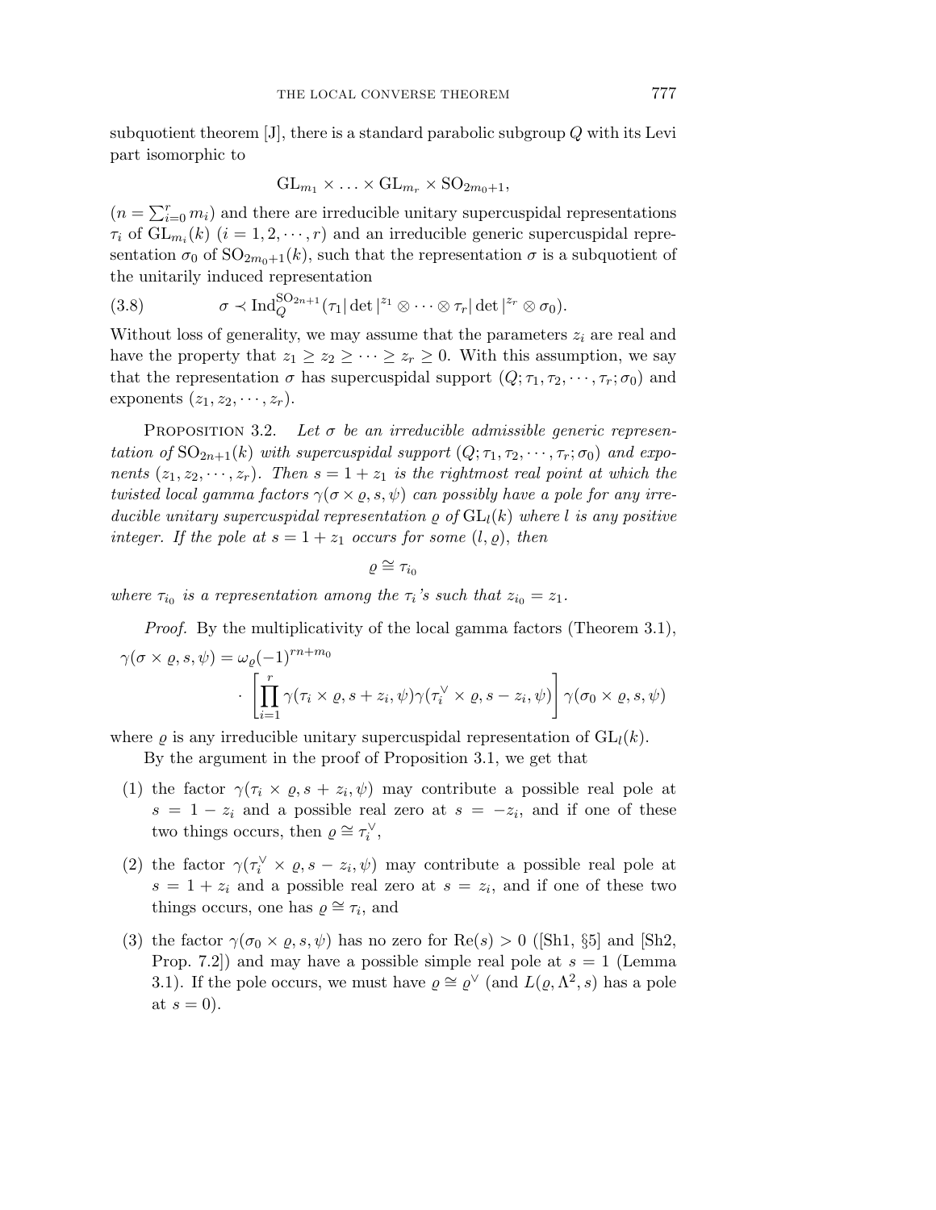subquotient theorem [J], there is a standard parabolic subgroup $Q$ with its Levi part isomorphic to

$$\mathrm{GL}_{m_1} \times \ldots \times \mathrm{GL}_{m_r} \times \mathrm{SO}_{2m_0+1},$$

($n = \sum_{i=0}^{r} m_i$) and there are irreducible unitary supercuspidal representations $\tau_i$ of $\mathrm{GL}_{m_i}(k)$ ($i = 1, 2, \cdots, r$) and an irreducible generic supercuspidal representation $\sigma_0$ of $\mathrm{SO}_{2m_0+1}(k)$, such that the representation $\sigma$ is a subquotient of the unitarily induced representation

$$\sigma \prec \mathrm{Ind}_Q^{\mathrm{SO}_{2n+1}}(\tau_1|\det|^{z_1} \otimes \cdots \otimes \tau_r|\det|^{z_r} \otimes \sigma_0). \tag{3.8}$$

Without loss of generality, we may assume that the parameters $z_i$ are real and have the property that $z_1 \geq z_2 \geq \cdots \geq z_r \geq 0$. With this assumption, we say that the representation $\sigma$ has supercuspidal support $(Q; \tau_1, \tau_2, \cdots, \tau_r; \sigma_0)$ and exponents $(z_1, z_2, \cdots, z_r)$.

Proposition 3.2. *Let $\sigma$ be an irreducible admissible generic representation of $\mathrm{SO}_{2n+1}(k)$ with supercuspidal support $(Q; \tau_1, \tau_2, \cdots, \tau_r; \sigma_0)$ and exponents $(z_1, z_2, \cdots, z_r)$. Then $s = 1 + z_1$ is the rightmost real point at which the twisted local gamma factors $\gamma(\sigma \times \varrho, s, \psi)$ can possibly have a pole for any irreducible unitary supercuspidal representation $\varrho$ of $\mathrm{GL}_l(k)$ where $l$ is any positive integer. If the pole at $s = 1 + z_1$ occurs for some $(l, \varrho)$, then*

$$\varrho \cong \tau_{i_0}$$

*where $\tau_{i_0}$ is a representation among the $\tau_i$'s such that $z_{i_0} = z_1$.*

*Proof.* By the multiplicativity of the local gamma factors (Theorem 3.1),

$$\gamma(\sigma \times \varrho, s, \psi) = \omega_\varrho(-1)^{rn+m_0} \cdot \left[\prod_{i=1}^{r} \gamma(\tau_i \times \varrho, s + z_i, \psi)\gamma(\tau_i^\vee \times \varrho, s - z_i, \psi)\right] \gamma(\sigma_0 \times \varrho, s, \psi)$$

where $\varrho$ is any irreducible unitary supercuspidal representation of $\mathrm{GL}_l(k)$.

By the argument in the proof of Proposition 3.1, we get that

(1) the factor $\gamma(\tau_i \times \varrho, s + z_i, \psi)$ may contribute a possible real pole at $s = 1 - z_i$ and a possible real zero at $s = -z_i$, and if one of these two things occurs, then $\varrho \cong \tau_i^\vee$,

(2) the factor $\gamma(\tau_i^\vee \times \varrho, s - z_i, \psi)$ may contribute a possible real pole at $s = 1 + z_i$ and a possible real zero at $s = z_i$, and if one of these two things occurs, one has $\varrho \cong \tau_i$, and

(3) the factor $\gamma(\sigma_0 \times \varrho, s, \psi)$ has no zero for $\mathrm{Re}(s) > 0$ ([Sh1, §5] and [Sh2, Prop. 7.2]) and may have a possible simple real pole at $s = 1$ (Lemma 3.1). If the pole occurs, we must have $\varrho \cong \varrho^\vee$ (and $L(\varrho, \Lambda^2, s)$ has a pole at $s = 0$).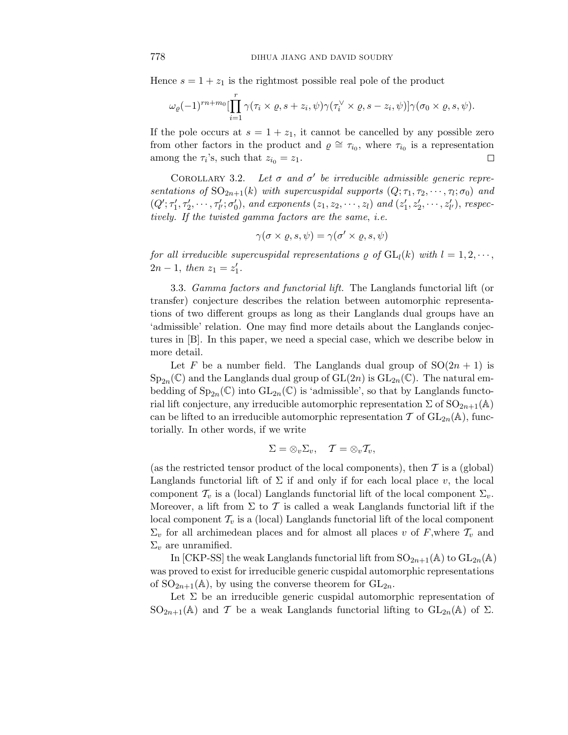Hence $s = 1 + z_1$ is the rightmost possible real pole of the product

$$\omega_\varrho(-1)^{rn+m_0}[\prod_{i=1}^{r} \gamma(\tau_i \times \varrho, s + z_i, \psi)\gamma(\tau_i^\vee \times \varrho, s - z_i, \psi)]\gamma(\sigma_0 \times \varrho, s, \psi).$$

If the pole occurs at $s = 1 + z_1$, it cannot be cancelled by any possible zero from other factors in the product and $\varrho \cong \tau_{i_0}$, where $\tau_{i_0}$ is a representation among the $\tau_i$'s, such that $z_{i_0} = z_1$. □

COROLLARY 3.2. *Let $\sigma$ and $\sigma'$ be irreducible admissible generic representations of $\mathrm{SO}_{2n+1}(k)$ with supercuspidal supports $(Q; \tau_1, \tau_2, \cdots, \tau_l; \sigma_0)$ and $(Q'; \tau'_1, \tau'_2, \cdots, \tau'_{l'}; \sigma'_0)$, and exponents $(z_1, z_2, \cdots, z_l)$ and $(z'_1, z'_2, \cdots, z'_{l'})$, respectively. If the twisted gamma factors are the same, i.e.*

$$\gamma(\sigma \times \varrho, s, \psi) = \gamma(\sigma' \times \varrho, s, \psi)$$

*for all irreducible supercuspidal representations $\varrho$ of $\mathrm{GL}_l(k)$ with $l = 1, 2, \cdots, 2n - 1$, then $z_1 = z'_1$.*

3.3. *Gamma factors and functorial lift.* The Langlands functorial lift (or transfer) conjecture describes the relation between automorphic representations of two different groups as long as their Langlands dual groups have an 'admissible' relation. One may find more details about the Langlands conjectures in [B]. In this paper, we need a special case, which we describe below in more detail.

Let $F$ be a number field. The Langlands dual group of $\mathrm{SO}(2n + 1)$ is $\mathrm{Sp}_{2n}(\mathbb{C})$ and the Langlands dual group of $\mathrm{GL}(2n)$ is $\mathrm{GL}_{2n}(\mathbb{C})$. The natural embedding of $\mathrm{Sp}_{2n}(\mathbb{C})$ into $\mathrm{GL}_{2n}(\mathbb{C})$ is 'admissible', so that by Langlands functorial lift conjecture, any irreducible automorphic representation $\Sigma$ of $\mathrm{SO}_{2n+1}(\mathbb{A})$ can be lifted to an irreducible automorphic representation $\mathcal{T}$ of $\mathrm{GL}_{2n}(\mathbb{A})$, functorially. In other words, if we write

$$\Sigma = \otimes_v \Sigma_v, \quad \mathcal{T} = \otimes_v \mathcal{T}_v,$$

(as the restricted tensor product of the local components), then $\mathcal{T}$ is a (global) Langlands functorial lift of $\Sigma$ if and only if for each local place $v$, the local component $\mathcal{T}_v$ is a (local) Langlands functorial lift of the local component $\Sigma_v$. Moreover, a lift from $\Sigma$ to $\mathcal{T}$ is called a weak Langlands functorial lift if the local component $\mathcal{T}_v$ is a (local) Langlands functorial lift of the local component $\Sigma_v$ for all archimedean places and for almost all places $v$ of $F$,where $\mathcal{T}_v$ and $\Sigma_v$ are unramified.

In [CKP-SS] the weak Langlands functorial lift from $\mathrm{SO}_{2n+1}(\mathbb{A})$ to $\mathrm{GL}_{2n}(\mathbb{A})$ was proved to exist for irreducible generic cuspidal automorphic representations of $\mathrm{SO}_{2n+1}(\mathbb{A})$, by using the converse theorem for $\mathrm{GL}_{2n}$.

Let $\Sigma$ be an irreducible generic cuspidal automorphic representation of $\mathrm{SO}_{2n+1}(\mathbb{A})$ and $\mathcal{T}$ be a weak Langlands functorial lifting to $\mathrm{GL}_{2n}(\mathbb{A})$ of $\Sigma$.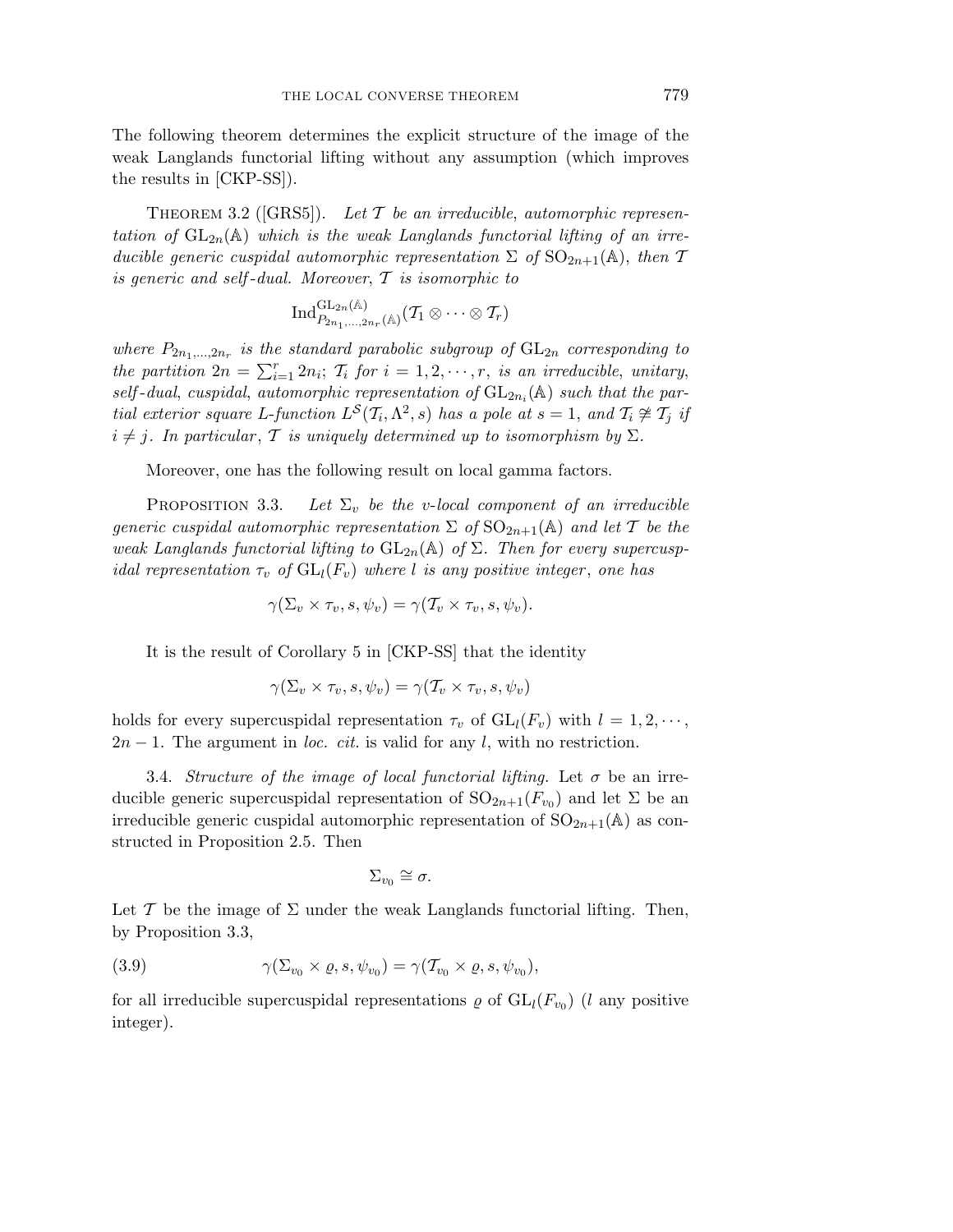The following theorem determines the explicit structure of the image of the weak Langlands functorial lifting without any assumption (which improves the results in [CKP-SS]).

Theorem 3.2 ([GRS5]). *Let $\mathcal{T}$ be an irreducible, automorphic representation of $\mathrm{GL}_{2n}(\mathbb{A})$ which is the weak Langlands functorial lifting of an irreducible generic cuspidal automorphic representation $\Sigma$ of $\mathrm{SO}_{2n+1}(\mathbb{A})$, then $\mathcal{T}$ is generic and self-dual. Moreover, $\mathcal{T}$ is isomorphic to*

$$\mathrm{Ind}_{P_{2n_1,\dots,2n_r}(\mathbb{A})}^{\mathrm{GL}_{2n}(\mathbb{A})}(\mathcal{T}_1 \otimes \cdots \otimes \mathcal{T}_r)$$

*where $P_{2n_1,\dots,2n_r}$ is the standard parabolic subgroup of $\mathrm{GL}_{2n}$ corresponding to the partition $2n = \sum_{i=1}^{r} 2n_i$; $\mathcal{T}_i$ for $i = 1, 2, \cdots, r$, is an irreducible, unitary, self-dual, cuspidal, automorphic representation of $\mathrm{GL}_{2n_i}(\mathbb{A})$ such that the partial exterior square L-function $L^S(\mathcal{T}_i, \Lambda^2, s)$ has a pole at $s = 1$, and $\mathcal{T}_i \not\cong \mathcal{T}_j$ if $i \neq j$. In particular, $\mathcal{T}$ is uniquely determined up to isomorphism by $\Sigma$.*

Moreover, one has the following result on local gamma factors.

Proposition 3.3. *Let $\Sigma_v$ be the $v$-local component of an irreducible generic cuspidal automorphic representation $\Sigma$ of $\mathrm{SO}_{2n+1}(\mathbb{A})$ and let $\mathcal{T}$ be the weak Langlands functorial lifting to $\mathrm{GL}_{2n}(\mathbb{A})$ of $\Sigma$. Then for every supercuspidal representation $\tau_v$ of $\mathrm{GL}_l(F_v)$ where $l$ is any positive integer, one has*

$$\gamma(\Sigma_v \times \tau_v, s, \psi_v) = \gamma(\mathcal{T}_v \times \tau_v, s, \psi_v).$$

It is the result of Corollary 5 in [CKP-SS] that the identity

$$\gamma(\Sigma_v \times \tau_v, s, \psi_v) = \gamma(\mathcal{T}_v \times \tau_v, s, \psi_v)$$

holds for every supercuspidal representation $\tau_v$ of $\mathrm{GL}_l(F_v)$ with $l = 1, 2, \cdots, 2n-1$. The argument in *loc. cit.* is valid for any $l$, with no restriction.

3.4. *Structure of the image of local functorial lifting.* Let $\sigma$ be an irreducible generic supercuspidal representation of $\mathrm{SO}_{2n+1}(F_{v_0})$ and let $\Sigma$ be an irreducible generic cuspidal automorphic representation of $\mathrm{SO}_{2n+1}(\mathbb{A})$ as constructed in Proposition 2.5. Then

$$\Sigma_{v_0} \cong \sigma.$$

Let $\mathcal{T}$ be the image of $\Sigma$ under the weak Langlands functorial lifting. Then, by Proposition 3.3,

$$\gamma(\Sigma_{v_0} \times \varrho, s, \psi_{v_0}) = \gamma(\mathcal{T}_{v_0} \times \varrho, s, \psi_{v_0}), \tag{3.9}$$

for all irreducible supercuspidal representations $\varrho$ of $\mathrm{GL}_l(F_{v_0})$ ($l$ any positive integer).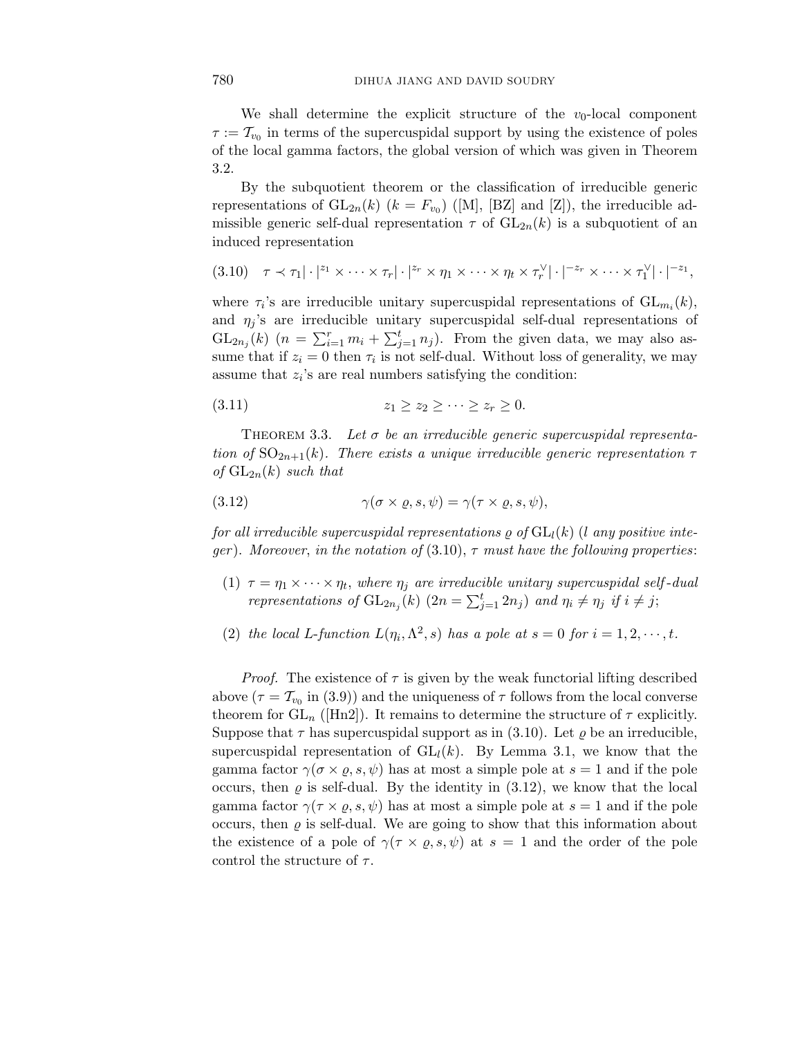We shall determine the explicit structure of the $v_0$-local component $\tau := \mathcal{T}_{v_0}$ in terms of the supercuspidal support by using the existence of poles of the local gamma factors, the global version of which was given in Theorem 3.2.

By the subquotient theorem or the classification of irreducible generic representations of $\mathrm{GL}_{2n}(k)$ ($k = F_{v_0}$) ([M], [BZ] and [Z]), the irreducible admissible generic self-dual representation $\tau$ of $\mathrm{GL}_{2n}(k)$ is a subquotient of an induced representation

$$
(3.10)\quad \tau \prec \tau_1|\cdot|^{z_1} \times \cdots \times \tau_r|\cdot|^{z_r} \times \eta_1 \times \cdots \times \eta_t \times \tau_r^\vee|\cdot|^{-z_r} \times \cdots \times \tau_1^\vee|\cdot|^{-z_1},
$$

where $\tau_i$'s are irreducible unitary supercuspidal representations of $\mathrm{GL}_{m_i}(k)$, and $\eta_j$'s are irreducible unitary supercuspidal self-dual representations of $\mathrm{GL}_{2n_j}(k)$ ($n = \sum_{i=1}^r m_i + \sum_{j=1}^t n_j$). From the given data, we may also assume that if $z_i = 0$ then $\tau_i$ is not self-dual. Without loss of generality, we may assume that $z_i$'s are real numbers satisfying the condition:

$$
(3.11)\qquad z_1 \geq z_2 \geq \cdots \geq z_r \geq 0.
$$

Theorem 3.3. *Let $\sigma$ be an irreducible generic supercuspidal representation of $\mathrm{SO}_{2n+1}(k)$. There exists a unique irreducible generic representation $\tau$ of $\mathrm{GL}_{2n}(k)$ such that*

$$
(3.12)\qquad \gamma(\sigma \times \varrho, s, \psi) = \gamma(\tau \times \varrho, s, \psi),
$$

*for all irreducible supercuspidal representations $\varrho$ of $\mathrm{GL}_l(k)$ ($l$ any positive integer). Moreover, in the notation of (3.10), $\tau$ must have the following properties:*

(1) *$\tau = \eta_1 \times \cdots \times \eta_t$, where $\eta_j$ are irreducible unitary supercuspidal self-dual representations of $\mathrm{GL}_{2n_j}(k)$ ($2n = \sum_{j=1}^t 2n_j$) and $\eta_i \neq \eta_j$ if $i \neq j$;*

(2) *the local $L$-function $L(\eta_i, \Lambda^2, s)$ has a pole at $s = 0$ for $i = 1, 2, \cdots, t$.*

*Proof.* The existence of $\tau$ is given by the weak functorial lifting described above ($\tau = \mathcal{T}_{v_0}$ in (3.9)) and the uniqueness of $\tau$ follows from the local converse theorem for $\mathrm{GL}_n$ ([Hn2]). It remains to determine the structure of $\tau$ explicitly. Suppose that $\tau$ has supercuspidal support as in (3.10). Let $\varrho$ be an irreducible, supercuspidal representation of $\mathrm{GL}_l(k)$. By Lemma 3.1, we know that the gamma factor $\gamma(\sigma \times \varrho, s, \psi)$ has at most a simple pole at $s = 1$ and if the pole occurs, then $\varrho$ is self-dual. By the identity in (3.12), we know that the local gamma factor $\gamma(\tau \times \varrho, s, \psi)$ has at most a simple pole at $s = 1$ and if the pole occurs, then $\varrho$ is self-dual. We are going to show that this information about the existence of a pole of $\gamma(\tau \times \varrho, s, \psi)$ at $s = 1$ and the order of the pole control the structure of $\tau$.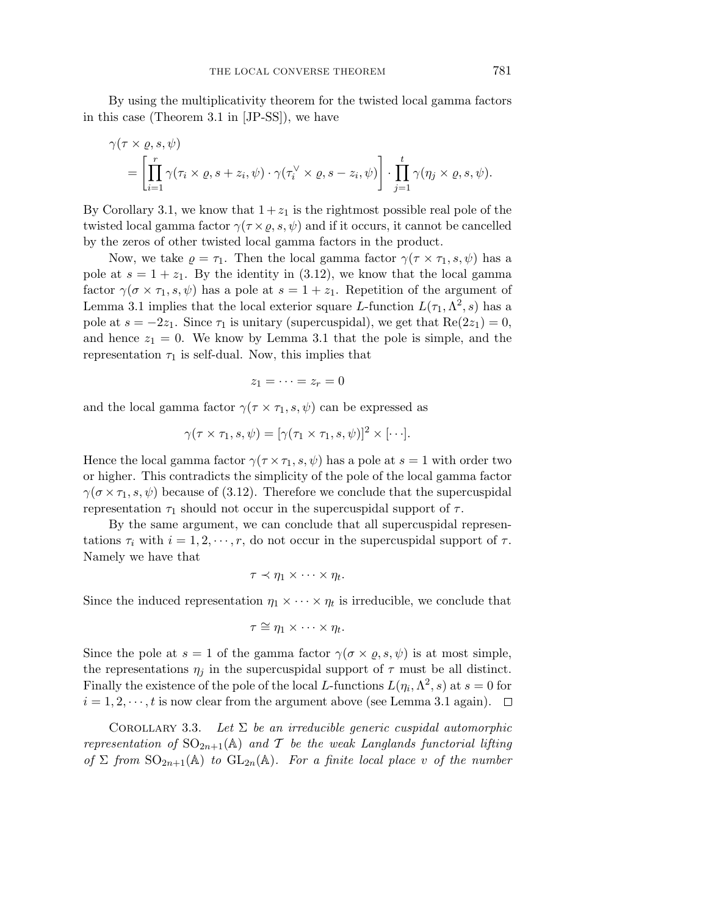By using the multiplicativity theorem for the twisted local gamma factors in this case (Theorem 3.1 in [JP-SS]), we have

$$\begin{aligned}
&\gamma(\tau \times \varrho, s, \psi) \\
&\quad = \left[ \prod_{i=1}^{r} \gamma(\tau_i \times \varrho, s + z_i, \psi) \cdot \gamma(\tau_i^{\vee} \times \varrho, s - z_i, \psi) \right] \cdot \prod_{j=1}^{t} \gamma(\eta_j \times \varrho, s, \psi).
\end{aligned}$$

By Corollary 3.1, we know that $1 + z_1$ is the rightmost possible real pole of the twisted local gamma factor $\gamma(\tau \times \varrho, s, \psi)$ and if it occurs, it cannot be cancelled by the zeros of other twisted local gamma factors in the product.

Now, we take $\varrho = \tau_1$. Then the local gamma factor $\gamma(\tau \times \tau_1, s, \psi)$ has a pole at $s = 1 + z_1$. By the identity in (3.12), we know that the local gamma factor $\gamma(\sigma \times \tau_1, s, \psi)$ has a pole at $s = 1 + z_1$. Repetition of the argument of Lemma 3.1 implies that the local exterior square $L$-function $L(\tau_1, \Lambda^2, s)$ has a pole at $s = -2z_1$. Since $\tau_1$ is unitary (supercuspidal), we get that $\mathrm{Re}(2z_1) = 0$, and hence $z_1 = 0$. We know by Lemma 3.1 that the pole is simple, and the representation $\tau_1$ is self-dual. Now, this implies that

$$z_1 = \cdots = z_r = 0$$

and the local gamma factor $\gamma(\tau \times \tau_1, s, \psi)$ can be expressed as

$$\gamma(\tau \times \tau_1, s, \psi) = [\gamma(\tau_1 \times \tau_1, s, \psi)]^2 \times [\cdots].$$

Hence the local gamma factor $\gamma(\tau \times \tau_1, s, \psi)$ has a pole at $s = 1$ with order two or higher. This contradicts the simplicity of the pole of the local gamma factor $\gamma(\sigma \times \tau_1, s, \psi)$ because of (3.12). Therefore we conclude that the supercuspidal representation $\tau_1$ should not occur in the supercuspidal support of $\tau$.

By the same argument, we can conclude that all supercuspidal representations $\tau_i$ with $i = 1, 2, \cdots, r$, do not occur in the supercuspidal support of $\tau$. Namely we have that

$$\tau \prec \eta_1 \times \cdots \times \eta_t.$$

Since the induced representation $\eta_1 \times \cdots \times \eta_t$ is irreducible, we conclude that

$$\tau \cong \eta_1 \times \cdots \times \eta_t.$$

Since the pole at $s = 1$ of the gamma factor $\gamma(\sigma \times \varrho, s, \psi)$ is at most simple, the representations $\eta_j$ in the supercuspidal support of $\tau$ must be all distinct. Finally the existence of the pole of the local $L$-functions $L(\eta_i, \Lambda^2, s)$ at $s = 0$ for $i = 1, 2, \cdots, t$ is now clear from the argument above (see Lemma 3.1 again). □

Corollary 3.3. *Let $\Sigma$ be an irreducible generic cuspidal automorphic representation of $\mathrm{SO}_{2n+1}(\mathbb{A})$ and $\mathcal{T}$ be the weak Langlands functorial lifting of $\Sigma$ from $\mathrm{SO}_{2n+1}(\mathbb{A})$ to $\mathrm{GL}_{2n}(\mathbb{A})$. For a finite local place $v$ of the number*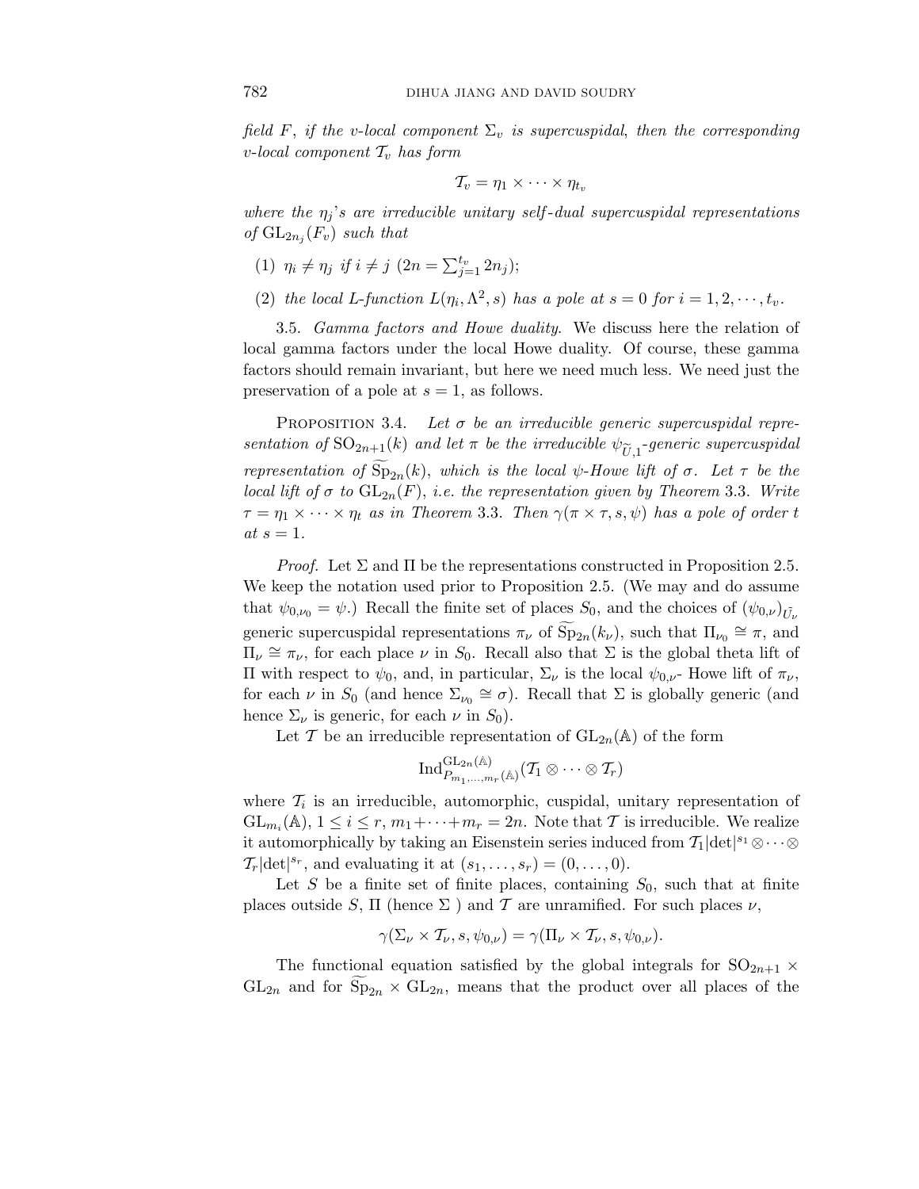*field $F$, if the $v$-local component $\Sigma_v$ is supercuspidal, then the corresponding $v$-local component $\mathcal{T}_v$ has form*

$$\mathcal{T}_v = \eta_1 \times \cdots \times \eta_{t_v}$$

*where the $\eta_j$'s are irreducible unitary self-dual supercuspidal representations of $\mathrm{GL}_{2n_j}(F_v)$ such that*

(1) *$\eta_i \neq \eta_j$ if $i \neq j$ ($2n = \sum_{j=1}^{t_v} 2n_j$);*

(2) *the local $L$-function $L(\eta_i, \Lambda^2, s)$ has a pole at $s = 0$ for $i = 1, 2, \cdots, t_v$.*

3.5. *Gamma factors and Howe duality.* We discuss here the relation of local gamma factors under the local Howe duality. Of course, these gamma factors should remain invariant, but here we need much less. We need just the preservation of a pole at $s = 1$, as follows.

Proposition 3.4. *Let $\sigma$ be an irreducible generic supercuspidal representation of $\mathrm{SO}_{2n+1}(k)$ and let $\pi$ be the irreducible $\psi_{\widetilde{U},1}$-generic supercuspidal representation of $\widetilde{\mathrm{Sp}}_{2n}(k)$, which is the local $\psi$-Howe lift of $\sigma$. Let $\tau$ be the local lift of $\sigma$ to $\mathrm{GL}_{2n}(F)$, i.e. the representation given by Theorem 3.3. Write $\tau = \eta_1 \times \cdots \times \eta_t$ as in Theorem 3.3. Then $\gamma(\pi \times \tau, s, \psi)$ has a pole of order $t$ at $s = 1$.*

*Proof.* Let $\Sigma$ and $\Pi$ be the representations constructed in Proposition 2.5. We keep the notation used prior to Proposition 2.5. (We may and do assume that $\psi_{0,\nu_0} = \psi$.) Recall the finite set of places $S_0$, and the choices of $(\psi_{0,\nu})_{\tilde{U}_\nu}$ generic supercuspidal representations $\pi_\nu$ of $\widetilde{\mathrm{Sp}}_{2n}(k_\nu)$, such that $\Pi_{\nu_0} \cong \pi$, and $\Pi_\nu \cong \pi_\nu$, for each place $\nu$ in $S_0$. Recall also that $\Sigma$ is the global theta lift of $\Pi$ with respect to $\psi_0$, and, in particular, $\Sigma_\nu$ is the local $\psi_{0,\nu}$- Howe lift of $\pi_\nu$, for each $\nu$ in $S_0$ (and hence $\Sigma_{\nu_0} \cong \sigma$). Recall that $\Sigma$ is globally generic (and hence $\Sigma_\nu$ is generic, for each $\nu$ in $S_0$).

Let $\mathcal{T}$ be an irreducible representation of $\mathrm{GL}_{2n}(\mathbb{A})$ of the form

$$\mathrm{Ind}_{P_{m_1,\ldots,m_r}(\mathbb{A})}^{\mathrm{GL}_{2n}(\mathbb{A})}(\mathcal{T}_1 \otimes \cdots \otimes \mathcal{T}_r)$$

where $\mathcal{T}_i$ is an irreducible, automorphic, cuspidal, unitary representation of $\mathrm{GL}_{m_i}(\mathbb{A})$, $1 \leq i \leq r$, $m_1 + \cdots + m_r = 2n$. Note that $\mathcal{T}$ is irreducible. We realize it automorphically by taking an Eisenstein series induced from $\mathcal{T}_1|\det|^{s_1} \otimes \cdots \otimes \mathcal{T}_r|\det|^{s_r}$, and evaluating it at $(s_1, \ldots, s_r) = (0, \ldots, 0)$.

Let $S$ be a finite set of finite places, containing $S_0$, such that at finite places outside $S$, $\Pi$ (hence $\Sigma$ ) and $\mathcal{T}$ are unramified. For such places $\nu$,

$$\gamma(\Sigma_\nu \times \mathcal{T}_\nu, s, \psi_{0,\nu}) = \gamma(\Pi_\nu \times \mathcal{T}_\nu, s, \psi_{0,\nu}).$$

The functional equation satisfied by the global integrals for $\mathrm{SO}_{2n+1} \times \mathrm{GL}_{2n}$ and for $\widetilde{\mathrm{Sp}}_{2n} \times \mathrm{GL}_{2n}$, means that the product over all places of the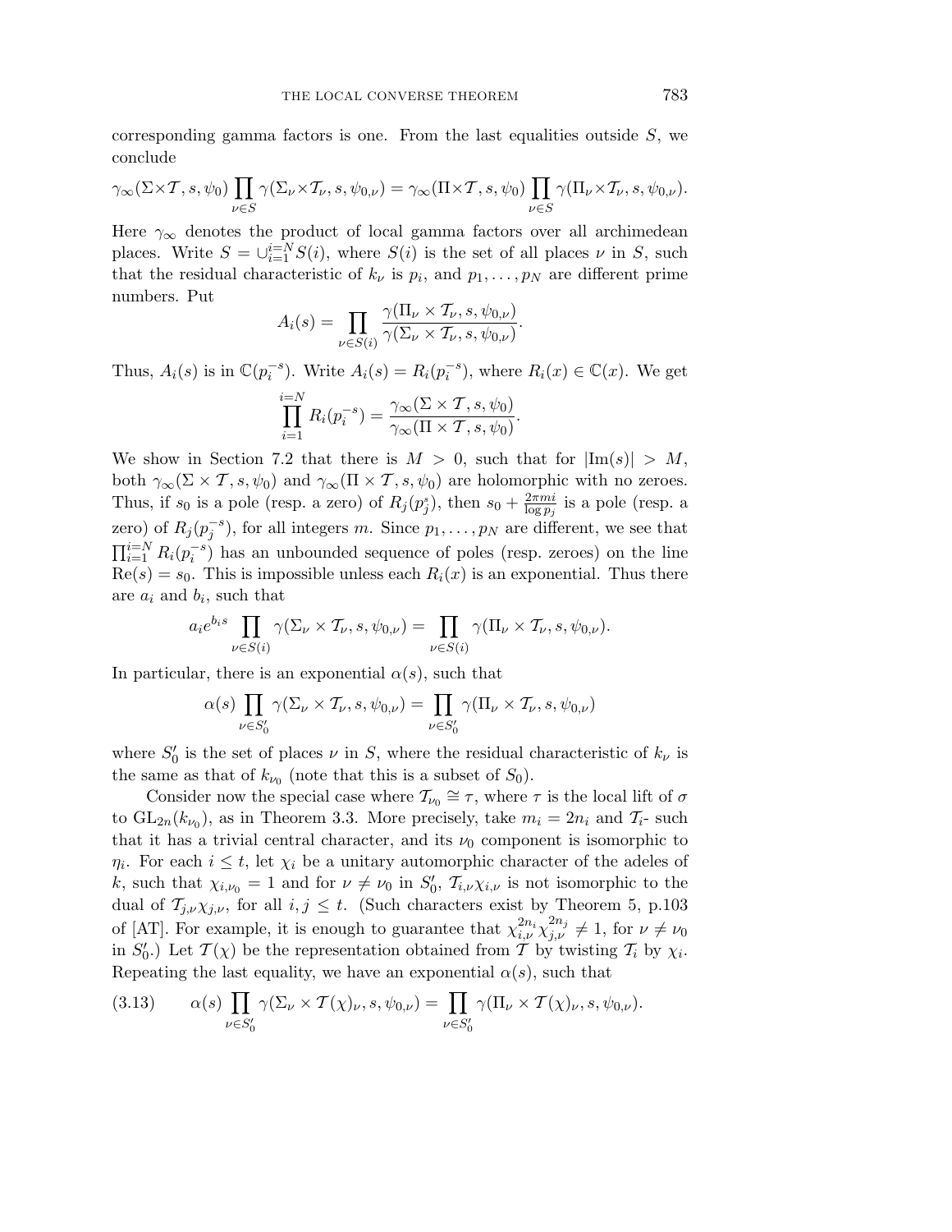corresponding gamma factors is one. From the last equalities outside $S$, we conclude

$$\gamma_\infty(\Sigma\times\mathcal{T},s,\psi_0)\prod_{\nu\in S}\gamma(\Sigma_\nu\times\mathcal{T}_\nu,s,\psi_{0,\nu})=\gamma_\infty(\Pi\times\mathcal{T},s,\psi_0)\prod_{\nu\in S}\gamma(\Pi_\nu\times\mathcal{T}_\nu,s,\psi_{0,\nu}).$$

Here $\gamma_\infty$ denotes the product of local gamma factors over all archimedean places. Write $S=\cup_{i=1}^{i=N}S(i)$, where $S(i)$ is the set of all places $\nu$ in $S$, such that the residual characteristic of $k_\nu$ is $p_i$, and $p_1,\dots,p_N$ are different prime numbers. Put

$$A_i(s)=\prod_{\nu\in S(i)}\frac{\gamma(\Pi_\nu\times\mathcal{T}_\nu,s,\psi_{0,\nu})}{\gamma(\Sigma_\nu\times\mathcal{T}_\nu,s,\psi_{0,\nu})}.$$

Thus, $A_i(s)$ is in $\mathbb{C}(p_i^{-s})$. Write $A_i(s)=R_i(p_i^{-s})$, where $R_i(x)\in\mathbb{C}(x)$. We get

$$\prod_{i=1}^{i=N}R_i(p_i^{-s})=\frac{\gamma_\infty(\Sigma\times\mathcal{T},s,\psi_0)}{\gamma_\infty(\Pi\times\mathcal{T},s,\psi_0)}.$$

We show in Section 7.2 that there is $M>0$, such that for $|\mathrm{Im}(s)|>M$, both $\gamma_\infty(\Sigma\times\mathcal{T},s,\psi_0)$ and $\gamma_\infty(\Pi\times\mathcal{T},s,\psi_0)$ are holomorphic with no zeroes. Thus, if $s_0$ is a pole (resp. a zero) of $R_j(p_j^s)$, then $s_0+\frac{2\pi mi}{\log p_j}$ is a pole (resp. a zero) of $R_j(p_j^{-s})$, for all integers $m$. Since $p_1,\dots,p_N$ are different, we see that $\prod_{i=1}^{i=N}R_i(p_i^{-s})$ has an unbounded sequence of poles (resp. zeroes) on the line $\mathrm{Re}(s)=s_0$. This is impossible unless each $R_i(x)$ is an exponential. Thus there are $a_i$ and $b_i$, such that

$$a_ie^{b_is}\prod_{\nu\in S(i)}\gamma(\Sigma_\nu\times\mathcal{T}_\nu,s,\psi_{0,\nu})=\prod_{\nu\in S(i)}\gamma(\Pi_\nu\times\mathcal{T}_\nu,s,\psi_{0,\nu}).$$

In particular, there is an exponential $\alpha(s)$, such that

$$\alpha(s)\prod_{\nu\in S_0'}\gamma(\Sigma_\nu\times\mathcal{T}_\nu,s,\psi_{0,\nu})=\prod_{\nu\in S_0'}\gamma(\Pi_\nu\times\mathcal{T}_\nu,s,\psi_{0,\nu})$$

where $S_0'$ is the set of places $\nu$ in $S$, where the residual characteristic of $k_\nu$ is the same as that of $k_{\nu_0}$ (note that this is a subset of $S_0$).

Consider now the special case where $\mathcal{T}_{\nu_0}\cong\tau$, where $\tau$ is the local lift of $\sigma$ to $\mathrm{GL}_{2n}(k_{\nu_0})$, as in Theorem 3.3. More precisely, take $m_i=2n_i$ and $\mathcal{T}_i$- such that it has a trivial central character, and its $\nu_0$ component is isomorphic to $\eta_i$. For each $i\le t$, let $\chi_i$ be a unitary automorphic character of the adeles of $k$, such that $\chi_{i,\nu_0}=1$ and for $\nu\ne\nu_0$ in $S_0'$, $\mathcal{T}_{i,\nu}\chi_{i,\nu}$ is not isomorphic to the dual of $\mathcal{T}_{j,\nu}\chi_{j,\nu}$, for all $i,j\le t$. (Such characters exist by Theorem 5, p.103 of [AT]. For example, it is enough to guarantee that $\chi_{i,\nu}^{2n_i}\chi_{j,\nu}^{2n_j}\ne1$, for $\nu\ne\nu_0$ in $S_0'$.) Let $\mathcal{T}(\chi)$ be the representation obtained from $\mathcal{T}$ by twisting $\mathcal{T}_i$ by $\chi_i$. Repeating the last equality, we have an exponential $\alpha(s)$, such that

$$\alpha(s)\prod_{\nu\in S_0'}\gamma(\Sigma_\nu\times\mathcal{T}(\chi)_\nu,s,\psi_{0,\nu})=\prod_{\nu\in S_0'}\gamma(\Pi_\nu\times\mathcal{T}(\chi)_\nu,s,\psi_{0,\nu}).\tag{3.13}$$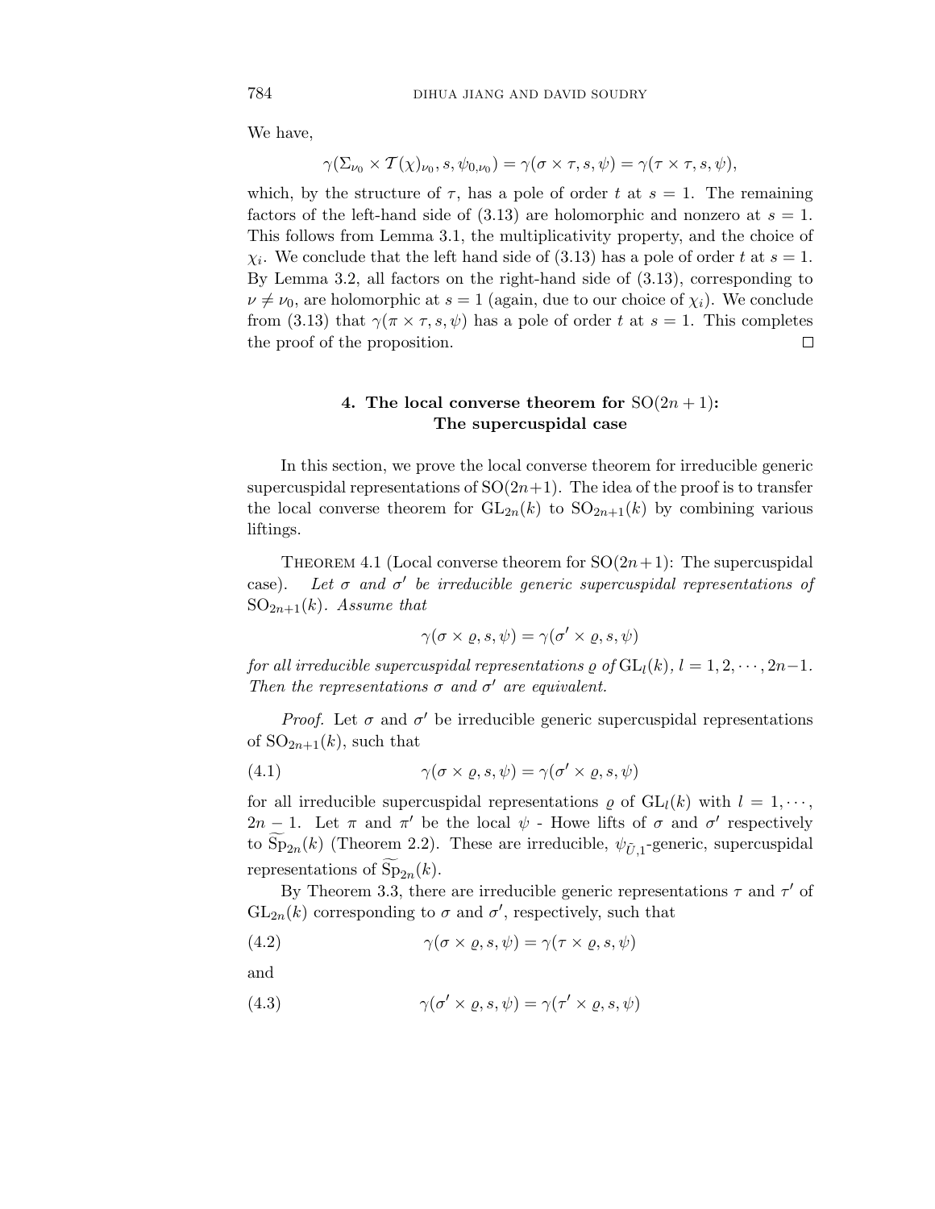We have,

$$\gamma(\Sigma_{\nu_0} \times \mathcal{T}(\chi)_{\nu_0}, s, \psi_{0,\nu_0}) = \gamma(\sigma \times \tau, s, \psi) = \gamma(\tau \times \tau, s, \psi),$$

which, by the structure of $\tau$, has a pole of order $t$ at $s = 1$. The remaining factors of the left-hand side of (3.13) are holomorphic and nonzero at $s = 1$. This follows from Lemma 3.1, the multiplicativity property, and the choice of $\chi_i$. We conclude that the left hand side of (3.13) has a pole of order $t$ at $s = 1$. By Lemma 3.2, all factors on the right-hand side of (3.13), corresponding to $\nu \neq \nu_0$, are holomorphic at $s = 1$ (again, due to our choice of $\chi_i$). We conclude from (3.13) that $\gamma(\pi \times \tau, s, \psi)$ has a pole of order $t$ at $s = 1$. This completes the proof of the proposition. □

## 4. The local converse theorem for $\mathrm{SO}(2n+1)$: The supercuspidal case

In this section, we prove the local converse theorem for irreducible generic supercuspidal representations of $\mathrm{SO}(2n+1)$. The idea of the proof is to transfer the local converse theorem for $\mathrm{GL}_{2n}(k)$ to $\mathrm{SO}_{2n+1}(k)$ by combining various liftings.

THEOREM 4.1 (Local converse theorem for $\mathrm{SO}(2n+1)$: The supercuspidal case). *Let $\sigma$ and $\sigma'$ be irreducible generic supercuspidal representations of $\mathrm{SO}_{2n+1}(k)$. Assume that*

$$\gamma(\sigma \times \varrho, s, \psi) = \gamma(\sigma' \times \varrho, s, \psi)$$

*for all irreducible supercuspidal representations $\varrho$ of $\mathrm{GL}_l(k)$, $l = 1, 2, \cdots, 2n-1$. Then the representations $\sigma$ and $\sigma'$ are equivalent.*

*Proof.* Let $\sigma$ and $\sigma'$ be irreducible generic supercuspidal representations of $\mathrm{SO}_{2n+1}(k)$, such that

$$\gamma(\sigma \times \varrho, s, \psi) = \gamma(\sigma' \times \varrho, s, \psi) \tag{4.1}$$

for all irreducible supercuspidal representations $\varrho$ of $\mathrm{GL}_l(k)$ with $l = 1, \cdots, 2n-1$. Let $\pi$ and $\pi'$ be the local $\psi$ - Howe lifts of $\sigma$ and $\sigma'$ respectively to $\widetilde{\mathrm{Sp}}_{2n}(k)$ (Theorem 2.2). These are irreducible, $\psi_{\bar{U},1}$-generic, supercuspidal representations of $\widetilde{\mathrm{Sp}}_{2n}(k)$.

By Theorem 3.3, there are irreducible generic representations $\tau$ and $\tau'$ of $\mathrm{GL}_{2n}(k)$ corresponding to $\sigma$ and $\sigma'$, respectively, such that

$$\gamma(\sigma \times \varrho, s, \psi) = \gamma(\tau \times \varrho, s, \psi) \tag{4.2}$$

and

$$\gamma(\sigma' \times \varrho, s, \psi) = \gamma(\tau' \times \varrho, s, \psi) \tag{4.3}$$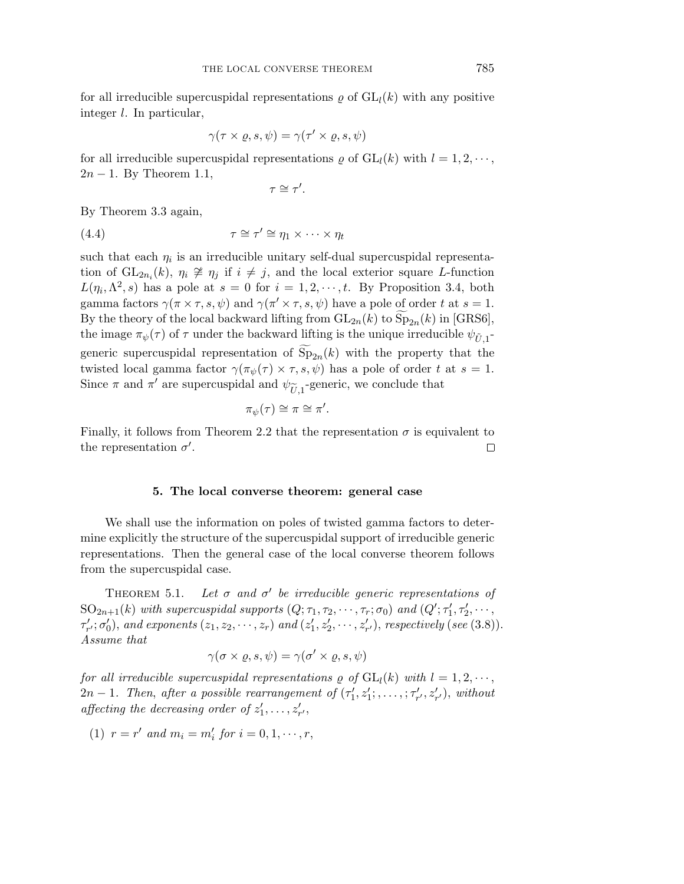for all irreducible supercuspidal representations $\varrho$ of $\mathrm{GL}_l(k)$ with any positive integer $l$. In particular,

$$\gamma(\tau \times \varrho, s, \psi) = \gamma(\tau' \times \varrho, s, \psi)$$

for all irreducible supercuspidal representations $\varrho$ of $\mathrm{GL}_l(k)$ with $l = 1, 2, \cdots, 2n-1$. By Theorem 1.1,

$$\tau \cong \tau'.$$

By Theorem 3.3 again,

$$\tau \cong \tau' \cong \eta_1 \times \cdots \times \eta_t \tag{4.4}$$

such that each $\eta_i$ is an irreducible unitary self-dual supercuspidal representation of $\mathrm{GL}_{2n_i}(k)$, $\eta_i \not\cong \eta_j$ if $i \neq j$, and the local exterior square $L$-function $L(\eta_i, \Lambda^2, s)$ has a pole at $s = 0$ for $i = 1, 2, \cdots, t$. By Proposition 3.4, both gamma factors $\gamma(\pi \times \tau, s, \psi)$ and $\gamma(\pi' \times \tau, s, \psi)$ have a pole of order $t$ at $s = 1$. By the theory of the local backward lifting from $\mathrm{GL}_{2n}(k)$ to $\widetilde{\mathrm{Sp}}_{2n}(k)$ in [GRS6], the image $\pi_\psi(\tau)$ of $\tau$ under the backward lifting is the unique irreducible $\psi_{\tilde{U},1}$-generic supercuspidal representation of $\widetilde{\mathrm{Sp}}_{2n}(k)$ with the property that the twisted local gamma factor $\gamma(\pi_\psi(\tau) \times \tau, s, \psi)$ has a pole of order $t$ at $s = 1$. Since $\pi$ and $\pi'$ are supercuspidal and $\psi_{\widetilde{U},1}$-generic, we conclude that

$$\pi_\psi(\tau) \cong \pi \cong \pi'.$$

Finally, it follows from Theorem 2.2 that the representation $\sigma$ is equivalent to the representation $\sigma'$. □

## 5. The local converse theorem: general case

We shall use the information on poles of twisted gamma factors to determine explicitly the structure of the supercuspidal support of irreducible generic representations. Then the general case of the local converse theorem follows from the supercuspidal case.

THEOREM 5.1. *Let $\sigma$ and $\sigma'$ be irreducible generic representations of $\mathrm{SO}_{2n+1}(k)$ with supercuspidal supports $(Q; \tau_1, \tau_2, \cdots, \tau_r; \sigma_0)$ and $(Q'; \tau_1', \tau_2', \cdots, \tau_{r'}'; \sigma_0')$, and exponents $(z_1, z_2, \cdots, z_r)$ and $(z_1', z_2', \cdots, z_{r'}')$, respectively* (*see* (3.8)). *Assume that*

$$\gamma(\sigma \times \varrho, s, \psi) = \gamma(\sigma' \times \varrho, s, \psi)$$

*for all irreducible supercuspidal representations $\varrho$ of $\mathrm{GL}_l(k)$ with $l = 1, 2, \cdots, 2n-1$. Then, after a possible rearrangement of $(\tau_1', z_1'; \ldots; \tau_{r'}', z_{r'}')$, without affecting the decreasing order of $z_1', \ldots, z_{r'}'$,*

(1) *$r = r'$ and $m_i = m_i'$ for $i = 0, 1, \cdots, r$,*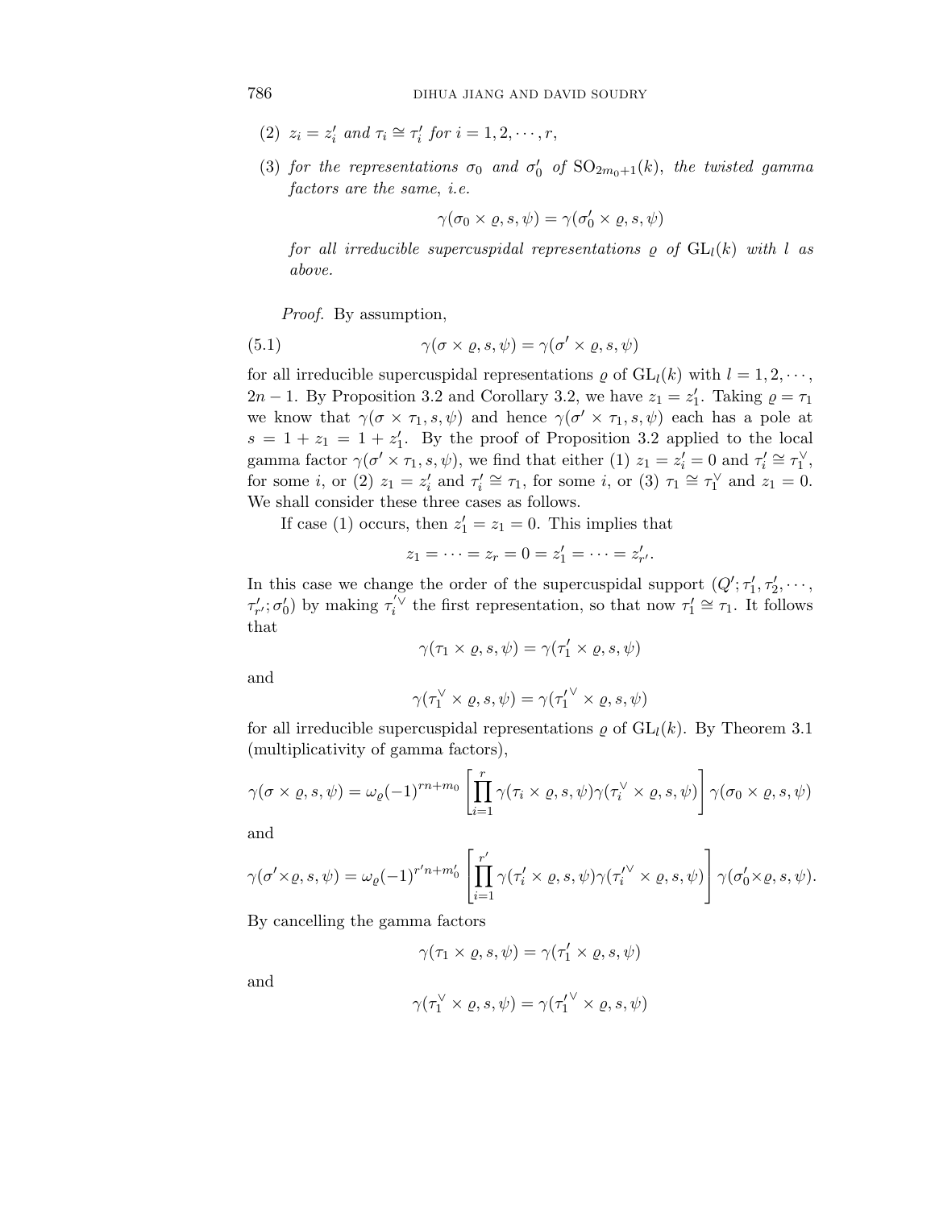(2) *$z_i = z_i'$ and $\tau_i \cong \tau_i'$ for $i = 1, 2, \cdots, r$,*

(3) *for the representations $\sigma_0$ and $\sigma_0'$ of $\mathrm{SO}_{2m_0+1}(k)$, the twisted gamma factors are the same, i.e.*

$$\gamma(\sigma_0 \times \varrho, s, \psi) = \gamma(\sigma_0' \times \varrho, s, \psi)$$

*for all irreducible supercuspidal representations $\varrho$ of $\mathrm{GL}_l(k)$ with $l$ as above.*

*Proof.* By assumption,

$$\gamma(\sigma \times \varrho, s, \psi) = \gamma(\sigma' \times \varrho, s, \psi) \tag{5.1}$$

for all irreducible supercuspidal representations $\varrho$ of $\mathrm{GL}_l(k)$ with $l = 1, 2, \cdots, 2n-1$. By Proposition 3.2 and Corollary 3.2, we have $z_1 = z_1'$. Taking $\varrho = \tau_1$ we know that $\gamma(\sigma \times \tau_1, s, \psi)$ and hence $\gamma(\sigma' \times \tau_1, s, \psi)$ each has a pole at $s = 1 + z_1 = 1 + z_1'$. By the proof of Proposition 3.2 applied to the local gamma factor $\gamma(\sigma' \times \tau_1, s, \psi)$, we find that either (1) $z_1 = z_i' = 0$ and $\tau_i' \cong \tau_1^\vee$, for some $i$, or (2) $z_1 = z_i'$ and $\tau_i' \cong \tau_1$, for some $i$, or (3) $\tau_1 \cong \tau_1^\vee$ and $z_1 = 0$. We shall consider these three cases as follows.

If case (1) occurs, then $z_1' = z_1 = 0$. This implies that

$$z_1 = \cdots = z_r = 0 = z_1' = \cdots = z_{r'}'.$$

In this case we change the order of the supercuspidal support $(Q'; \tau_1', \tau_2', \cdots, \tau_{r'}'; \sigma_0')$ by making $\tau_i'^\vee$ the first representation, so that now $\tau_1' \cong \tau_1$. It follows that

$$\gamma(\tau_1 \times \varrho, s, \psi) = \gamma(\tau_1' \times \varrho, s, \psi)$$

and

$$\gamma(\tau_1^\vee \times \varrho, s, \psi) = \gamma(\tau_1'^\vee \times \varrho, s, \psi)$$

for all irreducible supercuspidal representations $\varrho$ of $\mathrm{GL}_l(k)$. By Theorem 3.1 (multiplicativity of gamma factors),

$$\gamma(\sigma \times \varrho, s, \psi) = \omega_\varrho(-1)^{rn+m_0} \left[\prod_{i=1}^{r} \gamma(\tau_i \times \varrho, s, \psi)\gamma(\tau_i^\vee \times \varrho, s, \psi)\right] \gamma(\sigma_0 \times \varrho, s, \psi)$$

and

$$\gamma(\sigma' \times \varrho, s, \psi) = \omega_\varrho(-1)^{r'n+m_0'} \left[\prod_{i=1}^{r'} \gamma(\tau_i' \times \varrho, s, \psi)\gamma(\tau_i'^\vee \times \varrho, s, \psi)\right] \gamma(\sigma_0' \times \varrho, s, \psi).$$

By cancelling the gamma factors

$$\gamma(\tau_1 \times \varrho, s, \psi) = \gamma(\tau_1' \times \varrho, s, \psi)$$

and

$$\gamma(\tau_1^\vee \times \varrho, s, \psi) = \gamma(\tau_1'^\vee \times \varrho, s, \psi)$$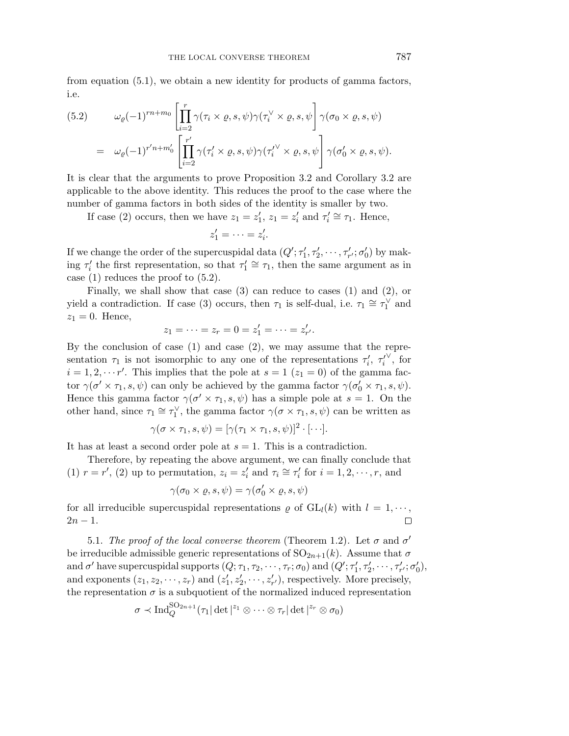from equation (5.1), we obtain a new identity for products of gamma factors, i.e.

$$
\begin{aligned}
(5.2) \qquad & \omega_\varrho(-1)^{rn+m_0}\left[\prod_{i=2}^{r}\gamma(\tau_i\times\varrho,s,\psi)\gamma(\tau_i^\vee\times\varrho,s,\psi\right]\gamma(\sigma_0\times\varrho,s,\psi)\\
&= \omega_\varrho(-1)^{r'n+m_0'}\left[\prod_{i=2}^{r'}\gamma(\tau_i'\times\varrho,s,\psi)\gamma(\tau_i'^\vee\times\varrho,s,\psi\right]\gamma(\sigma_0'\times\varrho,s,\psi).
\end{aligned}
$$

It is clear that the arguments to prove Proposition 3.2 and Corollary 3.2 are applicable to the above identity. This reduces the proof to the case where the number of gamma factors in both sides of the identity is smaller by two.

If case (2) occurs, then we have $z_1 = z_1'$, $z_1 = z_i'$ and $\tau_i' \cong \tau_1$. Hence,

$$z_1' = \cdots = z_i'.$$

If we change the order of the supercuspidal data $(Q';\tau_1',\tau_2',\cdots,\tau_{r'}';\sigma_0')$ by making $\tau_i'$ the first representation, so that $\tau_1' \cong \tau_1$, then the same argument as in case (1) reduces the proof to (5.2).

Finally, we shall show that case (3) can reduce to cases (1) and (2), or yield a contradiction. If case (3) occurs, then $\tau_1$ is self-dual, i.e. $\tau_1 \cong \tau_1^\vee$ and $z_1 = 0$. Hence,

$$z_1 = \cdots = z_r = 0 = z_1' = \cdots = z_{r'}'.$$

By the conclusion of case (1) and case (2), we may assume that the representation $\tau_1$ is not isomorphic to any one of the representations $\tau_i'$, $\tau_i'^\vee$, for $i = 1,2,\cdots r'$. This implies that the pole at $s = 1$ ($z_1 = 0$) of the gamma factor $\gamma(\sigma'\times\tau_1,s,\psi)$ can only be achieved by the gamma factor $\gamma(\sigma_0'\times\tau_1,s,\psi)$. Hence this gamma factor $\gamma(\sigma'\times\tau_1,s,\psi)$ has a simple pole at $s=1$. On the other hand, since $\tau_1\cong\tau_1^\vee$, the gamma factor $\gamma(\sigma\times\tau_1,s,\psi)$ can be written as

$$\gamma(\sigma\times\tau_1,s,\psi) = [\gamma(\tau_1\times\tau_1,s,\psi)]^2\cdot[\cdots].$$

It has at least a second order pole at $s=1$. This is a contradiction.

Therefore, by repeating the above argument, we can finally conclude that (1) $r = r'$, (2) up to permutation, $z_i = z_i'$ and $\tau_i \cong \tau_i'$ for $i = 1,2,\cdots,r$, and

$$\gamma(\sigma_0\times\varrho,s,\psi) = \gamma(\sigma_0'\times\varrho,s,\psi)$$

for all irreducible supercuspidal representations $\varrho$ of $\mathrm{GL}_l(k)$ with $l = 1,\cdots, 2n-1$. □

5.1. *The proof of the local converse theorem* (Theorem 1.2). Let $\sigma$ and $\sigma'$ be irreducible admissible generic representations of $\mathrm{SO}_{2n+1}(k)$. Assume that $\sigma$ and $\sigma'$ have supercuspidal supports $(Q;\tau_1,\tau_2,\cdots,\tau_r;\sigma_0)$ and $(Q';\tau_1',\tau_2',\cdots,\tau_{r'}';\sigma_0')$, and exponents $(z_1,z_2,\cdots,z_r)$ and $(z_1',z_2',\cdots,z_{r'}')$, respectively. More precisely, the representation $\sigma$ is a subquotient of the normalized induced representation

$$\sigma \prec \mathrm{Ind}_Q^{\mathrm{SO}_{2n+1}}(\tau_1|\det|^{z_1}\otimes\cdots\otimes\tau_r|\det|^{z_r}\otimes\sigma_0)$$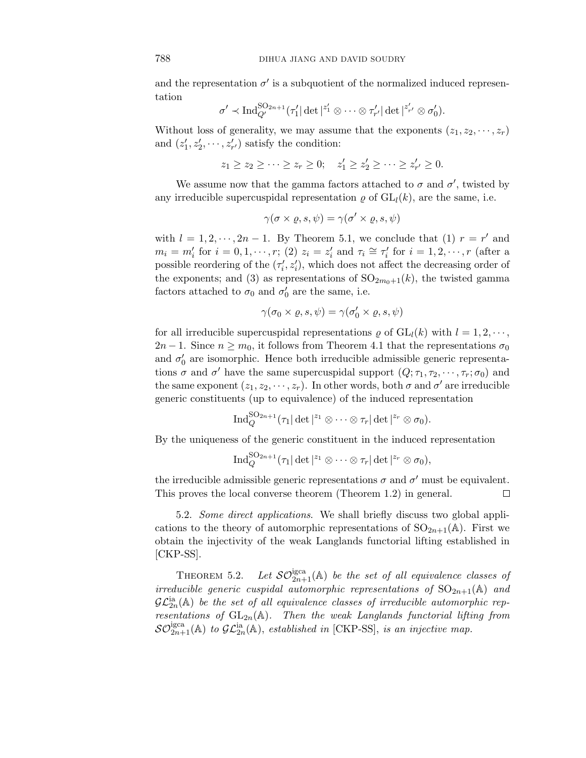and the representation $\sigma'$ is a subquotient of the normalized induced representation

$$\sigma' \prec \mathrm{Ind}_{Q'}^{\mathrm{SO}_{2n+1}}(\tau_1'|\det|^{z_1'} \otimes \cdots \otimes \tau_{r'}'|\det|^{z_{r'}'} \otimes \sigma_0').$$

Without loss of generality, we may assume that the exponents $(z_1, z_2, \cdots, z_r)$ and $(z_1', z_2', \cdots, z_{r'}')$ satisfy the condition:

$$z_1 \geq z_2 \geq \cdots \geq z_r \geq 0; \quad z_1' \geq z_2' \geq \cdots \geq z_{r'}' \geq 0.$$

We assume now that the gamma factors attached to $\sigma$ and $\sigma'$, twisted by any irreducible supercuspidal representation $\varrho$ of $\mathrm{GL}_l(k)$, are the same, i.e.

$$\gamma(\sigma \times \varrho, s, \psi) = \gamma(\sigma' \times \varrho, s, \psi)$$

with $l = 1, 2, \cdots, 2n-1$. By Theorem 5.1, we conclude that (1) $r = r'$ and $m_i = m_i'$ for $i = 0, 1, \cdots, r$; (2) $z_i = z_i'$ and $\tau_i \cong \tau_i'$ for $i = 1, 2, \cdots, r$ (after a possible reordering of the $(\tau_i', z_i')$, which does not affect the decreasing order of the exponents; and (3) as representations of $\mathrm{SO}_{2m_0+1}(k)$, the twisted gamma factors attached to $\sigma_0$ and $\sigma_0'$ are the same, i.e.

$$\gamma(\sigma_0 \times \varrho, s, \psi) = \gamma(\sigma_0' \times \varrho, s, \psi)$$

for all irreducible supercuspidal representations $\varrho$ of $\mathrm{GL}_l(k)$ with $l = 1, 2, \cdots, 2n-1$. Since $n \geq m_0$, it follows from Theorem 4.1 that the representations $\sigma_0$ and $\sigma_0'$ are isomorphic. Hence both irreducible admissible generic representations $\sigma$ and $\sigma'$ have the same supercuspidal support $(Q; \tau_1, \tau_2, \cdots, \tau_r; \sigma_0)$ and the same exponent $(z_1, z_2, \cdots, z_r)$. In other words, both $\sigma$ and $\sigma'$ are irreducible generic constituents (up to equivalence) of the induced representation

$$\mathrm{Ind}_{Q}^{\mathrm{SO}_{2n+1}}(\tau_1|\det|^{z_1} \otimes \cdots \otimes \tau_r|\det|^{z_r} \otimes \sigma_0).$$

By the uniqueness of the generic constituent in the induced representation

$$\mathrm{Ind}_{Q}^{\mathrm{SO}_{2n+1}}(\tau_1|\det|^{z_1} \otimes \cdots \otimes \tau_r|\det|^{z_r} \otimes \sigma_0),$$

the irreducible admissible generic representations $\sigma$ and $\sigma'$ must be equivalent. This proves the local converse theorem (Theorem 1.2) in general. □

5.2. *Some direct applications*. We shall briefly discuss two global applications to the theory of automorphic representations of $\mathrm{SO}_{2n+1}(\mathbb{A})$. First we obtain the injectivity of the weak Langlands functorial lifting established in [CKP-SS].

THEOREM 5.2. *Let $\mathcal{SO}_{2n+1}^{\mathrm{igca}}(\mathbb{A})$ be the set of all equivalence classes of irreducible generic cuspidal automorphic representations of $\mathrm{SO}_{2n+1}(\mathbb{A})$ and $\mathcal{GL}_{2n}^{\mathrm{ia}}(\mathbb{A})$ be the set of all equivalence classes of irreducible automorphic representations of $\mathrm{GL}_{2n}(\mathbb{A})$. Then the weak Langlands functorial lifting from $\mathcal{SO}_{2n+1}^{\mathrm{igca}}(\mathbb{A})$ to $\mathcal{GL}_{2n}^{\mathrm{ia}}(\mathbb{A})$, established in* [CKP-SS], *is an injective map.*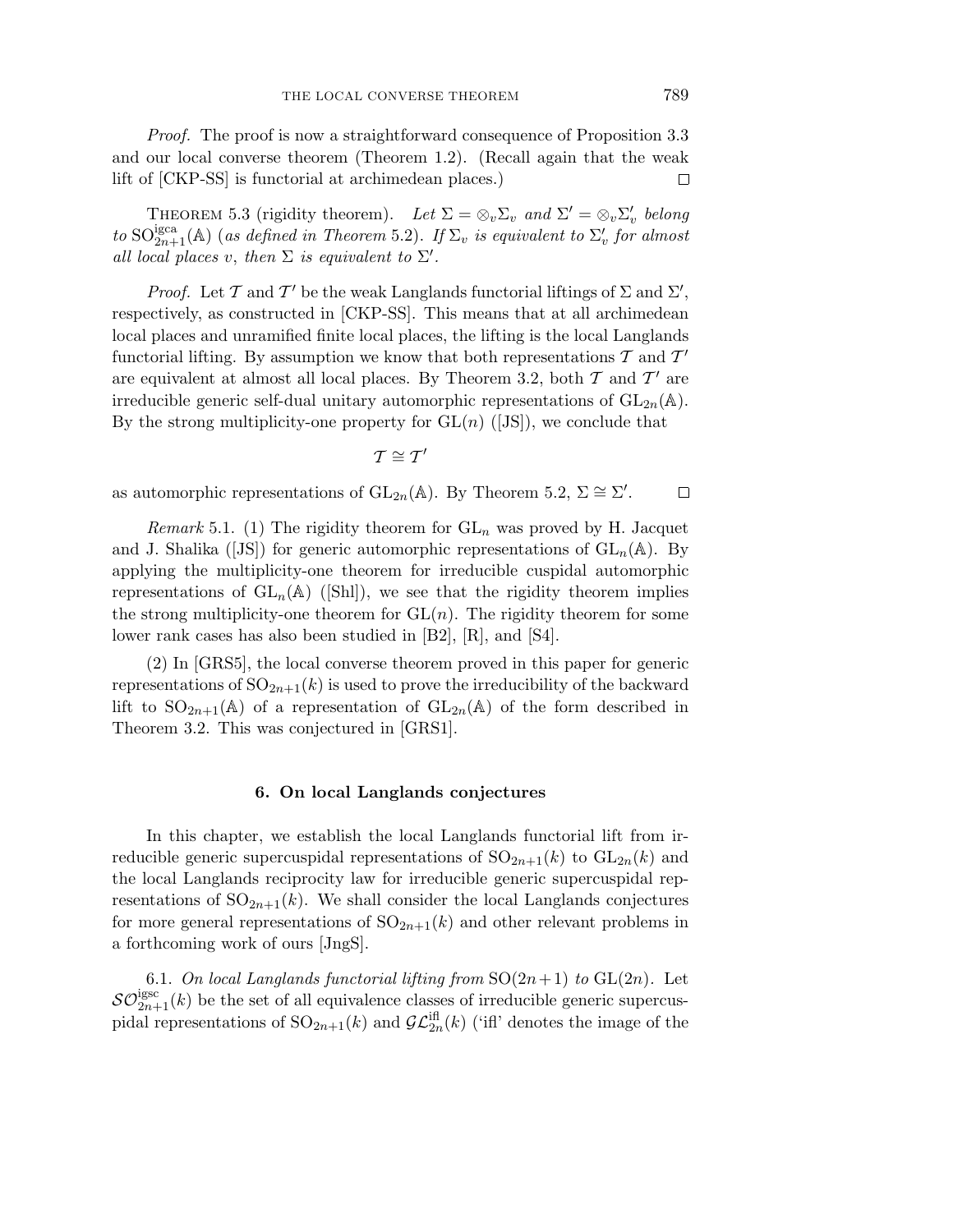*Proof.* The proof is now a straightforward consequence of Proposition 3.3 and our local converse theorem (Theorem 1.2). (Recall again that the weak lift of [CKP-SS] is functorial at archimedean places.) □

THEOREM 5.3 (rigidity theorem). *Let $\Sigma = \otimes_v \Sigma_v$ and $\Sigma' = \otimes_v \Sigma'_v$ belong to* $\mathrm{SO}_{2n+1}^{\mathrm{igca}}(\mathbb{A})$ (*as defined in Theorem* 5.2). *If $\Sigma_v$ is equivalent to $\Sigma'_v$ for almost all local places $v$, then $\Sigma$ is equivalent to $\Sigma'$.*

*Proof.* Let $\mathcal{T}$ and $\mathcal{T}'$ be the weak Langlands functorial liftings of $\Sigma$ and $\Sigma'$, respectively, as constructed in [CKP-SS]. This means that at all archimedean local places and unramified finite local places, the lifting is the local Langlands functorial lifting. By assumption we know that both representations $\mathcal{T}$ and $\mathcal{T}'$ are equivalent at almost all local places. By Theorem 3.2, both $\mathcal{T}$ and $\mathcal{T}'$ are irreducible generic self-dual unitary automorphic representations of $\mathrm{GL}_{2n}(\mathbb{A})$. By the strong multiplicity-one property for $\mathrm{GL}(n)$ ([JS]), we conclude that

$$\mathcal{T} \cong \mathcal{T}'$$

as automorphic representations of $\mathrm{GL}_{2n}(\mathbb{A})$. By Theorem 5.2, $\Sigma \cong \Sigma'$. □

*Remark* 5.1. (1) The rigidity theorem for $\mathrm{GL}_n$ was proved by H. Jacquet and J. Shalika ([JS]) for generic automorphic representations of $\mathrm{GL}_n(\mathbb{A})$. By applying the multiplicity-one theorem for irreducible cuspidal automorphic representations of $\mathrm{GL}_n(\mathbb{A})$ ([Shl]), we see that the rigidity theorem implies the strong multiplicity-one theorem for $\mathrm{GL}(n)$. The rigidity theorem for some lower rank cases has also been studied in [B2], [R], and [S4].

(2) In [GRS5], the local converse theorem proved in this paper for generic representations of $\mathrm{SO}_{2n+1}(k)$ is used to prove the irreducibility of the backward lift to $\mathrm{SO}_{2n+1}(\mathbb{A})$ of a representation of $\mathrm{GL}_{2n}(\mathbb{A})$ of the form described in Theorem 3.2. This was conjectured in [GRS1].

## 6. On local Langlands conjectures

In this chapter, we establish the local Langlands functorial lift from irreducible generic supercuspidal representations of $\mathrm{SO}_{2n+1}(k)$ to $\mathrm{GL}_{2n}(k)$ and the local Langlands reciprocity law for irreducible generic supercuspidal representations of $\mathrm{SO}_{2n+1}(k)$. We shall consider the local Langlands conjectures for more general representations of $\mathrm{SO}_{2n+1}(k)$ and other relevant problems in a forthcoming work of ours [JngS].

6.1. *On local Langlands functorial lifting from* $\mathrm{SO}(2n+1)$ *to* $\mathrm{GL}(2n)$. Let $\mathcal{SO}_{2n+1}^{\mathrm{igsc}}(k)$ be the set of all equivalence classes of irreducible generic supercuspidal representations of $\mathrm{SO}_{2n+1}(k)$ and $\mathcal{GL}_{2n}^{\mathrm{ifl}}(k)$ ('ifl' denotes the image of the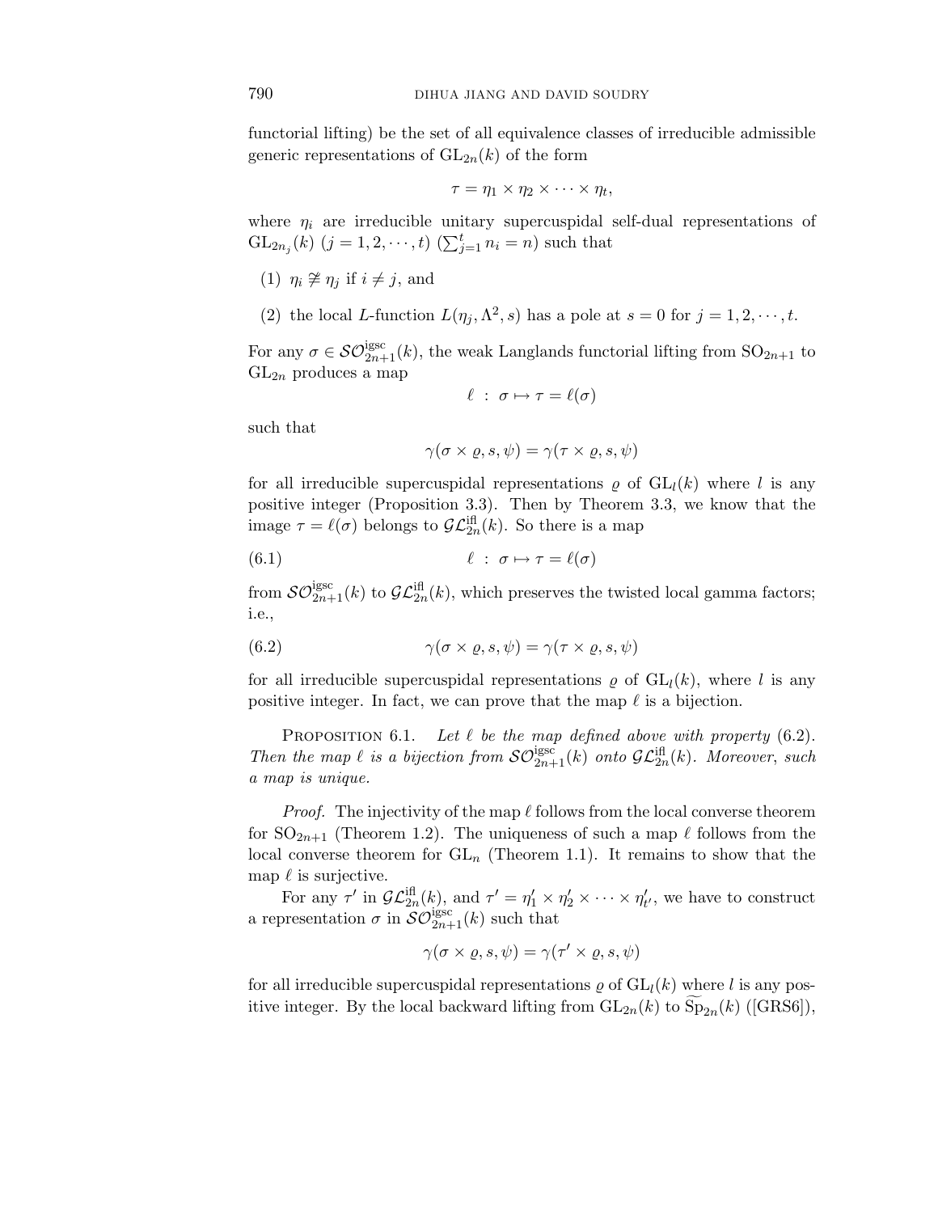functorial lifting) be the set of all equivalence classes of irreducible admissible generic representations of $\mathrm{GL}_{2n}(k)$ of the form

$$\tau = \eta_1 \times \eta_2 \times \cdots \times \eta_t,$$

where $\eta_i$ are irreducible unitary supercuspidal self-dual representations of $\mathrm{GL}_{2n_j}(k)$ $(j = 1, 2, \cdots, t)$ $(\sum_{j=1}^{t} n_i = n)$ such that

(1) $\eta_i \not\cong \eta_j$ if $i \neq j$, and

(2) the local $L$-function $L(\eta_j, \Lambda^2, s)$ has a pole at $s = 0$ for $j = 1, 2, \cdots, t$.

For any $\sigma \in \mathcal{SO}^{\mathrm{igsc}}_{2n+1}(k)$, the weak Langlands functorial lifting from $\mathrm{SO}_{2n+1}$ to $\mathrm{GL}_{2n}$ produces a map

$$\ell \;:\; \sigma \mapsto \tau = \ell(\sigma)$$

such that

$$\gamma(\sigma \times \varrho, s, \psi) = \gamma(\tau \times \varrho, s, \psi)$$

for all irreducible supercuspidal representations $\varrho$ of $\mathrm{GL}_l(k)$ where $l$ is any positive integer (Proposition 3.3). Then by Theorem 3.3, we know that the image $\tau = \ell(\sigma)$ belongs to $\mathcal{GL}^{\mathrm{ifl}}_{2n}(k)$. So there is a map

$$\ell \;:\; \sigma \mapsto \tau = \ell(\sigma) \tag{6.1}$$

from $\mathcal{SO}^{\mathrm{igsc}}_{2n+1}(k)$ to $\mathcal{GL}^{\mathrm{ifl}}_{2n}(k)$, which preserves the twisted local gamma factors; i.e.,

$$\gamma(\sigma \times \varrho, s, \psi) = \gamma(\tau \times \varrho, s, \psi) \tag{6.2}$$

for all irreducible supercuspidal representations $\varrho$ of $\mathrm{GL}_l(k)$, where $l$ is any positive integer. In fact, we can prove that the map $\ell$ is a bijection.

**Proposition 6.1.** *Let $\ell$ be the map defined above with property* (6.2). *Then the map $\ell$ is a bijection from $\mathcal{SO}^{\mathrm{igsc}}_{2n+1}(k)$ onto $\mathcal{GL}^{\mathrm{ifl}}_{2n}(k)$. Moreover, such a map is unique.*

*Proof.* The injectivity of the map $\ell$ follows from the local converse theorem for $\mathrm{SO}_{2n+1}$ (Theorem 1.2). The uniqueness of such a map $\ell$ follows from the local converse theorem for $\mathrm{GL}_n$ (Theorem 1.1). It remains to show that the map $\ell$ is surjective.

For any $\tau'$ in $\mathcal{GL}^{\mathrm{ifl}}_{2n}(k)$, and $\tau' = \eta'_1 \times \eta'_2 \times \cdots \times \eta'_{t'}$, we have to construct a representation $\sigma$ in $\mathcal{SO}^{\mathrm{igsc}}_{2n+1}(k)$ such that

$$\gamma(\sigma \times \varrho, s, \psi) = \gamma(\tau' \times \varrho, s, \psi)$$

for all irreducible supercuspidal representations $\varrho$ of $\mathrm{GL}_l(k)$ where $l$ is any positive integer. By the local backward lifting from $\mathrm{GL}_{2n}(k)$ to $\widetilde{\mathrm{Sp}}_{2n}(k)$ ([GRS6]),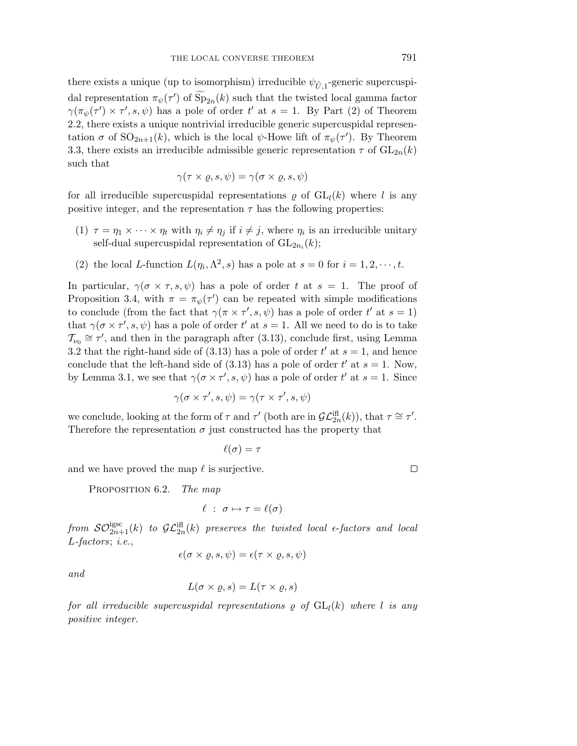there exists a unique (up to isomorphism) irreducible $\psi_{\tilde{U},1}$-generic supercuspidal representation $\pi_\psi(\tau')$ of $\widetilde{\mathrm{Sp}}_{2n}(k)$ such that the twisted local gamma factor $\gamma(\pi_\psi(\tau') \times \tau', s, \psi)$ has a pole of order $t'$ at $s = 1$. By Part (2) of Theorem 2.2, there exists a unique nontrivial irreducible generic supercuspidal representation $\sigma$ of $\mathrm{SO}_{2n+1}(k)$, which is the local $\psi$-Howe lift of $\pi_\psi(\tau')$. By Theorem 3.3, there exists an irreducible admissible generic representation $\tau$ of $\mathrm{GL}_{2n}(k)$ such that

$$\gamma(\tau \times \varrho, s, \psi) = \gamma(\sigma \times \varrho, s, \psi)$$

for all irreducible supercuspidal representations $\varrho$ of $\mathrm{GL}_l(k)$ where $l$ is any positive integer, and the representation $\tau$ has the following properties:

(1) $\tau = \eta_1 \times \cdots \times \eta_t$ with $\eta_i \neq \eta_j$ if $i \neq j$, where $\eta_i$ is an irreducible unitary self-dual supercuspidal representation of $\mathrm{GL}_{2n_i}(k)$;

(2) the local $L$-function $L(\eta_i, \Lambda^2, s)$ has a pole at $s = 0$ for $i = 1, 2, \cdots, t$.

In particular, $\gamma(\sigma \times \tau, s, \psi)$ has a pole of order $t$ at $s = 1$. The proof of Proposition 3.4, with $\pi = \pi_\psi(\tau')$ can be repeated with simple modifications to conclude (from the fact that $\gamma(\pi \times \tau', s, \psi)$ has a pole of order $t'$ at $s = 1$) that $\gamma(\sigma \times \tau', s, \psi)$ has a pole of order $t'$ at $s = 1$. All we need to do is to take $\mathcal{T}_{\nu_0} \cong \tau'$, and then in the paragraph after (3.13), conclude first, using Lemma 3.2 that the right-hand side of (3.13) has a pole of order $t'$ at $s = 1$, and hence conclude that the left-hand side of (3.13) has a pole of order $t'$ at $s = 1$. Now, by Lemma 3.1, we see that $\gamma(\sigma \times \tau', s, \psi)$ has a pole of order $t'$ at $s = 1$. Since

$$\gamma(\sigma \times \tau', s, \psi) = \gamma(\tau \times \tau', s, \psi)$$

we conclude, looking at the form of $\tau$ and $\tau'$ (both are in $\mathcal{GL}_{2n}^{\mathrm{ifl}}(k)$), that $\tau \cong \tau'$. Therefore the representation $\sigma$ just constructed has the property that

$$\ell(\sigma) = \tau$$

and we have proved the map $\ell$ is surjective. $\square$

Proposition 6.2. *The map*

$$\ell \; : \; \sigma \mapsto \tau = \ell(\sigma)$$

*from* $\mathcal{SO}_{2n+1}^{\mathrm{igsc}}(k)$ *to* $\mathcal{GL}_{2n}^{\mathrm{ifl}}(k)$ *preserves the twisted local* $\epsilon$*-factors and local* $L$*-factors*; *i.e.*,

$$\epsilon(\sigma \times \varrho, s, \psi) = \epsilon(\tau \times \varrho, s, \psi)$$

*and*

$$L(\sigma \times \varrho, s) = L(\tau \times \varrho, s)$$

*for all irreducible supercuspidal representations* $\varrho$ *of* $\mathrm{GL}_l(k)$ *where* $l$ *is any positive integer.*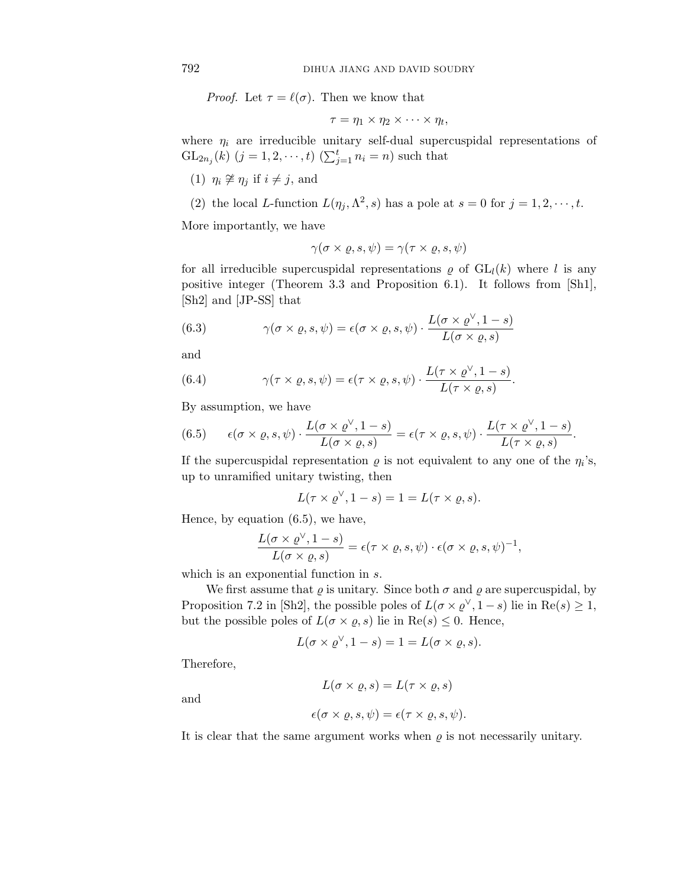*Proof.* Let $\tau = \ell(\sigma)$. Then we know that

$$\tau = \eta_1 \times \eta_2 \times \cdots \times \eta_t,$$

where $\eta_i$ are irreducible unitary self-dual supercuspidal representations of $\mathrm{GL}_{2n_j}(k)$ $(j = 1, 2, \cdots, t)$ $(\sum_{j=1}^t n_i = n)$ such that

(1) $\eta_i \not\cong \eta_j$ if $i \neq j$, and

(2) the local $L$-function $L(\eta_j, \Lambda^2, s)$ has a pole at $s = 0$ for $j = 1, 2, \cdots, t$.

More importantly, we have

$$\gamma(\sigma \times \varrho, s, \psi) = \gamma(\tau \times \varrho, s, \psi)$$

for all irreducible supercuspidal representations $\varrho$ of $\mathrm{GL}_l(k)$ where $l$ is any positive integer (Theorem 3.3 and Proposition 6.1). It follows from [Sh1], [Sh2] and [JP-SS] that

$$\gamma(\sigma \times \varrho, s, \psi) = \epsilon(\sigma \times \varrho, s, \psi) \cdot \frac{L(\sigma \times \varrho^\vee, 1-s)}{L(\sigma \times \varrho, s)} \tag{6.3}$$

and

$$\gamma(\tau \times \varrho, s, \psi) = \epsilon(\tau \times \varrho, s, \psi) \cdot \frac{L(\tau \times \varrho^\vee, 1-s)}{L(\tau \times \varrho, s)}. \tag{6.4}$$

By assumption, we have

$$\epsilon(\sigma \times \varrho, s, \psi) \cdot \frac{L(\sigma \times \varrho^\vee, 1-s)}{L(\sigma \times \varrho, s)} = \epsilon(\tau \times \varrho, s, \psi) \cdot \frac{L(\tau \times \varrho^\vee, 1-s)}{L(\tau \times \varrho, s)}. \tag{6.5}$$

If the supercuspidal representation $\varrho$ is not equivalent to any one of the $\eta_i$'s, up to unramified unitary twisting, then

$$L(\tau \times \varrho^\vee, 1-s) = 1 = L(\tau \times \varrho, s).$$

Hence, by equation (6.5), we have,

$$\frac{L(\sigma \times \varrho^\vee, 1-s)}{L(\sigma \times \varrho, s)} = \epsilon(\tau \times \varrho, s, \psi) \cdot \epsilon(\sigma \times \varrho, s, \psi)^{-1},$$

which is an exponential function in $s$.

We first assume that $\varrho$ is unitary. Since both $\sigma$ and $\varrho$ are supercuspidal, by Proposition 7.2 in [Sh2], the possible poles of $L(\sigma \times \varrho^\vee, 1-s)$ lie in $\mathrm{Re}(s) \geq 1$, but the possible poles of $L(\sigma \times \varrho, s)$ lie in $\mathrm{Re}(s) \leq 0$. Hence,

$$L(\sigma \times \varrho^\vee, 1-s) = 1 = L(\sigma \times \varrho, s).$$

Therefore,

$$L(\sigma \times \varrho, s) = L(\tau \times \varrho, s)$$

and

$$\epsilon(\sigma \times \varrho, s, \psi) = \epsilon(\tau \times \varrho, s, \psi).$$

It is clear that the same argument works when $\varrho$ is not necessarily unitary.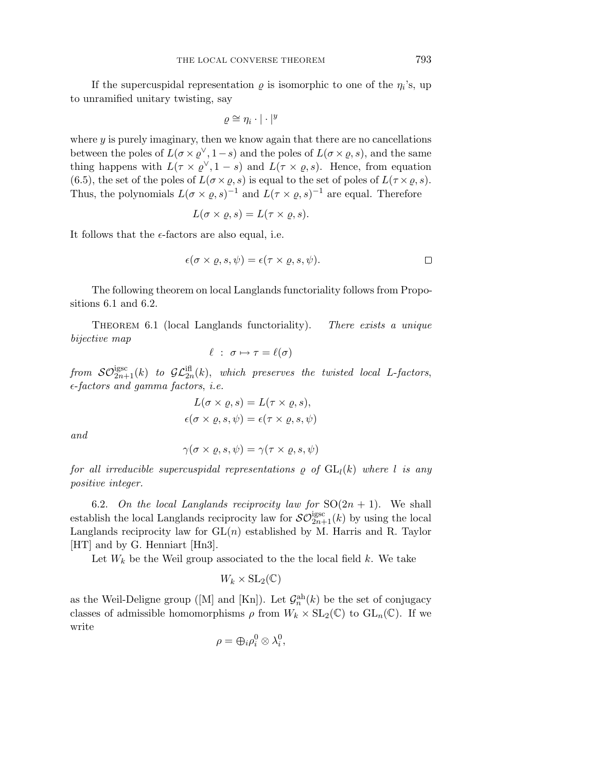If the supercuspidal representation $\varrho$ is isomorphic to one of the $\eta_i$'s, up to unramified unitary twisting, say

$$\varrho \cong \eta_i \cdot |\cdot|^y$$

where $y$ is purely imaginary, then we know again that there are no cancellations between the poles of $L(\sigma \times \varrho^\vee, 1-s)$ and the poles of $L(\sigma \times \varrho, s)$, and the same thing happens with $L(\tau \times \varrho^\vee, 1-s)$ and $L(\tau \times \varrho, s)$. Hence, from equation (6.5), the set of the poles of $L(\sigma \times \varrho, s)$ is equal to the set of poles of $L(\tau \times \varrho, s)$. Thus, the polynomials $L(\sigma \times \varrho, s)^{-1}$ and $L(\tau \times \varrho, s)^{-1}$ are equal. Therefore

$$L(\sigma \times \varrho, s) = L(\tau \times \varrho, s).$$

It follows that the $\epsilon$-factors are also equal, i.e.

$$\epsilon(\sigma \times \varrho, s, \psi) = \epsilon(\tau \times \varrho, s, \psi).$$

□

The following theorem on local Langlands functoriality follows from Propositions 6.1 and 6.2.

Theorem 6.1 (local Langlands functoriality). *There exists a unique bijective map*

$$\ell \ : \ \sigma \mapsto \tau = \ell(\sigma)$$

*from $\mathcal{SO}_{2n+1}^{\mathrm{igsc}}(k)$ to $\mathcal{GL}_{2n}^{\mathrm{ifl}}(k)$, which preserves the twisted local L-factors, $\epsilon$-factors and gamma factors, i.e.*

$$L(\sigma \times \varrho, s) = L(\tau \times \varrho, s),$$
$$\epsilon(\sigma \times \varrho, s, \psi) = \epsilon(\tau \times \varrho, s, \psi)$$

*and*

$$\gamma(\sigma \times \varrho, s, \psi) = \gamma(\tau \times \varrho, s, \psi)$$

*for all irreducible supercuspidal representations $\varrho$ of $\mathrm{GL}_l(k)$ where $l$ is any positive integer.*

6.2. *On the local Langlands reciprocity law for* $\mathrm{SO}(2n+1)$. We shall establish the local Langlands reciprocity law for $\mathcal{SO}_{2n+1}^{\mathrm{igsc}}(k)$ by using the local Langlands reciprocity law for $\mathrm{GL}(n)$ established by M. Harris and R. Taylor [HT] and by G. Henniart [Hn3].

Let $W_k$ be the Weil group associated to the the local field $k$. We take

$$W_k \times \mathrm{SL}_2(\mathbb{C})$$

as the Weil-Deligne group ([M] and [Kn]). Let $\mathcal{G}_n^{\mathrm{ah}}(k)$ be the set of conjugacy classes of admissible homomorphisms $\rho$ from $W_k \times \mathrm{SL}_2(\mathbb{C})$ to $\mathrm{GL}_n(\mathbb{C})$. If we write

$$\rho = \oplus_i \rho_i^0 \otimes \lambda_i^0,$$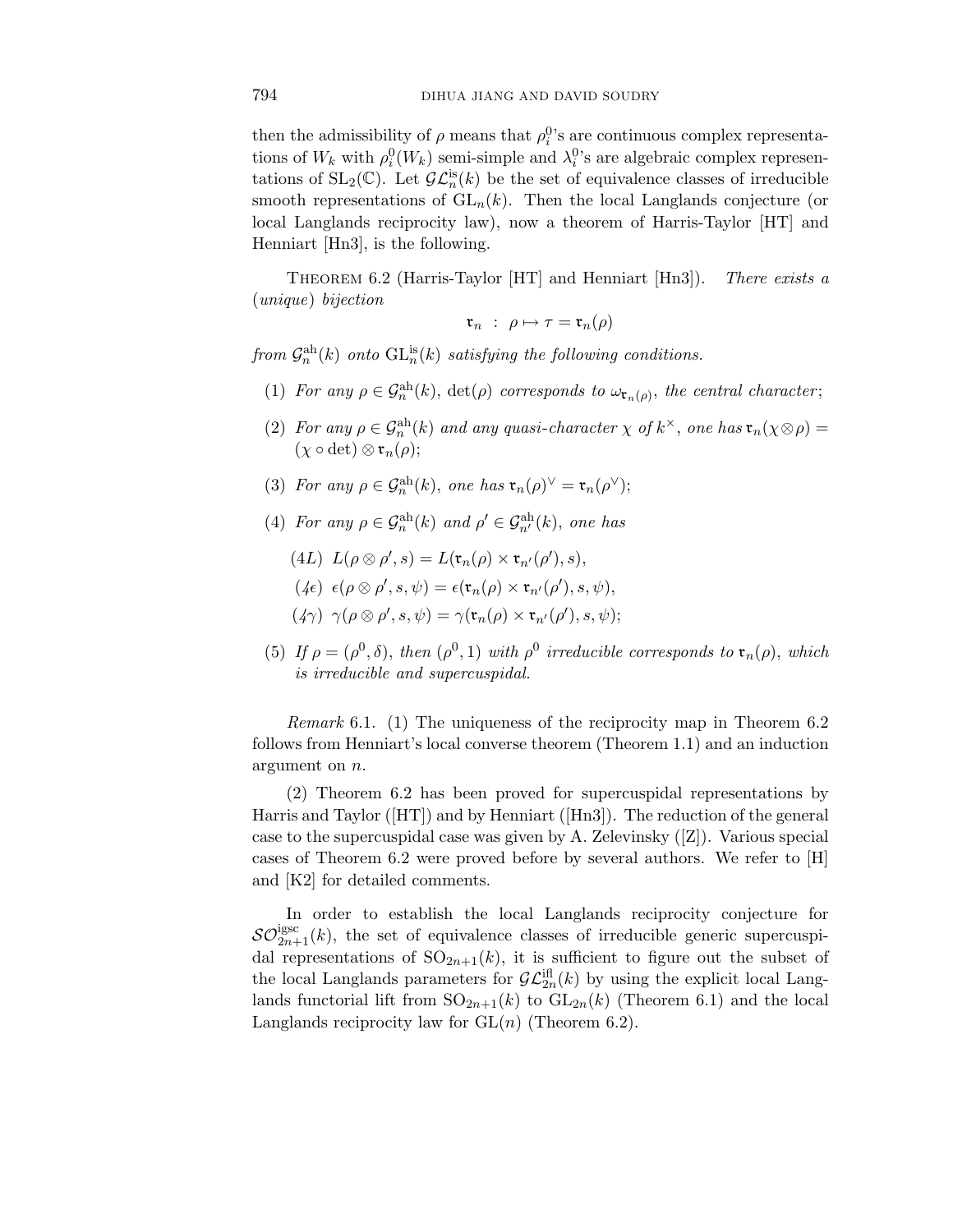then the admissibility of $\rho$ means that $\rho_i^0$'s are continuous complex representations of $W_k$ with $\rho_i^0(W_k)$ semi-simple and $\lambda_i^0$'s are algebraic complex representations of $\mathrm{SL}_2(\mathbb{C})$. Let $\mathcal{GL}_n^{\mathrm{is}}(k)$ be the set of equivalence classes of irreducible smooth representations of $\mathrm{GL}_n(k)$. Then the local Langlands conjecture (or local Langlands reciprocity law), now a theorem of Harris-Taylor [HT] and Henniart [Hn3], is the following.

Theorem 6.2 (Harris-Taylor [HT] and Henniart [Hn3]). *There exists a* (*unique*) *bijection*

$$\mathfrak{r}_n \ : \ \rho \mapsto \tau = \mathfrak{r}_n(\rho)$$

*from* $\mathcal{G}_n^{\mathrm{ah}}(k)$ *onto* $\mathrm{GL}_n^{\mathrm{is}}(k)$ *satisfying the following conditions.*

(1) *For any* $\rho \in \mathcal{G}_n^{\mathrm{ah}}(k)$, $\det(\rho)$ *corresponds to* $\omega_{\mathfrak{r}_n(\rho)}$, *the central character*;

(2) *For any* $\rho \in \mathcal{G}_n^{\mathrm{ah}}(k)$ *and any quasi-character* $\chi$ *of* $k^\times$, *one has* $\mathfrak{r}_n(\chi \otimes \rho) = (\chi \circ \det) \otimes \mathfrak{r}_n(\rho)$;

(3) *For any* $\rho \in \mathcal{G}_n^{\mathrm{ah}}(k)$, *one has* $\mathfrak{r}_n(\rho)^\vee = \mathfrak{r}_n(\rho^\vee)$;

(4) *For any* $\rho \in \mathcal{G}_n^{\mathrm{ah}}(k)$ *and* $\rho' \in \mathcal{G}_{n'}^{\mathrm{ah}}(k)$, *one has*

  (4$L$) $L(\rho \otimes \rho', s) = L(\mathfrak{r}_n(\rho) \times \mathfrak{r}_{n'}(\rho'), s)$,

  (4$\epsilon$) $\epsilon(\rho \otimes \rho', s, \psi) = \epsilon(\mathfrak{r}_n(\rho) \times \mathfrak{r}_{n'}(\rho'), s, \psi)$,

  (4$\gamma$) $\gamma(\rho \otimes \rho', s, \psi) = \gamma(\mathfrak{r}_n(\rho) \times \mathfrak{r}_{n'}(\rho'), s, \psi)$;

(5) *If* $\rho = (\rho^0, \delta)$, *then* $(\rho^0, 1)$ *with* $\rho^0$ *irreducible corresponds to* $\mathfrak{r}_n(\rho)$, *which is irreducible and supercuspidal.*

*Remark* 6.1. (1) The uniqueness of the reciprocity map in Theorem 6.2 follows from Henniart's local converse theorem (Theorem 1.1) and an induction argument on $n$.

(2) Theorem 6.2 has been proved for supercuspidal representations by Harris and Taylor ([HT]) and by Henniart ([Hn3]). The reduction of the general case to the supercuspidal case was given by A. Zelevinsky ([Z]). Various special cases of Theorem 6.2 were proved before by several authors. We refer to [H] and [K2] for detailed comments.

In order to establish the local Langlands reciprocity conjecture for $\mathcal{SO}_{2n+1}^{\mathrm{igsc}}(k)$, the set of equivalence classes of irreducible generic supercuspidal representations of $\mathrm{SO}_{2n+1}(k)$, it is sufficient to figure out the subset of the local Langlands parameters for $\mathcal{GL}_{2n}^{\mathrm{ifl}}(k)$ by using the explicit local Langlands functorial lift from $\mathrm{SO}_{2n+1}(k)$ to $\mathrm{GL}_{2n}(k)$ (Theorem 6.1) and the local Langlands reciprocity law for $\mathrm{GL}(n)$ (Theorem 6.2).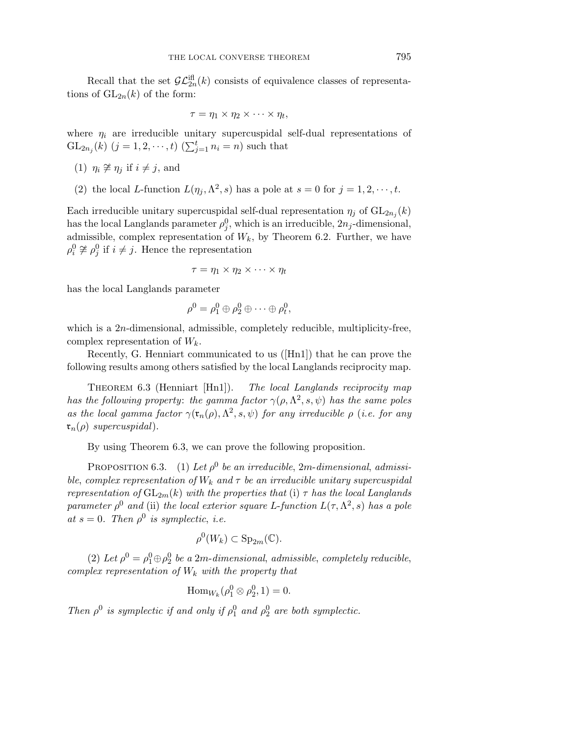Recall that the set $\mathcal{GL}_{2n}^{\text{ifl}}(k)$ consists of equivalence classes of representations of $\mathrm{GL}_{2n}(k)$ of the form:

$$\tau = \eta_1 \times \eta_2 \times \cdots \times \eta_t,$$

where $\eta_i$ are irreducible unitary supercuspidal self-dual representations of $\mathrm{GL}_{2n_j}(k)$ $(j = 1, 2, \cdots, t)$ $(\sum_{j=1}^{t} n_i = n)$ such that

(1) $\eta_i \not\cong \eta_j$ if $i \neq j$, and

(2) the local $L$-function $L(\eta_j, \Lambda^2, s)$ has a pole at $s = 0$ for $j = 1, 2, \cdots, t$.

Each irreducible unitary supercuspidal self-dual representation $\eta_j$ of $\mathrm{GL}_{2n_j}(k)$ has the local Langlands parameter $\rho_j^0$, which is an irreducible, $2n_j$-dimensional, admissible, complex representation of $W_k$, by Theorem 6.2. Further, we have $\rho_i^0 \not\cong \rho_j^0$ if $i \neq j$. Hence the representation

$$\tau = \eta_1 \times \eta_2 \times \cdots \times \eta_t$$

has the local Langlands parameter

$$\rho^0 = \rho_1^0 \oplus \rho_2^0 \oplus \cdots \oplus \rho_t^0,$$

which is a $2n$-dimensional, admissible, completely reducible, multiplicity-free, complex representation of $W_k$.

Recently, G. Henniart communicated to us ([Hn1]) that he can prove the following results among others satisfied by the local Langlands reciprocity map.

Theorem 6.3 (Henniart [Hn1]). *The local Langlands reciprocity map has the following property: the gamma factor $\gamma(\rho, \Lambda^2, s, \psi)$ has the same poles as the local gamma factor $\gamma(\mathfrak{r}_n(\rho), \Lambda^2, s, \psi)$ for any irreducible $\rho$ (i.e. for any $\mathfrak{r}_n(\rho)$ supercuspidal).*

By using Theorem 6.3, we can prove the following proposition.

Proposition 6.3. (1) *Let $\rho^0$ be an irreducible, $2m$-dimensional, admissible, complex representation of $W_k$ and $\tau$ be an irreducible unitary supercuspidal representation of $\mathrm{GL}_{2m}(k)$ with the properties that* (i) *$\tau$ has the local Langlands parameter $\rho^0$ and* (ii) *the local exterior square $L$-function $L(\tau, \Lambda^2, s)$ has a pole at $s = 0$. Then $\rho^0$ is symplectic, i.e.*

$$\rho^0(W_k) \subset \mathrm{Sp}_{2m}(\mathbb{C}).$$

(2) *Let $\rho^0 = \rho_1^0 \oplus \rho_2^0$ be a $2m$-dimensional, admissible, completely reducible, complex representation of $W_k$ with the property that*

$$\mathrm{Hom}_{W_k}(\rho_1^0 \otimes \rho_2^0, 1) = 0.$$

*Then $\rho^0$ is symplectic if and only if $\rho_1^0$ and $\rho_2^0$ are both symplectic.*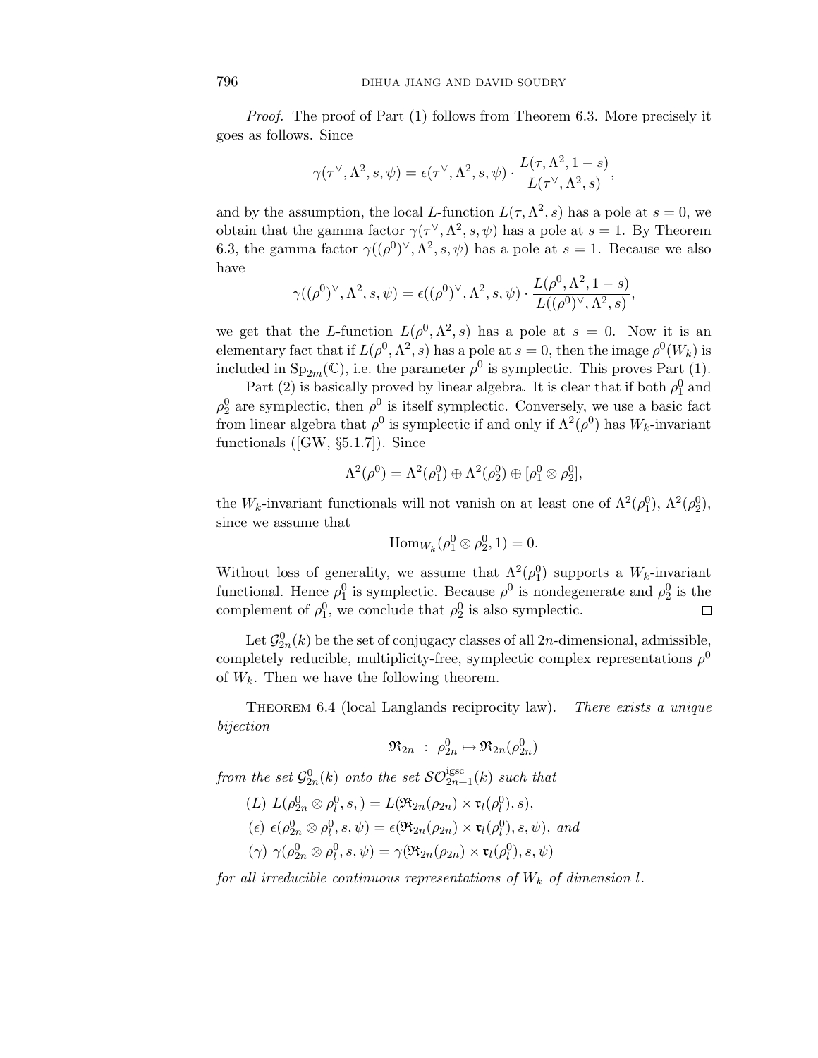*Proof.* The proof of Part (1) follows from Theorem 6.3. More precisely it goes as follows. Since

$$\gamma(\tau^\vee, \Lambda^2, s, \psi) = \epsilon(\tau^\vee, \Lambda^2, s, \psi) \cdot \frac{L(\tau, \Lambda^2, 1-s)}{L(\tau^\vee, \Lambda^2, s)},$$

and by the assumption, the local $L$-function $L(\tau, \Lambda^2, s)$ has a pole at $s = 0$, we obtain that the gamma factor $\gamma(\tau^\vee, \Lambda^2, s, \psi)$ has a pole at $s = 1$. By Theorem 6.3, the gamma factor $\gamma((\rho^0)^\vee, \Lambda^2, s, \psi)$ has a pole at $s = 1$. Because we also have

$$\gamma((\rho^0)^\vee, \Lambda^2, s, \psi) = \epsilon((\rho^0)^\vee, \Lambda^2, s, \psi) \cdot \frac{L(\rho^0, \Lambda^2, 1-s)}{L((\rho^0)^\vee, \Lambda^2, s)},$$

we get that the $L$-function $L(\rho^0, \Lambda^2, s)$ has a pole at $s = 0$. Now it is an elementary fact that if $L(\rho^0, \Lambda^2, s)$ has a pole at $s = 0$, then the image $\rho^0(W_k)$ is included in $\mathrm{Sp}_{2m}(\mathbb{C})$, i.e. the parameter $\rho^0$ is symplectic. This proves Part (1).

Part (2) is basically proved by linear algebra. It is clear that if both $\rho_1^0$ and $\rho_2^0$ are symplectic, then $\rho^0$ is itself symplectic. Conversely, we use a basic fact from linear algebra that $\rho^0$ is symplectic if and only if $\Lambda^2(\rho^0)$ has $W_k$-invariant functionals ([GW, §5.1.7]). Since

$$\Lambda^2(\rho^0) = \Lambda^2(\rho_1^0) \oplus \Lambda^2(\rho_2^0) \oplus [\rho_1^0 \otimes \rho_2^0],$$

the $W_k$-invariant functionals will not vanish on at least one of $\Lambda^2(\rho_1^0)$, $\Lambda^2(\rho_2^0)$, since we assume that

$$\mathrm{Hom}_{W_k}(\rho_1^0 \otimes \rho_2^0, 1) = 0.$$

Without loss of generality, we assume that $\Lambda^2(\rho_1^0)$ supports a $W_k$-invariant functional. Hence $\rho_1^0$ is symplectic. Because $\rho^0$ is nondegenerate and $\rho_2^0$ is the complement of $\rho_1^0$, we conclude that $\rho_2^0$ is also symplectic. □

Let $\mathcal{G}_{2n}^0(k)$ be the set of conjugacy classes of all $2n$-dimensional, admissible, completely reducible, multiplicity-free, symplectic complex representations $\rho^0$ of $W_k$. Then we have the following theorem.

Theorem 6.4 (local Langlands reciprocity law). *There exists a unique bijection*

$$\mathfrak{R}_{2n} \; : \; \rho_{2n}^0 \mapsto \mathfrak{R}_{2n}(\rho_{2n}^0)$$

*from the set* $\mathcal{G}_{2n}^0(k)$ *onto the set* $\mathcal{SO}_{2n+1}^{\mathrm{igsc}}(k)$ *such that*

(*L*) $L(\rho_{2n}^0 \otimes \rho_l^0, s, ) = L(\mathfrak{R}_{2n}(\rho_{2n}) \times \mathfrak{r}_l(\rho_l^0), s)$,

($\epsilon$) $\epsilon(\rho_{2n}^0 \otimes \rho_l^0, s, \psi) = \epsilon(\mathfrak{R}_{2n}(\rho_{2n}) \times \mathfrak{r}_l(\rho_l^0), s, \psi)$, *and*

($\gamma$) $\gamma(\rho_{2n}^0 \otimes \rho_l^0, s, \psi) = \gamma(\mathfrak{R}_{2n}(\rho_{2n}) \times \mathfrak{r}_l(\rho_l^0), s, \psi)$

*for all irreducible continuous representations of* $W_k$ *of dimension* $l$.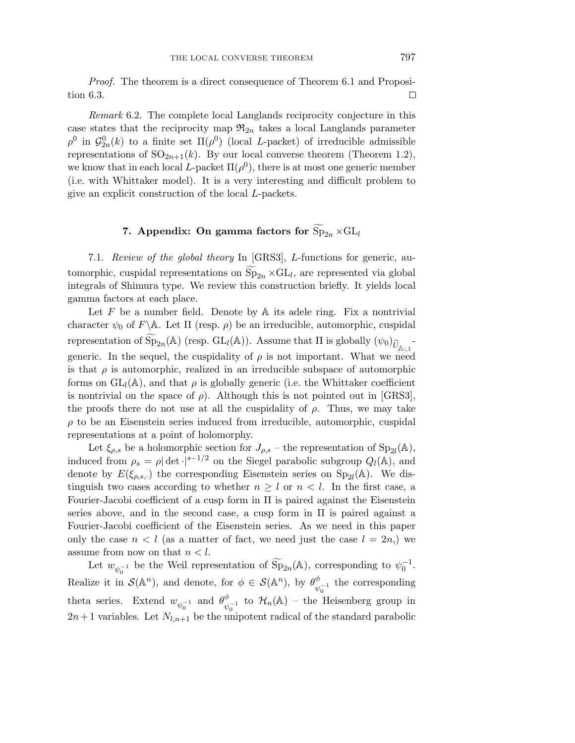*Proof.* The theorem is a direct consequence of Theorem 6.1 and Proposition 6.3. □

*Remark* 6.2. The complete local Langlands reciprocity conjecture in this case states that the reciprocity map $\mathfrak{R}_{2n}$ takes a local Langlands parameter $\rho^0$ in $\mathcal{G}^0_{2n}(k)$ to a finite set $\Pi(\rho^0)$ (local $L$-packet) of irreducible admissible representations of $\mathrm{SO}_{2n+1}(k)$. By our local converse theorem (Theorem 1.2), we know that in each local $L$-packet $\Pi(\rho^0)$, there is at most one generic member (i.e. with Whittaker model). It is a very interesting and difficult problem to give an explicit construction of the local $L$-packets.

## 7. Appendix: On gamma factors for $\widetilde{\mathrm{Sp}}_{2n} \times \mathrm{GL}_l$

7.1. *Review of the global theory* In [GRS3], $L$-functions for generic, automorphic, cuspidal representations on $\widetilde{\mathrm{Sp}}_{2n} \times \mathrm{GL}_l$, are represented via global integrals of Shimura type. We review this construction briefly. It yields local gamma factors at each place.

Let $F$ be a number field. Denote by $\mathbb{A}$ its adele ring. Fix a nontrivial character $\psi_0$ of $F\backslash\mathbb{A}$. Let $\Pi$ (resp. $\rho$) be an irreducible, automorphic, cuspidal representation of $\widetilde{\mathrm{Sp}}_{2n}(\mathbb{A})$ (resp. $\mathrm{GL}_l(\mathbb{A})$). Assume that $\Pi$ is globally $(\psi_0)_{\widetilde{U}_{\mathbb{A}:,1}}$-generic. In the sequel, the cuspidality of $\rho$ is not important. What we need is that $\rho$ is automorphic, realized in an irreducible subspace of automorphic forms on $\mathrm{GL}_l(\mathbb{A})$, and that $\rho$ is globally generic (i.e. the Whittaker coefficient is nontrivial on the space of $\rho$). Although this is not pointed out in [GRS3], the proofs there do not use at all the cuspidality of $\rho$. Thus, we may take $\rho$ to be an Eisenstein series induced from irreducible, automorphic, cuspidal representations at a point of holomorphy.

Let $\xi_{\rho,s}$ be a holomorphic section for $J_{\rho,s}$ – the representation of $\mathrm{Sp}_{2l}(\mathbb{A})$, induced from $\rho_s = \rho|\det\cdot|^{s-1/2}$ on the Siegel parabolic subgroup $Q_l(\mathbb{A})$, and denote by $E(\xi_{\rho,s},.)$ the corresponding Eisenstein series on $\mathrm{Sp}_{2l}(\mathbb{A})$. We distinguish two cases according to whether $n \geq l$ or $n < l$. In the first case, a Fourier-Jacobi coefficient of a cusp form in $\Pi$ is paired against the Eisenstein series above, and in the second case, a cusp form in $\Pi$ is paired against a Fourier-Jacobi coefficient of the Eisenstein series. As we need in this paper only the case $n < l$ (as a matter of fact, we need just the case $l = 2n$,) we assume from now on that $n < l$.

Let $w_{\psi_0^{-1}}$ be the Weil representation of $\widetilde{\mathrm{Sp}}_{2n}(\mathbb{A})$, corresponding to $\psi_0^{-1}$. Realize it in $\mathcal{S}(\mathbb{A}^n)$, and denote, for $\phi \in \mathcal{S}(\mathbb{A}^n)$, by $\theta^\phi_{\psi_0^{-1}}$ the corresponding theta series. Extend $w_{\psi_0^{-1}}$ and $\theta^\phi_{\psi_0^{-1}}$ to $\mathcal{H}_n(\mathbb{A})$ – the Heisenberg group in $2n+1$ variables. Let $N_{l,n+1}$ be the unipotent radical of the standard parabolic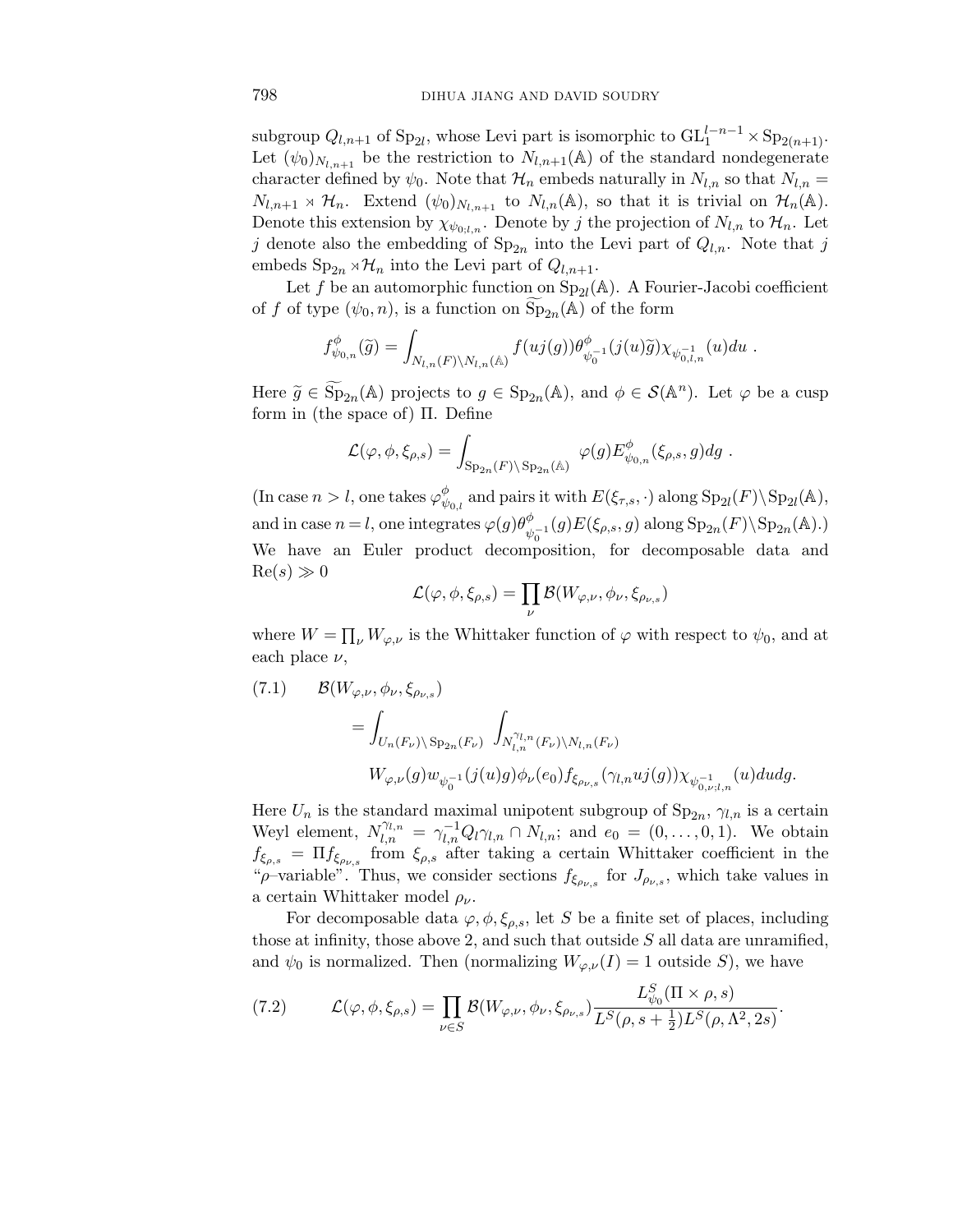subgroup $Q_{l,n+1}$ of $\mathrm{Sp}_{2l}$, whose Levi part is isomorphic to $\mathrm{GL}_1^{l-n-1} \times \mathrm{Sp}_{2(n+1)}$. Let $(\psi_0)_{N_{l,n+1}}$ be the restriction to $N_{l,n+1}(\mathbb{A})$ of the standard nondegenerate character defined by $\psi_0$. Note that $\mathcal{H}_n$ embeds naturally in $N_{l,n}$ so that $N_{l,n} = N_{l,n+1} \rtimes \mathcal{H}_n$. Extend $(\psi_0)_{N_{l,n+1}}$ to $N_{l,n}(\mathbb{A})$, so that it is trivial on $\mathcal{H}_n(\mathbb{A})$. Denote this extension by $\chi_{\psi_{0;l,n}}$. Denote by $j$ the projection of $N_{l,n}$ to $\mathcal{H}_n$. Let $j$ denote also the embedding of $\mathrm{Sp}_{2n}$ into the Levi part of $Q_{l,n}$. Note that $j$ embeds $\mathrm{Sp}_{2n} \rtimes \mathcal{H}_n$ into the Levi part of $Q_{l,n+1}$.

Let $f$ be an automorphic function on $\mathrm{Sp}_{2l}(\mathbb{A})$. A Fourier-Jacobi coefficient of $f$ of type $(\psi_0, n)$, is a function on $\widetilde{\mathrm{Sp}}_{2n}(\mathbb{A})$ of the form

$$f^{\phi}_{\psi_{0,n}}(\widetilde{g}) = \int_{N_{l,n}(F)\backslash N_{l,n}(\mathbb{A})} f(uj(g))\theta^{\phi}_{\psi_0^{-1}}(j(u)\widetilde{g})\chi_{\psi^{-1}_{0,l,n}}(u)du\ .$$

Here $\widetilde{g} \in \widetilde{\mathrm{Sp}}_{2n}(\mathbb{A})$ projects to $g \in \mathrm{Sp}_{2n}(\mathbb{A})$, and $\phi \in \mathcal{S}(\mathbb{A}^n)$. Let $\varphi$ be a cusp form in (the space of) $\Pi$. Define

$$\mathcal{L}(\varphi, \phi, \xi_{\rho,s}) = \int_{\mathrm{Sp}_{2n}(F)\backslash \mathrm{Sp}_{2n}(\mathbb{A})} \varphi(g)E^{\phi}_{\psi_{0,n}}(\xi_{\rho,s}, g)dg\ .$$

(In case $n > l$, one takes $\varphi^{\phi}_{\psi_{0,l}}$ and pairs it with $E(\xi_{\tau,s}, \cdot)$ along $\mathrm{Sp}_{2l}(F)\backslash \mathrm{Sp}_{2l}(\mathbb{A})$, and in case $n = l$, one integrates $\varphi(g)\theta^{\phi}_{\psi_0^{-1}}(g)E(\xi_{\rho,s}, g)$ along $\mathrm{Sp}_{2n}(F)\backslash \mathrm{Sp}_{2n}(\mathbb{A})$.) We have an Euler product decomposition, for decomposable data and $\mathrm{Re}(s) \gg 0$

$$\mathcal{L}(\varphi, \phi, \xi_{\rho,s}) = \prod_{\nu} \mathcal{B}(W_{\varphi,\nu}, \phi_\nu, \xi_{\rho_{\nu,s}})$$

where $W = \prod_\nu W_{\varphi,\nu}$ is the Whittaker function of $\varphi$ with respect to $\psi_0$, and at each place $\nu$,

$$\begin{aligned}
(7.1)\qquad & \mathcal{B}(W_{\varphi,\nu}, \phi_\nu, \xi_{\rho_{\nu,s}}) \\
&= \int_{U_n(F_\nu)\backslash \mathrm{Sp}_{2n}(F_\nu)} \int_{N^{\gamma_{l,n}}_{l,n}(F_\nu)\backslash N_{l,n}(F_\nu)} \\
&\qquad W_{\varphi,\nu}(g)w_{\psi_0^{-1}}(j(u)g)\phi_\nu(e_0)f_{\xi_{\rho_{\nu,s}}}(\gamma_{l,n}uj(g))\chi_{\psi^{-1}_{0,\nu;l,n}}(u)dudg.
\end{aligned}$$

Here $U_n$ is the standard maximal unipotent subgroup of $\mathrm{Sp}_{2n}$, $\gamma_{l,n}$ is a certain Weyl element, $N^{\gamma_{l,n}}_{l,n} = \gamma^{-1}_{l,n}Q_l\gamma_{l,n} \cap N_{l,n}$; and $e_0 = (0, \ldots, 0, 1)$. We obtain $f_{\xi_{\rho,s}} = \Pi f_{\xi_{\rho_{\nu,s}}}$ from $\xi_{\rho,s}$ after taking a certain Whittaker coefficient in the "$\rho$–variable". Thus, we consider sections $f_{\xi_{\rho_{\nu,s}}}$ for $J_{\rho_{\nu,s}}$, which take values in a certain Whittaker model $\rho_\nu$.

For decomposable data $\varphi, \phi, \xi_{\rho,s}$, let $S$ be a finite set of places, including those at infinity, those above 2, and such that outside $S$ all data are unramified, and $\psi_0$ is normalized. Then (normalizing $W_{\varphi,\nu}(I) = 1$ outside $S$), we have

$$(7.2)\qquad \mathcal{L}(\varphi, \phi, \xi_{\rho,s}) = \prod_{\nu\in S} \mathcal{B}(W_{\varphi,\nu}, \phi_\nu, \xi_{\rho_{\nu,s}})\frac{L^S_{\psi_0}(\Pi \times \rho, s)}{L^S(\rho, s + \frac{1}{2})L^S(\rho, \Lambda^2, 2s)}.$$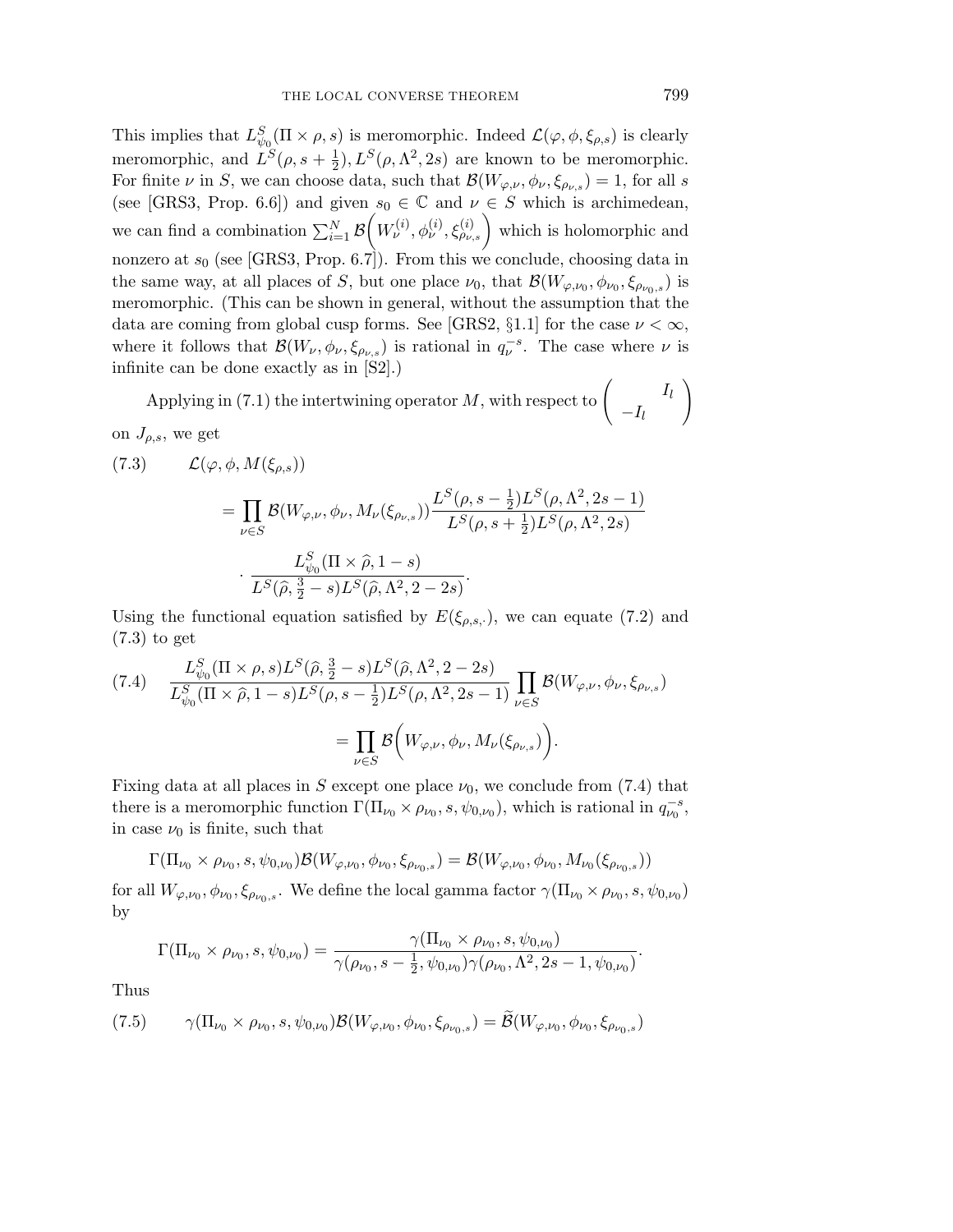This implies that $L^S_{\psi_0}(\Pi \times \rho, s)$ is meromorphic. Indeed $\mathcal{L}(\varphi, \phi, \xi_{\rho,s})$ is clearly meromorphic, and $L^S(\rho, s+\frac{1}{2}), L^S(\rho, \Lambda^2, 2s)$ are known to be meromorphic. For finite $\nu$ in $S$, we can choose data, such that $\mathcal{B}(W_{\varphi,\nu}, \phi_\nu, \xi_{\rho_{\nu,s}}) = 1$, for all $s$ (see [GRS3, Prop. 6.6]) and given $s_0 \in \mathbb{C}$ and $\nu \in S$ which is archimedean, we can find a combination $\sum_{i=1}^N \mathcal{B}\Big(W^{(i)}_\nu, \phi^{(i)}_\nu, \xi^{(i)}_{\rho_{\nu,s}}\Big)$ which is holomorphic and nonzero at $s_0$ (see [GRS3, Prop. 6.7]). From this we conclude, choosing data in the same way, at all places of $S$, but one place $\nu_0$, that $\mathcal{B}(W_{\varphi,\nu_0}, \phi_{\nu_0}, \xi_{\rho_{\nu_0,s}})$ is meromorphic. (This can be shown in general, without the assumption that the data are coming from global cusp forms. See [GRS2, §1.1] for the case $\nu < \infty$, where it follows that $\mathcal{B}(W_\nu, \phi_\nu, \xi_{\rho_{\nu,s}})$ is rational in $q_\nu^{-s}$. The case where $\nu$ is infinite can be done exactly as in [S2].)

Applying in (7.1) the intertwining operator $M$, with respect to $\begin{pmatrix} & I_l \\ -I_l & \end{pmatrix}$ on $J_{\rho,s}$, we get

$$
\begin{aligned}
(7.3) \qquad & \mathcal{L}(\varphi, \phi, M(\xi_{\rho,s})) \\
&= \prod_{\nu\in S} \mathcal{B}(W_{\varphi,\nu}, \phi_\nu, M_\nu(\xi_{\rho_{\nu,s}})) \frac{L^S(\rho, s-\frac{1}{2}) L^S(\rho, \Lambda^2, 2s-1)}{L^S(\rho, s+\frac{1}{2}) L^S(\rho, \Lambda^2, 2s)} \\
&\quad \cdot \frac{L^S_{\psi_0}(\Pi \times \widehat{\rho}, 1-s)}{L^S(\widehat{\rho}, \frac{3}{2}-s) L^S(\widehat{\rho}, \Lambda^2, 2-2s)}.
\end{aligned}
$$

Using the functional equation satisfied by $E(\xi_{\rho,s,\cdot})$, we can equate (7.2) and (7.3) to get

$$
\begin{aligned}
(7.4) \qquad & \frac{L^S_{\psi_0}(\Pi \times \rho, s) L^S(\widehat{\rho}, \frac{3}{2}-s) L^S(\widehat{\rho}, \Lambda^2, 2-2s)}{L^S_{\psi_0}(\Pi \times \widehat{\rho}, 1-s) L^S(\rho, s-\frac{1}{2}) L^S(\rho, \Lambda^2, 2s-1)} \prod_{\nu\in S} \mathcal{B}(W_{\varphi,\nu}, \phi_\nu, \xi_{\rho_{\nu,s}}) \\
&= \prod_{\nu\in S} \mathcal{B}\Big(W_{\varphi,\nu}, \phi_\nu, M_\nu(\xi_{\rho_{\nu,s}})\Big).
\end{aligned}
$$

Fixing data at all places in $S$ except one place $\nu_0$, we conclude from (7.4) that there is a meromorphic function $\Gamma(\Pi_{\nu_0} \times \rho_{\nu_0}, s, \psi_{0,\nu_0})$, which is rational in $q_{\nu_0}^{-s}$, in case $\nu_0$ is finite, such that

$$
\Gamma(\Pi_{\nu_0} \times \rho_{\nu_0}, s, \psi_{0,\nu_0}) \mathcal{B}(W_{\varphi,\nu_0}, \phi_{\nu_0}, \xi_{\rho_{\nu_0,s}}) = \mathcal{B}(W_{\varphi,\nu_0}, \phi_{\nu_0}, M_{\nu_0}(\xi_{\rho_{\nu_0,s}}))
$$

for all $W_{\varphi,\nu_0}, \phi_{\nu_0}, \xi_{\rho_{\nu_0,s}}$. We define the local gamma factor $\gamma(\Pi_{\nu_0} \times \rho_{\nu_0}, s, \psi_{0,\nu_0})$ by

$$
\Gamma(\Pi_{\nu_0} \times \rho_{\nu_0}, s, \psi_{0,\nu_0}) = \frac{\gamma(\Pi_{\nu_0} \times \rho_{\nu_0}, s, \psi_{0,\nu_0})}{\gamma(\rho_{\nu_0}, s-\frac{1}{2}, \psi_{0,\nu_0}) \gamma(\rho_{\nu_0}, \Lambda^2, 2s-1, \psi_{0,\nu_0})}.
$$

Thus

$$
(7.5) \qquad \gamma(\Pi_{\nu_0} \times \rho_{\nu_0}, s, \psi_{0,\nu_0}) \mathcal{B}(W_{\varphi,\nu_0}, \phi_{\nu_0}, \xi_{\rho_{\nu_0,s}}) = \widetilde{\mathcal{B}}(W_{\varphi,\nu_0}, \phi_{\nu_0}, \xi_{\rho_{\nu_0,s}})
$$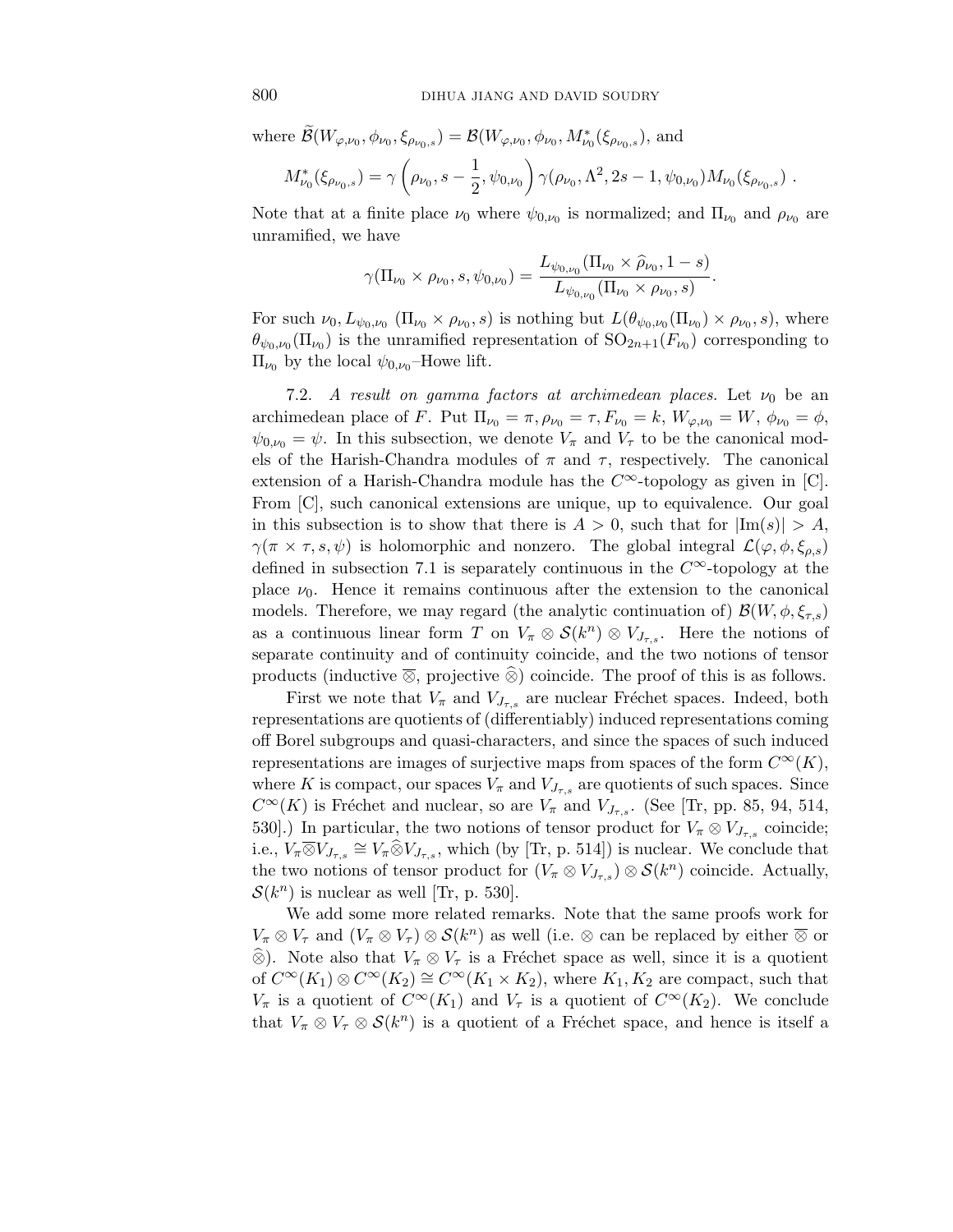where $\widetilde{\mathcal{B}}(W_{\varphi,\nu_0}, \phi_{\nu_0}, \xi_{\rho_{\nu_0},s}) = \mathcal{B}(W_{\varphi,\nu_0}, \phi_{\nu_0}, M^*_{\nu_0}(\xi_{\rho_{\nu_0},s})$, and

$$M^*_{\nu_0}(\xi_{\rho_{\nu_0},s}) = \gamma\left(\rho_{\nu_0}, s - \frac{1}{2}, \psi_{0,\nu_0}\right)\gamma(\rho_{\nu_0}, \Lambda^2, 2s-1, \psi_{0,\nu_0}) M_{\nu_0}(\xi_{\rho_{\nu_0},s}) \ .$$

Note that at a finite place $\nu_0$ where $\psi_{0,\nu_0}$ is normalized; and $\Pi_{\nu_0}$ and $\rho_{\nu_0}$ are unramified, we have

$$\gamma(\Pi_{\nu_0} \times \rho_{\nu_0}, s, \psi_{0,\nu_0}) = \frac{L_{\psi_{0,\nu_0}}(\Pi_{\nu_0} \times \widehat{\rho}_{\nu_0}, 1-s)}{L_{\psi_{0,\nu_0}}(\Pi_{\nu_0} \times \rho_{\nu_0}, s)}.$$

For such $\nu_0, L_{\psi_{0,\nu_0}}(\Pi_{\nu_0} \times \rho_{\nu_0}, s)$ is nothing but $L(\theta_{\psi_{0,\nu_0}}(\Pi_{\nu_0}) \times \rho_{\nu_0}, s)$, where $\theta_{\psi_{0,\nu_0}}(\Pi_{\nu_0})$ is the unramified representation of $\mathrm{SO}_{2n+1}(F_{\nu_0})$ corresponding to $\Pi_{\nu_0}$ by the local $\psi_{0,\nu_0}$–Howe lift.

7.2. *A result on gamma factors at archimedean places.* Let $\nu_0$ be an archimedean place of $F$. Put $\Pi_{\nu_0} = \pi, \rho_{\nu_0} = \tau, F_{\nu_0} = k$, $W_{\varphi,\nu_0} = W$, $\phi_{\nu_0} = \phi$, $\psi_{0,\nu_0} = \psi$. In this subsection, we denote $V_\pi$ and $V_\tau$ to be the canonical models of the Harish-Chandra modules of $\pi$ and $\tau$, respectively. The canonical extension of a Harish-Chandra module has the $C^\infty$-topology as given in [C]. From [C], such canonical extensions are unique, up to equivalence. Our goal in this subsection is to show that there is $A > 0$, such that for $|\mathrm{Im}(s)| > A$, $\gamma(\pi \times \tau, s, \psi)$ is holomorphic and nonzero. The global integral $\mathcal{L}(\varphi, \phi, \xi_{\rho,s})$ defined in subsection 7.1 is separately continuous in the $C^\infty$-topology at the place $\nu_0$. Hence it remains continuous after the extension to the canonical models. Therefore, we may regard (the analytic continuation of) $\mathcal{B}(W, \phi, \xi_{\tau,s})$ as a continuous linear form $T$ on $V_\pi \otimes \mathcal{S}(k^n) \otimes V_{J_{\tau,s}}$. Here the notions of separate continuity and of continuity coincide, and the two notions of tensor products (inductive $\overline{\otimes}$, projective $\widehat{\otimes}$) coincide. The proof of this is as follows.

First we note that $V_\pi$ and $V_{J_{\tau,s}}$ are nuclear Fréchet spaces. Indeed, both representations are quotients of (differentiably) induced representations coming off Borel subgroups and quasi-characters, and since the spaces of such induced representations are images of surjective maps from spaces of the form $C^\infty(K)$, where $K$ is compact, our spaces $V_\pi$ and $V_{J_{\tau,s}}$ are quotients of such spaces. Since $C^\infty(K)$ is Fréchet and nuclear, so are $V_\pi$ and $V_{J_{\tau,s}}$. (See [Tr, pp. 85, 94, 514, 530].) In particular, the two notions of tensor product for $V_\pi \otimes V_{J_{\tau,s}}$ coincide; i.e., $V_\pi \overline{\otimes} V_{J_{\tau,s}} \cong V_\pi \widehat{\otimes} V_{J_{\tau,s}}$, which (by [Tr, p. 514]) is nuclear. We conclude that the two notions of tensor product for $(V_\pi \otimes V_{J_{\tau,s}}) \otimes \mathcal{S}(k^n)$ coincide. Actually, $\mathcal{S}(k^n)$ is nuclear as well [Tr, p. 530].

We add some more related remarks. Note that the same proofs work for $V_\pi \otimes V_\tau$ and $(V_\pi \otimes V_\tau) \otimes \mathcal{S}(k^n)$ as well (i.e. $\otimes$ can be replaced by either $\overline{\otimes}$ or $\widehat{\otimes}$). Note also that $V_\pi \otimes V_\tau$ is a Fréchet space as well, since it is a quotient of $C^\infty(K_1) \otimes C^\infty(K_2) \cong C^\infty(K_1 \times K_2)$, where $K_1, K_2$ are compact, such that $V_\pi$ is a quotient of $C^\infty(K_1)$ and $V_\tau$ is a quotient of $C^\infty(K_2)$. We conclude that $V_\pi \otimes V_\tau \otimes \mathcal{S}(k^n)$ is a quotient of a Fréchet space, and hence is itself a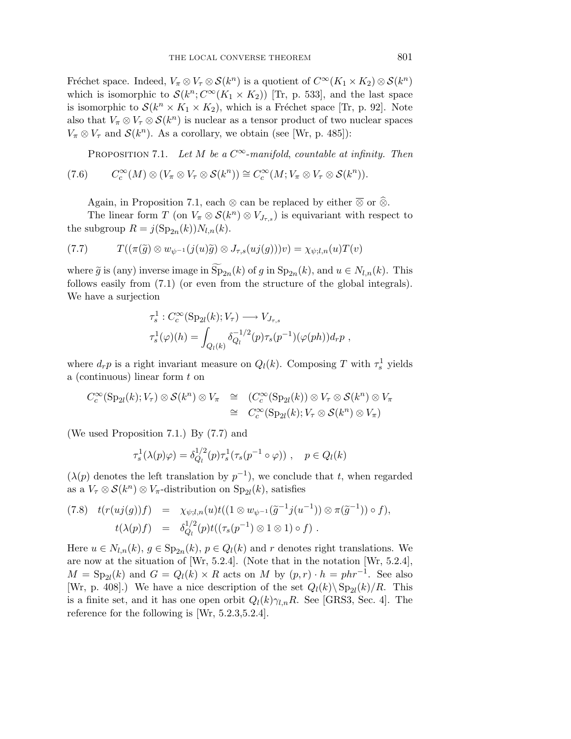Fréchet space. Indeed, $V_\pi \otimes V_\tau \otimes \mathcal{S}(k^n)$ is a quotient of $C^\infty(K_1 \times K_2) \otimes \mathcal{S}(k^n)$ which is isomorphic to $\mathcal{S}(k^n; C^\infty(K_1 \times K_2))$ [Tr, p. 533], and the last space is isomorphic to $\mathcal{S}(k^n \times K_1 \times K_2)$, which is a Fréchet space [Tr, p. 92]. Note also that $V_\pi \otimes V_\tau \otimes \mathcal{S}(k^n)$ is nuclear as a tensor product of two nuclear spaces $V_\pi \otimes V_\tau$ and $\mathcal{S}(k^n)$. As a corollary, we obtain (see [Wr, p. 485]):

Proposition 7.1. *Let $M$ be a $C^\infty$-manifold, countable at infinity. Then*

$$C_c^\infty(M) \otimes (V_\pi \otimes V_\tau \otimes \mathcal{S}(k^n)) \cong C_c^\infty(M; V_\pi \otimes V_\tau \otimes \mathcal{S}(k^n)). \tag{7.6}$$

Again, in Proposition 7.1, each $\otimes$ can be replaced by either $\overline{\otimes}$ or $\widehat{\otimes}$.

The linear form $T$ (on $V_\pi \otimes \mathcal{S}(k^n) \otimes V_{J_{\tau,s}}$) is equivariant with respect to the subgroup $R = j(\mathrm{Sp}_{2n}(k))N_{l,n}(k)$.

$$T((\pi(\widetilde{g}) \otimes w_{\psi^{-1}}(j(u)\widetilde{g}) \otimes J_{\tau,s}(uj(g)))v) = \chi_{\psi;l,n}(u)T(v) \tag{7.7}$$

where $\widetilde{g}$ is (any) inverse image in $\widetilde{\mathrm{Sp}}_{2n}(k)$ of $g$ in $\mathrm{Sp}_{2n}(k)$, and $u \in N_{l,n}(k)$. This follows easily from (7.1) (or even from the structure of the global integrals). We have a surjection

$$\begin{aligned}
&\tau_s^1 : C_c^\infty(\mathrm{Sp}_{2l}(k); V_\tau) \longrightarrow V_{J_{\tau,s}} \\
&\tau_s^1(\varphi)(h) = \int_{Q_l(k)} \delta_{Q_l}^{-1/2}(p)\tau_s(p^{-1})(\varphi(ph))d_r p \ ,
\end{aligned}$$

where $d_r p$ is a right invariant measure on $Q_l(k)$. Composing $T$ with $\tau_s^1$ yields a (continuous) linear form $t$ on

$$\begin{aligned}
C_c^\infty(\mathrm{Sp}_{2l}(k); V_\tau) \otimes \mathcal{S}(k^n) \otimes V_\pi &\cong (C_c^\infty(\mathrm{Sp}_{2l}(k)) \otimes V_\tau \otimes \mathcal{S}(k^n) \otimes V_\pi \\
&\cong C_c^\infty(\mathrm{Sp}_{2l}(k); V_\tau \otimes \mathcal{S}(k^n) \otimes V_\pi)
\end{aligned}$$

(We used Proposition 7.1.) By (7.7) and

$$\tau_s^1(\lambda(p)\varphi) = \delta_{Q_l}^{1/2}(p)\tau_s^1(\tau_s(p^{-1} \circ \varphi)) \ , \quad p \in Q_l(k)$$

($\lambda(p)$ denotes the left translation by $p^{-1}$), we conclude that $t$, when regarded as a $V_\tau \otimes \mathcal{S}(k^n) \otimes V_\pi$-distribution on $\mathrm{Sp}_{2l}(k)$, satisfies

$$\begin{aligned}
t(r(uj(g))f) &= \chi_{\psi;l,n}(u)t((1 \otimes w_{\psi^{-1}}(\widetilde{g}^{-1}j(u^{-1})) \otimes \pi(\widetilde{g}^{-1})) \circ f), \\
t(\lambda(p)f) &= \delta_{Q_l}^{1/2}(p)t((\tau_s(p^{-1}) \otimes 1 \otimes 1) \circ f) \ .
\end{aligned} \tag{7.8}$$

Here $u \in N_{l,n}(k)$, $g \in \mathrm{Sp}_{2n}(k)$, $p \in Q_l(k)$ and $r$ denotes right translations. We are now at the situation of [Wr, 5.2.4]. (Note that in the notation [Wr, 5.2.4], $M = \mathrm{Sp}_{2l}(k)$ and $G = Q_l(k) \times R$ acts on $M$ by $(p,r) \cdot h = phr^{-1}$. See also [Wr, p. 408].) We have a nice description of the set $Q_l(k)\backslash \mathrm{Sp}_{2l}(k)/R$. This is a finite set, and it has one open orbit $Q_l(k)\gamma_{l,n}R$. See [GRS3, Sec. 4]. The reference for the following is [Wr, 5.2.3,5.2.4].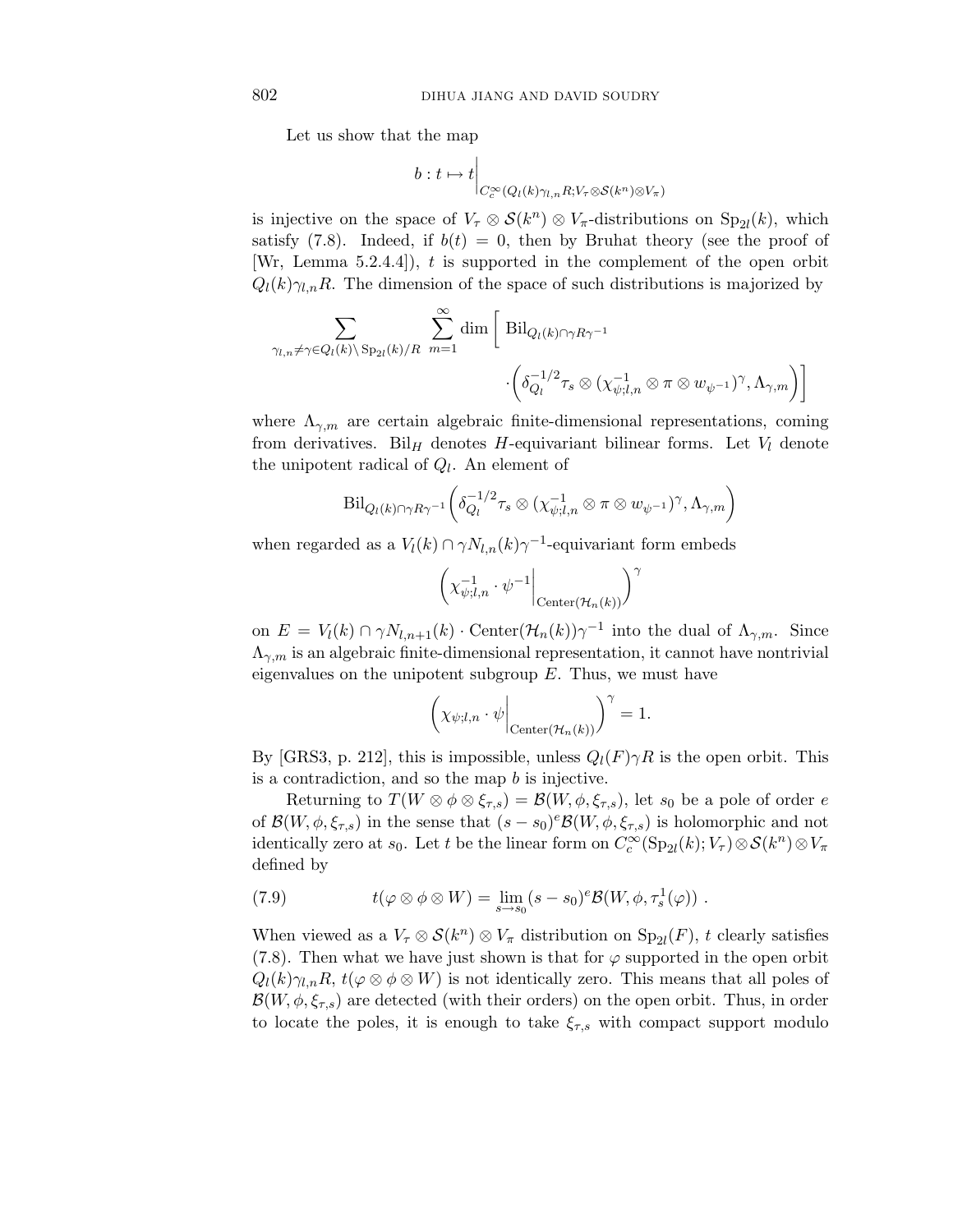Let us show that the map

$$b : t \mapsto t\Big|_{C_c^\infty(Q_l(k)\gamma_{l,n}R; V_\tau \otimes \mathcal{S}(k^n)\otimes V_\pi)}$$

is injective on the space of $V_\tau \otimes \mathcal{S}(k^n) \otimes V_\pi$-distributions on $\mathrm{Sp}_{2l}(k)$, which satisfy (7.8). Indeed, if $b(t) = 0$, then by Bruhat theory (see the proof of [Wr, Lemma 5.2.4.4]), $t$ is supported in the complement of the open orbit $Q_l(k)\gamma_{l,n}R$. The dimension of the space of such distributions is majorized by

$$\sum_{\gamma_{l,n}\neq\gamma\in Q_l(k)\backslash \mathrm{Sp}_{2l}(k)/R} \ \sum_{m=1}^{\infty} \dim\Big[\ \mathrm{Bil}_{Q_l(k)\cap\gamma R\gamma^{-1}} \cdot\Big(\delta_{Q_l}^{-1/2}\tau_s \otimes (\chi_{\psi;l,n}^{-1}\otimes\pi\otimes w_{\psi^{-1}})^\gamma, \Lambda_{\gamma,m}\Big)\Big]$$

where $\Lambda_{\gamma,m}$ are certain algebraic finite-dimensional representations, coming from derivatives. $\mathrm{Bil}_H$ denotes $H$-equivariant bilinear forms. Let $V_l$ denote the unipotent radical of $Q_l$. An element of

$$\mathrm{Bil}_{Q_l(k)\cap\gamma R\gamma^{-1}}\Big(\delta_{Q_l}^{-1/2}\tau_s \otimes (\chi_{\psi;l,n}^{-1}\otimes\pi\otimes w_{\psi^{-1}})^\gamma, \Lambda_{\gamma,m}\Big)$$

when regarded as a $V_l(k)\cap\gamma N_{l,n}(k)\gamma^{-1}$-equivariant form embeds

$$\Big(\chi_{\psi;l,n}^{-1}\cdot\psi^{-1}\Big|_{\mathrm{Center}(\mathcal{H}_n(k))}\Big)^\gamma$$

on $E = V_l(k)\cap\gamma N_{l,n+1}(k)\cdot\mathrm{Center}(\mathcal{H}_n(k))\gamma^{-1}$ into the dual of $\Lambda_{\gamma,m}$. Since $\Lambda_{\gamma,m}$ is an algebraic finite-dimensional representation, it cannot have nontrivial eigenvalues on the unipotent subgroup $E$. Thus, we must have

$$\Big(\chi_{\psi;l,n}\cdot\psi\Big|_{\mathrm{Center}(\mathcal{H}_n(k))}\Big)^\gamma = 1.$$

By [GRS3, p. 212], this is impossible, unless $Q_l(F)\gamma R$ is the open orbit. This is a contradiction, and so the map $b$ is injective.

Returning to $T(W\otimes\phi\otimes\xi_{\tau,s}) = \mathcal{B}(W,\phi,\xi_{\tau,s})$, let $s_0$ be a pole of order $e$ of $\mathcal{B}(W,\phi,\xi_{\tau,s})$ in the sense that $(s-s_0)^e\mathcal{B}(W,\phi,\xi_{\tau,s})$ is holomorphic and not identically zero at $s_0$. Let $t$ be the linear form on $C_c^\infty(\mathrm{Sp}_{2l}(k);V_\tau)\otimes\mathcal{S}(k^n)\otimes V_\pi$ defined by

$$t(\varphi\otimes\phi\otimes W) = \lim_{s\to s_0}(s-s_0)^e\mathcal{B}(W,\phi,\tau_s^1(\varphi))\ . \tag{7.9}$$

When viewed as a $V_\tau\otimes\mathcal{S}(k^n)\otimes V_\pi$ distribution on $\mathrm{Sp}_{2l}(F)$, $t$ clearly satisfies (7.8). Then what we have just shown is that for $\varphi$ supported in the open orbit $Q_l(k)\gamma_{l,n}R$, $t(\varphi\otimes\phi\otimes W)$ is not identically zero. This means that all poles of $\mathcal{B}(W,\phi,\xi_{\tau,s})$ are detected (with their orders) on the open orbit. Thus, in order to locate the poles, it is enough to take $\xi_{\tau,s}$ with compact support modulo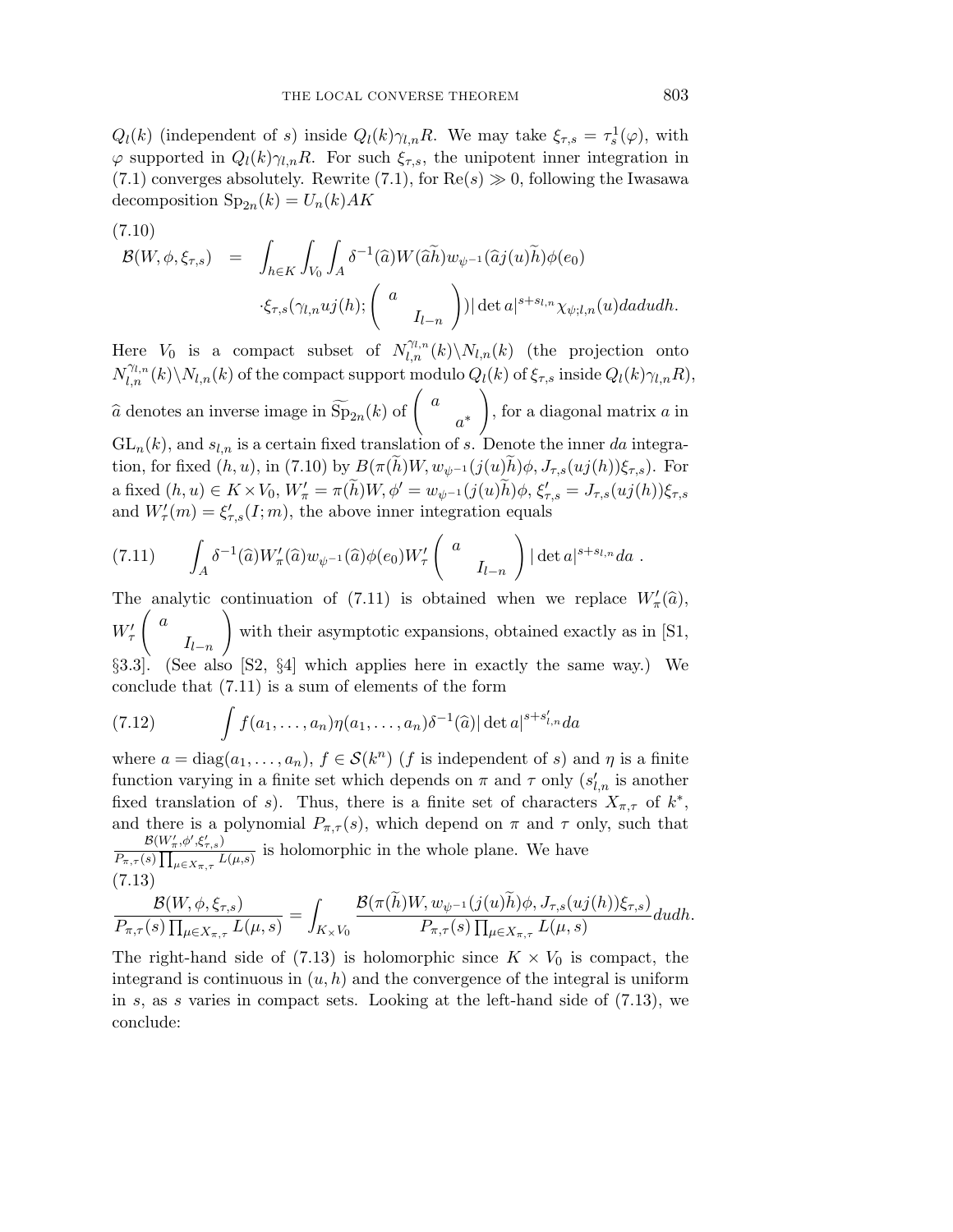$Q_l(k)$ (independent of $s$) inside $Q_l(k)\gamma_{l,n}R$. We may take $\xi_{\tau,s} = \tau_s^1(\varphi)$, with $\varphi$ supported in $Q_l(k)\gamma_{l,n}R$. For such $\xi_{\tau,s}$, the unipotent inner integration in (7.1) converges absolutely. Rewrite (7.1), for $\mathrm{Re}(s) \gg 0$, following the Iwasawa decomposition $\mathrm{Sp}_{2n}(k) = U_n(k)AK$

(7.10)

$$\begin{aligned}\mathcal{B}(W, \phi, \xi_{\tau,s}) &= \int_{h\in K}\int_{V_0}\int_A \delta^{-1}(\widehat{a})W(\widehat{a}\widetilde{h})w_{\psi^{-1}}(\widehat{a}j(u)\widetilde{h})\phi(e_0) \\ &\quad \cdot \xi_{\tau,s}(\gamma_{l,n}uj(h); \begin{pmatrix} a & \\ & I_{l-n}\end{pmatrix})|\det a|^{s+s_{l,n}}\chi_{\psi;l,n}(u)dadudh.\end{aligned}$$

Here $V_0$ is a compact subset of $N_{l,n}^{\gamma_{l,n}}(k)\backslash N_{l,n}(k)$ (the projection onto $N_{l,n}^{\gamma_{l,n}}(k)\backslash N_{l,n}(k)$ of the compact support modulo $Q_l(k)$ of $\xi_{\tau,s}$ inside $Q_l(k)\gamma_{l,n}R$), $\widehat{a}$ denotes an inverse image in $\widetilde{\mathrm{Sp}}_{2n}(k)$ of $\begin{pmatrix} a & \\ & a^* \end{pmatrix}$, for a diagonal matrix $a$ in $\mathrm{GL}_n(k)$, and $s_{l,n}$ is a certain fixed translation of $s$. Denote the inner $da$ integration, for fixed $(h,u)$, in (7.10) by $B(\pi(\widetilde{h})W, w_{\psi^{-1}}(j(u)\widetilde{h})\phi, J_{\tau,s}(uj(h))\xi_{\tau,s})$. For a fixed $(h,u) \in K \times V_0$, $W'_\pi = \pi(\widetilde{h})W$, $\phi' = w_{\psi^{-1}}(j(u)\widetilde{h})\phi$, $\xi'_{\tau,s} = J_{\tau,s}(uj(h))\xi_{\tau,s}$ and $W'_\tau(m) = \xi'_{\tau,s}(I; m)$, the above inner integration equals

$$\int_A \delta^{-1}(\widehat{a})W'_\pi(\widehat{a})w_{\psi^{-1}}(\widehat{a})\phi(e_0)W'_\tau\begin{pmatrix} a & \\ & I_{l-n}\end{pmatrix}|\det a|^{s+s_{l,n}}da\ . \tag{7.11}$$

The analytic continuation of (7.11) is obtained when we replace $W'_\pi(\widehat{a})$, $W'_\tau\begin{pmatrix} a & \\ & I_{l-n}\end{pmatrix}$ with their asymptotic expansions, obtained exactly as in [S1, §3.3]. (See also [S2, §4] which applies here in exactly the same way.) We conclude that (7.11) is a sum of elements of the form

$$\int f(a_1, \ldots, a_n)\eta(a_1, \ldots, a_n)\delta^{-1}(\widehat{a})|\det a|^{s+s'_{l,n}}da \tag{7.12}$$

where $a = \mathrm{diag}(a_1, \ldots, a_n)$, $f \in \mathcal{S}(k^n)$ ($f$ is independent of $s$) and $\eta$ is a finite function varying in a finite set which depends on $\pi$ and $\tau$ only ($s'_{l,n}$ is another fixed translation of $s$). Thus, there is a finite set of characters $X_{\pi,\tau}$ of $k^*$, and there is a polynomial $P_{\pi,\tau}(s)$, which depend on $\pi$ and $\tau$ only, such that $\frac{\mathcal{B}(W'_\pi,\phi',\xi'_{\tau,s})}{P_{\pi,\tau}(s)\prod_{\mu\in X_{\pi,\tau}}L(\mu,s)}$ is holomorphic in the whole plane. We have

(7.13)

$$\frac{\mathcal{B}(W, \phi, \xi_{\tau,s})}{P_{\pi,\tau}(s)\prod_{\mu\in X_{\pi,\tau}}L(\mu,s)} = \int_{K\times V_0}\frac{\mathcal{B}(\pi(\widetilde{h})W, w_{\psi^{-1}}(j(u)\widetilde{h})\phi, J_{\tau,s}(uj(h))\xi_{\tau,s})}{P_{\pi,\tau}(s)\prod_{\mu\in X_{\pi,\tau}}L(\mu,s)}dudh.$$

The right-hand side of (7.13) is holomorphic since $K \times V_0$ is compact, the integrand is continuous in $(u,h)$ and the convergence of the integral is uniform in $s$, as $s$ varies in compact sets. Looking at the left-hand side of (7.13), we conclude: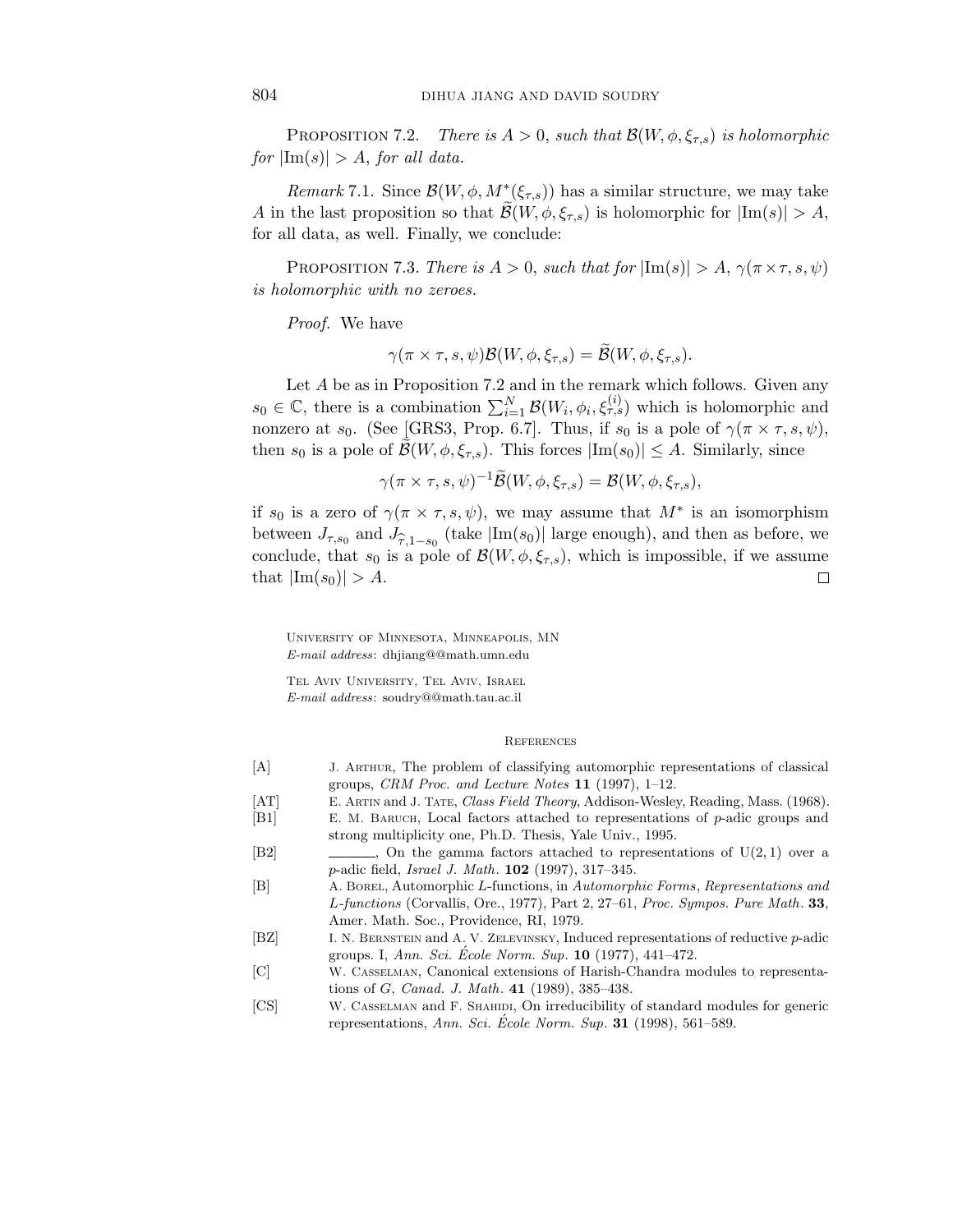Proposition 7.2. *There is $A > 0$, such that $\mathcal{B}(W, \phi, \xi_{\tau,s})$ is holomorphic for $|\mathrm{Im}(s)| > A$, for all data.*

*Remark* 7.1. Since $\mathcal{B}(W, \phi, M^*(\xi_{\tau,s}))$ has a similar structure, we may take $A$ in the last proposition so that $\widetilde{\mathcal{B}}(W, \phi, \xi_{\tau,s})$ is holomorphic for $|\mathrm{Im}(s)| > A$, for all data, as well. Finally, we conclude:

Proposition 7.3. *There is $A > 0$, such that for $|\mathrm{Im}(s)| > A$, $\gamma(\pi \times \tau, s, \psi)$ is holomorphic with no zeroes.*

*Proof.* We have

$$\gamma(\pi \times \tau, s, \psi)\mathcal{B}(W, \phi, \xi_{\tau,s}) = \widetilde{\mathcal{B}}(W, \phi, \xi_{\tau,s}).$$

Let $A$ be as in Proposition 7.2 and in the remark which follows. Given any $s_0 \in \mathbb{C}$, there is a combination $\sum_{i=1}^{N} \mathcal{B}(W_i, \phi_i, \xi_{\tau,s}^{(i)})$ which is holomorphic and nonzero at $s_0$. (See [GRS3, Prop. 6.7]. Thus, if $s_0$ is a pole of $\gamma(\pi \times \tau, s, \psi)$, then $s_0$ is a pole of $\widetilde{\mathcal{B}}(W, \phi, \xi_{\tau,s})$. This forces $|\mathrm{Im}(s_0)| \leq A$. Similarly, since

$$\gamma(\pi \times \tau, s, \psi)^{-1}\widetilde{\mathcal{B}}(W, \phi, \xi_{\tau,s}) = \mathcal{B}(W, \phi, \xi_{\tau,s}),$$

if $s_0$ is a zero of $\gamma(\pi \times \tau, s, \psi)$, we may assume that $M^*$ is an isomorphism between $J_{\tau,s_0}$ and $J_{\widehat{\tau},1-s_0}$ (take $|\mathrm{Im}(s_0)|$ large enough), and then as before, we conclude, that $s_0$ is a pole of $\mathcal{B}(W, \phi, \xi_{\tau,s})$, which is impossible, if we assume that $|\mathrm{Im}(s_0)| > A$. □

University of Minnesota, Minneapolis, MN
*E-mail address*: dhjiang@@math.umn.edu

Tel Aviv University, Tel Aviv, Israel
*E-mail address*: soudry@@math.tau.ac.il

## References

[A] J. Arthur, The problem of classifying automorphic representations of classical groups, *CRM Proc. and Lecture Notes* **11** (1997), 1–12.

[AT] E. Artin and J. Tate, *Class Field Theory*, Addison-Wesley, Reading, Mass. (1968).

[B1] E. M. Baruch, Local factors attached to representations of $p$-adic groups and strong multiplicity one, Ph.D. Thesis, Yale Univ., 1995.

[B2] ———, On the gamma factors attached to representations of $\mathrm{U}(2,1)$ over a $p$-adic field, *Israel J. Math.* **102** (1997), 317–345.

[B] A. Borel, Automorphic $L$-functions, in *Automorphic Forms, Representations and L-functions* (Corvallis, Ore., 1977), Part 2, 27–61, *Proc. Sympos. Pure Math.* **33**, Amer. Math. Soc., Providence, RI, 1979.

[BZ] I. N. Bernstein and A. V. Zelevinsky, Induced representations of reductive $p$-adic groups. I, *Ann. Sci. École Norm. Sup.* **10** (1977), 441–472.

[C] W. Casselman, Canonical extensions of Harish-Chandra modules to representations of $G$, *Canad. J. Math.* **41** (1989), 385–438.

[CS] W. Casselman and F. Shahidi, On irreducibility of standard modules for generic representations, *Ann. Sci. École Norm. Sup.* **31** (1998), 561–589.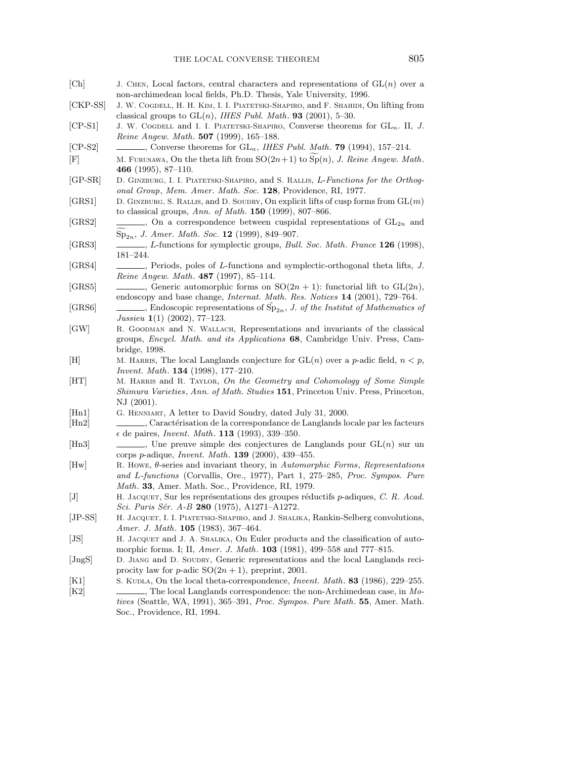[Ch] J. Chen, Local factors, central characters and representations of $\mathrm{GL}(n)$ over a non-archimedean local fields, Ph.D. Thesis, Yale University, 1996.

[CKP-SS] J. W. Cogdell, H. H. Kim, I. I. Piatetski-Shapiro, and F. Shahidi, On lifting from classical groups to $\mathrm{GL}(n)$, *IHES Publ. Math.* **93** (2001), 5–30.

[CP-S1] J. W. Cogdell and I. I. Piatetski-Shapiro, Converse theorems for $\mathrm{GL}_n$. II, *J. Reine Angew. Math.* **507** (1999), 165–188.

[CP-S2] ———, Converse theorems for $\mathrm{GL}_n$, *IHES Publ. Math.* **79** (1994), 157–214.

[F] M. Furusawa, On the theta lift from $\mathrm{SO}(2n+1)$ to $\widetilde{\mathrm{Sp}}(n)$, *J. Reine Angew. Math.* **466** (1995), 87–110.

[GP-SR] D. Ginzburg, I. I. Piatetski-Shapiro, and S. Rallis, *L-Functions for the Orthogonal Group*, *Mem. Amer. Math. Soc.* **128**, Providence, RI, 1977.

[GRS1] D. Ginzburg, S. Rallis, and D. Soudry, On explicit lifts of cusp forms from $\mathrm{GL}(m)$ to classical groups, *Ann. of Math.* **150** (1999), 807–866.

[GRS2] ———, On a correspondence between cuspidal representations of $\mathrm{GL}_{2n}$ and $\widetilde{\mathrm{Sp}}_{2n}$, *J. Amer. Math. Soc.* **12** (1999), 849–907.

[GRS3] ———, *L*-functions for symplectic groups, *Bull. Soc. Math. France* **126** (1998), 181–244.

[GRS4] ———, Periods, poles of *L*-functions and symplectic-orthogonal theta lifts, *J. Reine Angew. Math.* **487** (1997), 85–114.

[GRS5] ———, Generic automorphic forms on $\mathrm{SO}(2n+1)$: functorial lift to $\mathrm{GL}(2n)$, endoscopy and base change, *Internat. Math. Res. Notices* **14** (2001), 729–764.

[GRS6] ———, Endoscopic representations of $\widetilde{\mathrm{Sp}}_{2n}$, *J. of the Institut of Mathematics of Jussieu* **1**(1) (2002), 77–123.

[GW] R. Goodman and N. Wallach, Representations and invariants of the classical groups, *Encycl. Math. and its Applications* **68**, Cambridge Univ. Press, Cambridge, 1998.

[H] M. Harris, The local Langlands conjecture for $\mathrm{GL}(n)$ over a *p*-adic field, $n < p$, *Invent. Math.* **134** (1998), 177–210.

[HT] M. Harris and R. Taylor, *On the Geometry and Cohomology of Some Simple Shimura Varieties*, *Ann. of Math. Studies* **151**, Princeton Univ. Press, Princeton, NJ (2001).

[Hn1] G. Henniart, A letter to David Soudry, dated July 31, 2000.

[Hn2] ———, Caractérisation de la correspondance de Langlands locale par les facteurs $\epsilon$ de paires, *Invent. Math.* **113** (1993), 339–350.

[Hn3] ———, Une preuve simple des conjectures de Langlands pour $\mathrm{GL}(n)$ sur un corps *p*-adique, *Invent. Math.* **139** (2000), 439–455.

[Hw] R. Howe, $\theta$-series and invariant theory, in *Automorphic Forms, Representations and L-functions* (Corvallis, Ore., 1977), Part 1, 275–285, *Proc. Sympos. Pure Math.* **33**, Amer. Math. Soc., Providence, RI, 1979.

[J] H. Jacquet, Sur les représentations des groupes réductifs *p*-adiques, *C. R. Acad. Sci. Paris Sér. A-B* **280** (1975), A1271–A1272.

[JP-SS] H. Jacquet, I. I. Piatetski-Shapiro, and J. Shalika, Rankin-Selberg convolutions, *Amer. J. Math.* **105** (1983), 367–464.

[JS] H. Jacquet and J. A. Shalika, On Euler products and the classification of automorphic forms. I; II, *Amer. J. Math.* **103** (1981), 499–558 and 777–815.

[JngS] D. Jiang and D. Soudry, Generic representations and the local Langlands reciprocity law for *p*-adic $\mathrm{SO}(2n+1)$, preprint, 2001.

[K1] S. Kudla, On the local theta-correspondence, *Invent. Math.* **83** (1986), 229–255.

[K2] ———, The local Langlands correspondence: the non-Archimedean case, in *Motives* (Seattle, WA, 1991), 365–391, *Proc. Sympos. Pure Math.* **55**, Amer. Math. Soc., Providence, RI, 1994.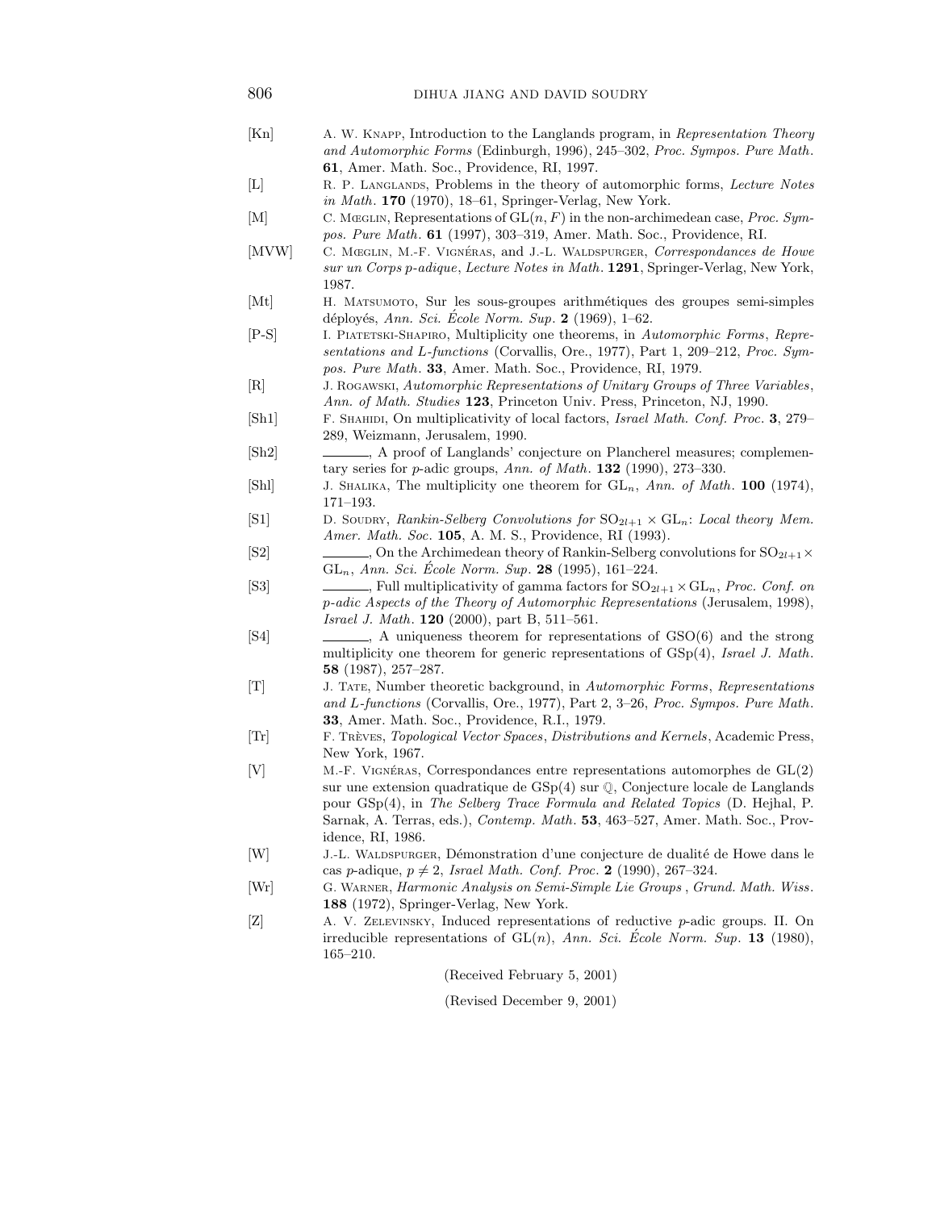[Kn] A. W. Knapp, Introduction to the Langlands program, in *Representation Theory and Automorphic Forms* (Edinburgh, 1996), 245–302, *Proc. Sympos. Pure Math.* **61**, Amer. Math. Soc., Providence, RI, 1997.

[L] R. P. Langlands, Problems in the theory of automorphic forms, *Lecture Notes in Math.* **170** (1970), 18–61, Springer-Verlag, New York.

[M] C. Mœglin, Representations of $\mathrm{GL}(n, F)$ in the non-archimedean case, *Proc. Sympos. Pure Math.* **61** (1997), 303–319, Amer. Math. Soc., Providence, RI.

[MVW] C. Mœglin, M.-F. Vignéras, and J.-L. Waldspurger, *Correspondances de Howe sur un Corps p-adique*, *Lecture Notes in Math.* **1291**, Springer-Verlag, New York, 1987.

[Mt] H. Matsumoto, Sur les sous-groupes arithmétiques des groupes semi-simples déployés, *Ann. Sci. École Norm. Sup.* **2** (1969), 1–62.

[P-S] I. Piatetski-Shapiro, Multiplicity one theorems, in *Automorphic Forms, Representations and L-functions* (Corvallis, Ore., 1977), Part 1, 209–212, *Proc. Sympos. Pure Math.* **33**, Amer. Math. Soc., Providence, RI, 1979.

[R] J. Rogawski, *Automorphic Representations of Unitary Groups of Three Variables*, *Ann. of Math. Studies* **123**, Princeton Univ. Press, Princeton, NJ, 1990.

[Sh1] F. Shahidi, On multiplicativity of local factors, *Israel Math. Conf. Proc.* **3**, 279–289, Weizmann, Jerusalem, 1990.

[Sh2] ———, A proof of Langlands' conjecture on Plancherel measures; complementary series for $p$-adic groups, *Ann. of Math.* **132** (1990), 273–330.

[Shl] J. Shalika, The multiplicity one theorem for $\mathrm{GL}_n$, *Ann. of Math.* **100** (1974), 171–193.

[S1] D. Soudry, *Rankin-Selberg Convolutions for $\mathrm{SO}_{2l+1} \times \mathrm{GL}_n$: Local theory Mem. Amer. Math. Soc.* **105**, A. M. S., Providence, RI (1993).

[S2] ———, On the Archimedean theory of Rankin-Selberg convolutions for $\mathrm{SO}_{2l+1} \times \mathrm{GL}_n$, *Ann. Sci. École Norm. Sup.* **28** (1995), 161–224.

[S3] ———, Full multiplicativity of gamma factors for $\mathrm{SO}_{2l+1} \times \mathrm{GL}_n$, *Proc. Conf. on p-adic Aspects of the Theory of Automorphic Representations* (Jerusalem, 1998), *Israel J. Math.* **120** (2000), part B, 511–561.

[S4] ———, A uniqueness theorem for representations of GSO(6) and the strong multiplicity one theorem for generic representations of GSp(4), *Israel J. Math.* **58** (1987), 257–287.

[T] J. Tate, Number theoretic background, in *Automorphic Forms, Representations and L-functions* (Corvallis, Ore., 1977), Part 2, 3–26, *Proc. Sympos. Pure Math.* **33**, Amer. Math. Soc., Providence, R.I., 1979.

[Tr] F. Trèves, *Topological Vector Spaces, Distributions and Kernels*, Academic Press, New York, 1967.

[V] M.-F. Vignéras, Correspondances entre representations automorphes de GL(2) sur une extension quadratique de GSp(4) sur $\mathbb{Q}$, Conjecture locale de Langlands pour GSp(4), in *The Selberg Trace Formula and Related Topics* (D. Hejhal, P. Sarnak, A. Terras, eds.), *Contemp. Math.* **53**, 463–527, Amer. Math. Soc., Providence, RI, 1986.

[W] J.-L. Waldspurger, Démonstration d'une conjecture de dualité de Howe dans le cas $p$-adique, $p \neq 2$, *Israel Math. Conf. Proc.* **2** (1990), 267–324.

[Wr] G. Warner, *Harmonic Analysis on Semi-Simple Lie Groups*, *Grund. Math. Wiss.* **188** (1972), Springer-Verlag, New York.

[Z] A. V. Zelevinsky, Induced representations of reductive $p$-adic groups. II. On irreducible representations of $\mathrm{GL}(n)$, *Ann. Sci. École Norm. Sup.* **13** (1980), 165–210.

(Received February 5, 2001)

(Revised December 9, 2001)